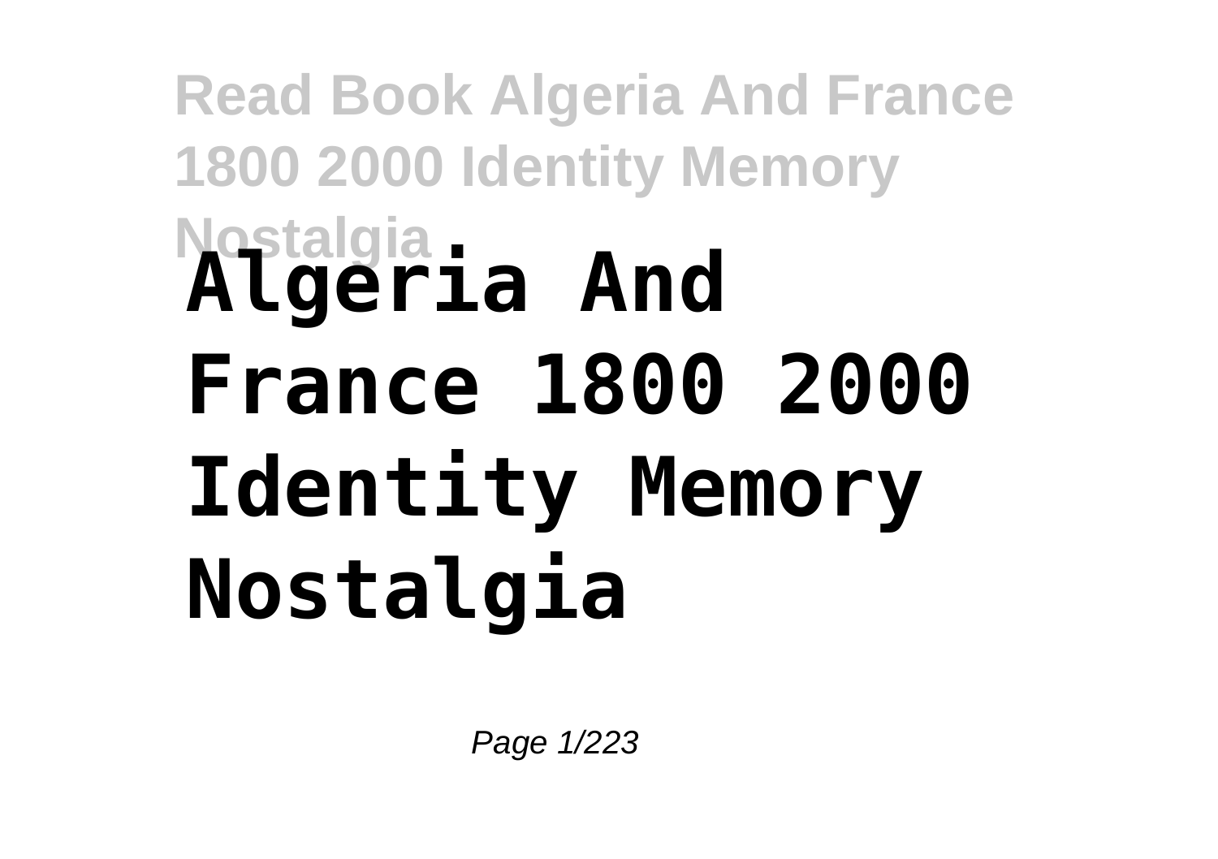# Algeria And France 1800 2000 Identity Memory Nostalgia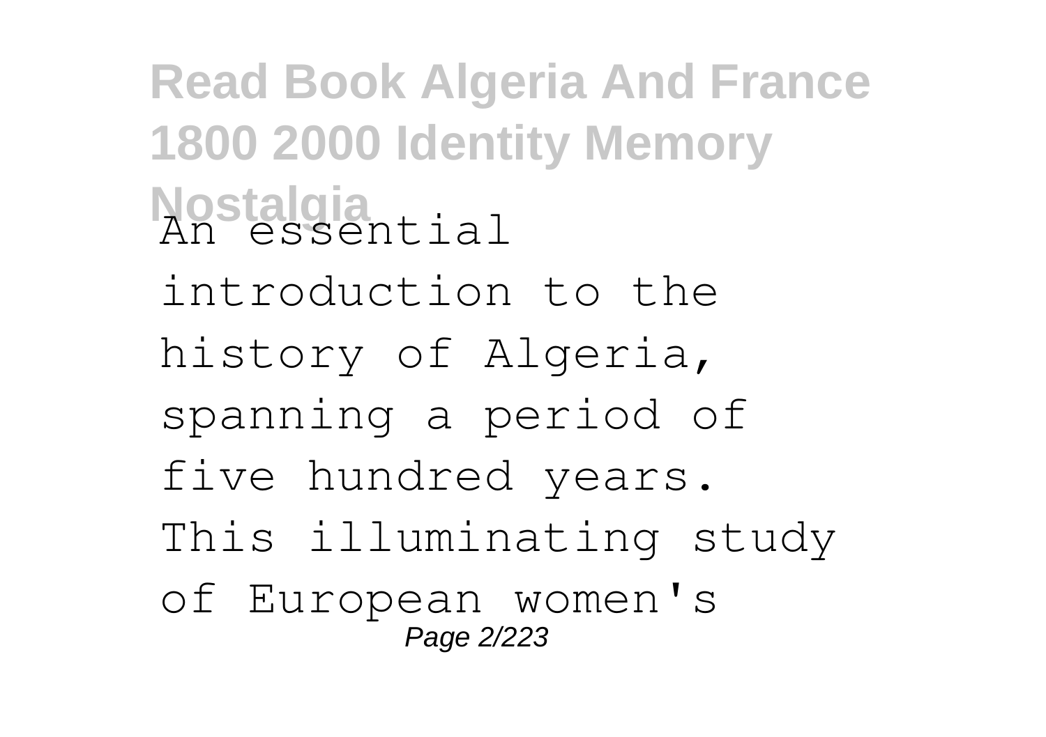An essential introduction to the history of Algeria, spanning a period of five hundred years. This illuminating study of European women's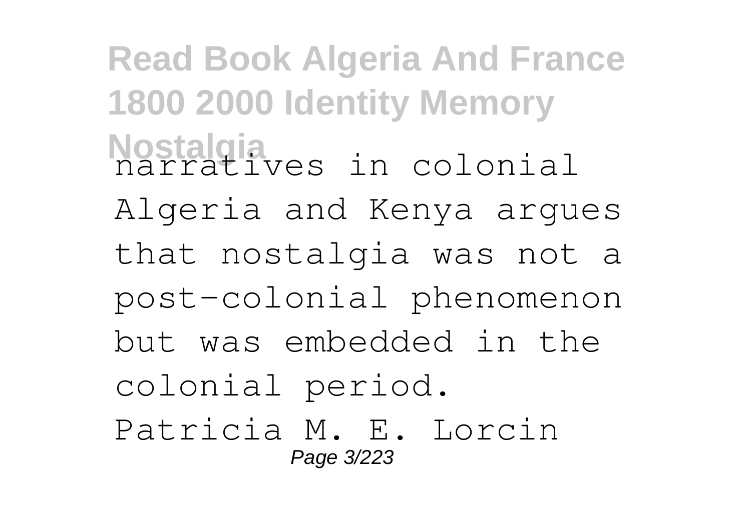narratives in colonial Algeria and Kenya argues that nostalgia was not a post-colonial phenomenon but was embedded in the colonial period. Patricia M. E. Lorcin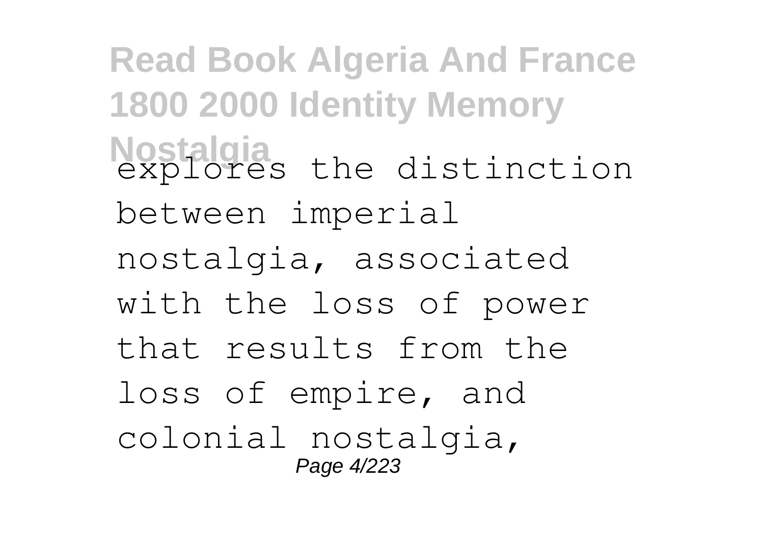explores the distinction between imperial nostalgia, associated with the loss of power that results from the loss of empire, and colonial nostalgia,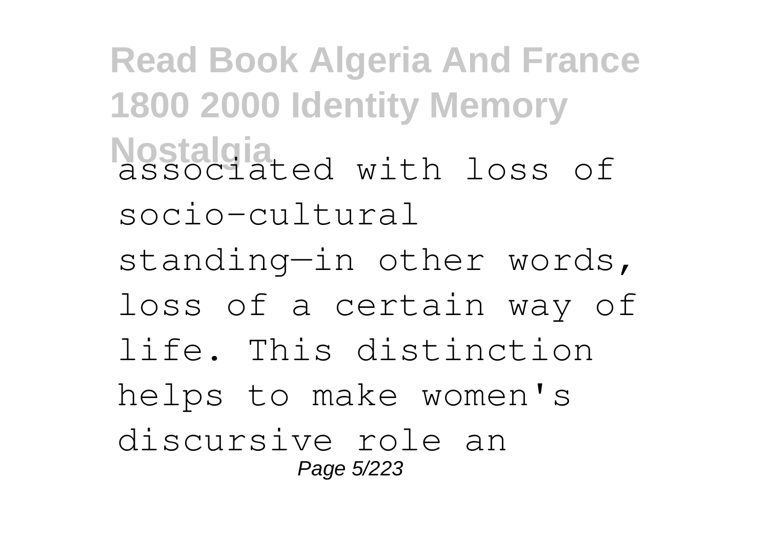associated with loss of socio-cultural standing—in other words, loss of a certain way of life. This distinction helps to make women's discursive role an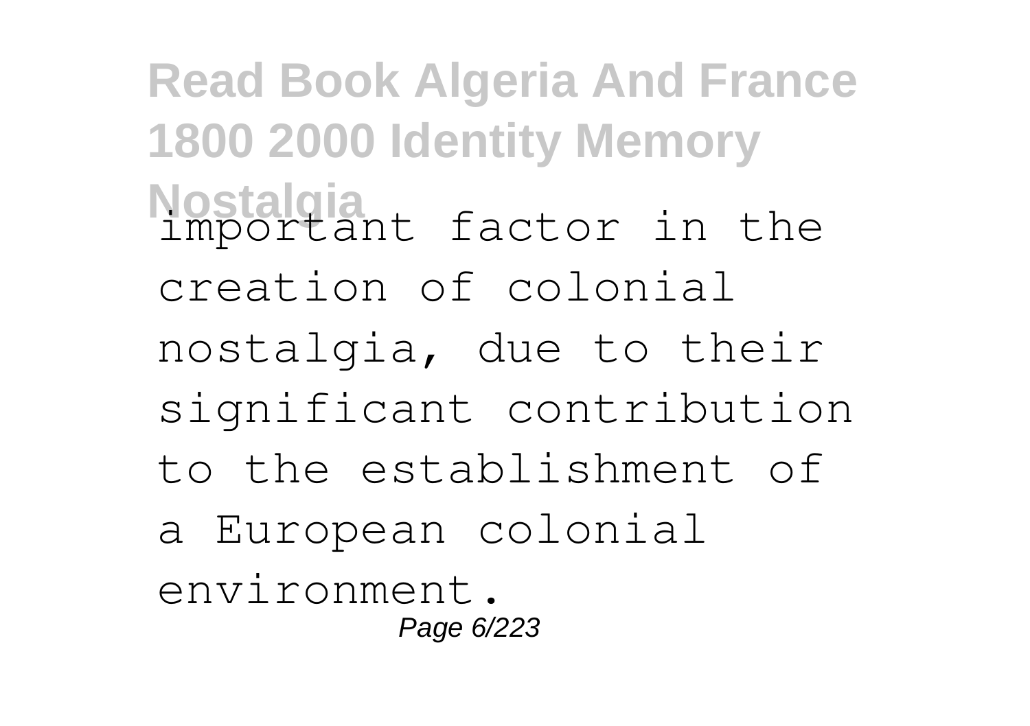important factor in the creation of colonial nostalgia, due to their significant contribution to the establishment of a European colonial environment.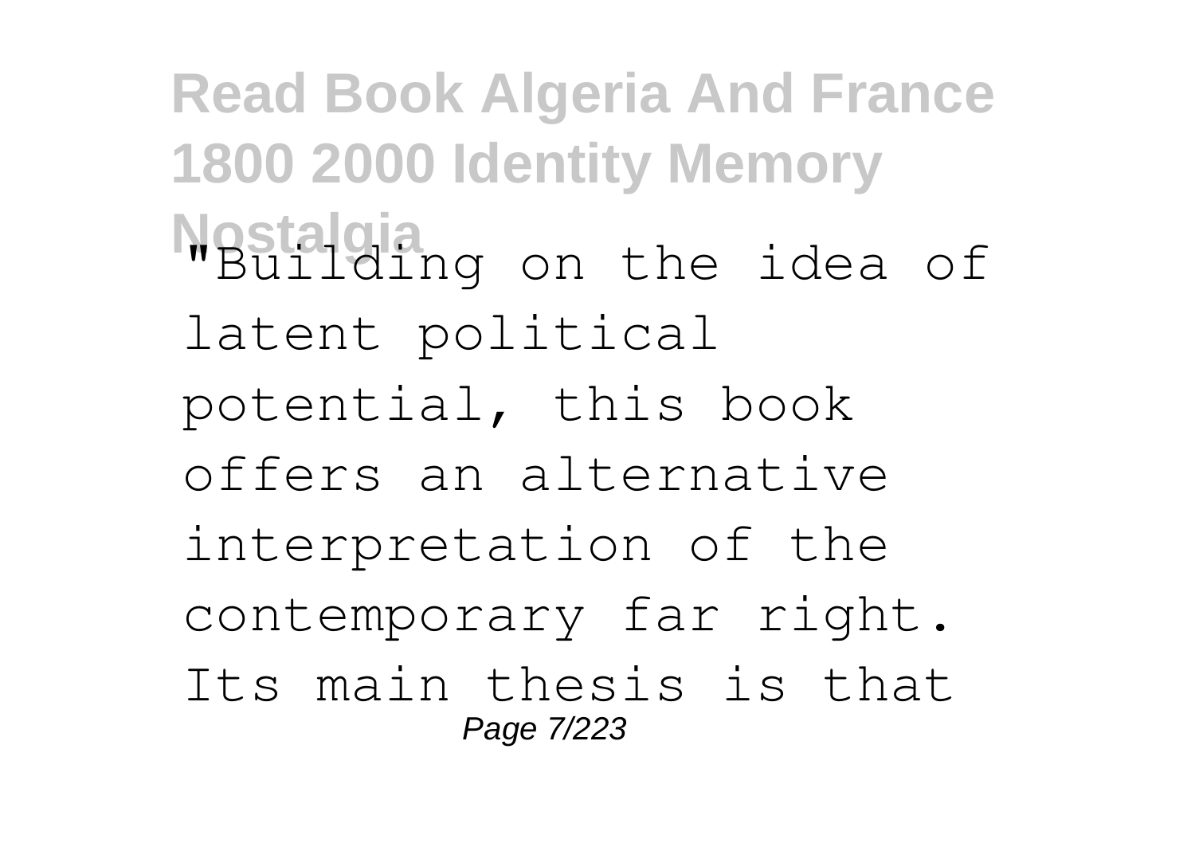"Building on the idea of latent political potential, this book offers an alternative interpretation of the contemporary far right. Its main thesis is that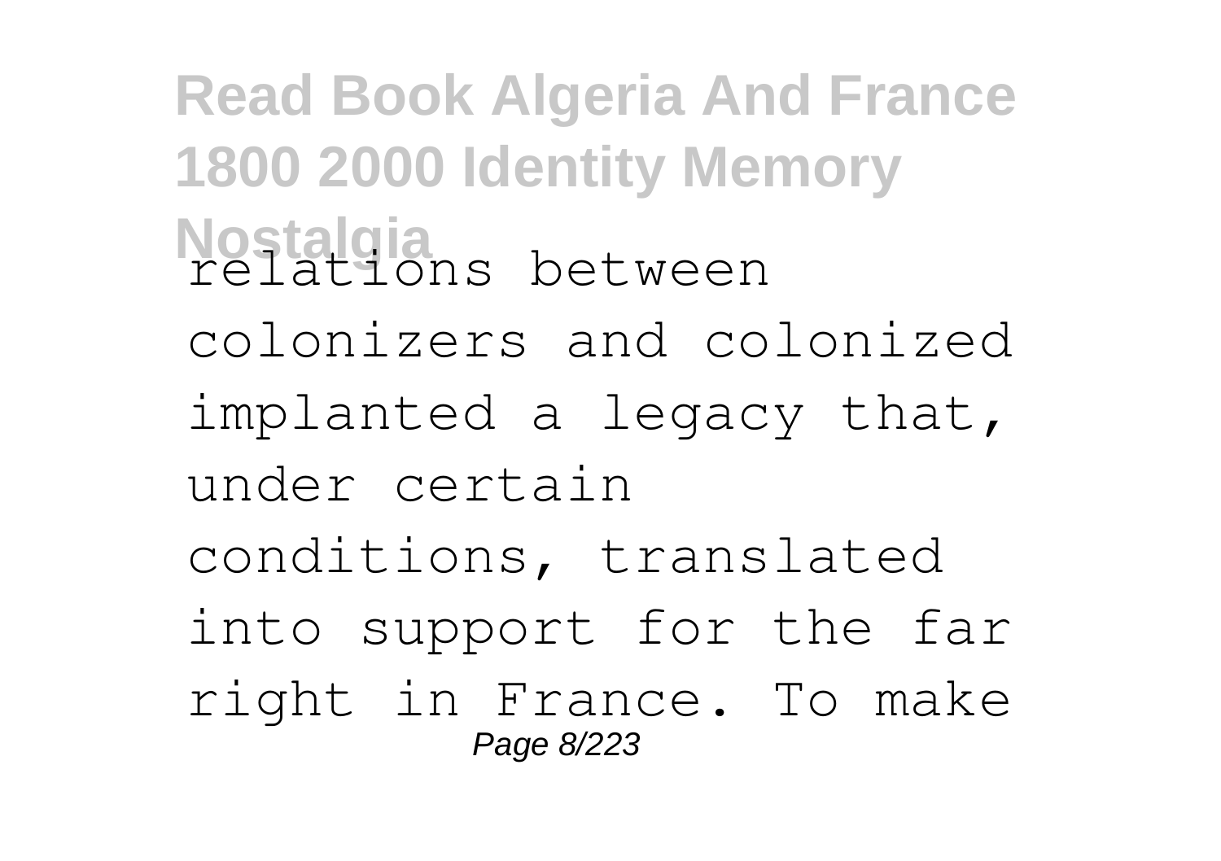relations between colonizers and colonized implanted a legacy that, under certain conditions, translated into support for the far right in France. To make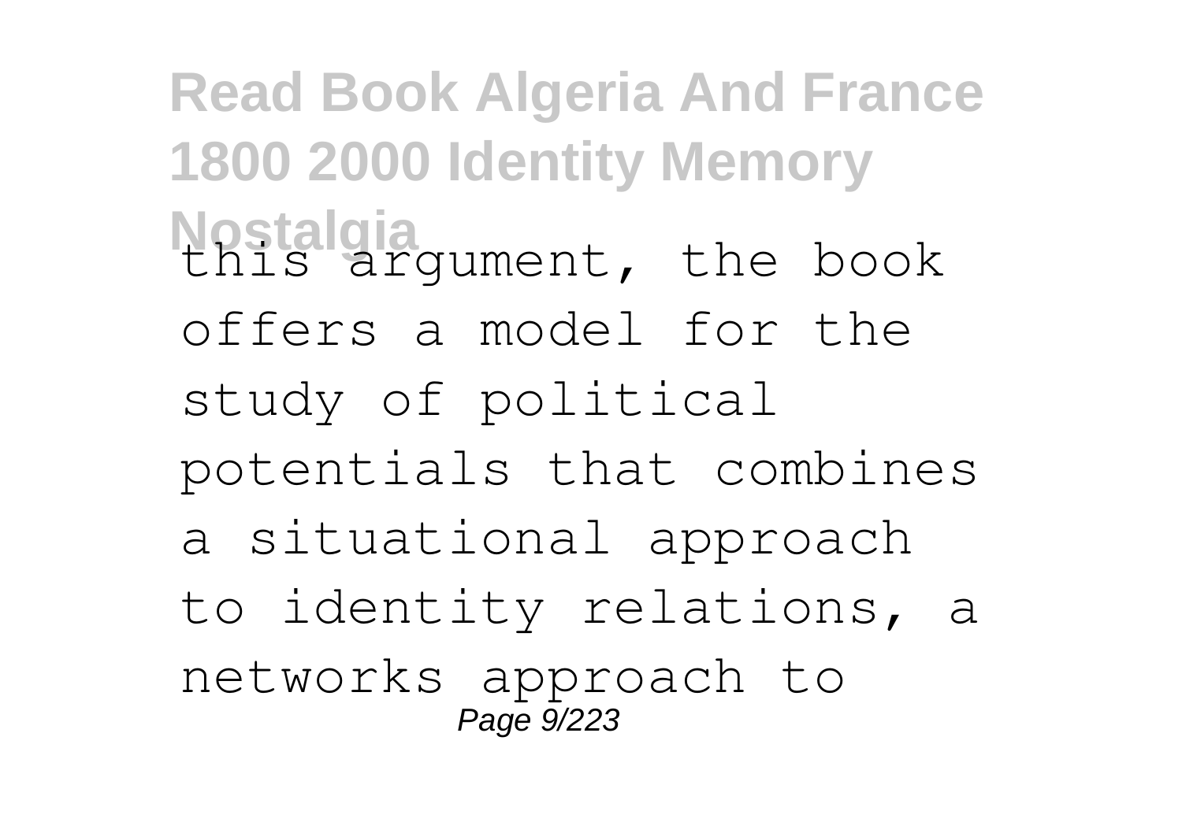this argument, the book offers a model for the study of political potentials that combines a situational approach to identity relations, a networks approach to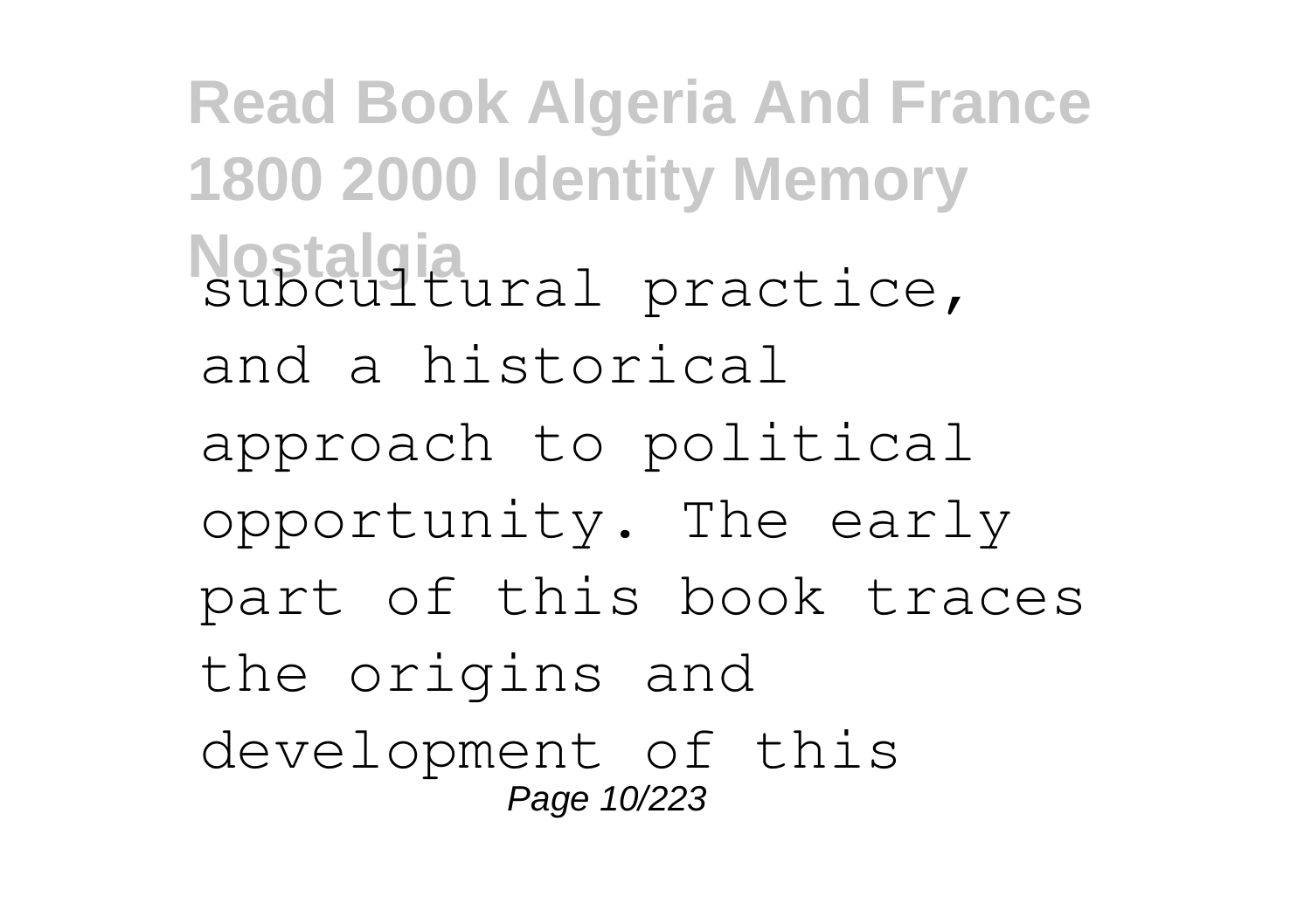subcultural practice, and a historical approach to political opportunity. The early part of this book traces the origins and development of this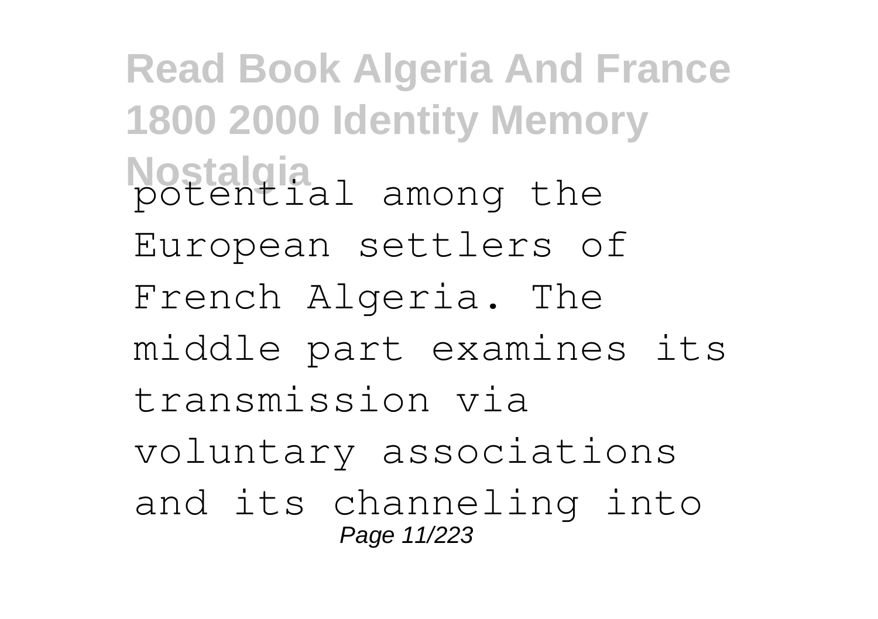potential among the European settlers of French Algeria. The middle part examines its transmission via voluntary associations and its channeling into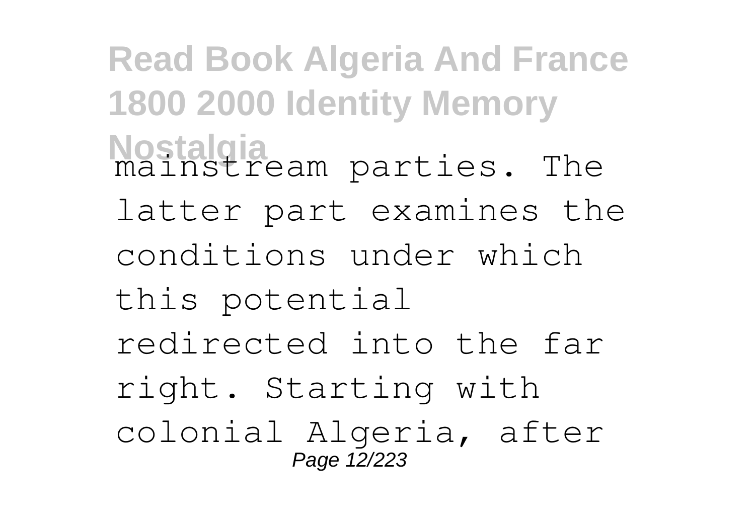mainstream parties. The latter part examines the conditions under which this potential redirected into the far right. Starting with colonial Algeria, after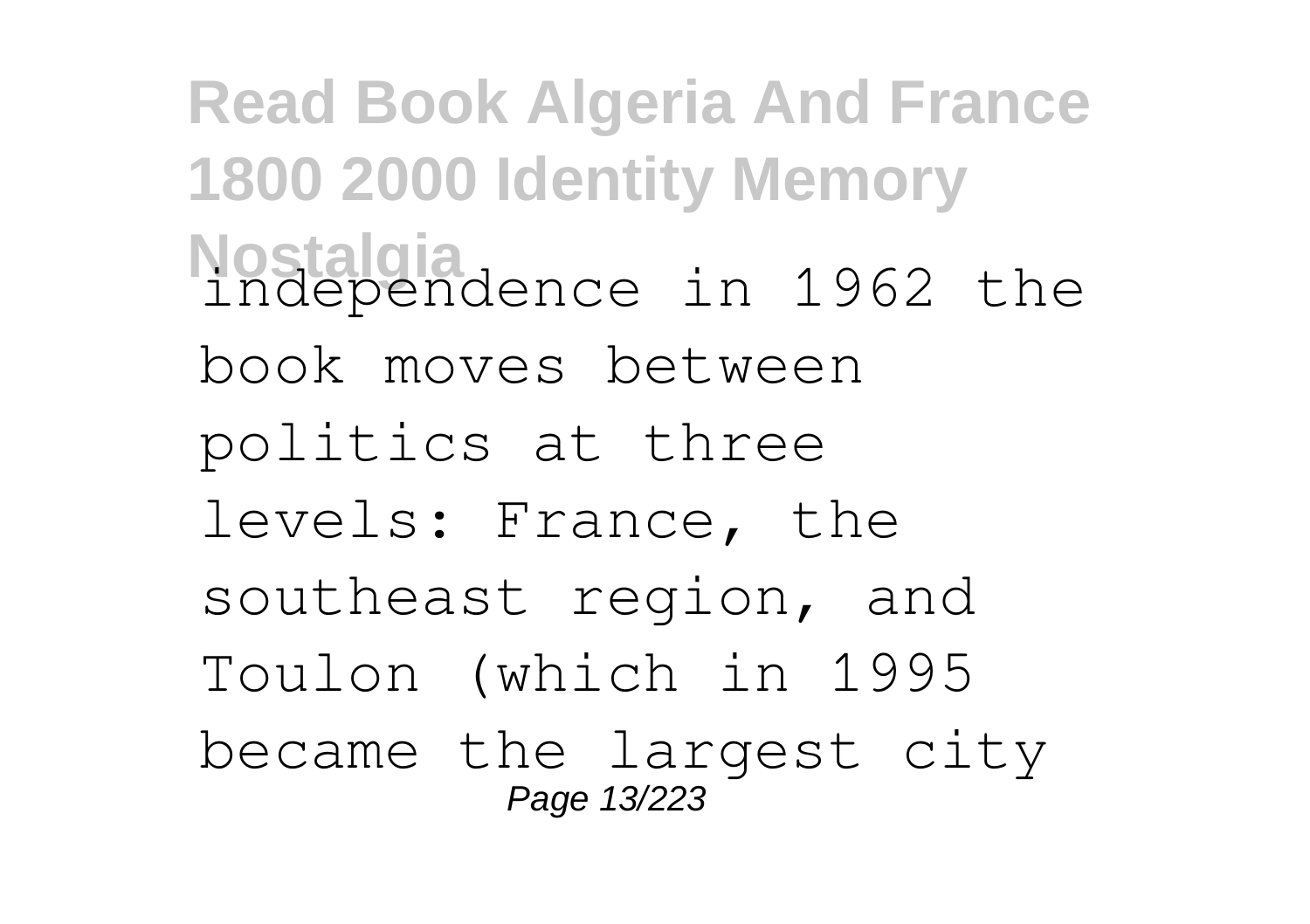independence in 1962 the book moves between politics at three levels: France, the southeast region, and Toulon (which in 1995 became the largest city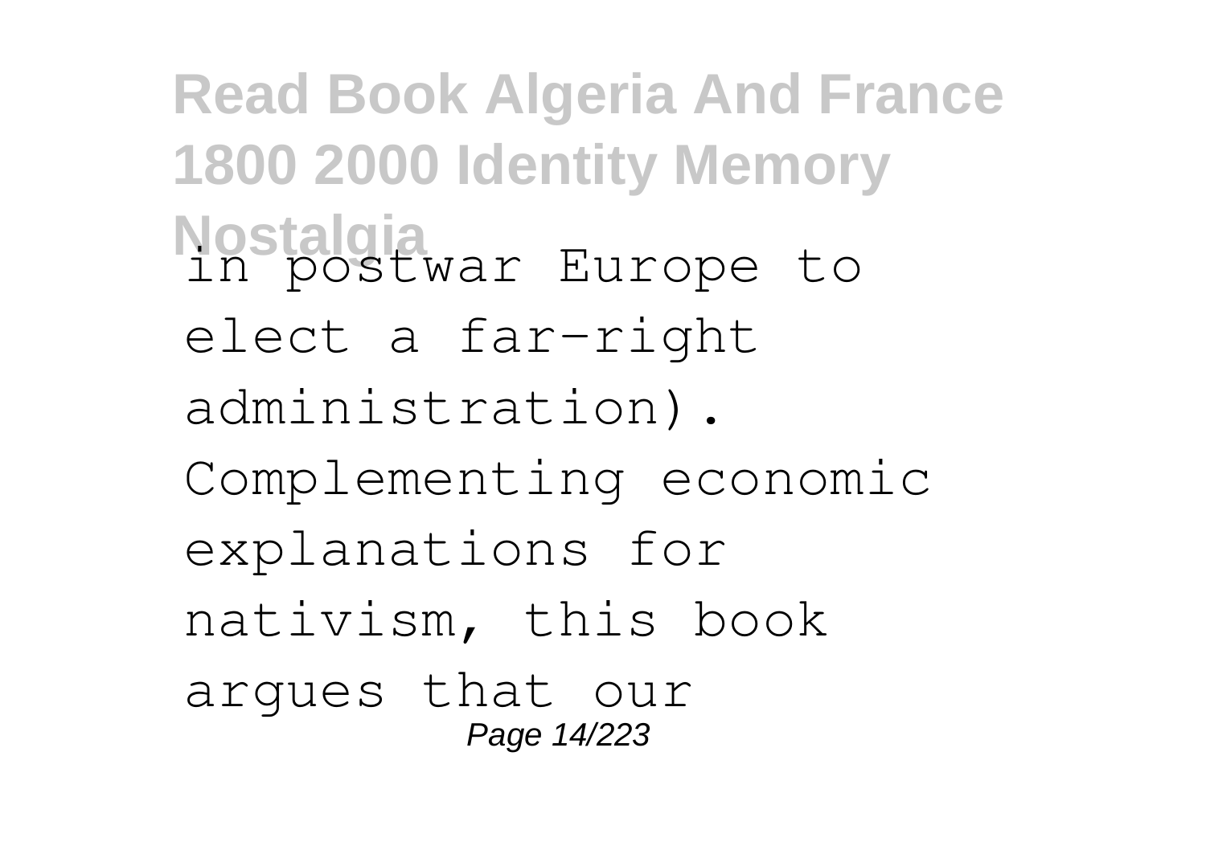in postwar Europe to elect a far-right administration). Complementing economic explanations for nativism, this book argues that our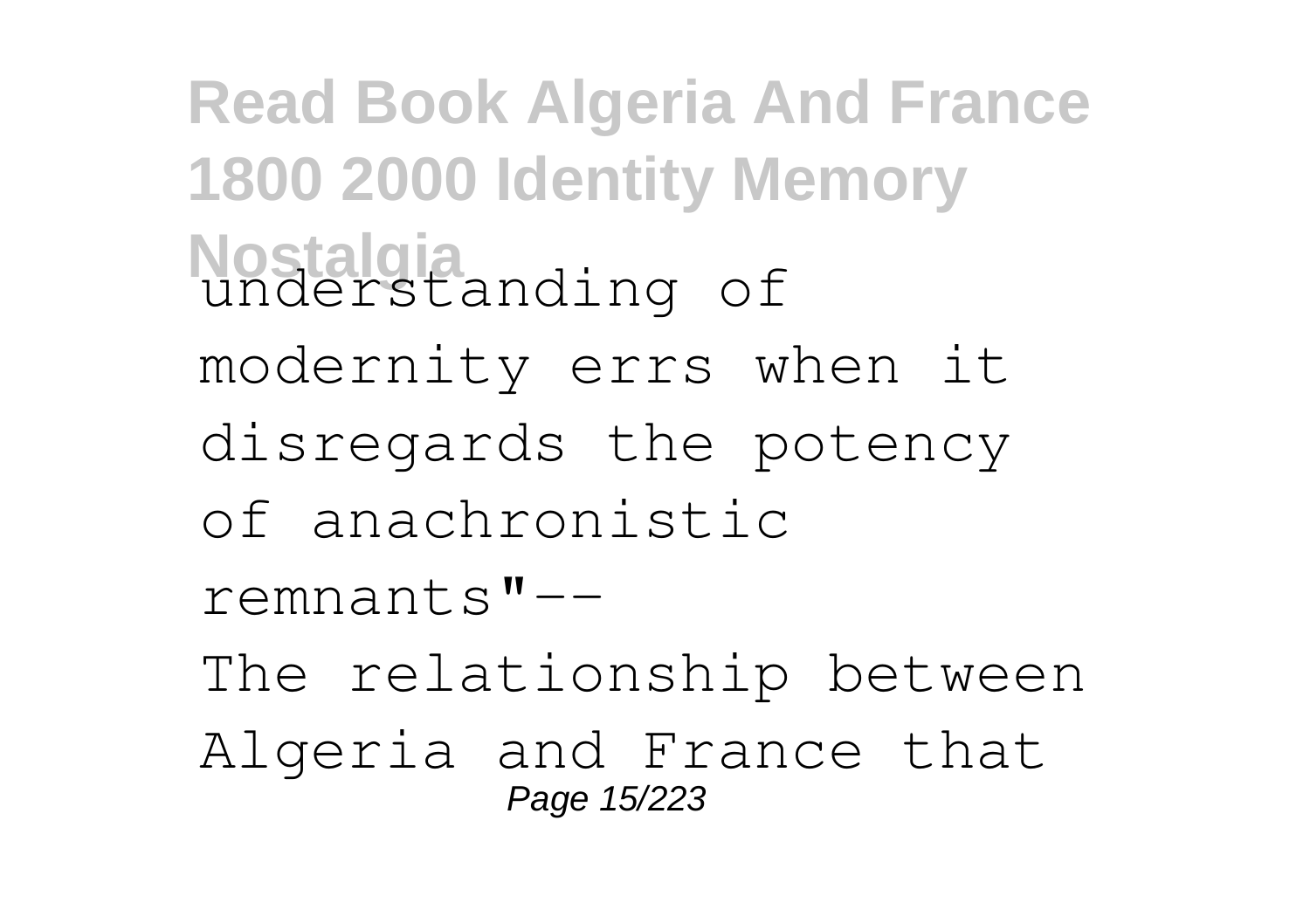understanding of modernity errs when it disregards the potency of anachronistic remnants"--

The relationship between Algeria and France that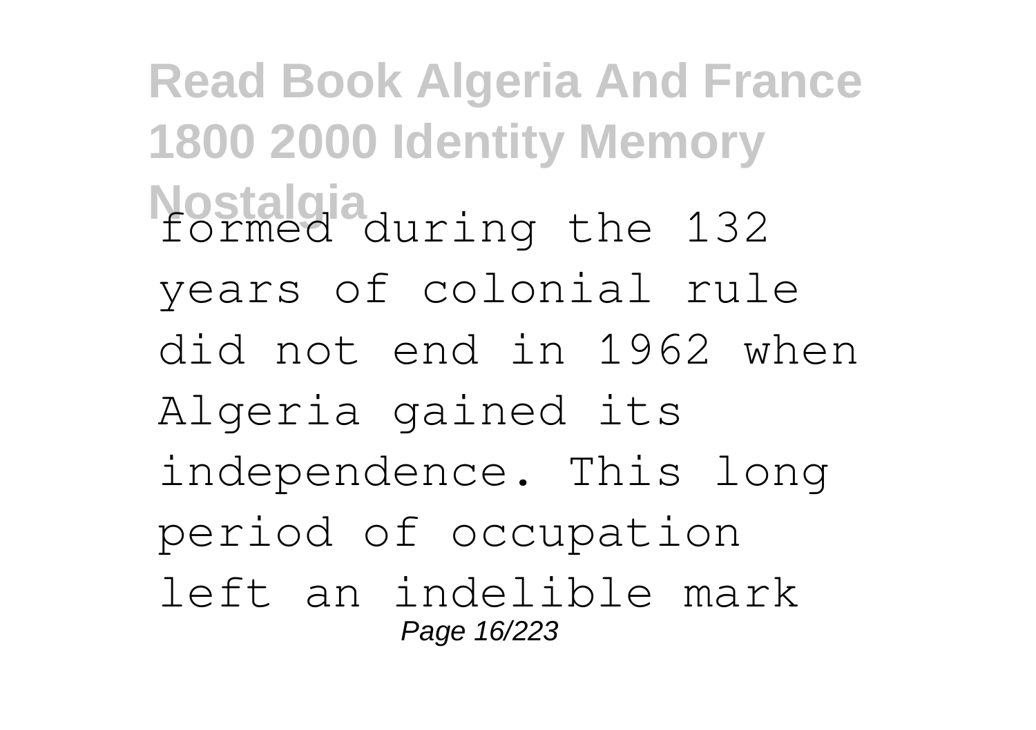formed during the 132 years of colonial rule did not end in 1962 when Algeria gained its independence. This long period of occupation left an indelible mark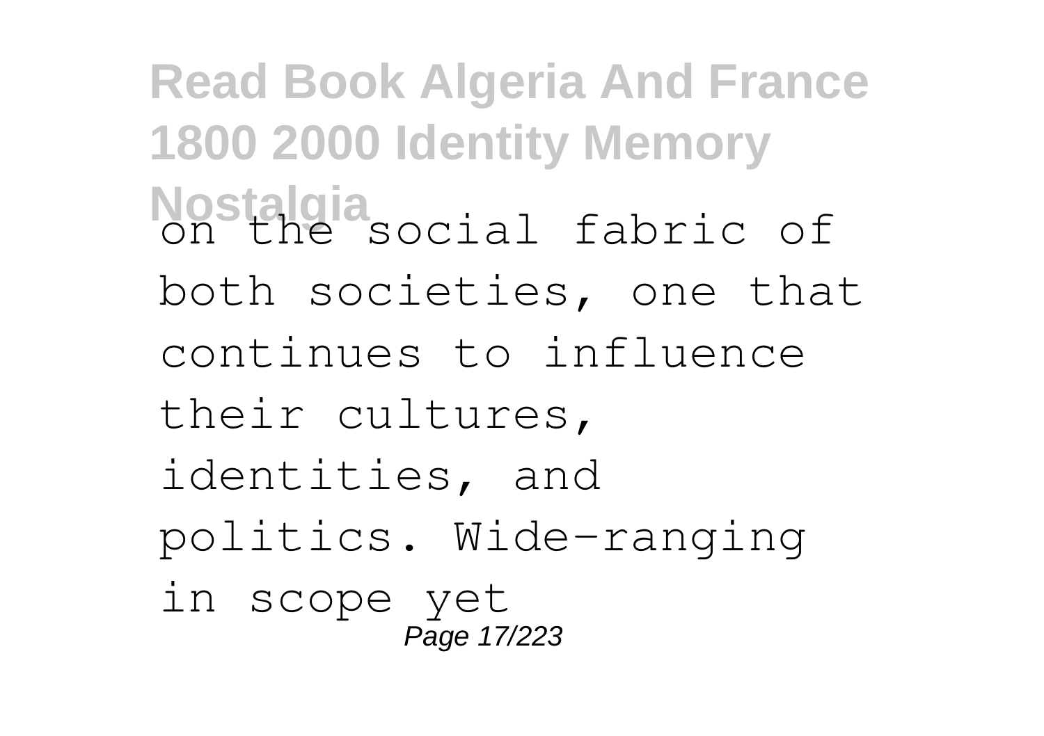on the social fabric of both societies, one that continues to influence their cultures, identities, and politics. Wide-ranging in scope yet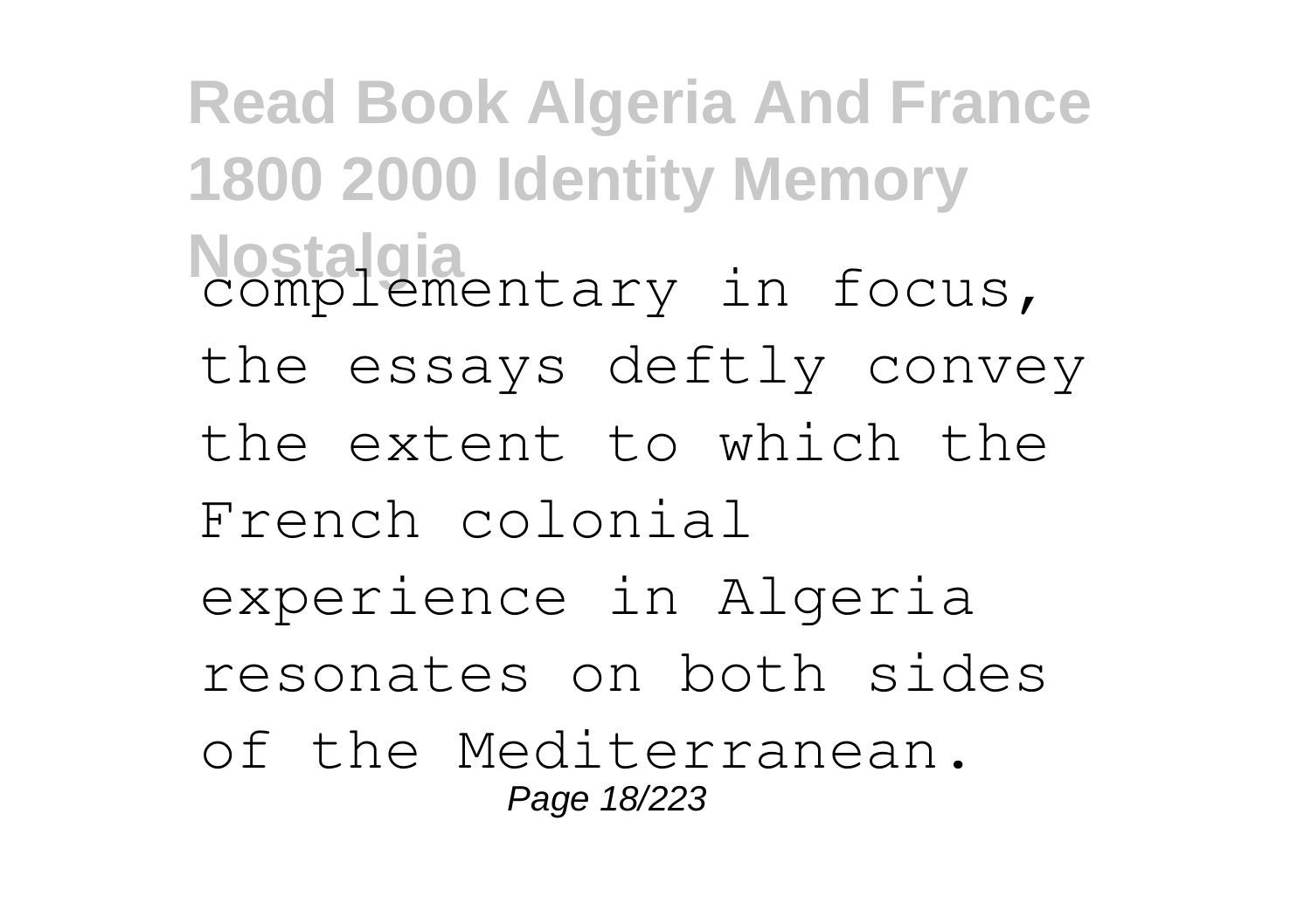complementary in focus, the essays deftly convey the extent to which the French colonial experience in Algeria resonates on both sides of the Mediterranean.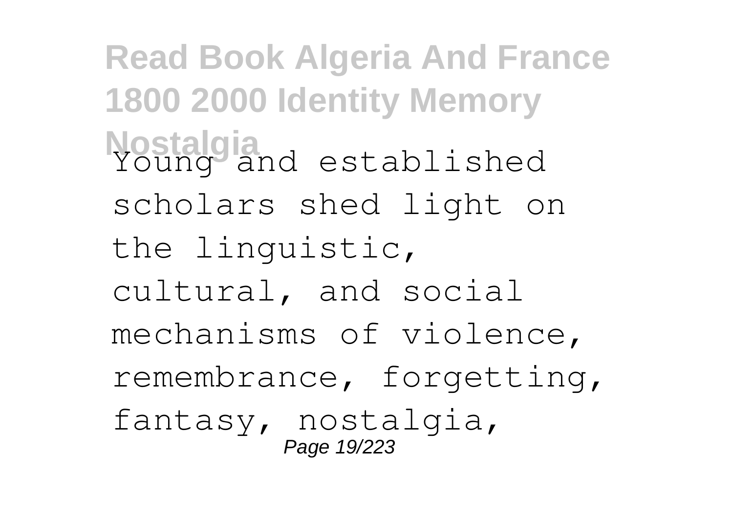Young and established scholars shed light on the linguistic, cultural, and social mechanisms of violence, remembrance, forgetting, fantasy, nostalgia,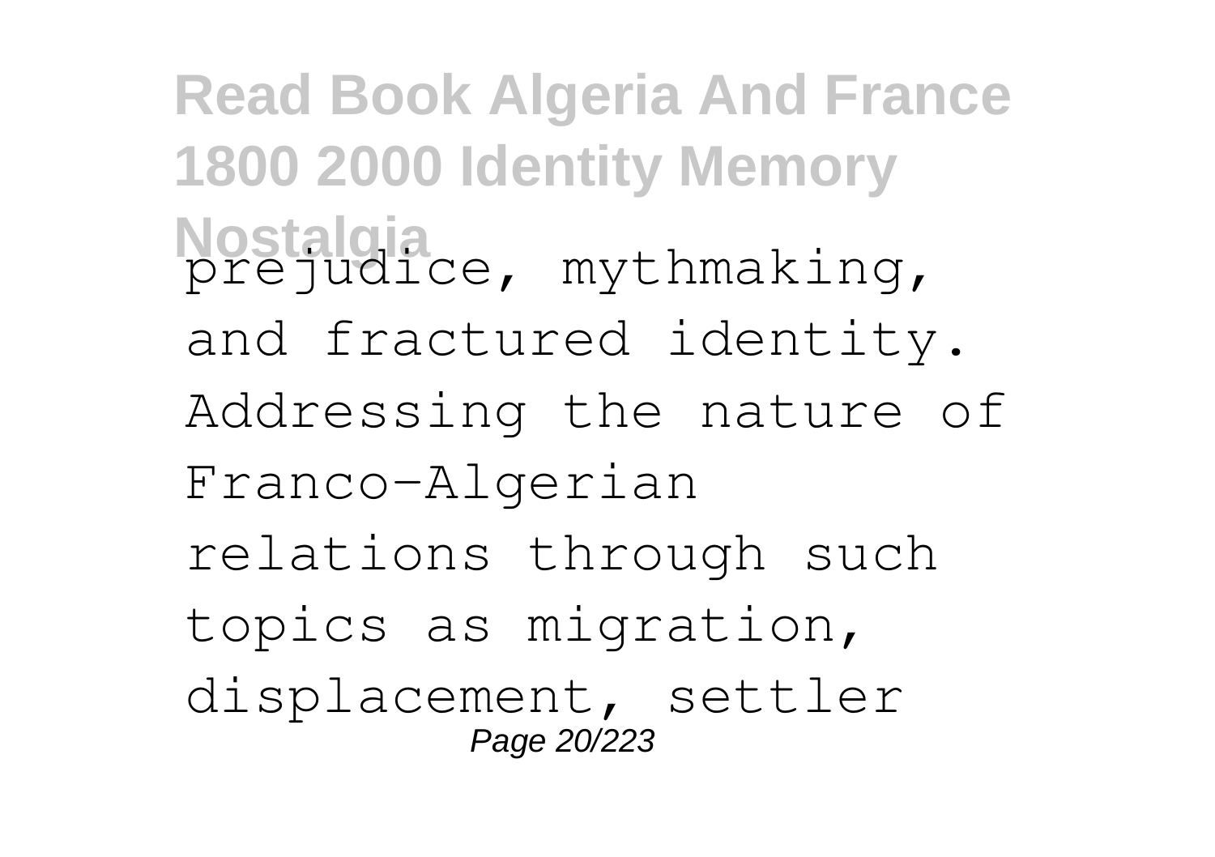prejudice, mythmaking, and fractured identity. Addressing the nature of Franco-Algerian relations through such topics as migration, displacement, settler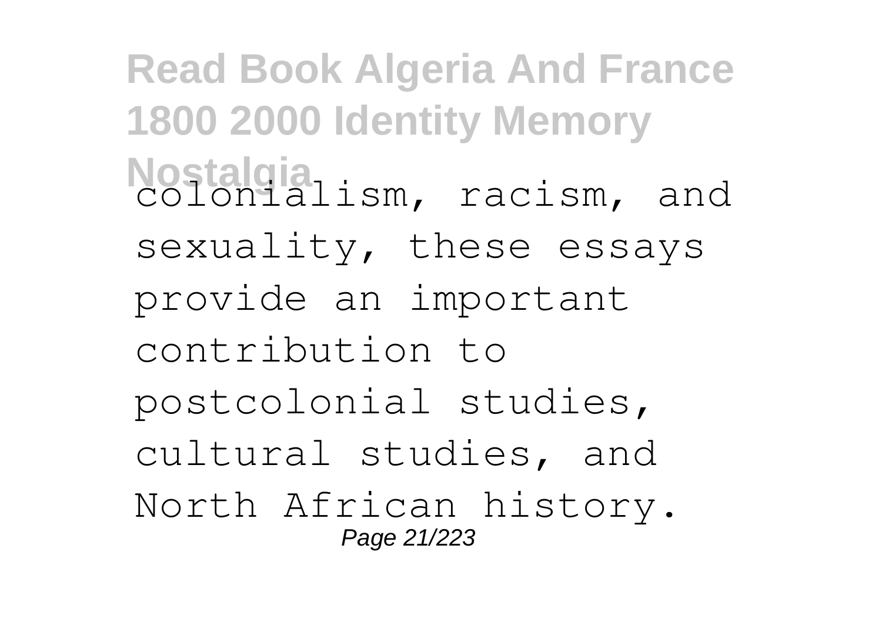colonialism, racism, and sexuality, these essays provide an important contribution to postcolonial studies, cultural studies, and North African history.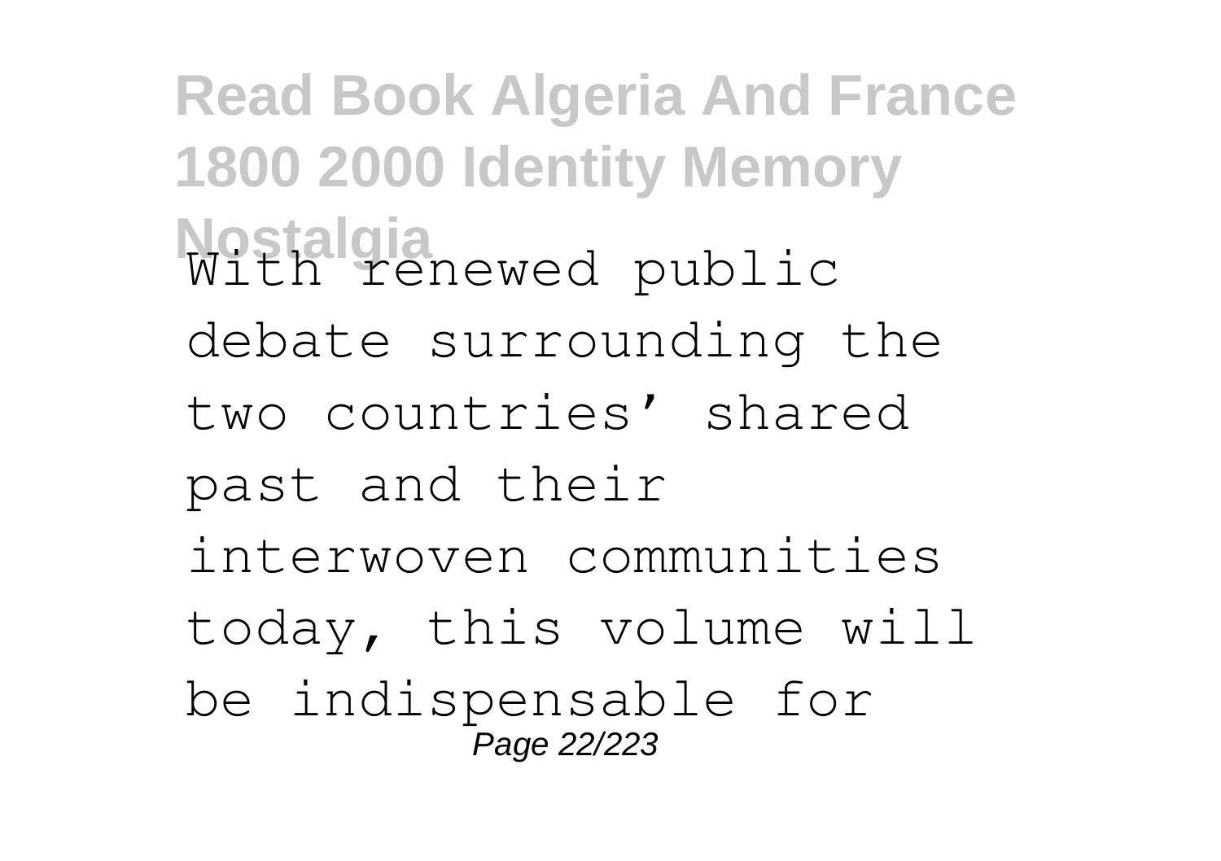With renewed public debate surrounding the two countries’ shared past and their interwoven communities today, this volume will be indispensable for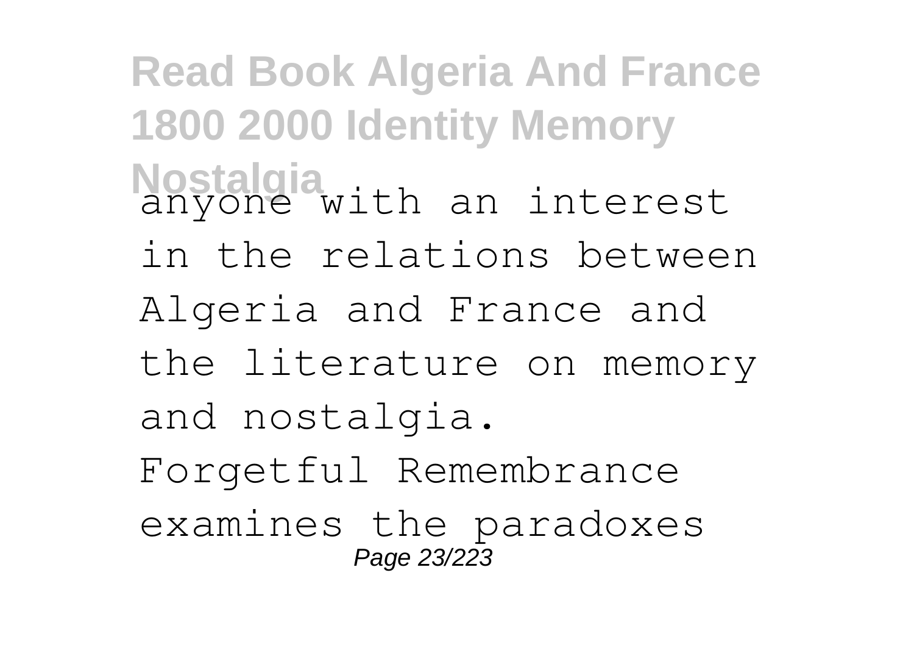anyone with an interest in the relations between Algeria and France and the literature on memory and nostalgia.

Forgetful Remembrance examines the paradoxes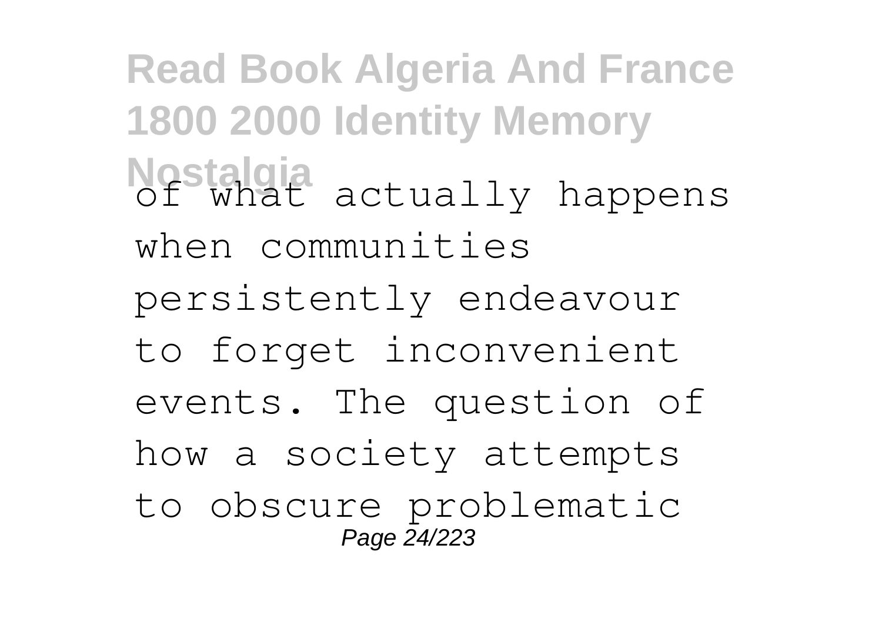of what actually happens when communities persistently endeavour to forget inconvenient events. The question of how a society attempts to obscure problematic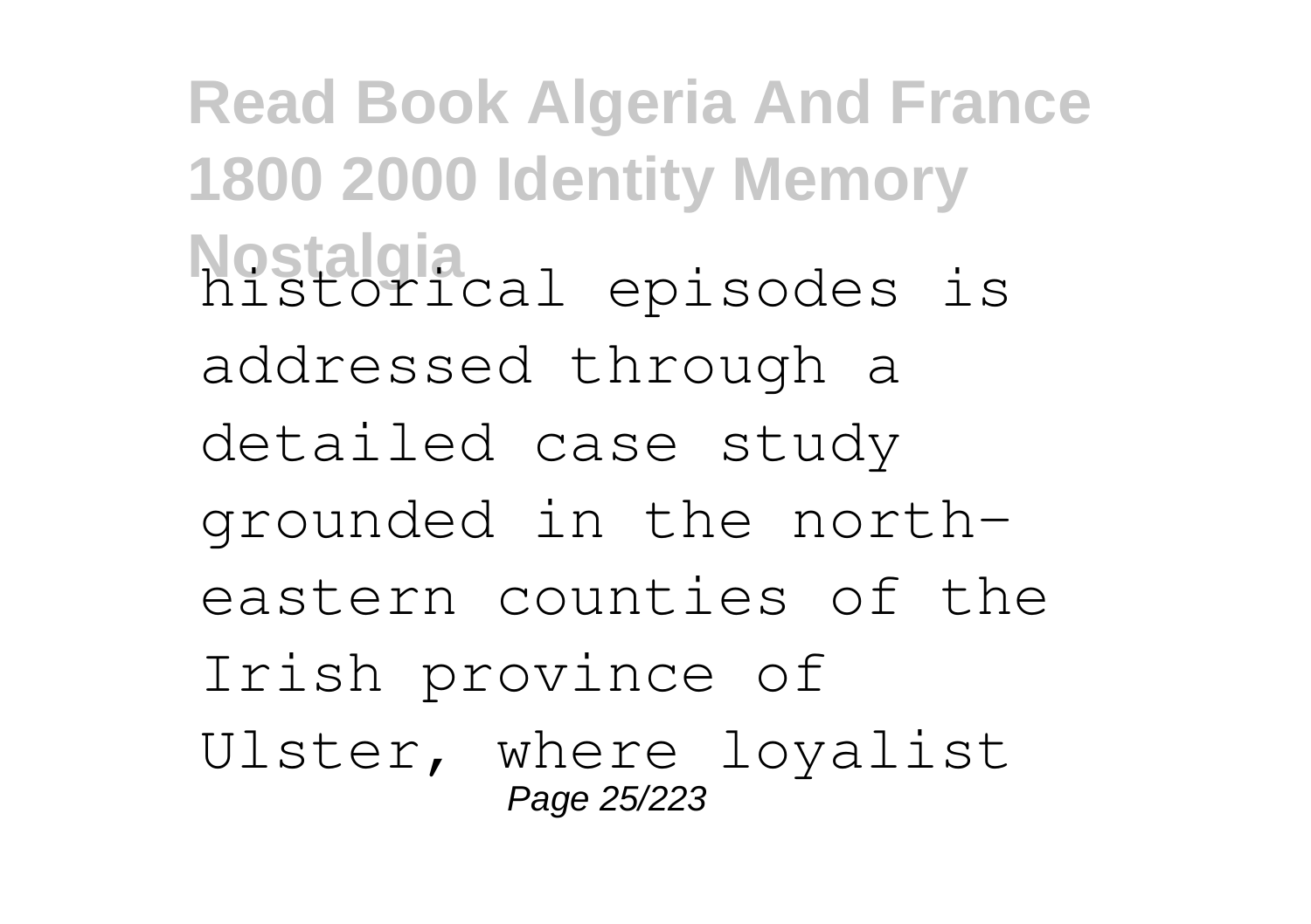historical episodes is addressed through a detailed case study grounded in the north-eastern counties of the Irish province of Ulster, where loyalist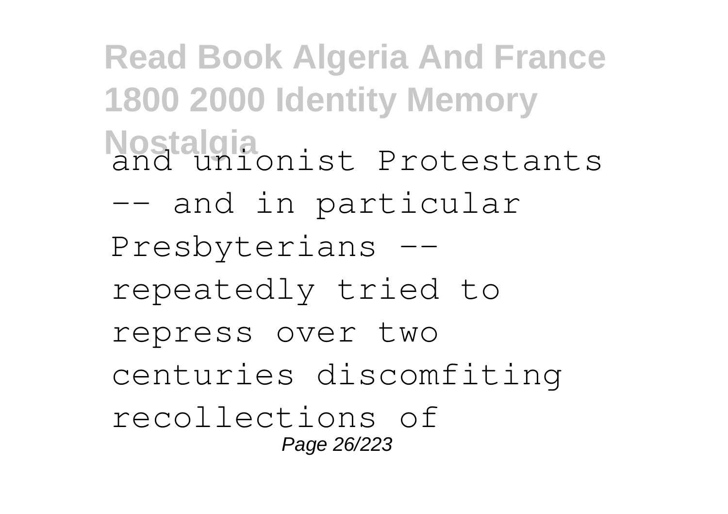and unionist Protestants -- and in particular Presbyterians -- repeatedly tried to repress over two centuries discomfiting recollections of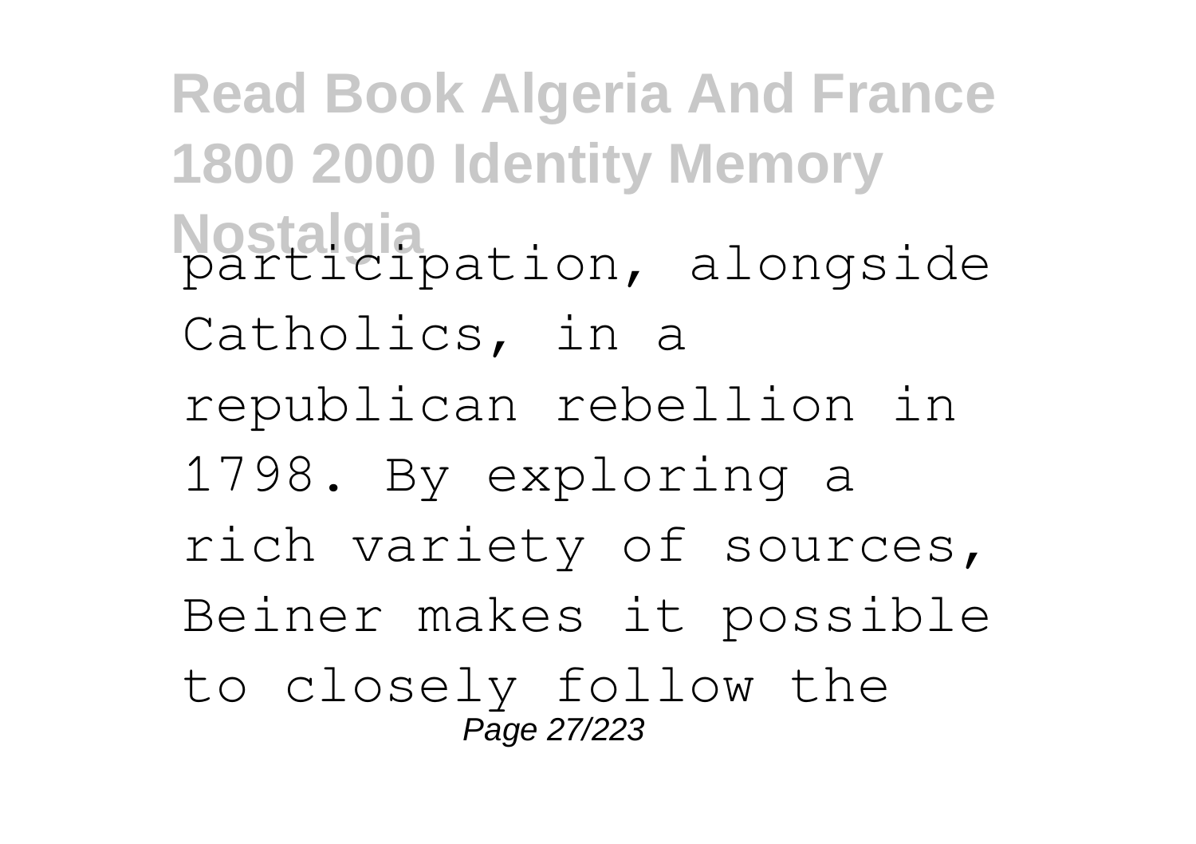participation, alongside Catholics, in a republican rebellion in 1798. By exploring a rich variety of sources, Beiner makes it possible to closely follow the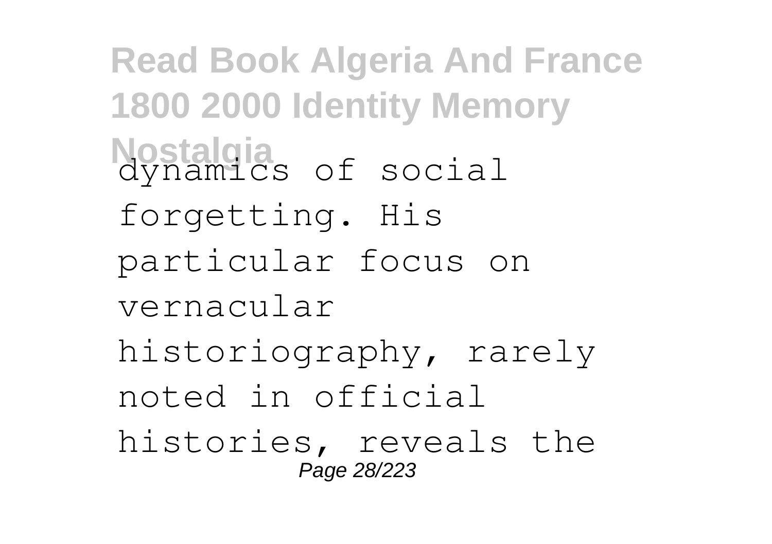dynamics of social forgetting. His particular focus on vernacular historiography, rarely noted in official histories, reveals the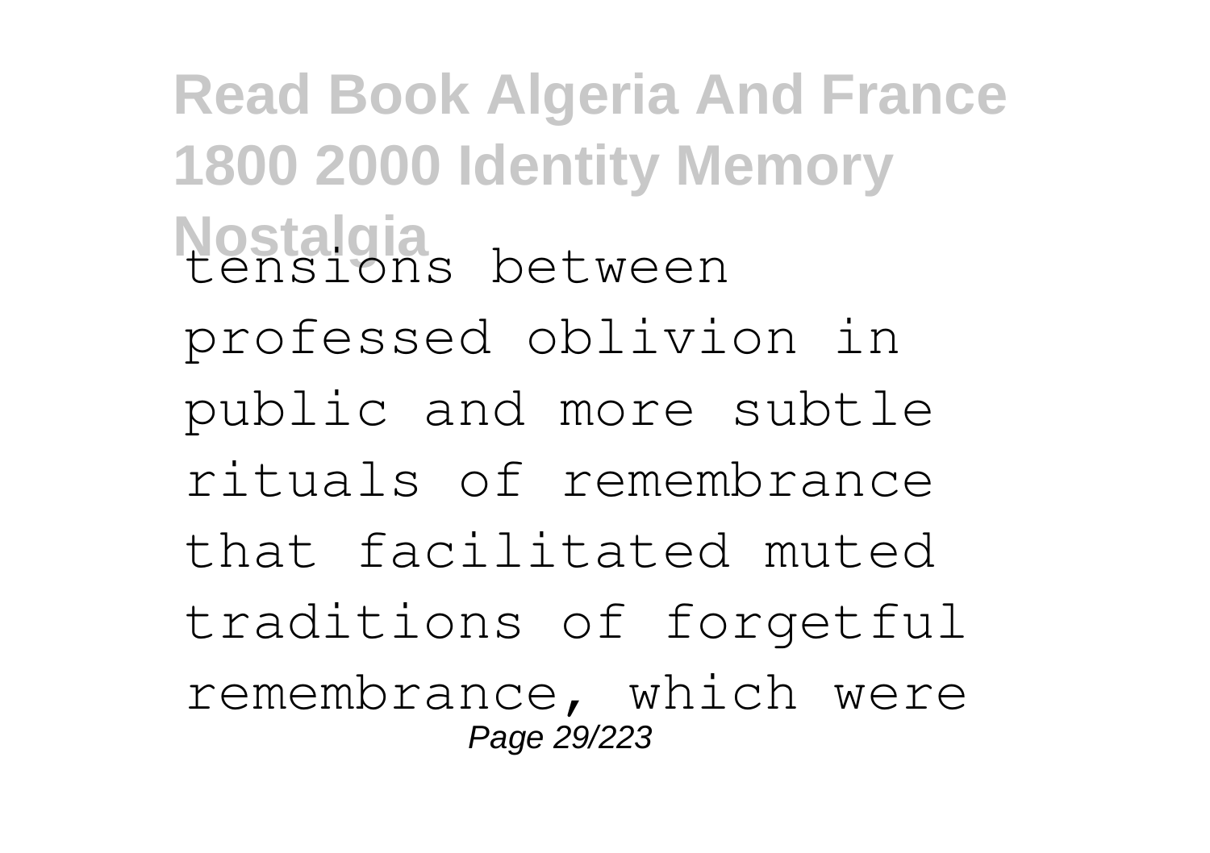tensions between professed oblivion in public and more subtle rituals of remembrance that facilitated muted traditions of forgetful remembrance, which were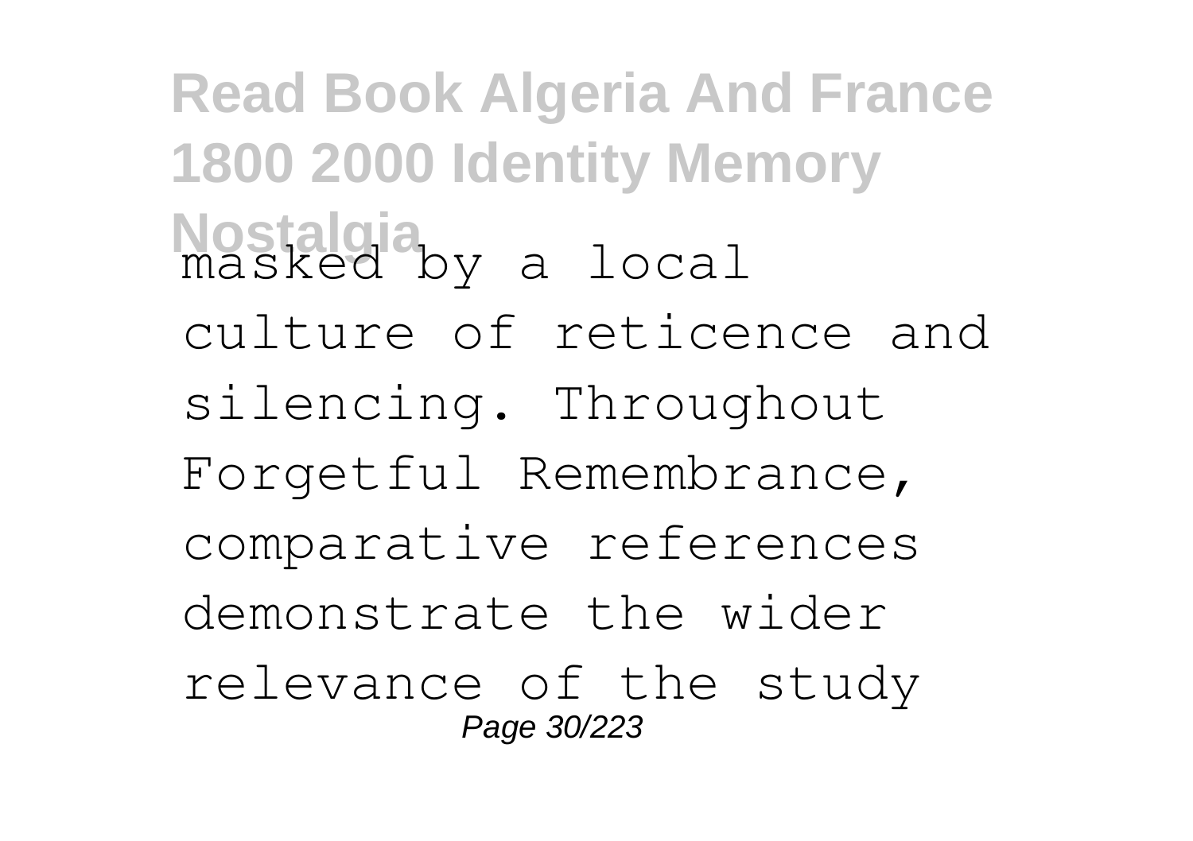masked by a local culture of reticence and silencing. Throughout Forgetful Remembrance, comparative references demonstrate the wider relevance of the study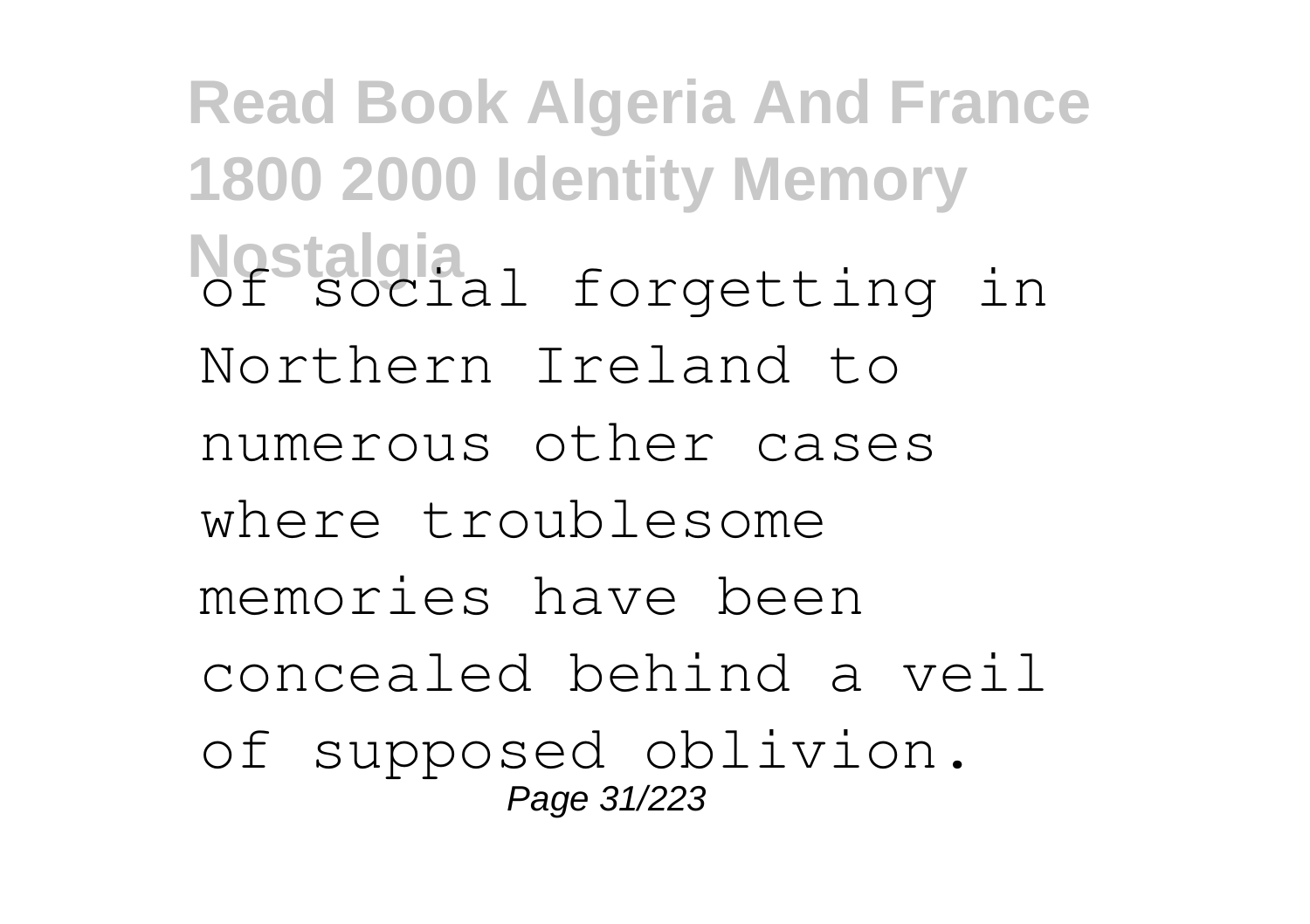of social forgetting in Northern Ireland to numerous other cases where troublesome memories have been concealed behind a veil of supposed oblivion.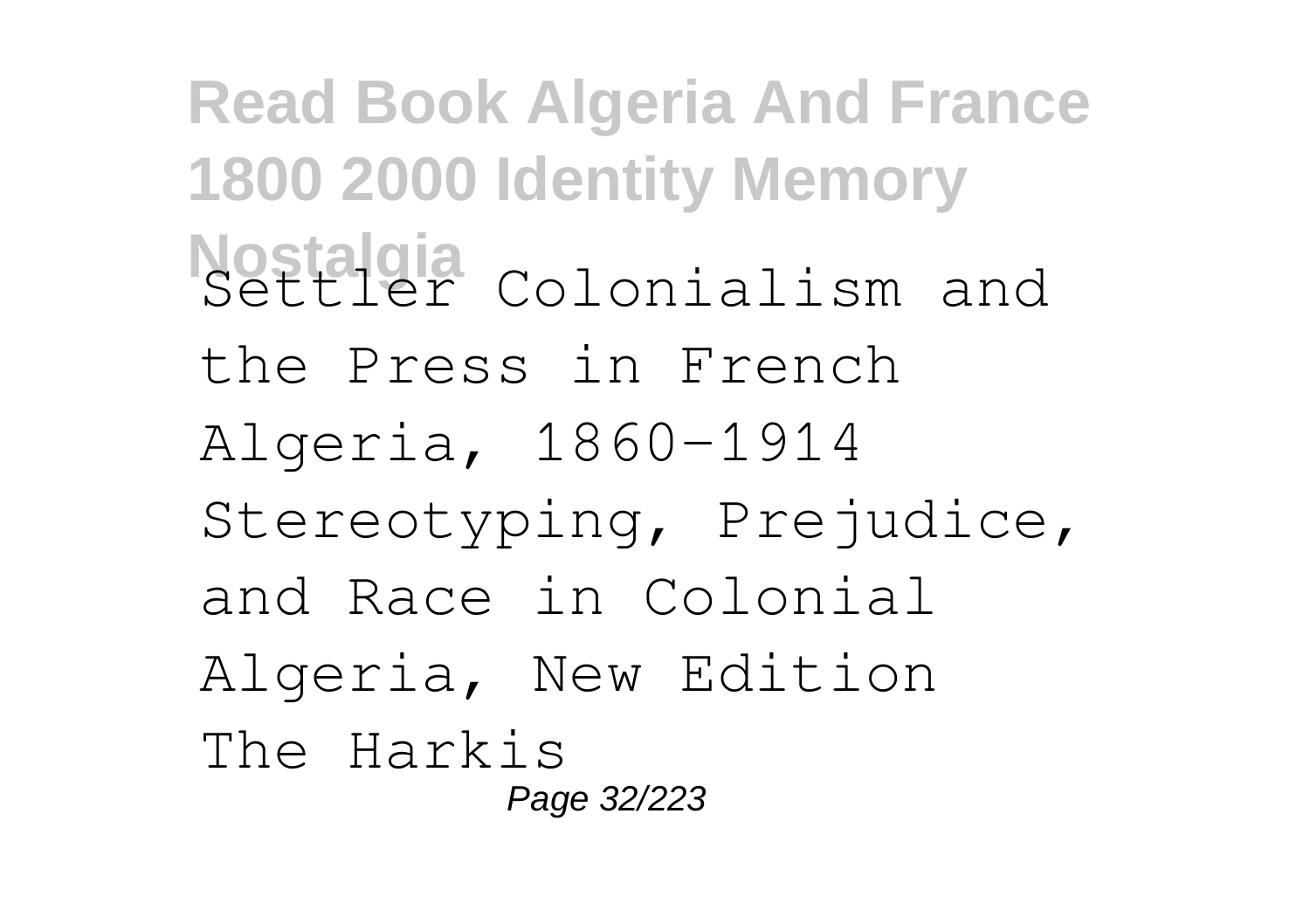Settler Colonialism and the Press in French Algeria, 1860-1914

Stereotyping, Prejudice, and Race in Colonial Algeria, New Edition

The Harkis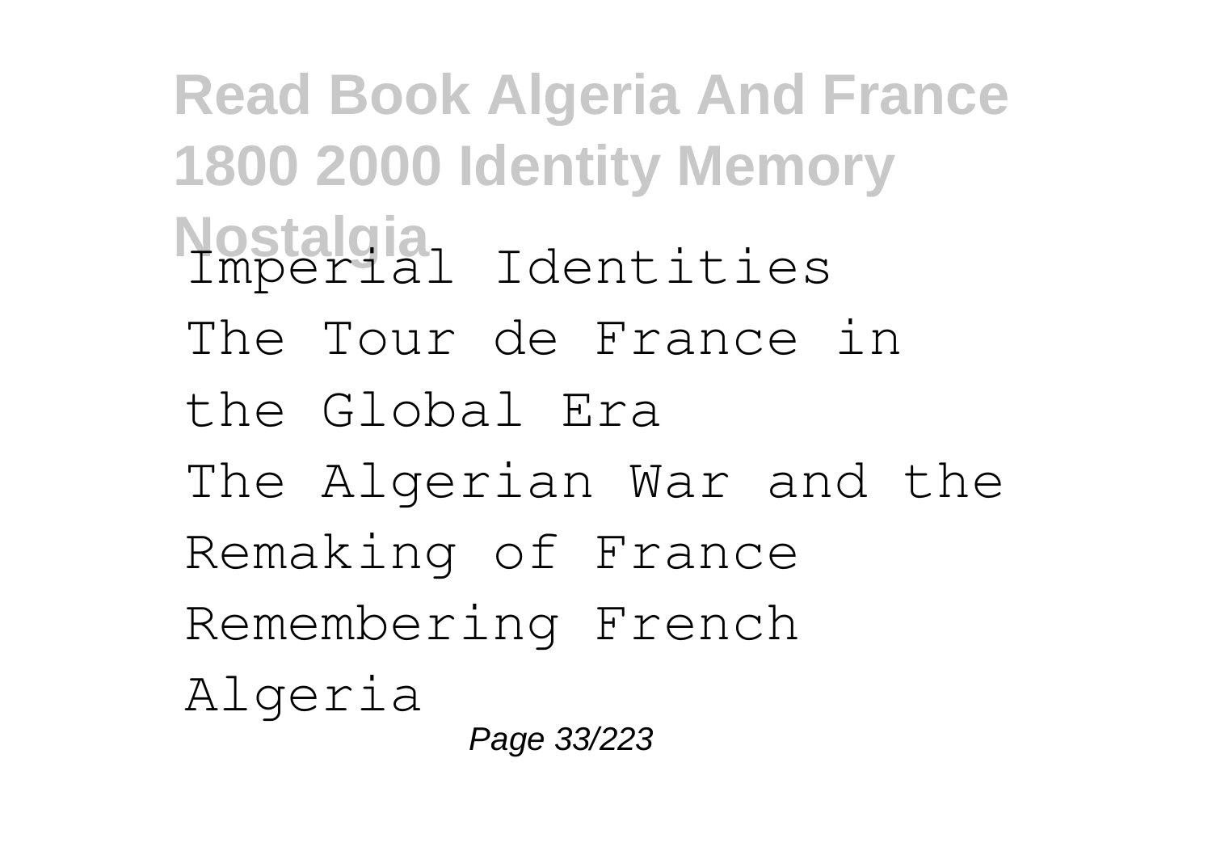Imperial Identities
The Tour de France in the Global Era
The Algerian War and the Remaking of France
Remembering French Algeria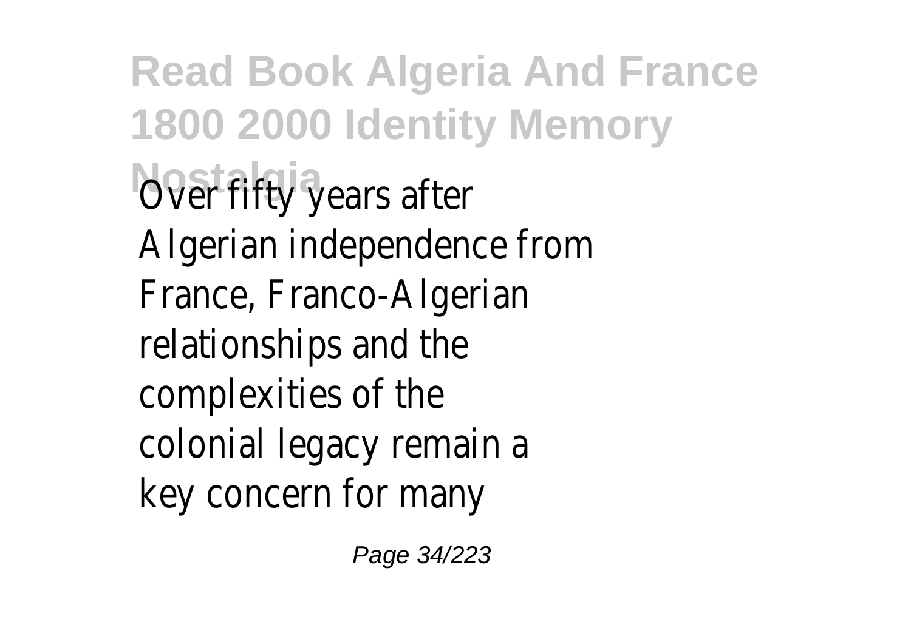Over fifty years after Algerian independence from France, Franco-Algerian relationships and the complexities of the colonial legacy remain a key concern for many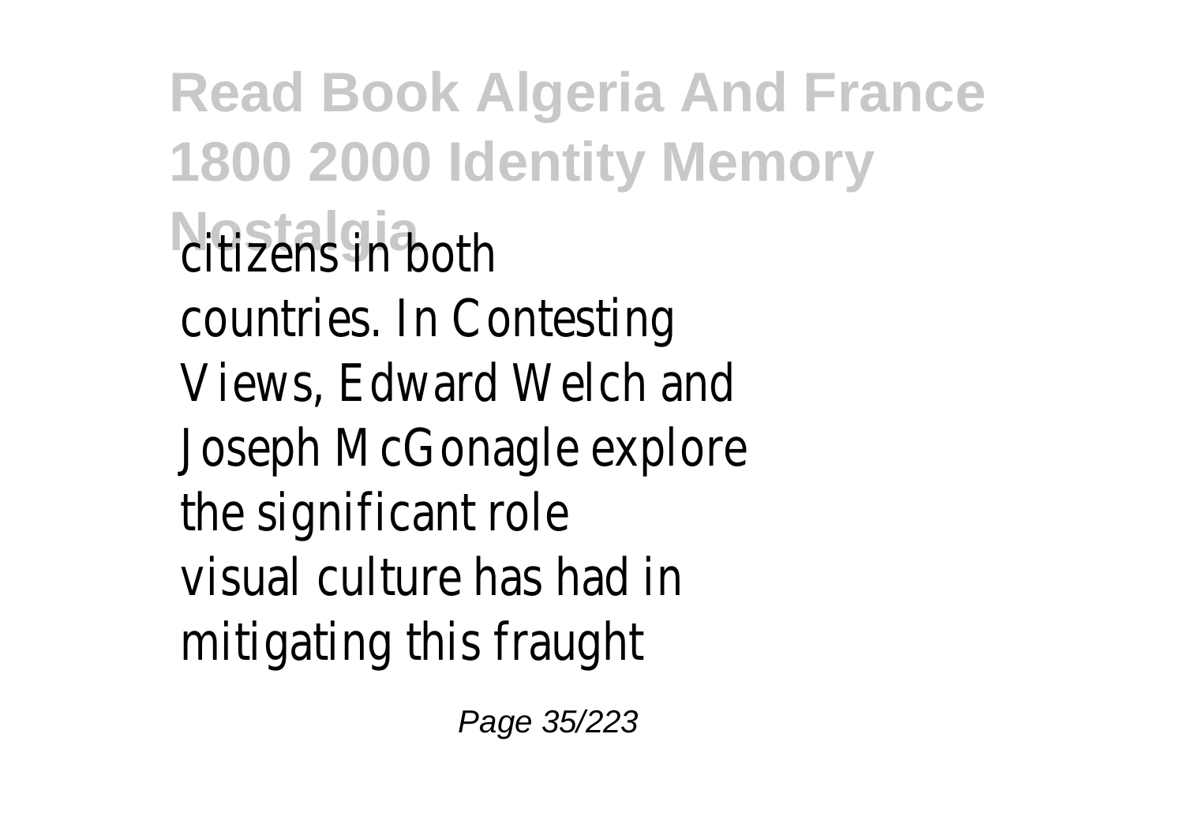citizens in both countries. In Contesting Views, Edward Welch and Joseph McGonagle explore the significant role visual culture has had in mitigating this fraught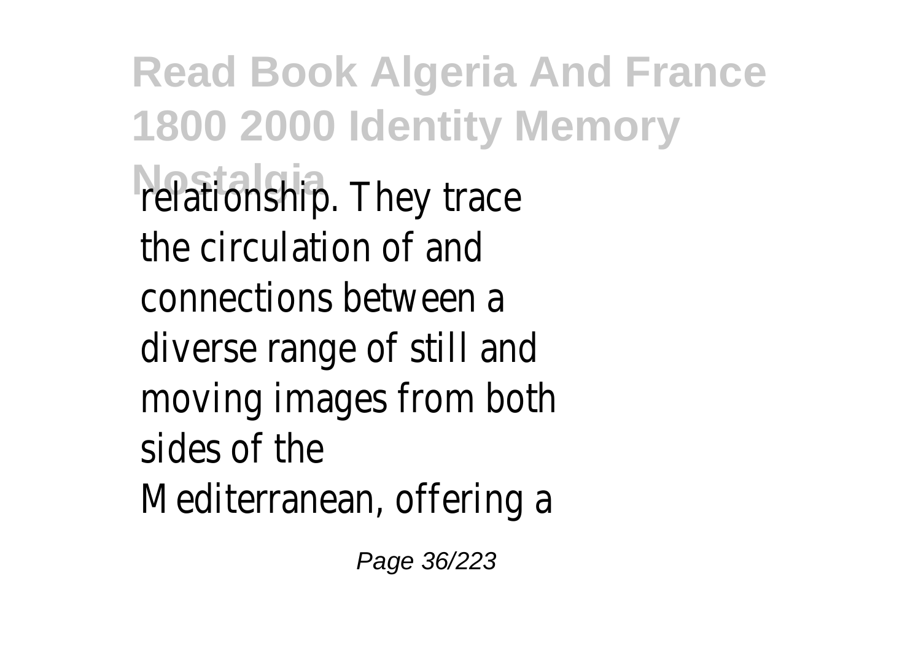relationship. They trace the circulation of and connections between a diverse range of still and moving images from both sides of the Mediterranean, offering a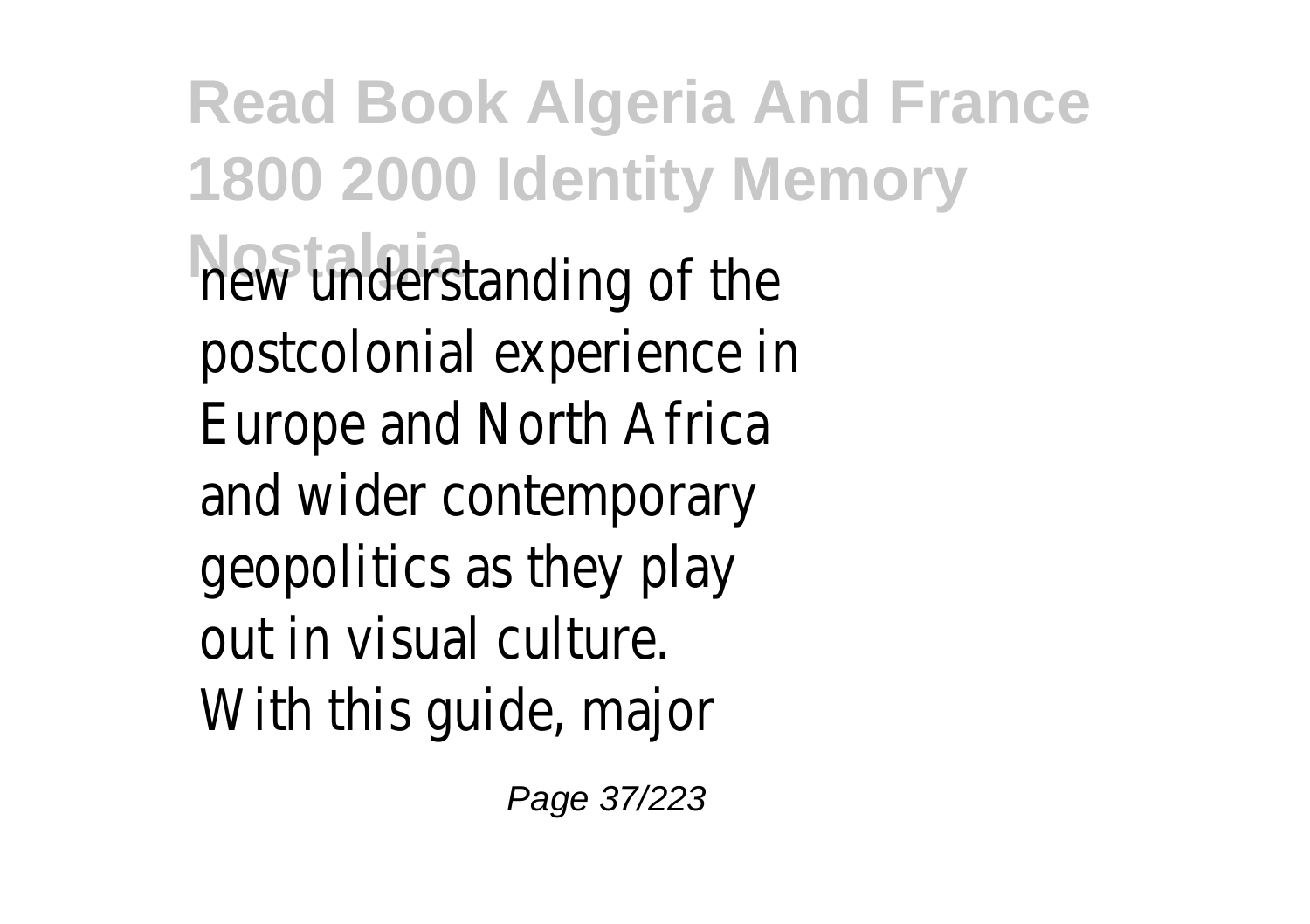new understanding of the postcolonial experience in Europe and North Africa and wider contemporary geopolitics as they play out in visual culture.

With this guide, major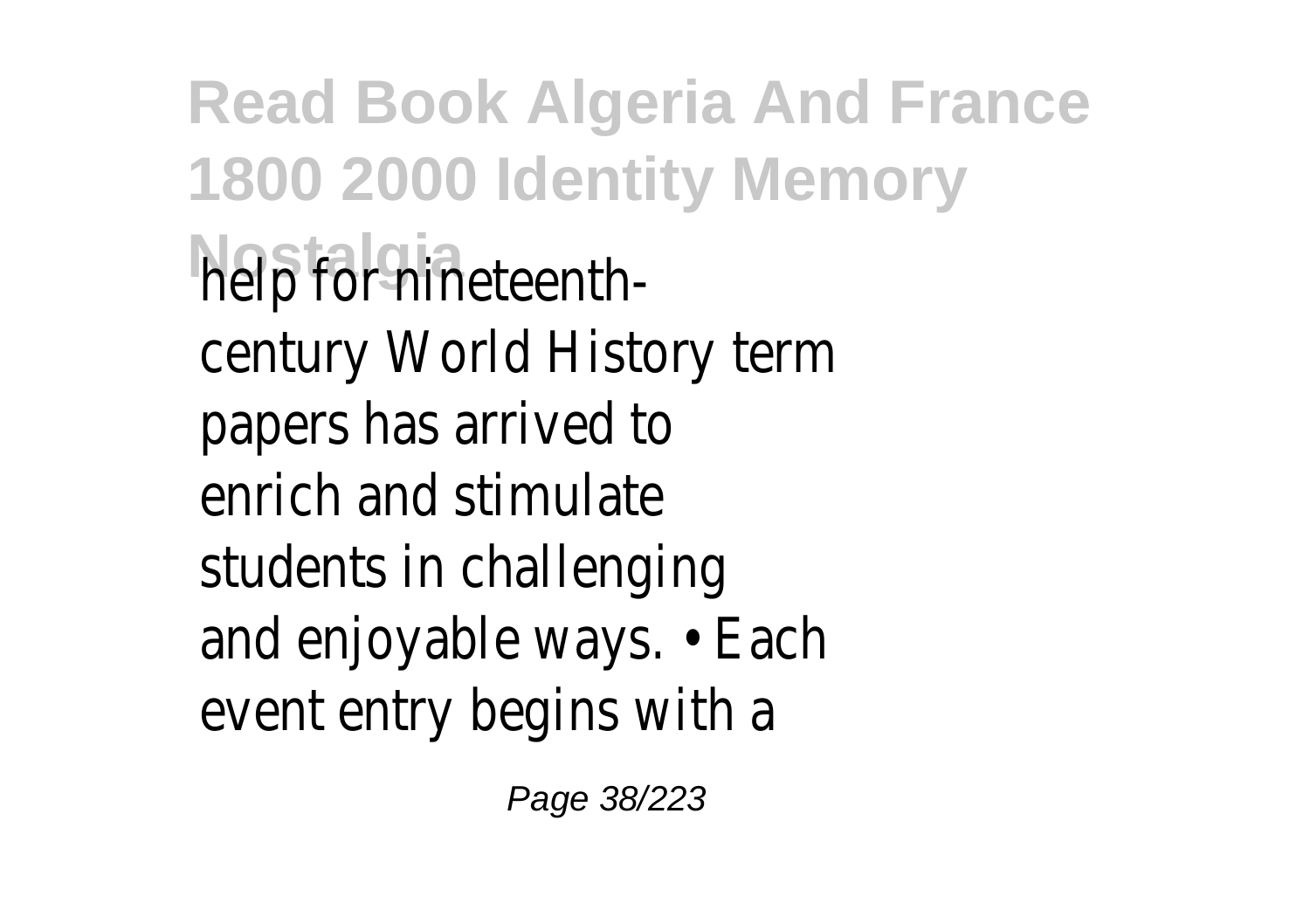help for nineteenth-century World History term papers has arrived to enrich and stimulate students in challenging and enjoyable ways. • Each event entry begins with a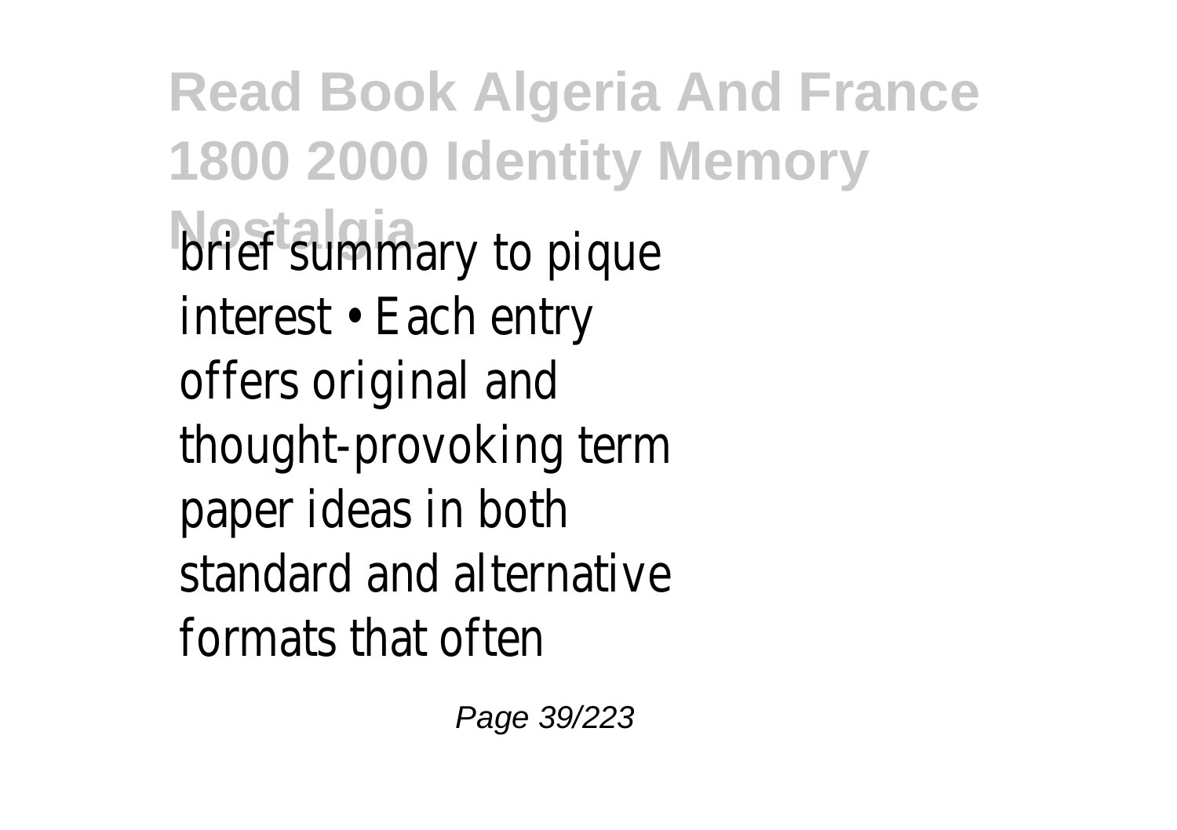brief summary to pique interest • Each entry offers original and thought-provoking term paper ideas in both standard and alternative formats that often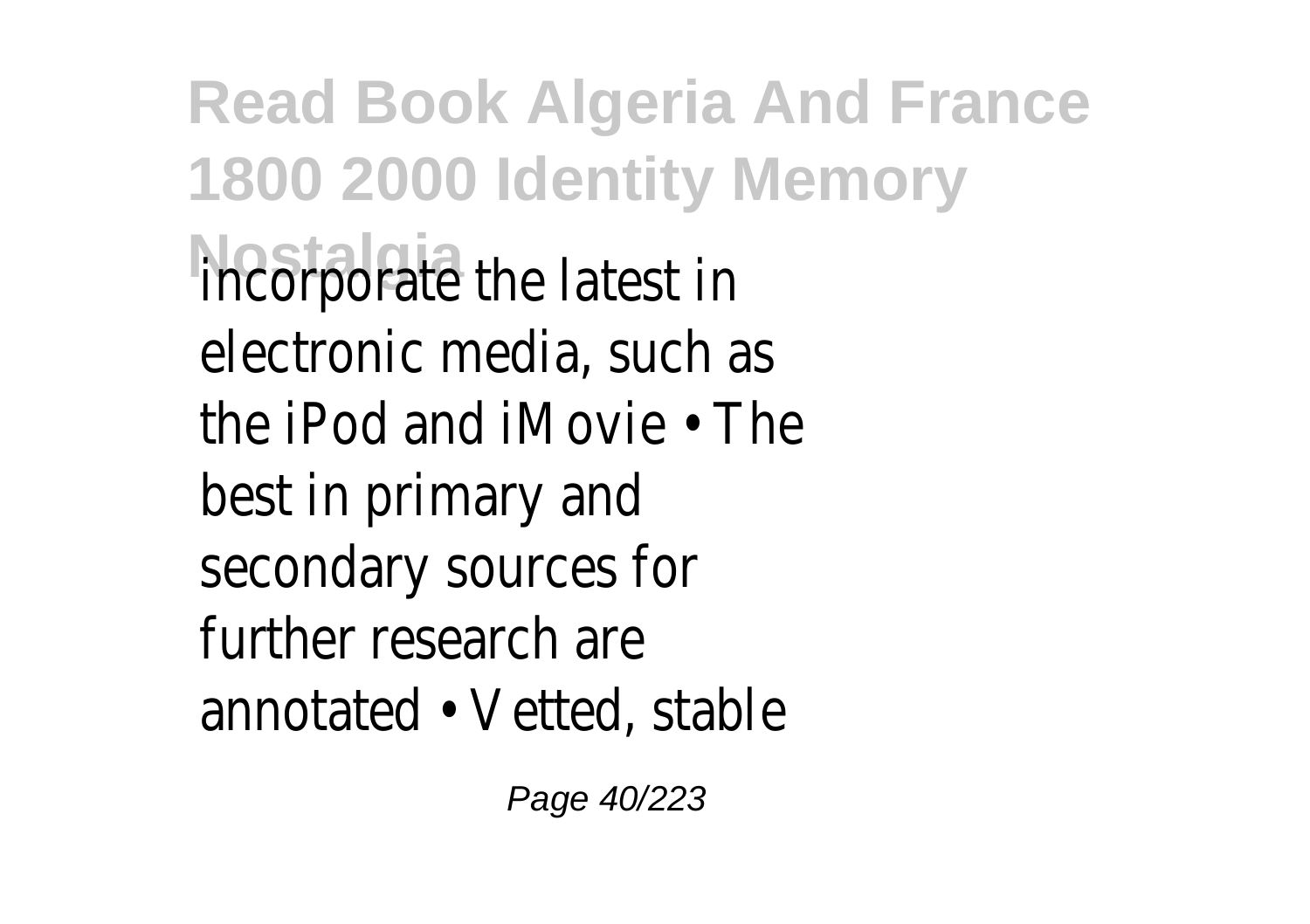incorporate the latest in electronic media, such as the iPod and iMovie • The best in primary and secondary sources for further research are annotated • Vetted, stable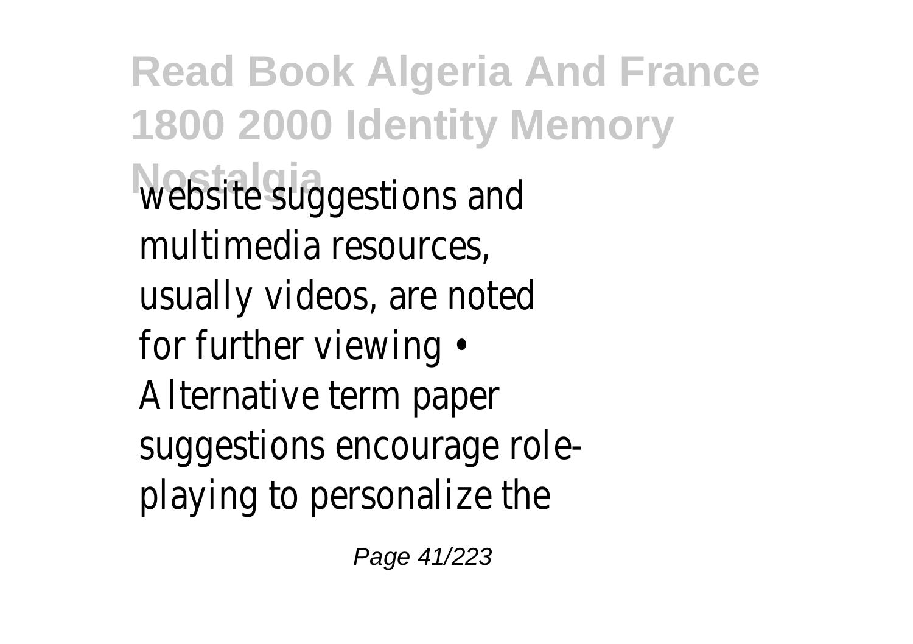website suggestions and multimedia resources, usually videos, are noted for further viewing • Alternative term paper suggestions encourage role-playing to personalize the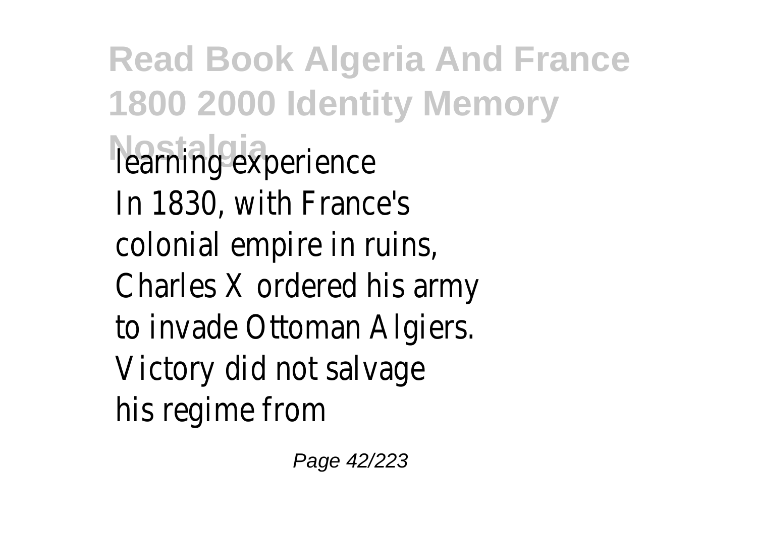learning experience

In 1830, with France's colonial empire in ruins, Charles X ordered his army to invade Ottoman Algiers. Victory did not salvage his regime from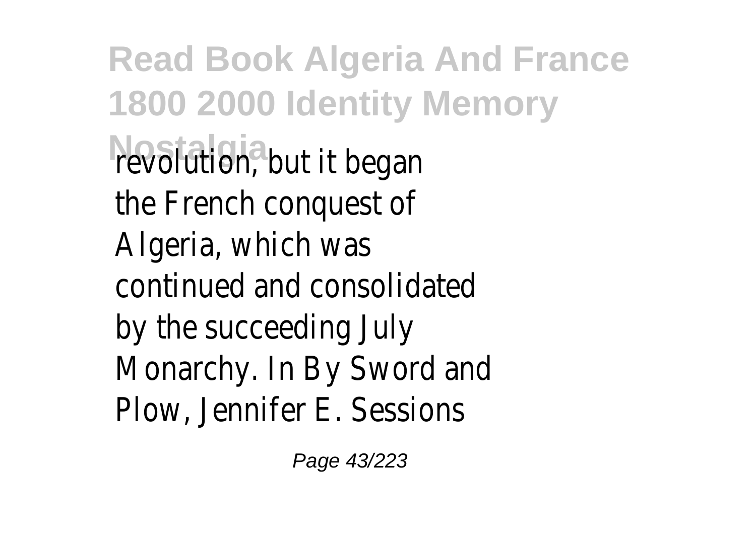revolution, but it began the French conquest of Algeria, which was continued and consolidated by the succeeding July Monarchy. In By Sword and Plow, Jennifer E. Sessions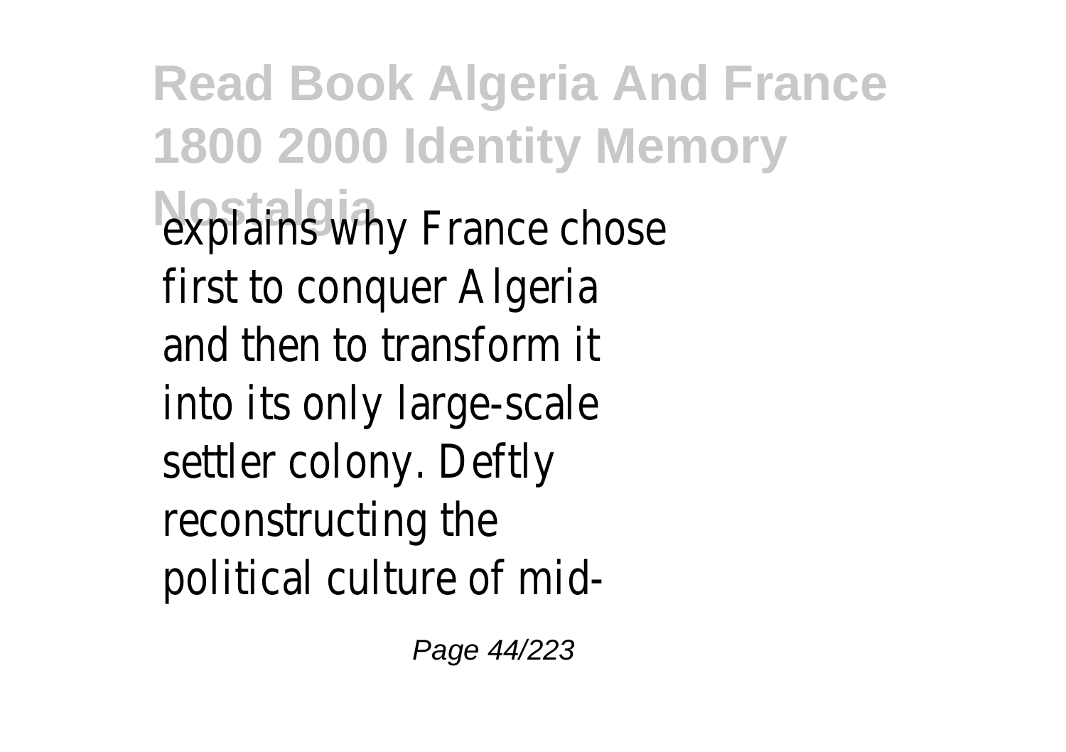explains why France chose first to conquer Algeria and then to transform it into its only large-scale settler colony. Deftly reconstructing the political culture of mid-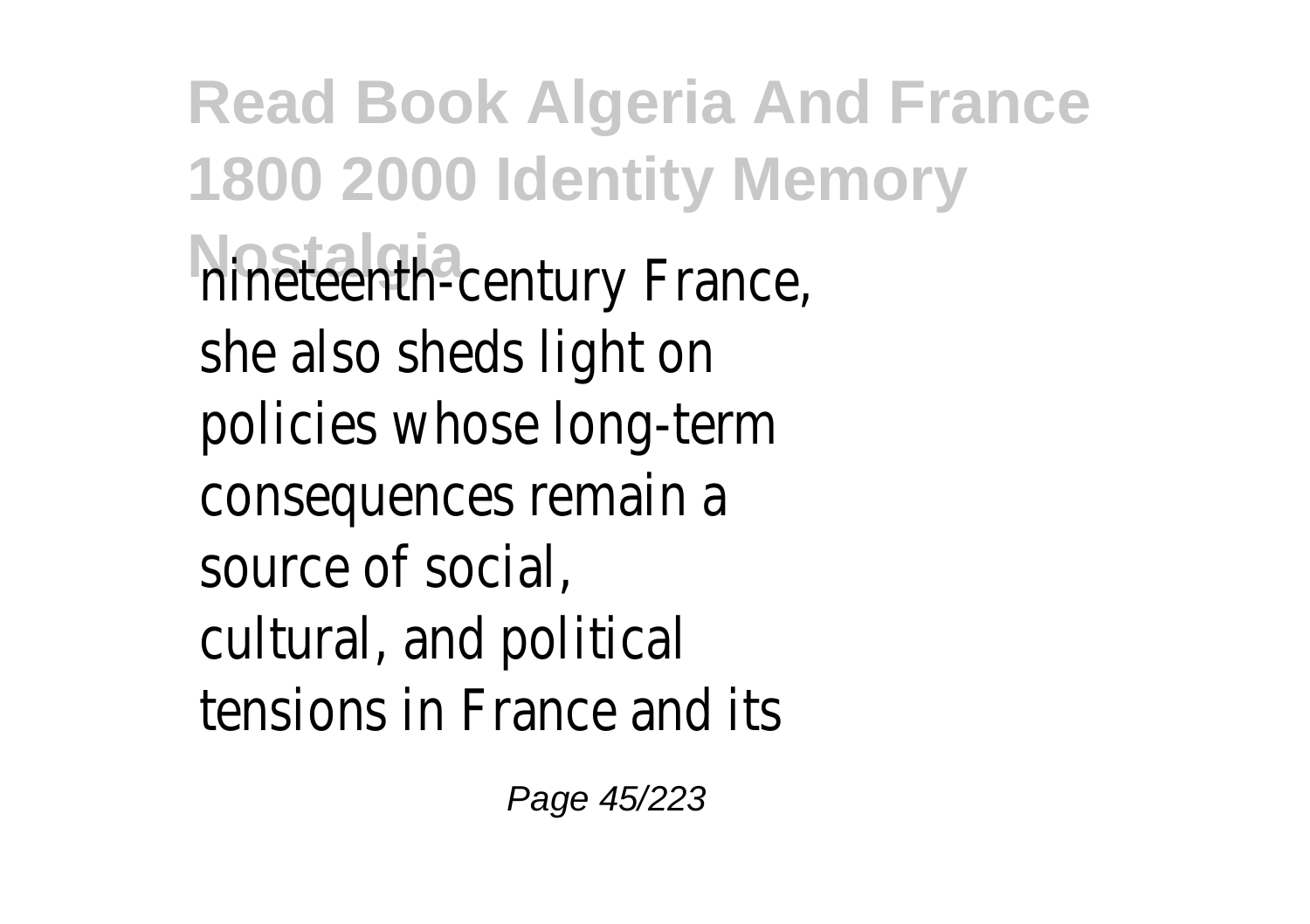nineteenth-century France, she also sheds light on policies whose long-term consequences remain a source of social, cultural, and political tensions in France and its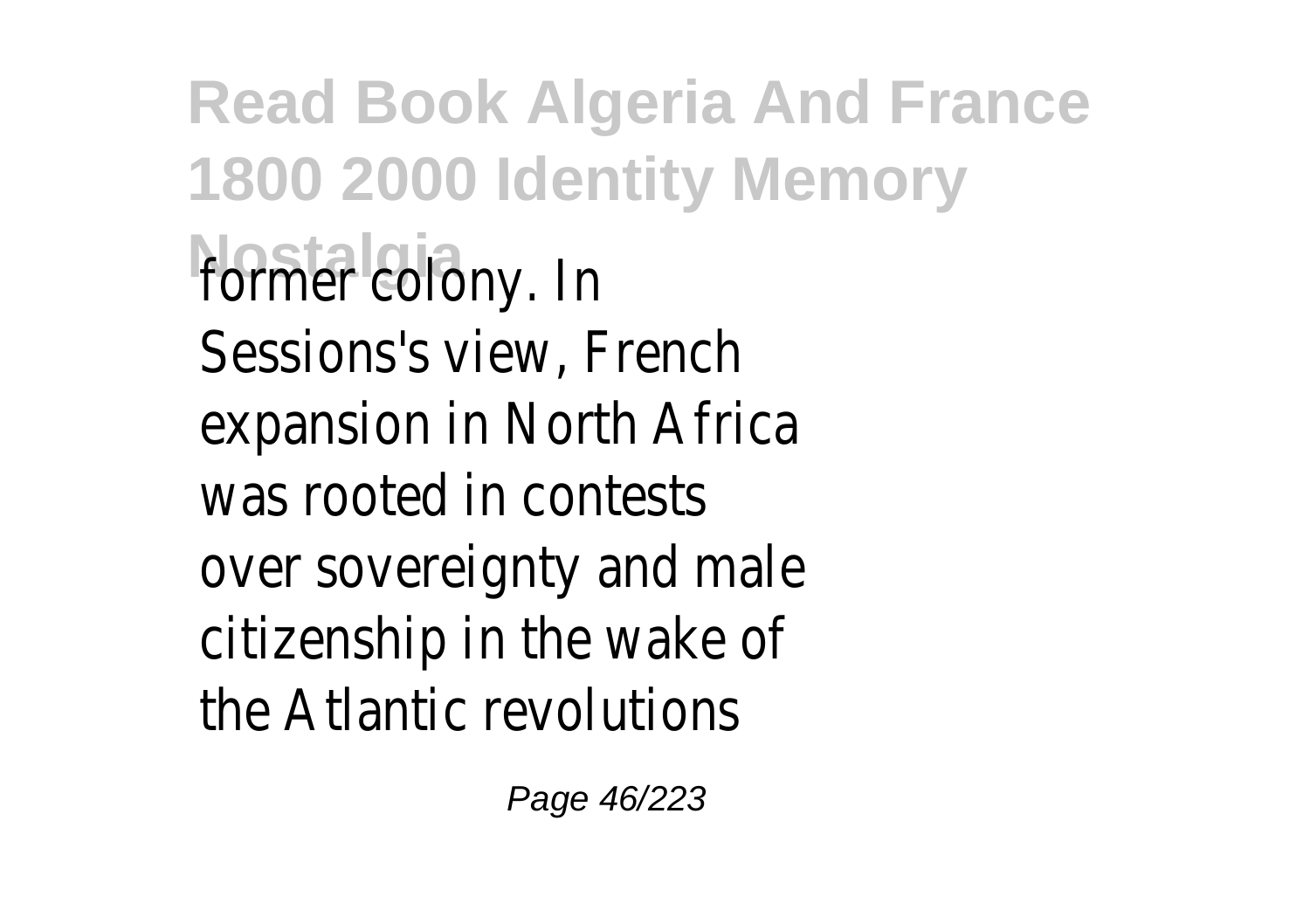former colony. In Sessions's view, French expansion in North Africa was rooted in contests over sovereignty and male citizenship in the wake of the Atlantic revolutions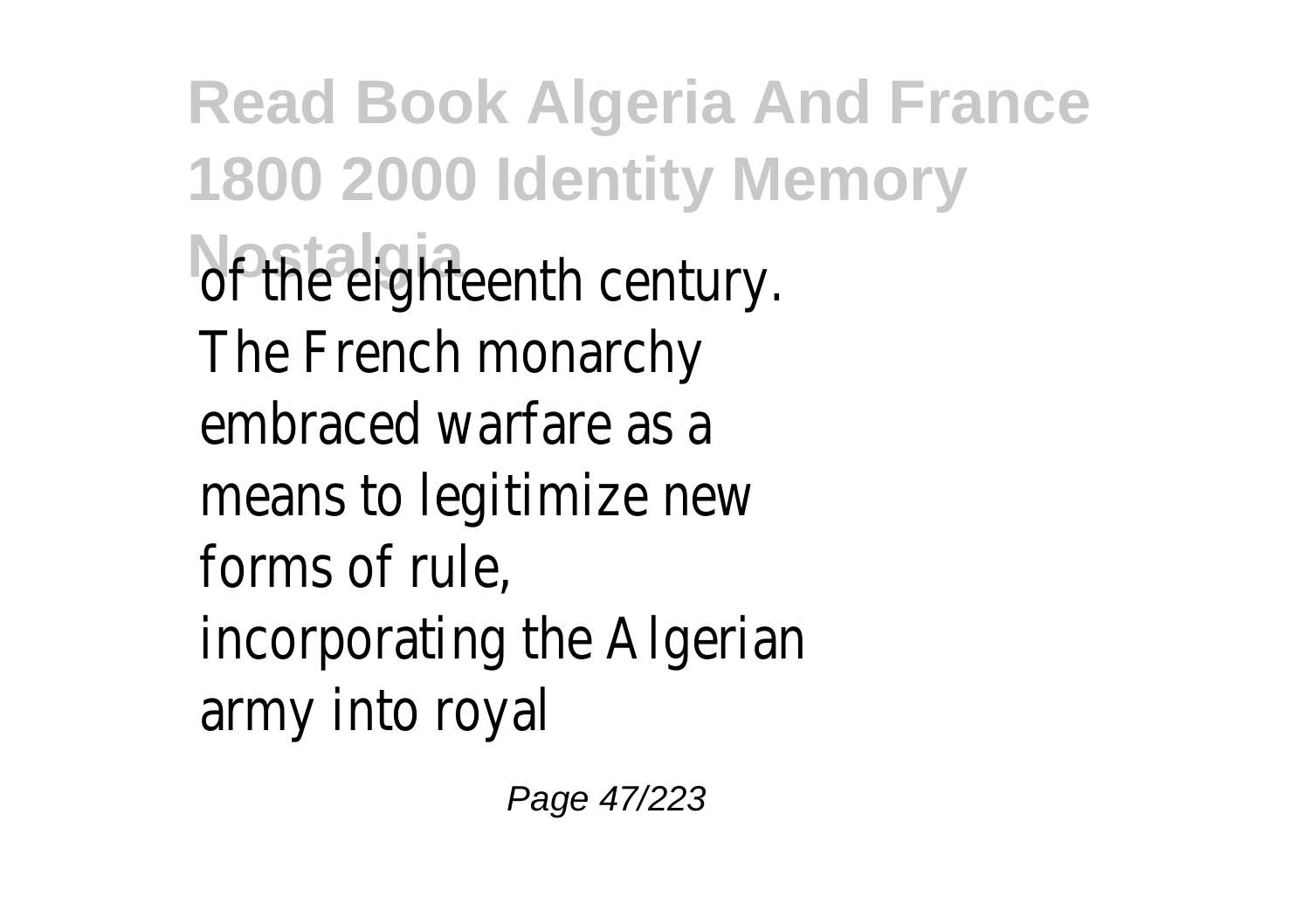of the eighteenth century. The French monarchy embraced warfare as a means to legitimize new forms of rule, incorporating the Algerian army into royal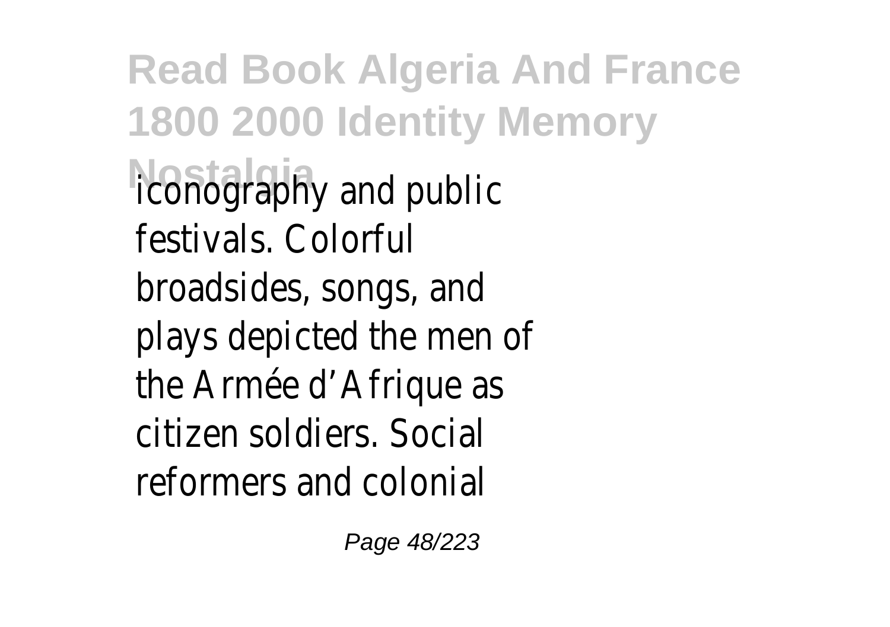iconography and public festivals. Colorful broadsides, songs, and plays depicted the men of the Armée d’Afrique as citizen soldiers. Social reformers and colonial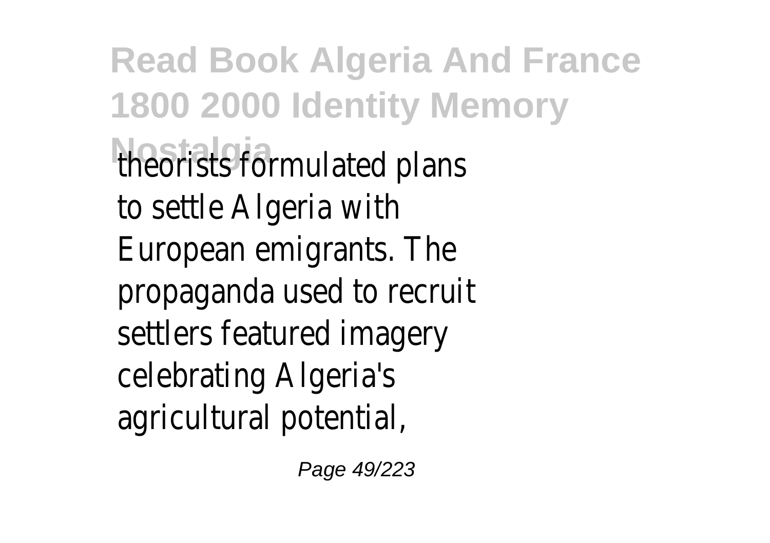theorists formulated plans to settle Algeria with European emigrants. The propaganda used to recruit settlers featured imagery celebrating Algeria's agricultural potential,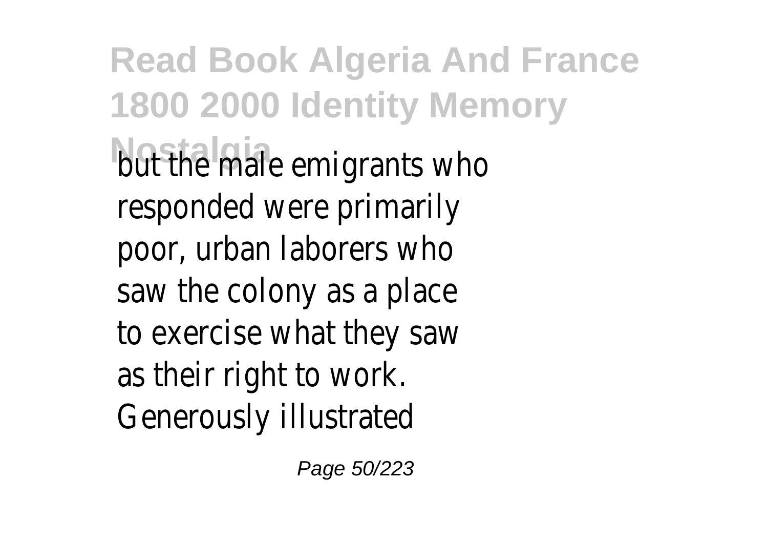but the male emigrants who responded were primarily poor, urban laborers who saw the colony as a place to exercise what they saw as their right to work. Generously illustrated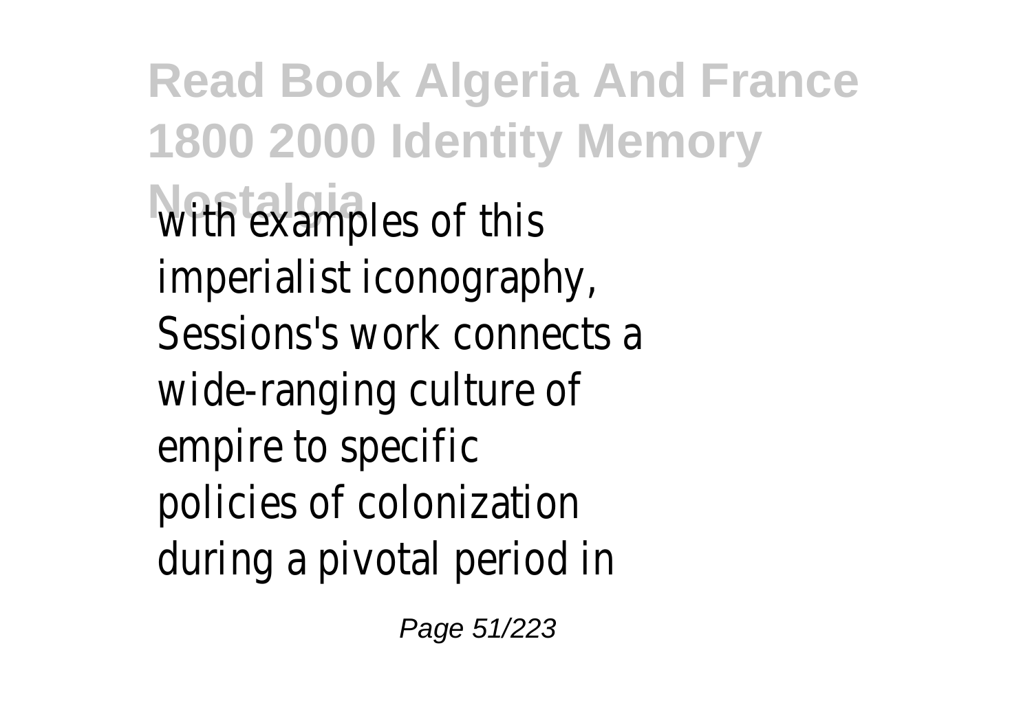with examples of this imperialist iconography, Sessions's work connects a wide-ranging culture of empire to specific policies of colonization during a pivotal period in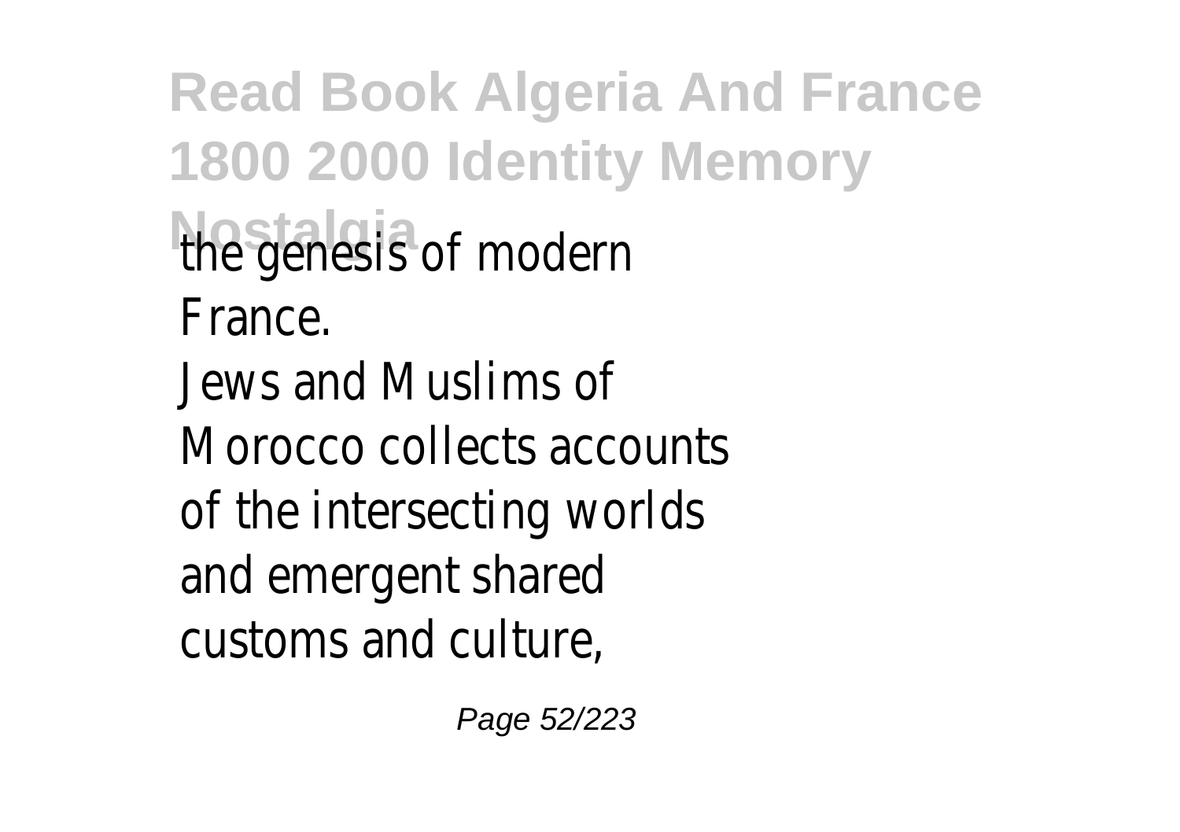the genesis of modern France.

Jews and Muslims of Morocco collects accounts of the intersecting worlds and emergent shared customs and culture,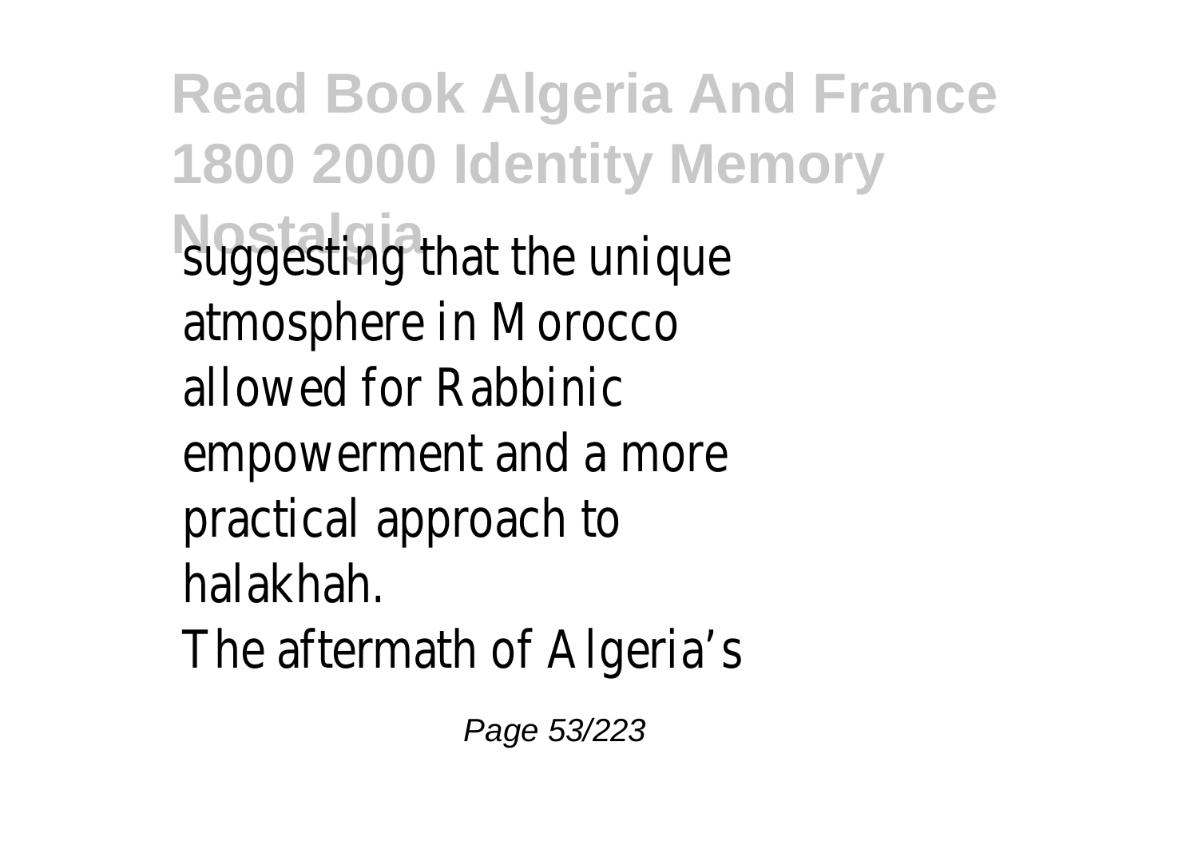suggesting that the unique atmosphere in Morocco allowed for Rabbinic empowerment and a more practical approach to halakhah.

The aftermath of Algeria’s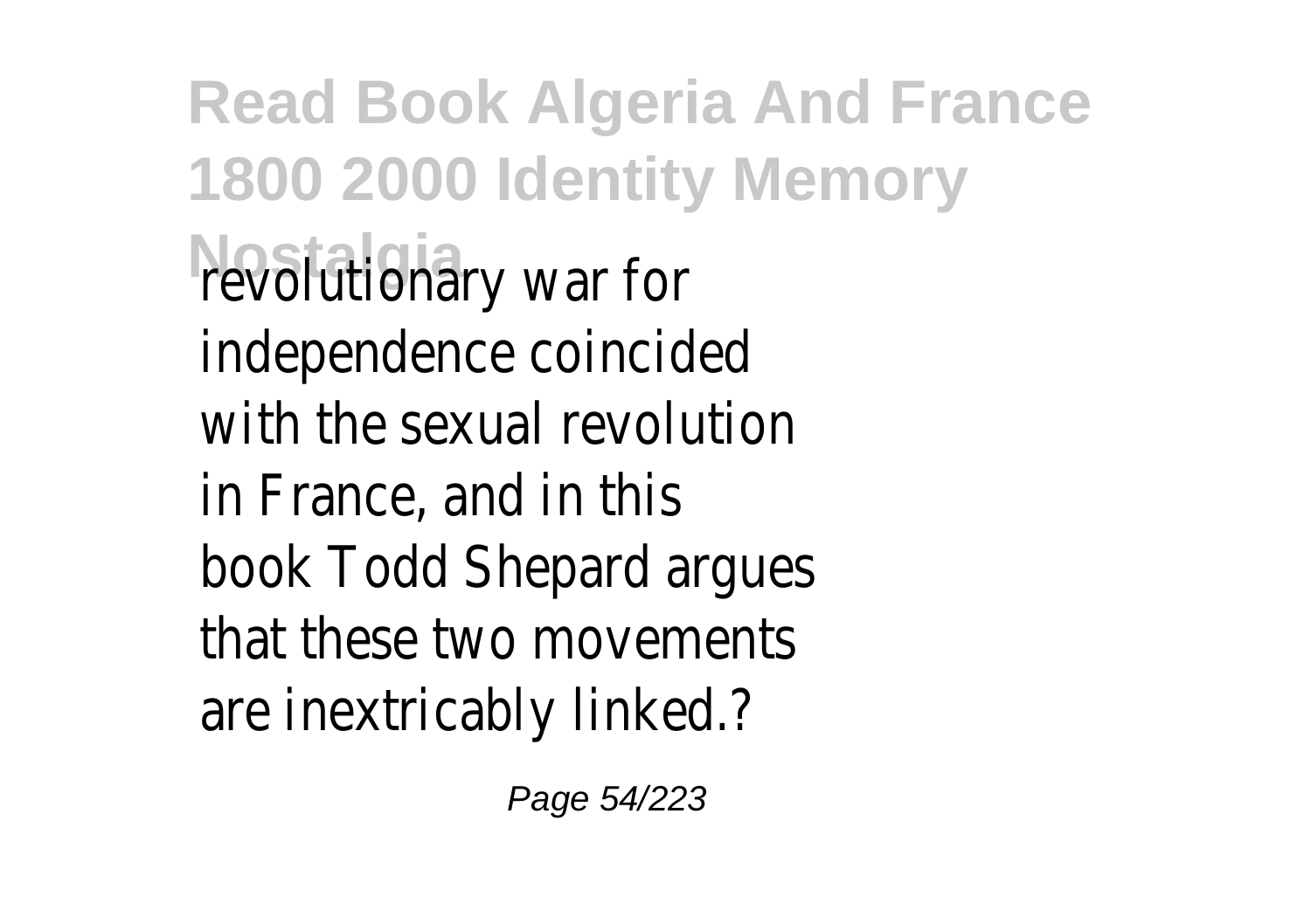revolutionary war for independence coincided with the sexual revolution in France, and in this book Todd Shepard argues that these two movements are inextricably linked.?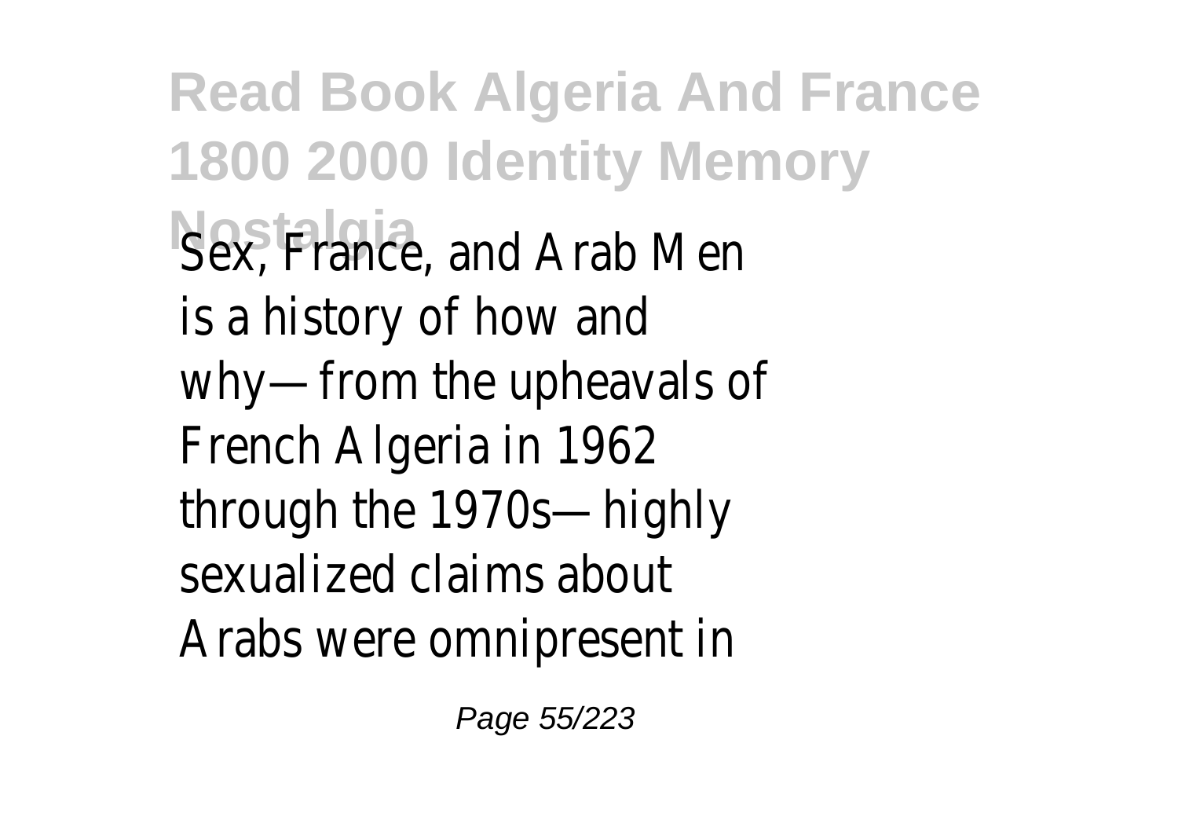Sex, France, and Arab Men is a history of how and why—from the upheavals of French Algeria in 1962 through the 1970s—highly sexualized claims about Arabs were omnipresent in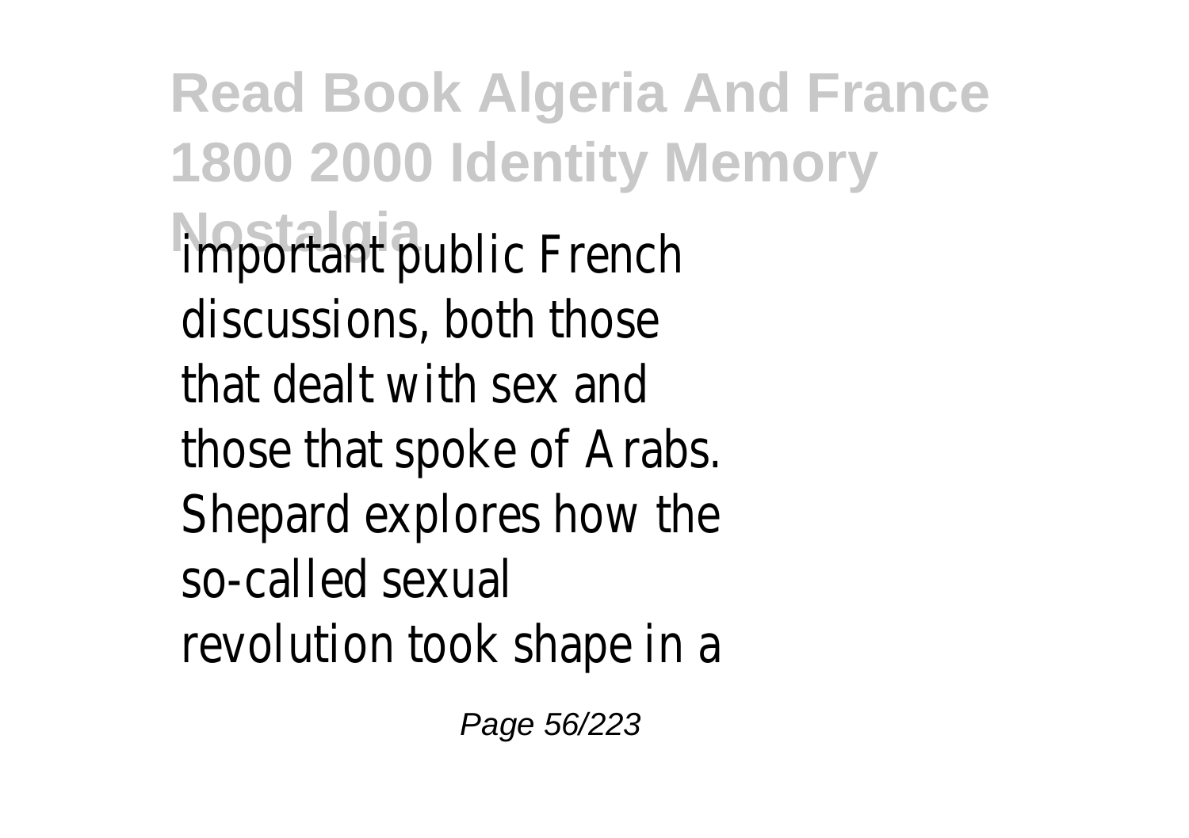important public French discussions, both those that dealt with sex and those that spoke of Arabs. Shepard explores how the so-called sexual revolution took shape in a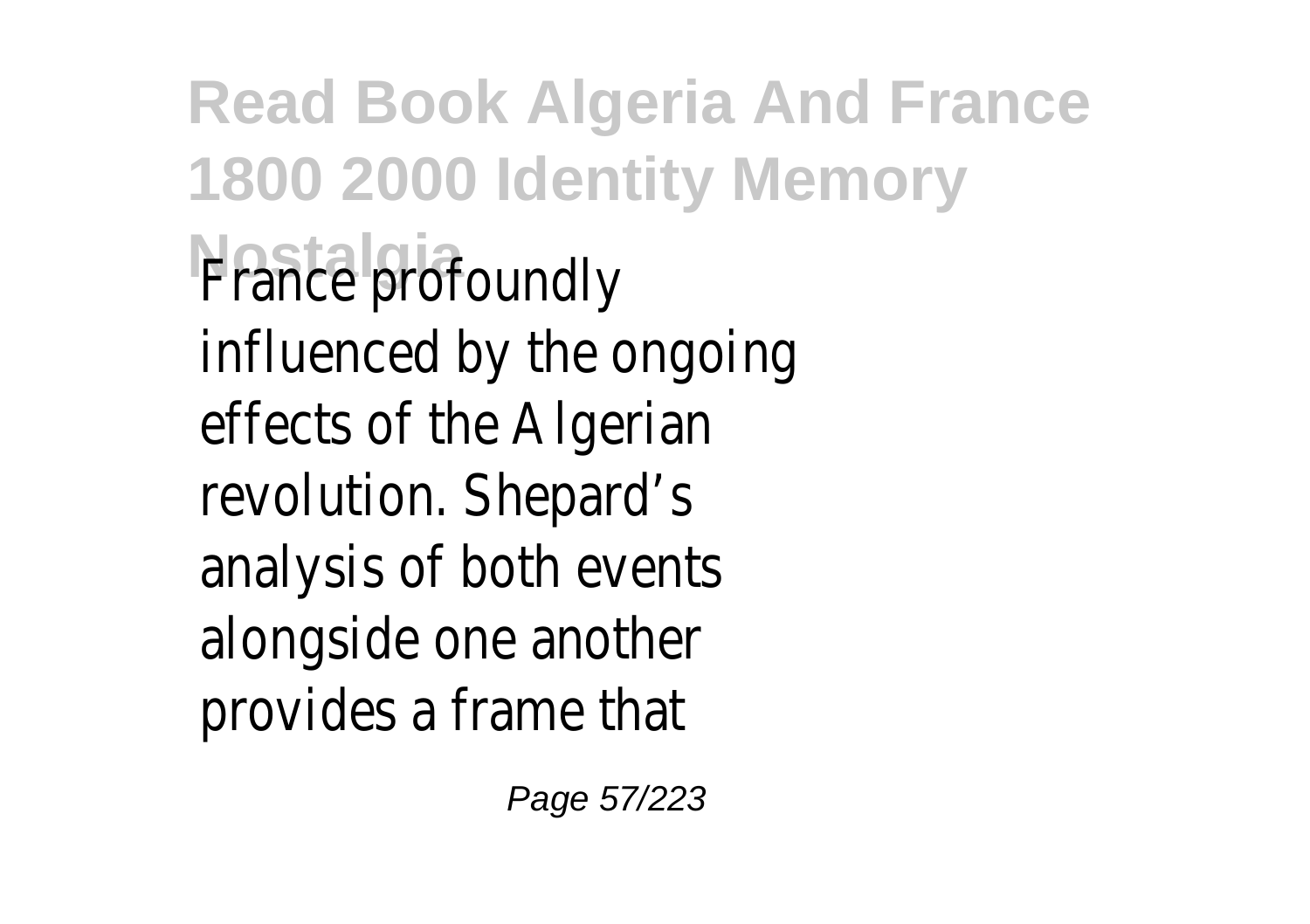France profoundly influenced by the ongoing effects of the Algerian revolution. Shepard’s analysis of both events alongside one another provides a frame that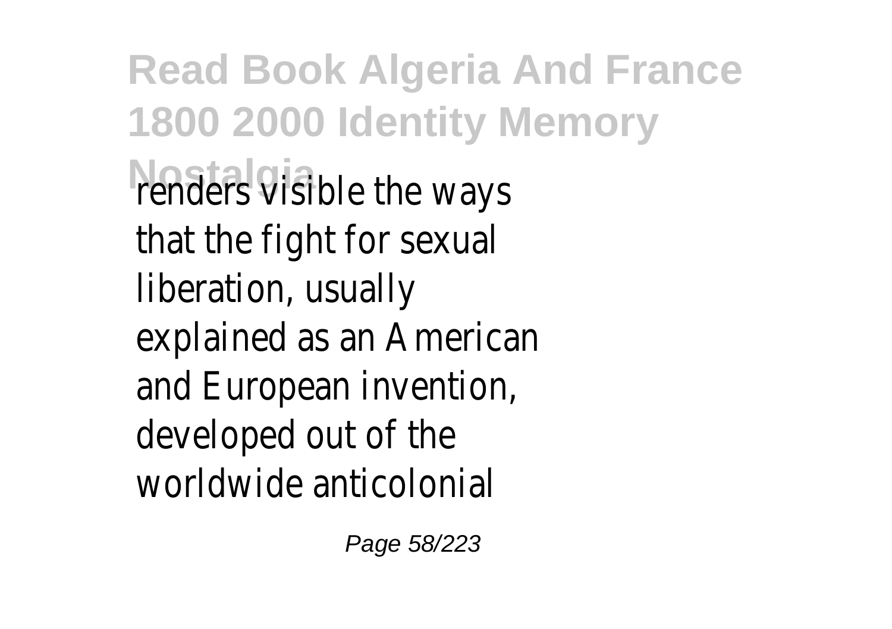renders visible the ways that the fight for sexual liberation, usually explained as an American and European invention, developed out of the worldwide anticolonial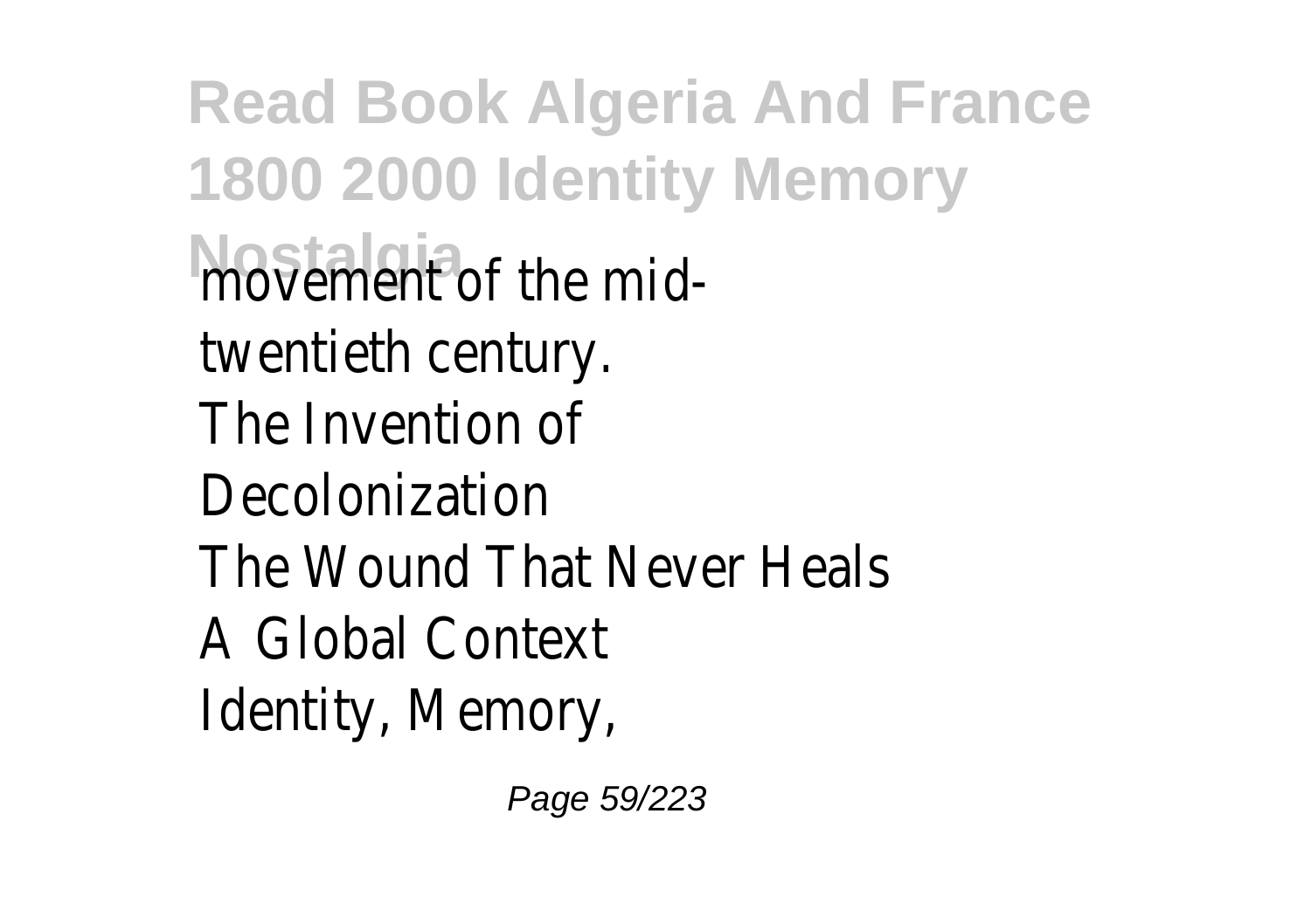movement of the mid-
twentieth century.
The Invention of
Decolonization
The Wound That Never Heals
A Global Context
Identity, Memory,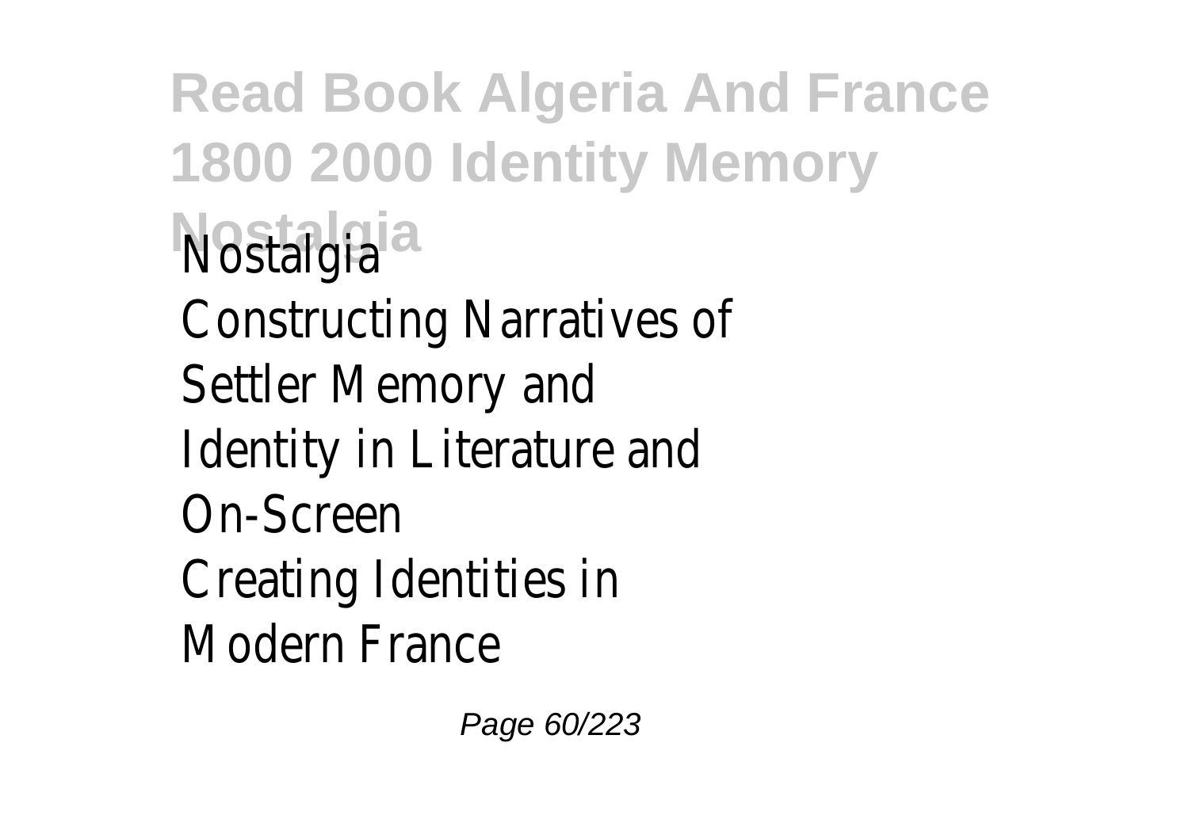Constructing Narratives of Settler Memory and Identity in Literature and On-Screen

Creating Identities in Modern France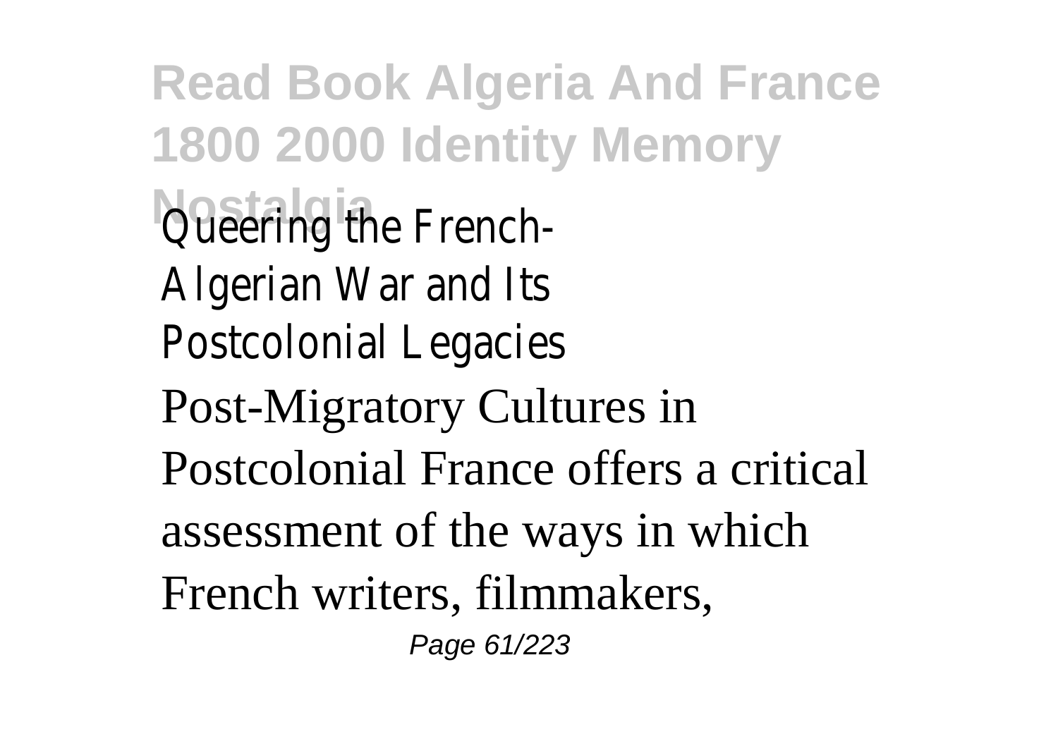Queering the French-Algerian War and Its Postcolonial Legacies

Post-Migratory Cultures in Postcolonial France offers a critical assessment of the ways in which French writers, filmmakers,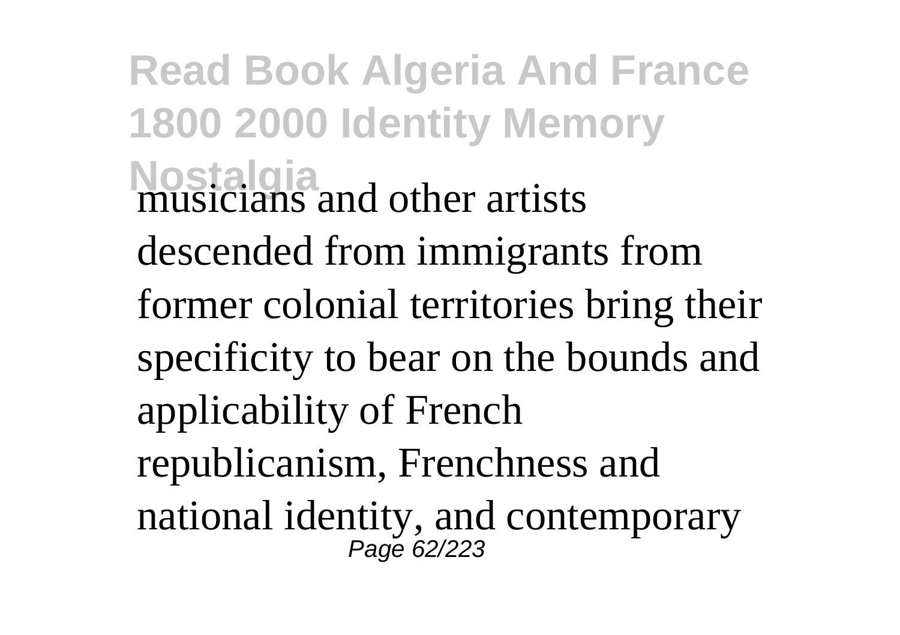musicians and other artists descended from immigrants from former colonial territories bring their specificity to bear on the bounds and applicability of French republicanism, Frenchness and national identity, and contemporary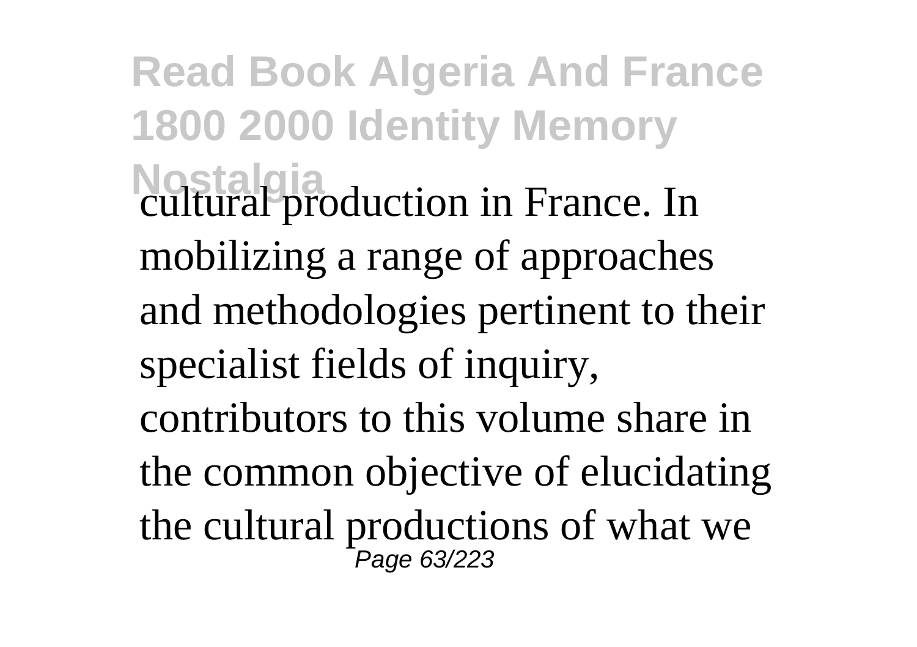cultural production in France. In mobilizing a range of approaches and methodologies pertinent to their specialist fields of inquiry, contributors to this volume share in the common objective of elucidating the cultural productions of what we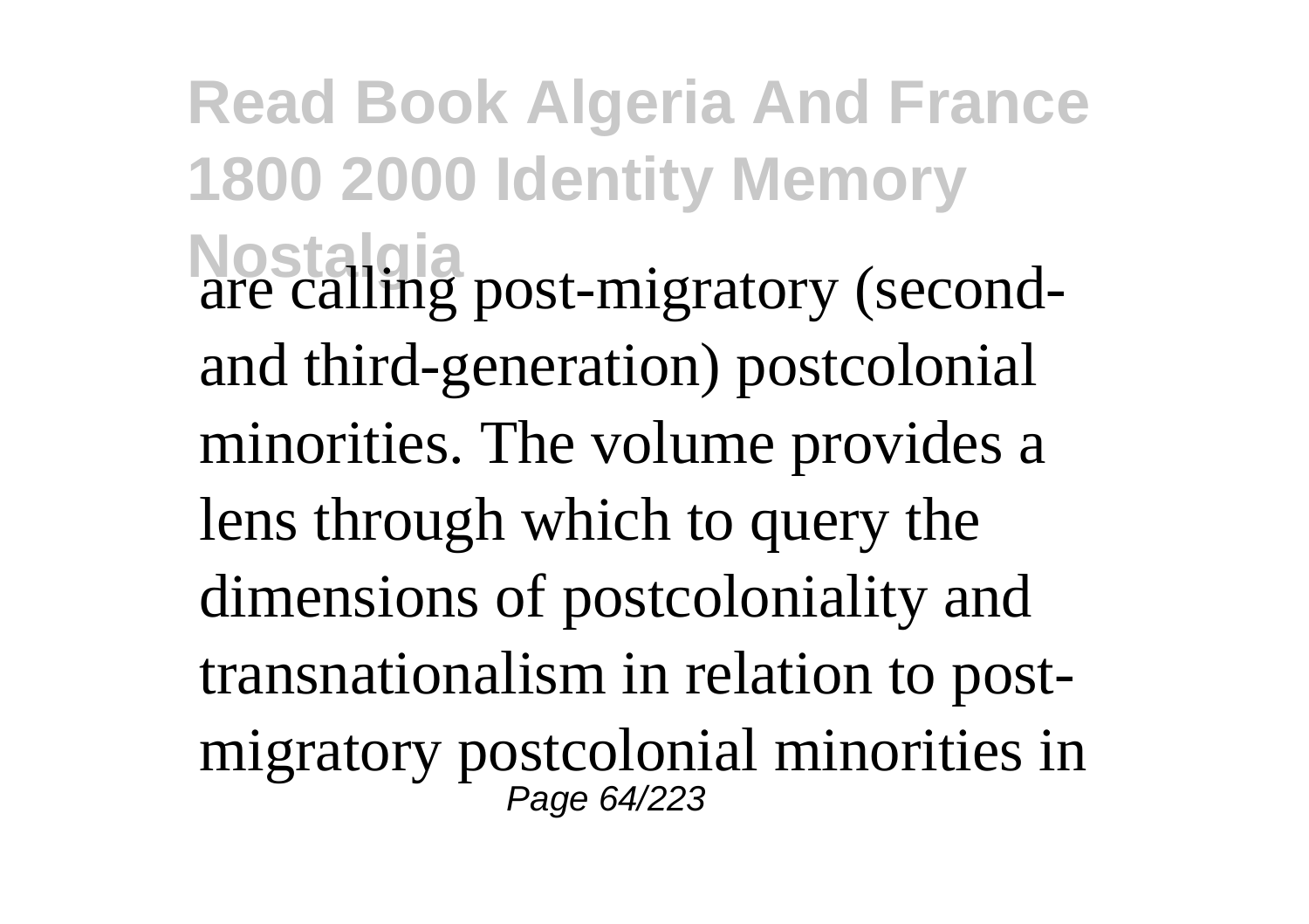are calling post-migratory (second- and third-generation) postcolonial minorities. The volume provides a lens through which to query the dimensions of postcoloniality and transnationalism in relation to post-migratory postcolonial minorities in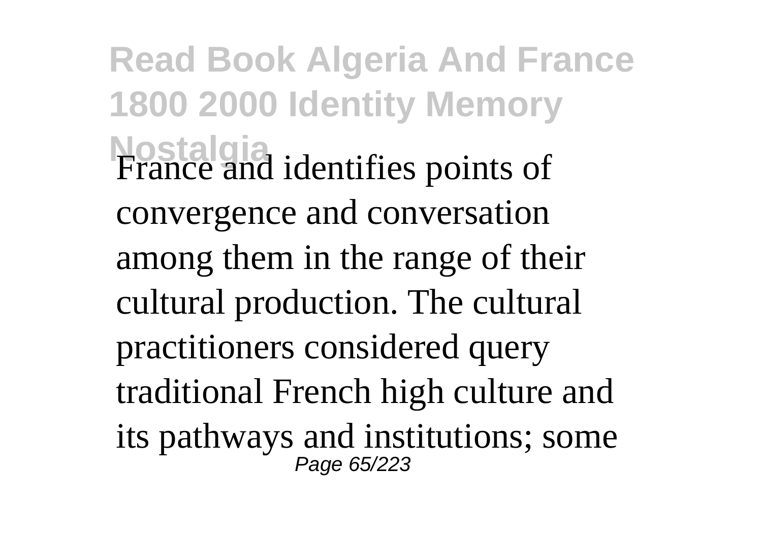France and identifies points of convergence and conversation among them in the range of their cultural production. The cultural practitioners considered query traditional French high culture and its pathways and institutions; some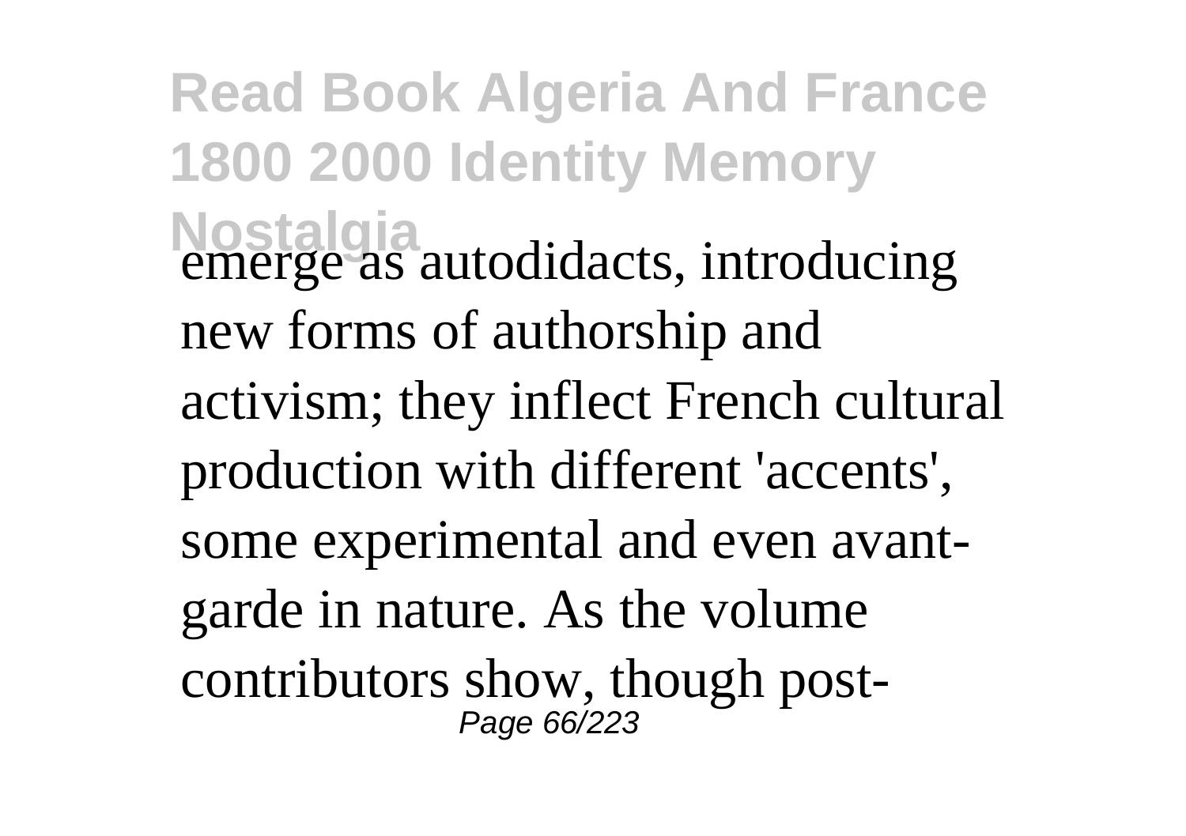emerge as autodidacts, introducing new forms of authorship and activism; they inflect French cultural production with different 'accents', some experimental and even avant-garde in nature. As the volume contributors show, though post-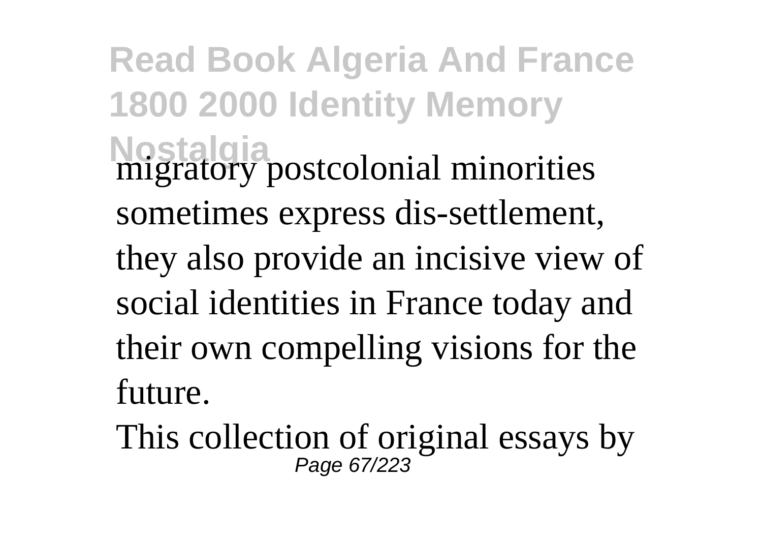migratory postcolonial minorities sometimes express dis-settlement, they also provide an incisive view of social identities in France today and their own compelling visions for the future.

This collection of original essays by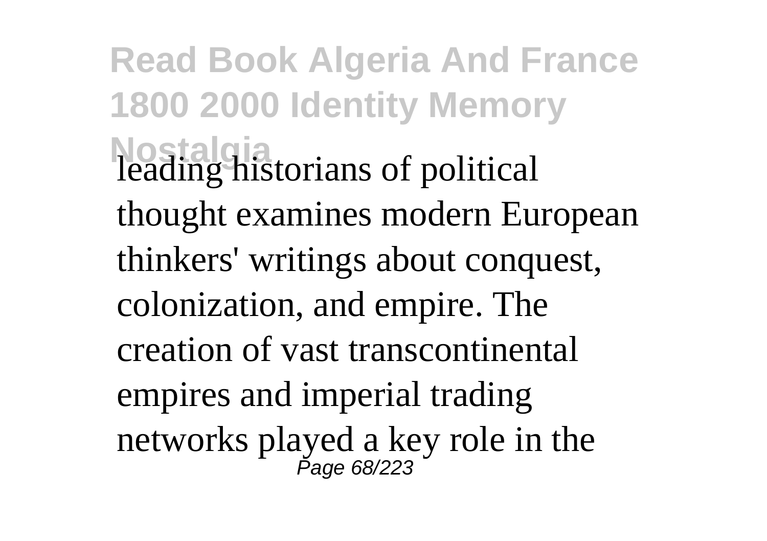leading historians of political thought examines modern European thinkers' writings about conquest, colonization, and empire. The creation of vast transcontinental empires and imperial trading networks played a key role in the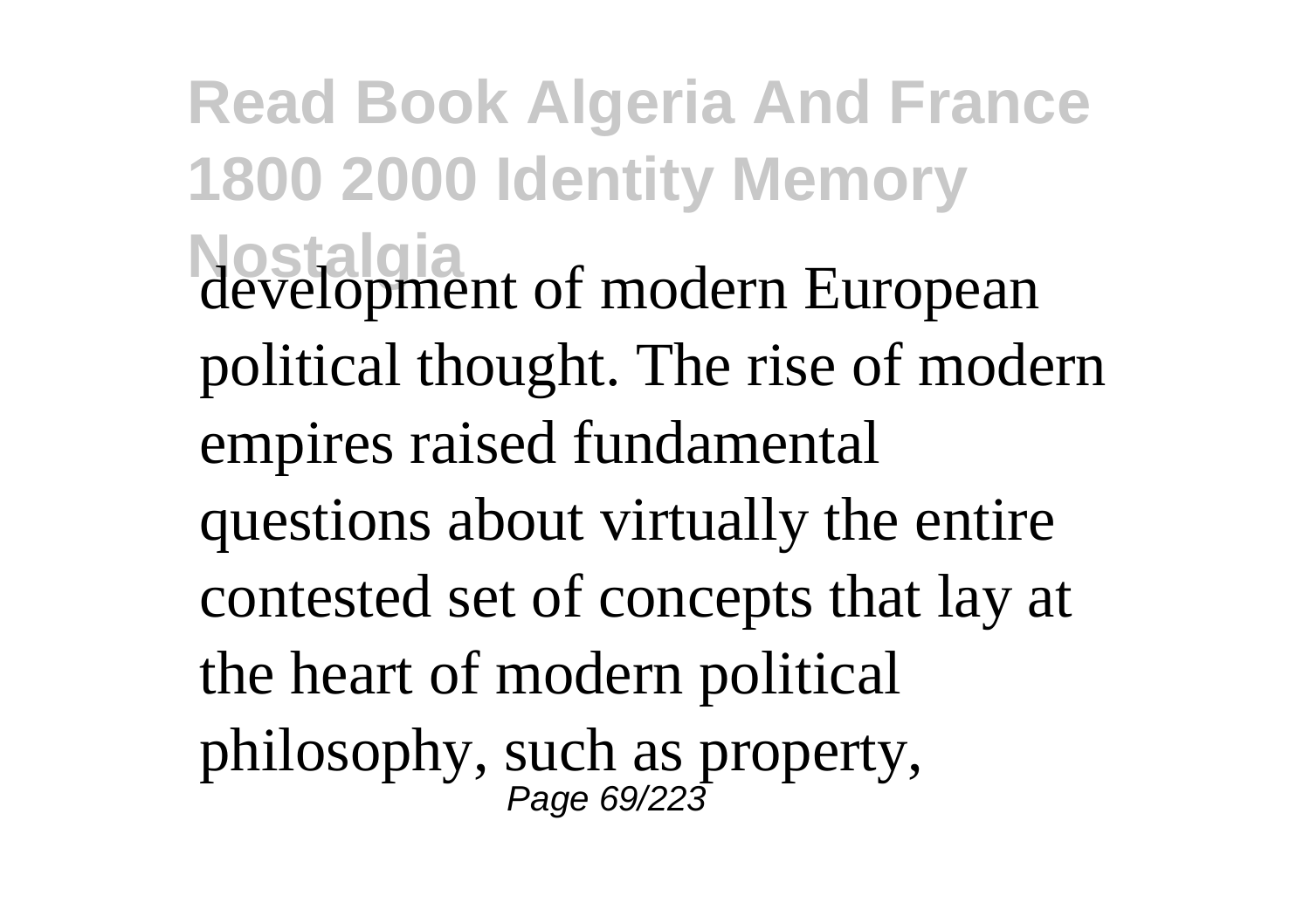development of modern European political thought. The rise of modern empires raised fundamental questions about virtually the entire contested set of concepts that lay at the heart of modern political philosophy, such as property,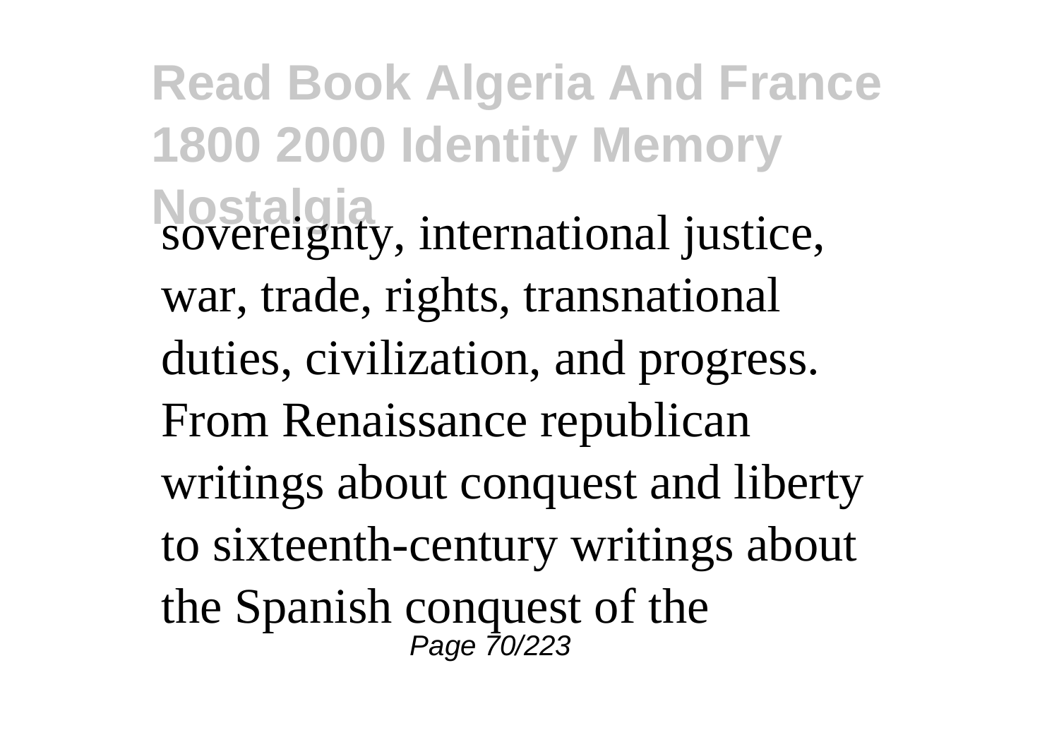sovereignty, international justice, war, trade, rights, transnational duties, civilization, and progress. From Renaissance republican writings about conquest and liberty to sixteenth-century writings about the Spanish conquest of the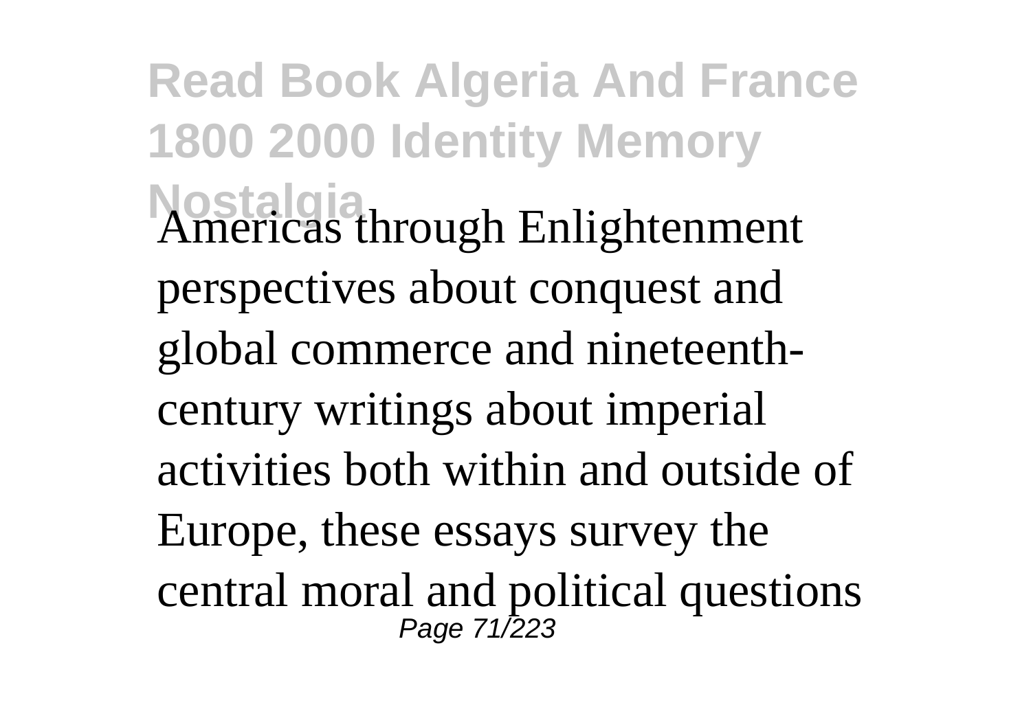Americas through Enlightenment perspectives about conquest and global commerce and nineteenth-century writings about imperial activities both within and outside of Europe, these essays survey the central moral and political questions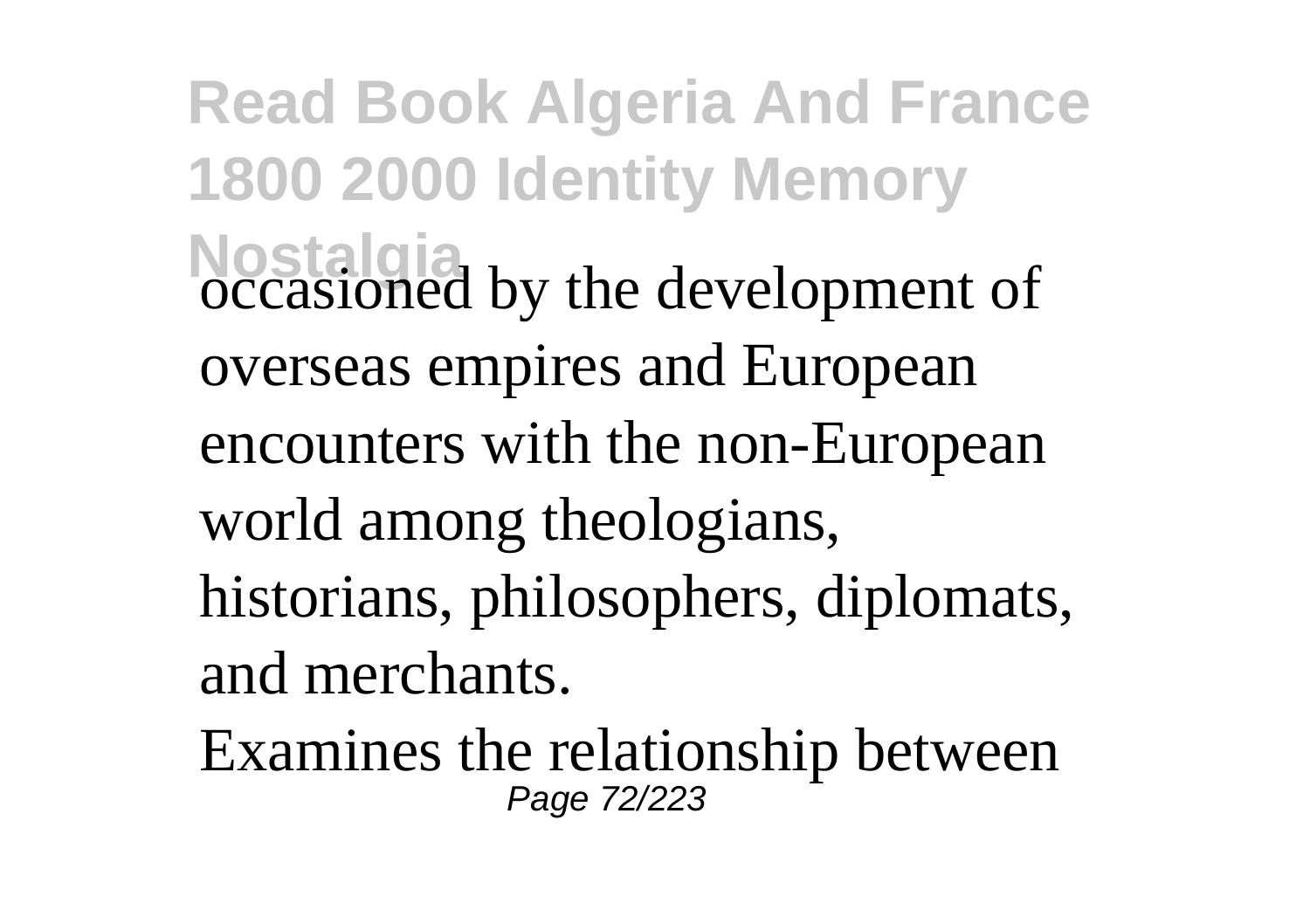occasioned by the development of overseas empires and European encounters with the non-European world among theologians, historians, philosophers, diplomats, and merchants.

Examines the relationship between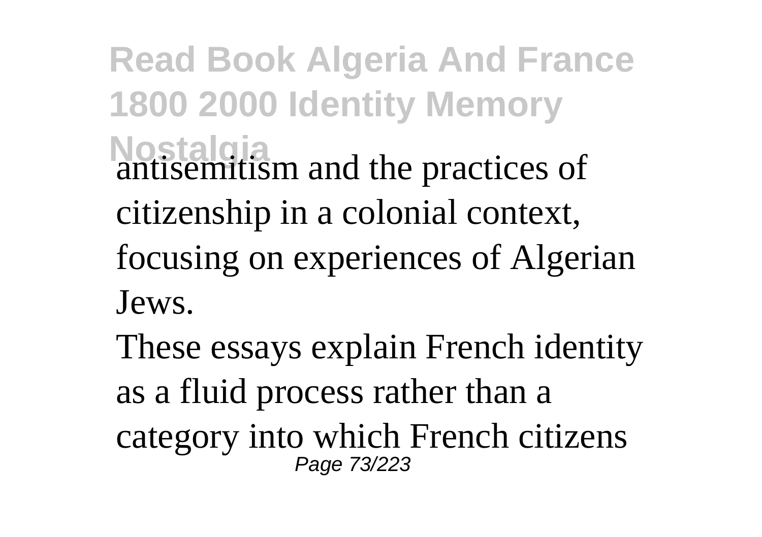antisemitism and the practices of citizenship in a colonial context, focusing on experiences of Algerian Jews.

These essays explain French identity as a fluid process rather than a category into which French citizens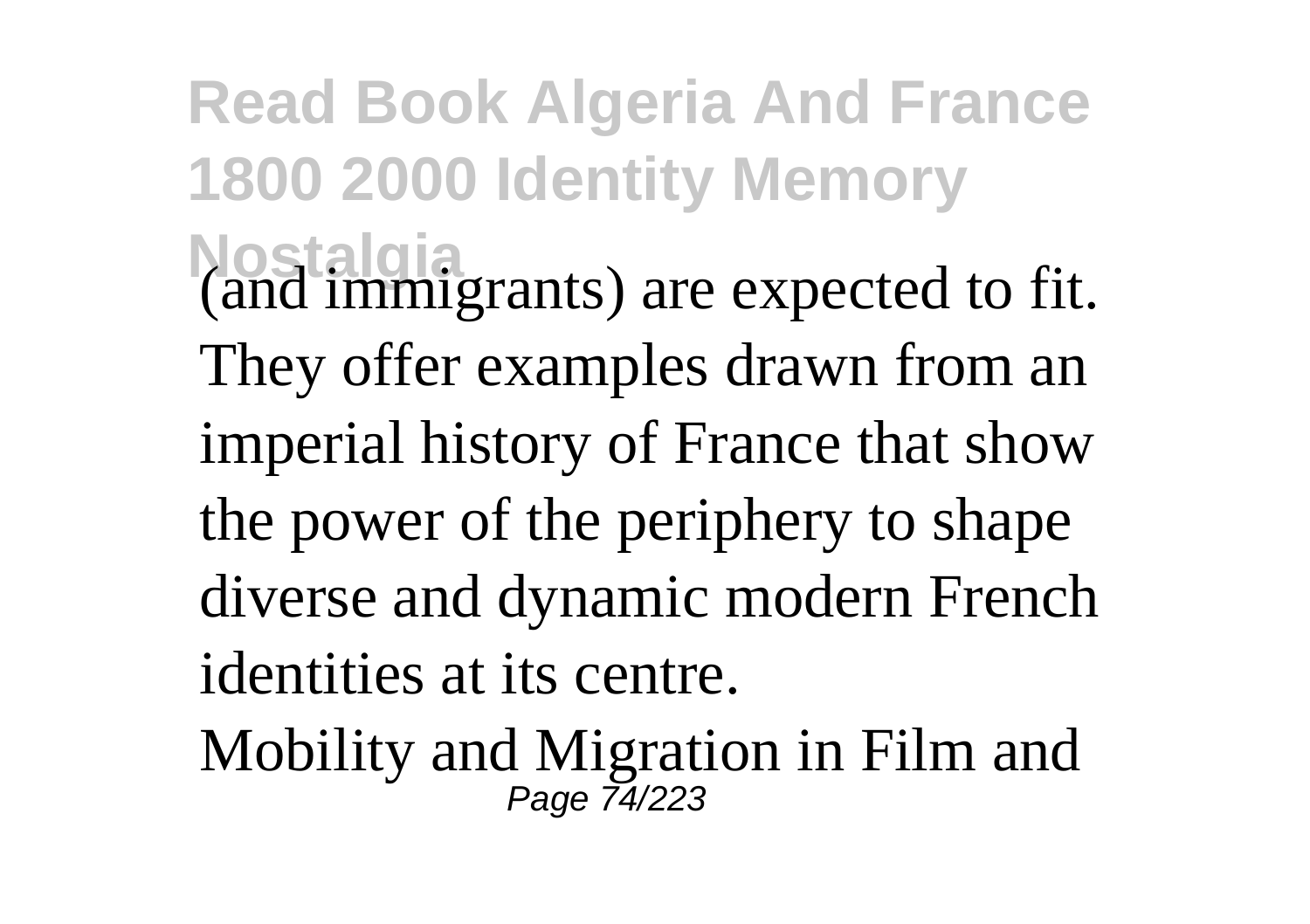(and immigrants) are expected to fit. They offer examples drawn from an imperial history of France that show the power of the periphery to shape diverse and dynamic modern French identities at its centre.

Mobility and Migration in Film and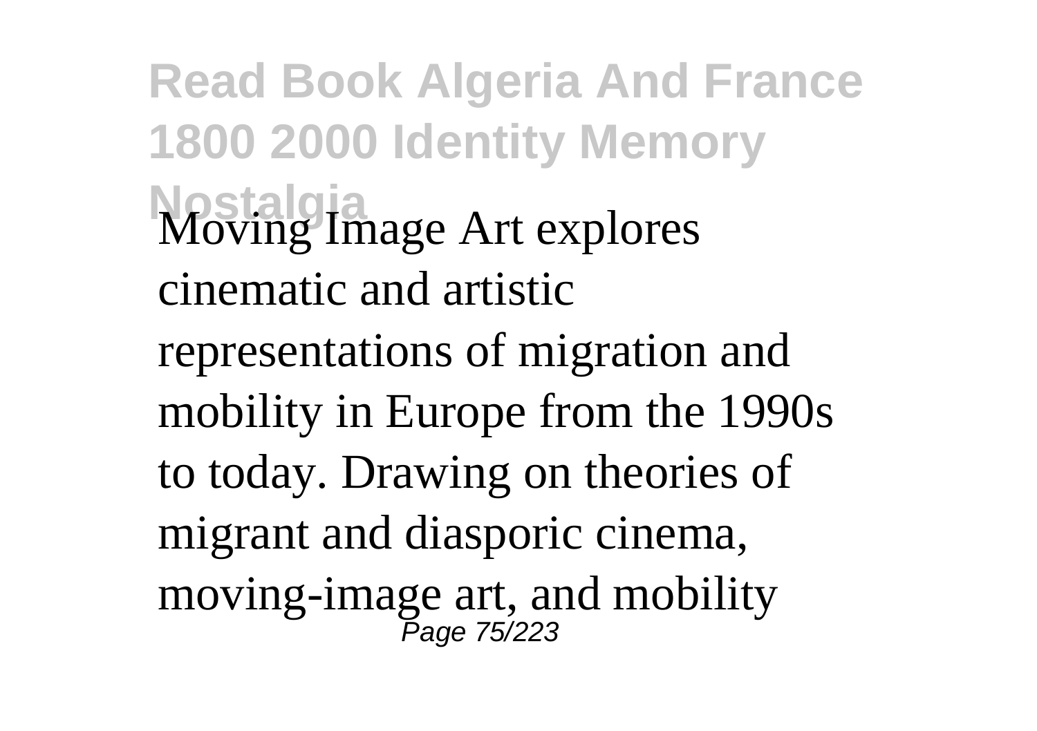Moving Image Art explores cinematic and artistic representations of migration and mobility in Europe from the 1990s to today. Drawing on theories of migrant and diasporic cinema, moving-image art, and mobility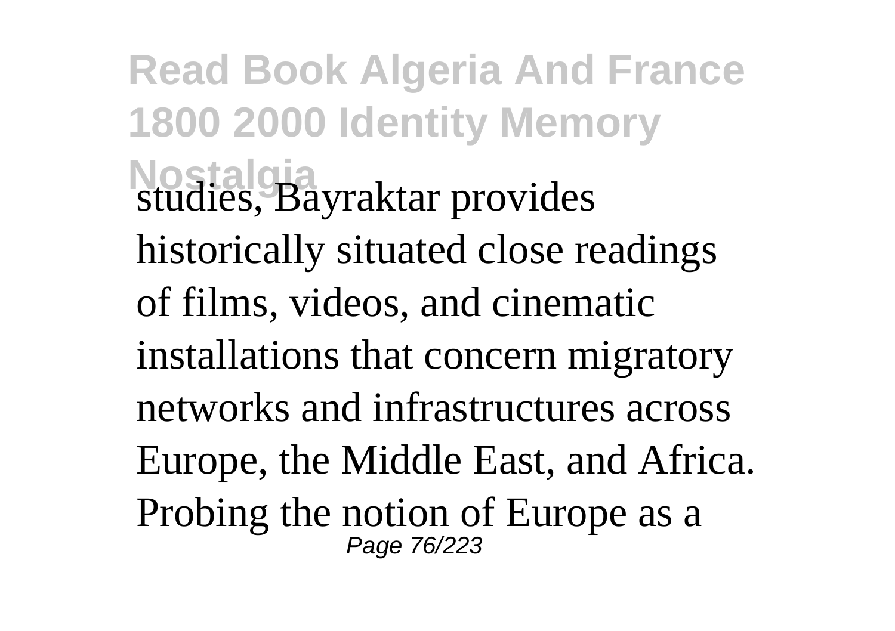studies, Bayraktar provides historically situated close readings of films, videos, and cinematic installations that concern migratory networks and infrastructures across Europe, the Middle East, and Africa. Probing the notion of Europe as a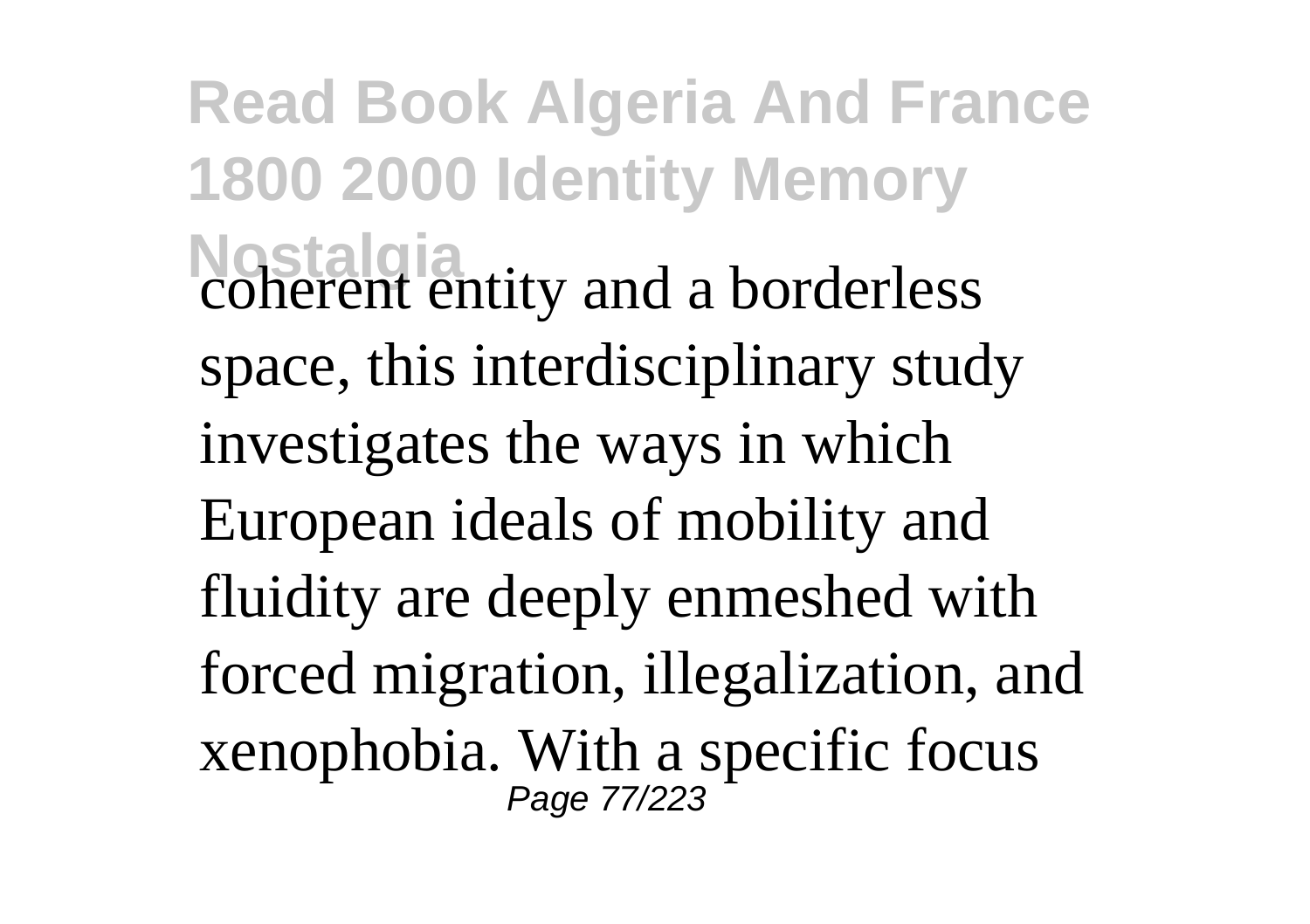coherent entity and a borderless space, this interdisciplinary study investigates the ways in which European ideals of mobility and fluidity are deeply enmeshed with forced migration, illegalization, and xenophobia. With a specific focus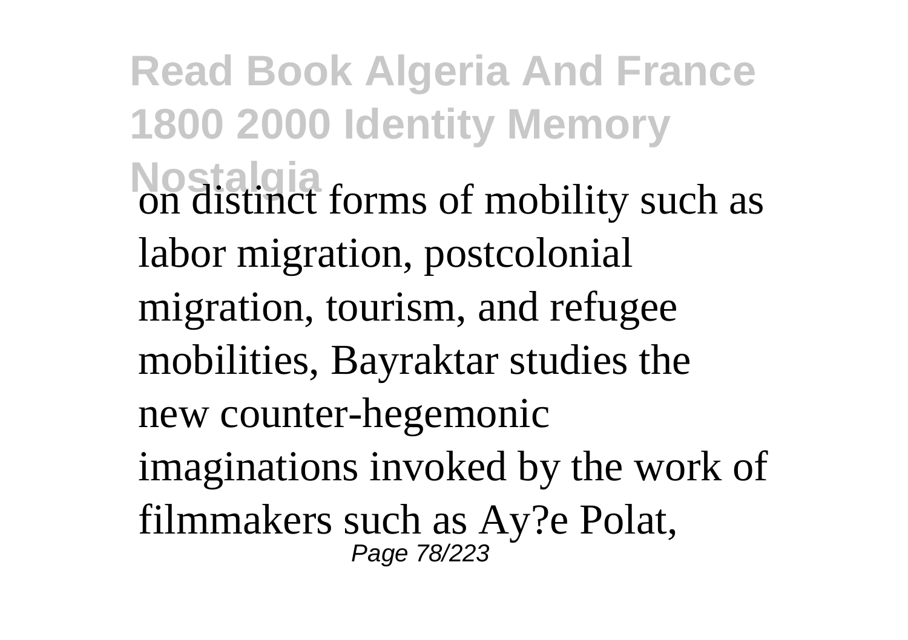on distinct forms of mobility such as labor migration, postcolonial migration, tourism, and refugee mobilities, Bayraktar studies the new counter-hegemonic imaginations invoked by the work of filmmakers such as Ay?e Polat,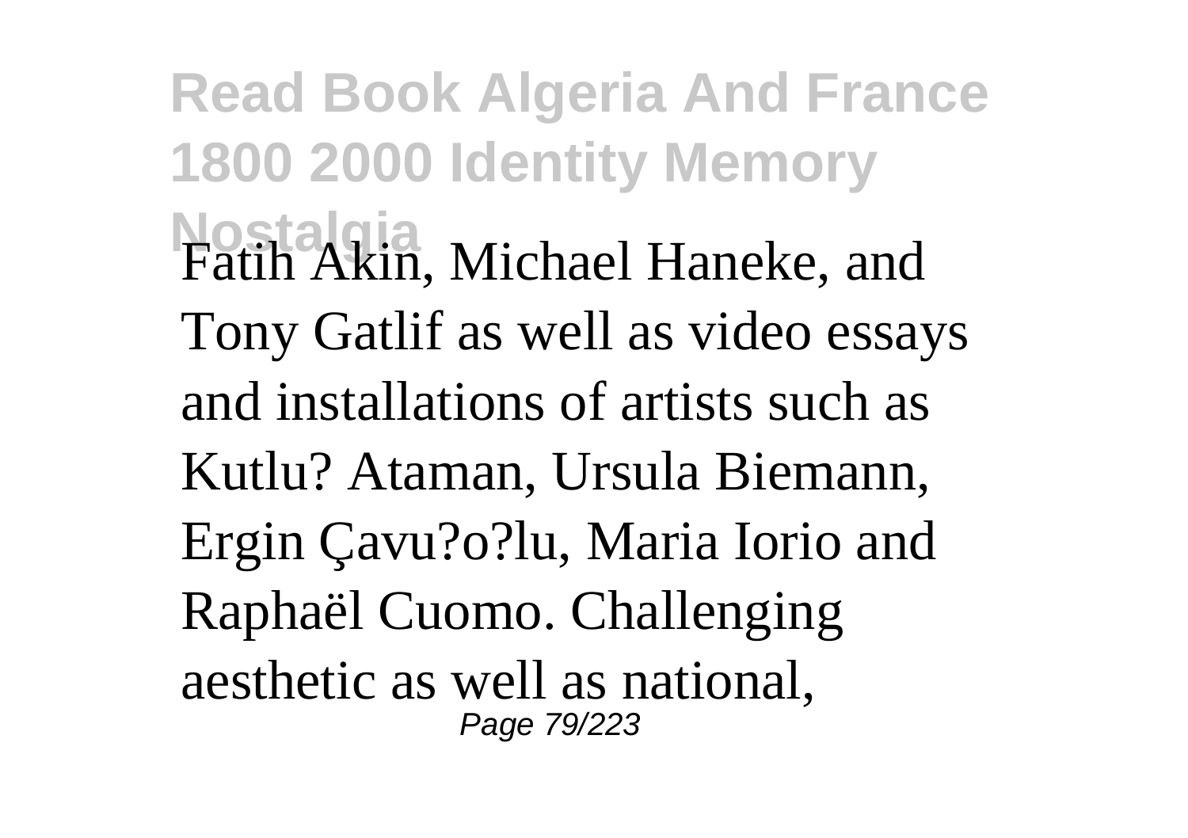Fatih Akin, Michael Haneke, and Tony Gatlif as well as video essays and installations of artists such as Kutlu? Ataman, Ursula Biemann, Ergin Çavu?o?lu, Maria Iorio and Raphaël Cuomo. Challenging aesthetic as well as national,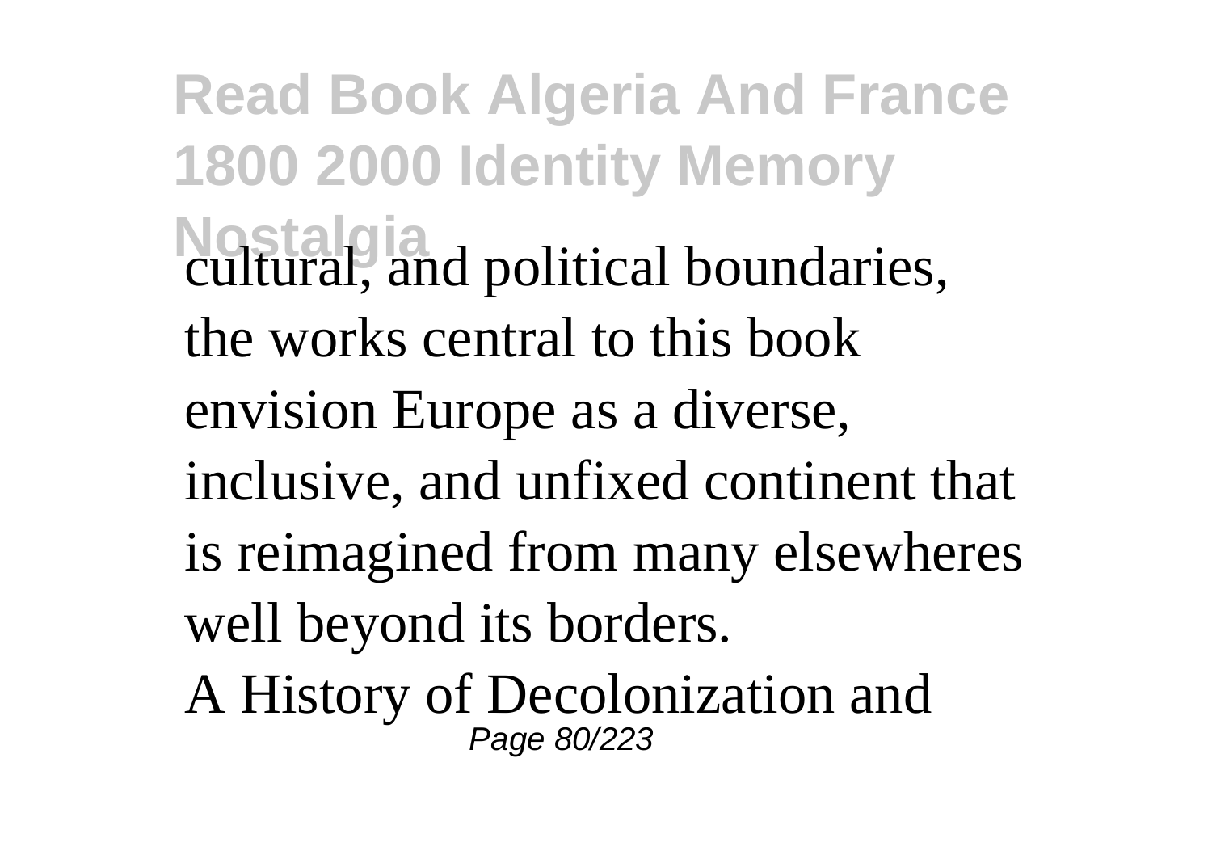cultural, and political boundaries, the works central to this book envision Europe as a diverse, inclusive, and unfixed continent that is reimagined from many elsewheres well beyond its borders.

A History of Decolonization and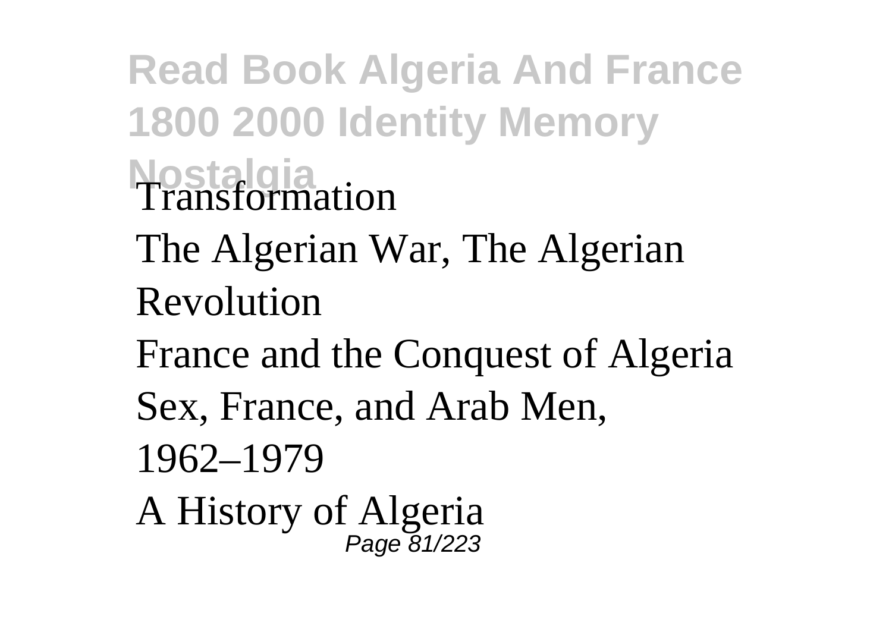Transformation

The Algerian War, The Algerian Revolution

France and the Conquest of Algeria

Sex, France, and Arab Men, 1962–1979

A History of Algeria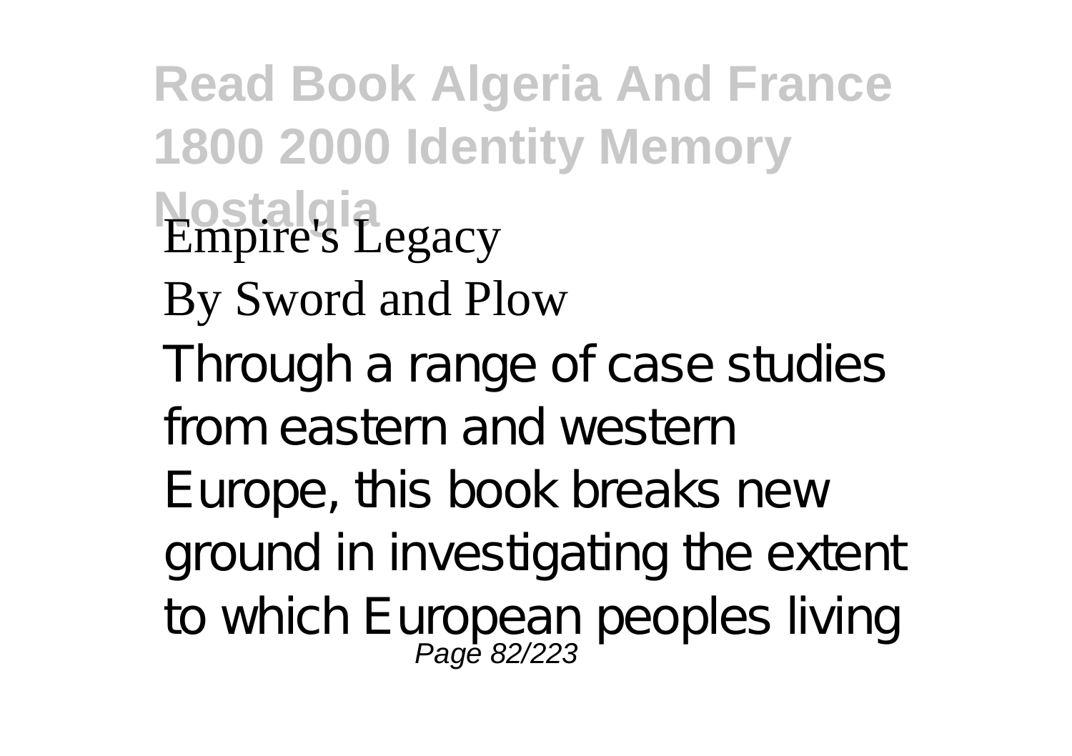Empire's Legacy

By Sword and Plow

Through a range of case studies from eastern and western Europe, this book breaks new ground in investigating the extent to which European peoples living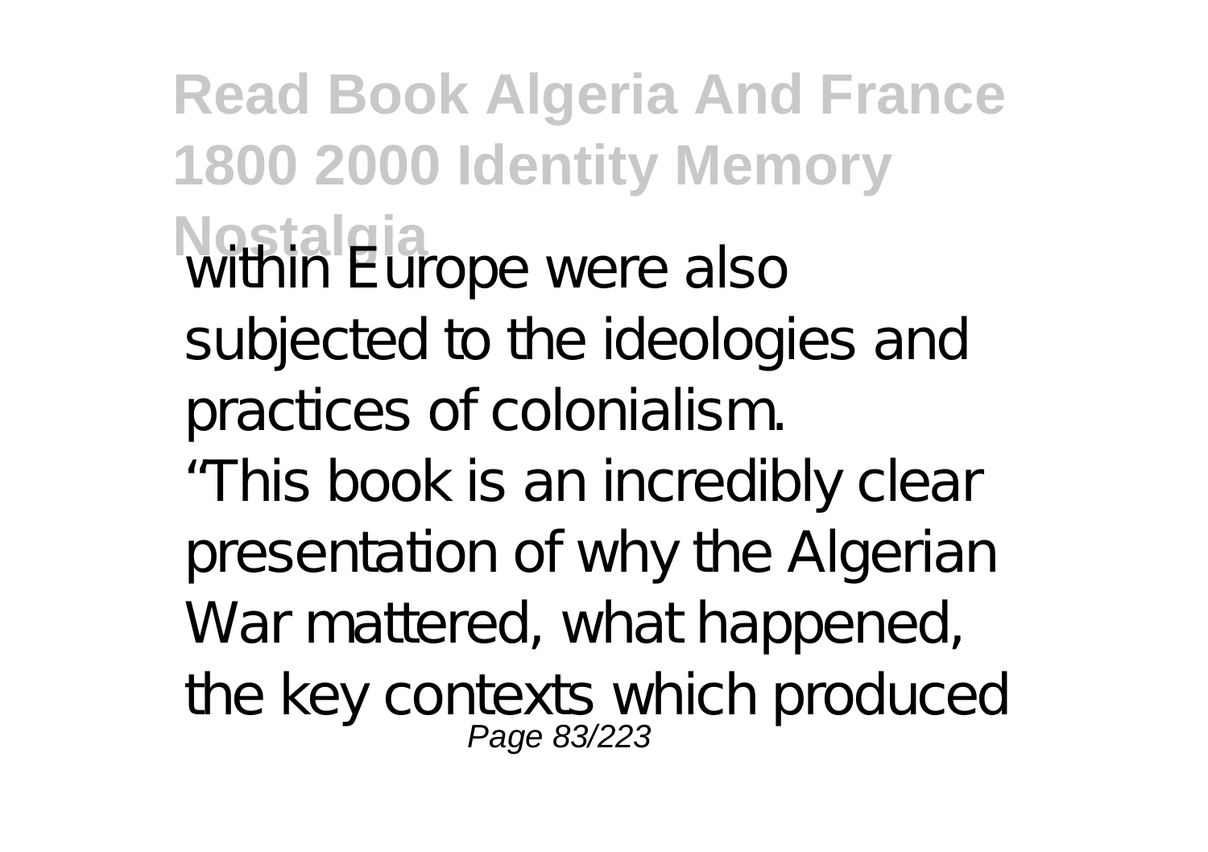within Europe were also subjected to the ideologies and practices of colonialism.

"This book is an incredibly clear presentation of why the Algerian War mattered, what happened, the key contexts which produced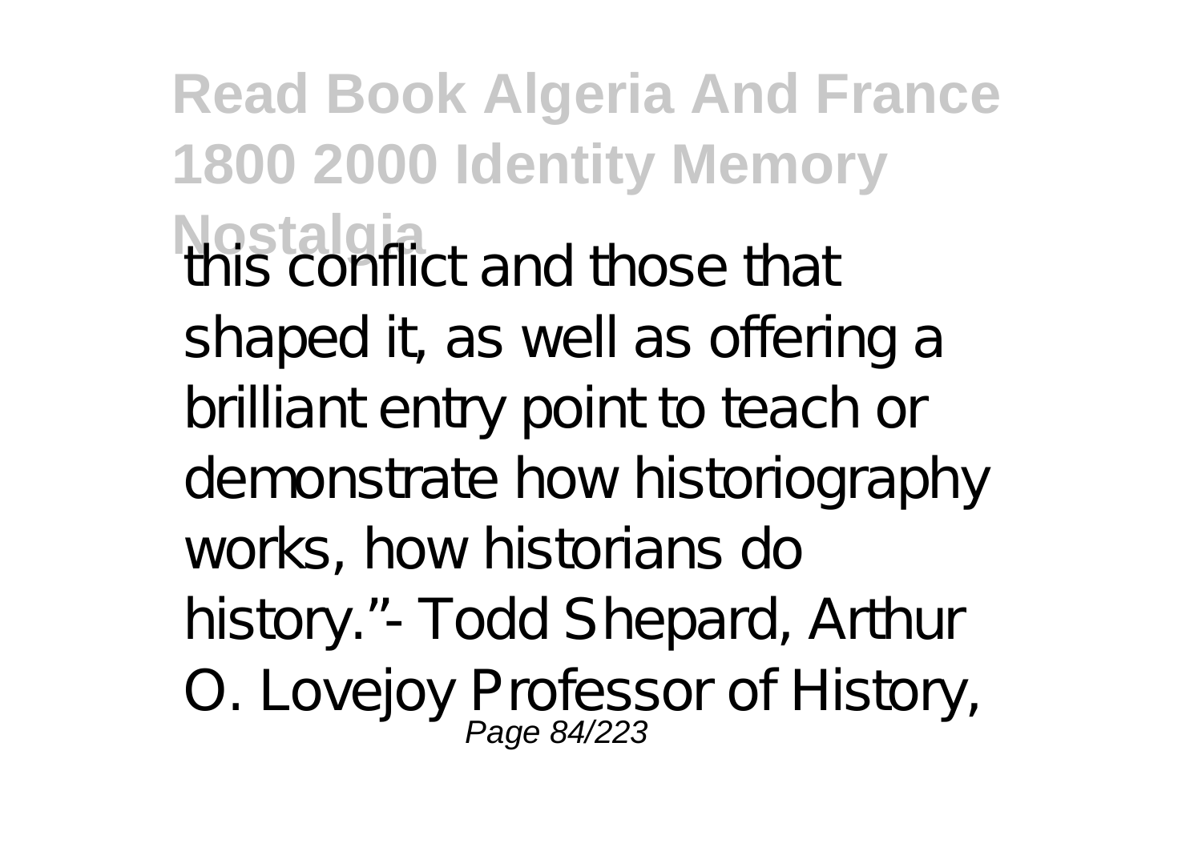this conflict and those that shaped it, as well as offering a brilliant entry point to teach or demonstrate how historiography works, how historians do history."- Todd Shepard, Arthur O. Lovejoy Professor of History,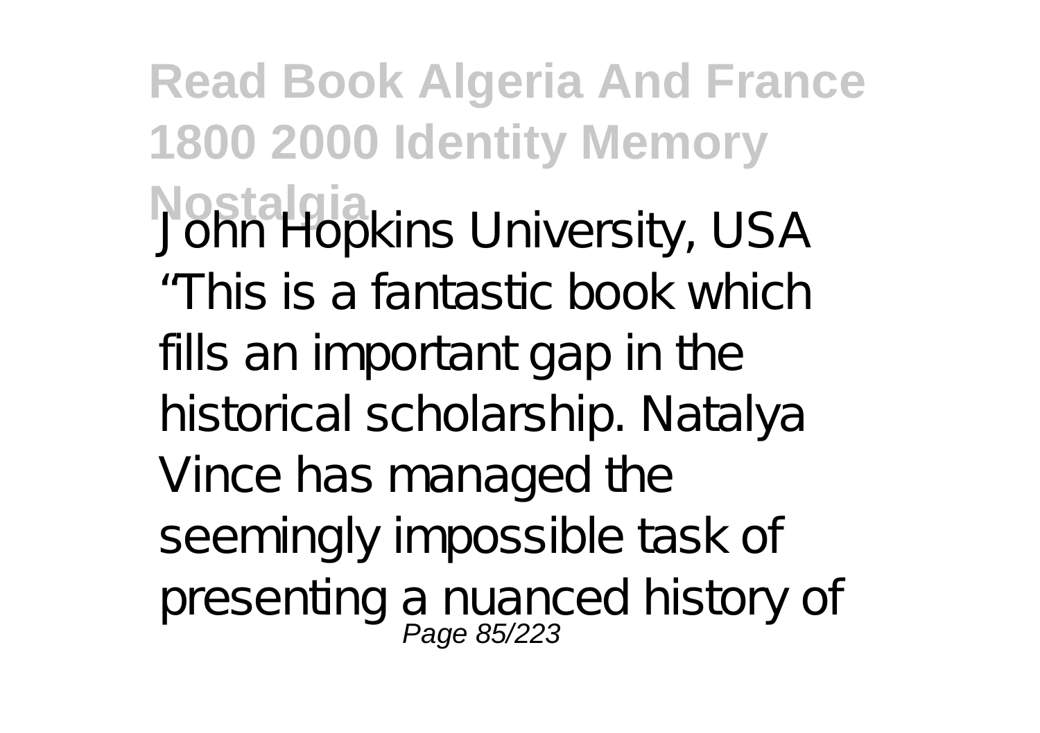John Hopkins University, USA
“This is a fantastic book which fills an important gap in the historical scholarship. Natalya Vince has managed the seemingly impossible task of presenting a nuanced history of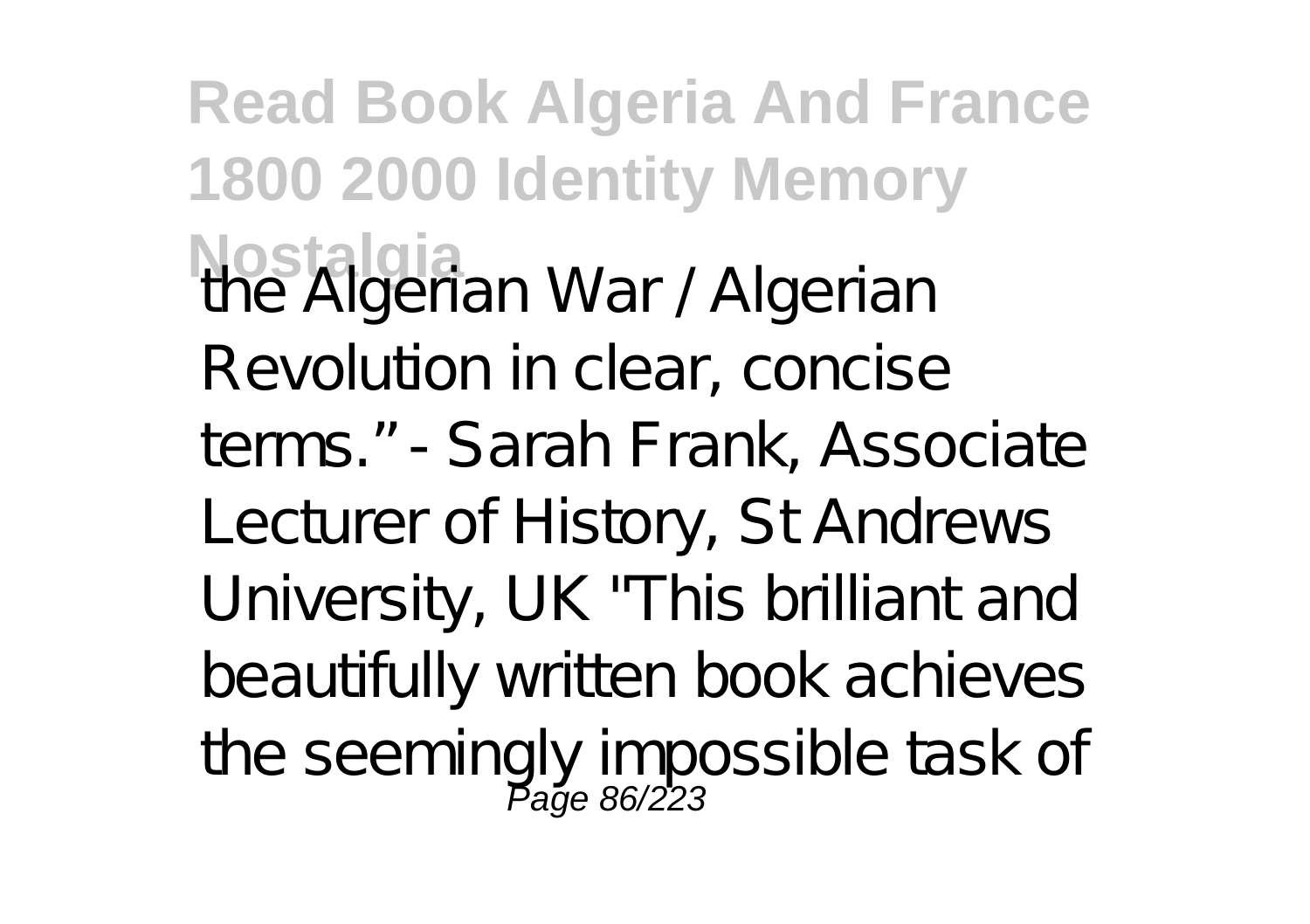the Algerian War / Algerian Revolution in clear, concise terms." - Sarah Frank, Associate Lecturer of History, St Andrews University, UK "This brilliant and beautifully written book achieves the seemingly impossible task of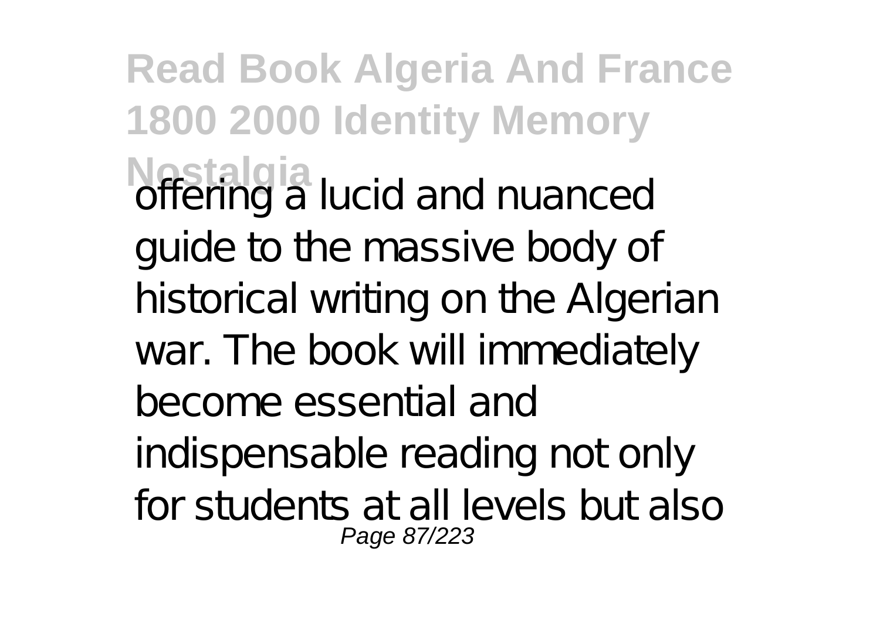offering a lucid and nuanced guide to the massive body of historical writing on the Algerian war. The book will immediately become essential and indispensable reading not only for students at all levels but also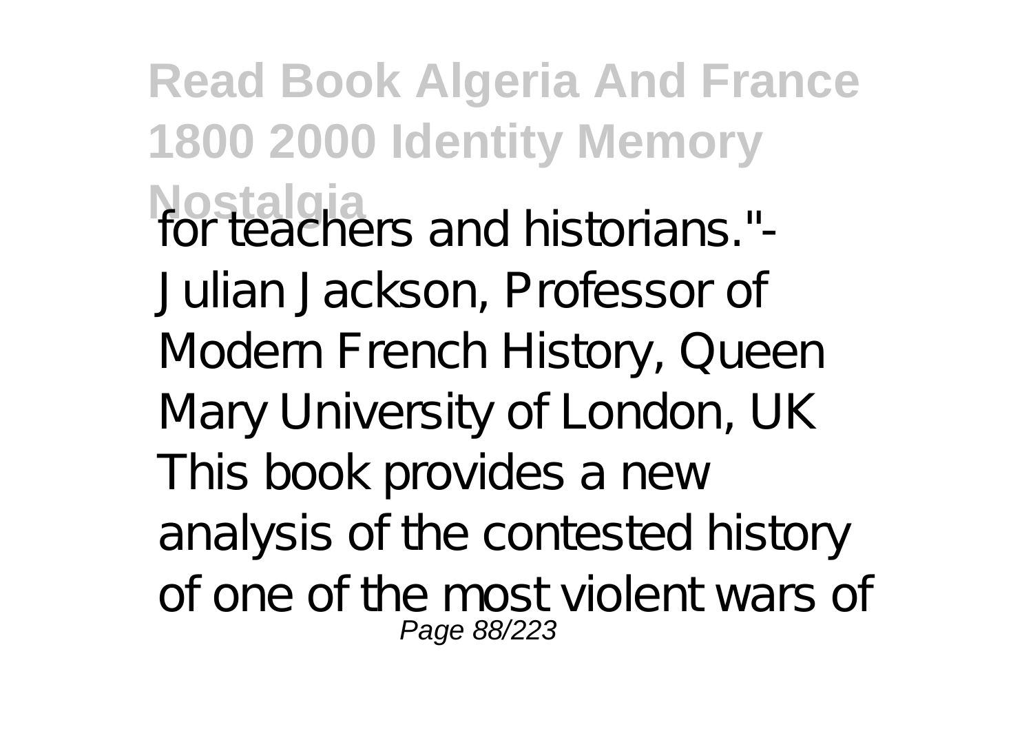for teachers and historians."- Julian Jackson, Professor of Modern French History, Queen Mary University of London, UK This book provides a new analysis of the contested history of one of the most violent wars of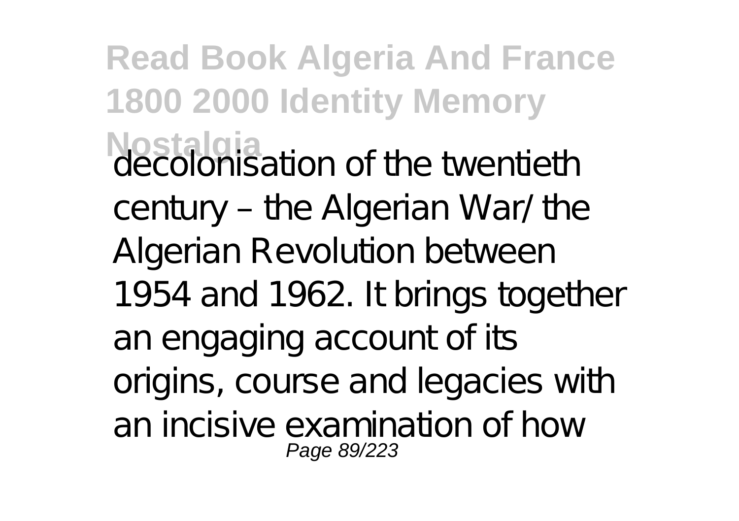decolonisation of the twentieth century – the Algerian War/ the Algerian Revolution between 1954 and 1962. It brings together an engaging account of its origins, course and legacies with an incisive examination of how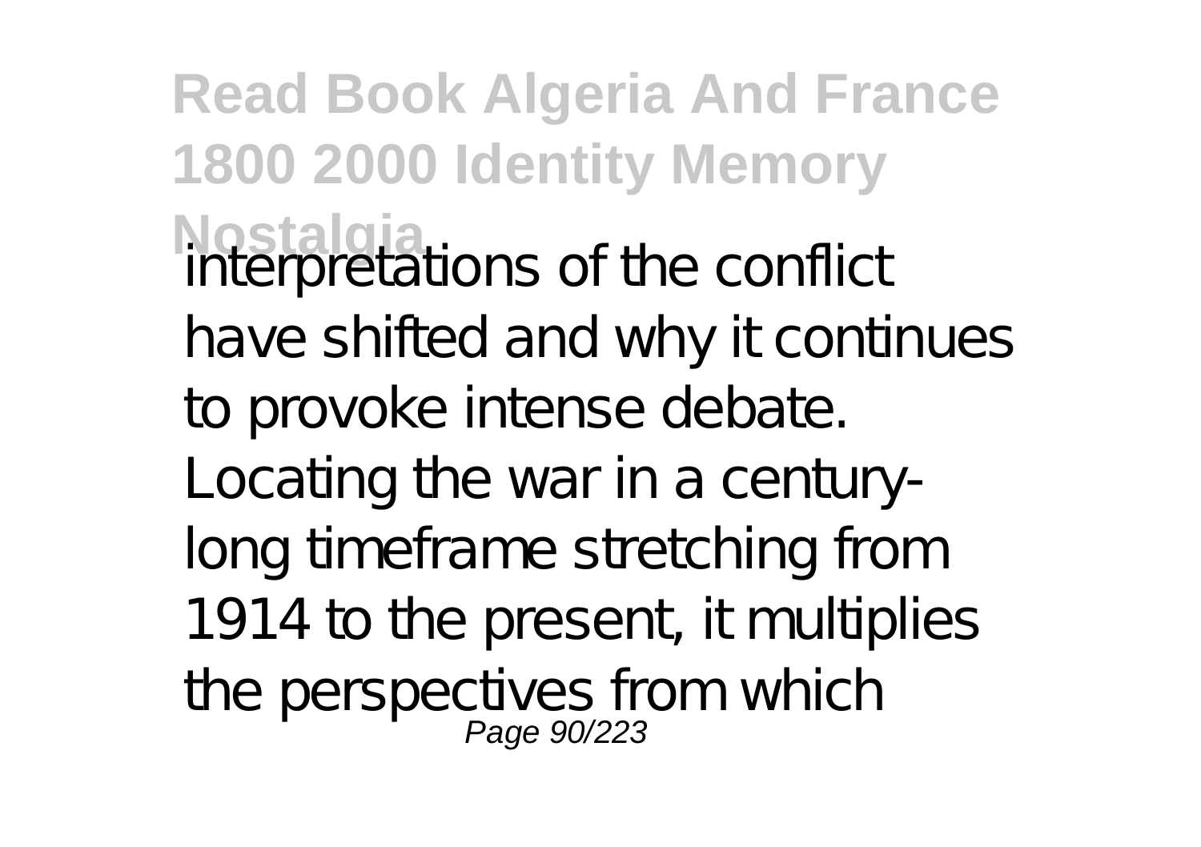interpretations of the conflict have shifted and why it continues to provoke intense debate. Locating the war in a century-long timeframe stretching from 1914 to the present, it multiplies the perspectives from which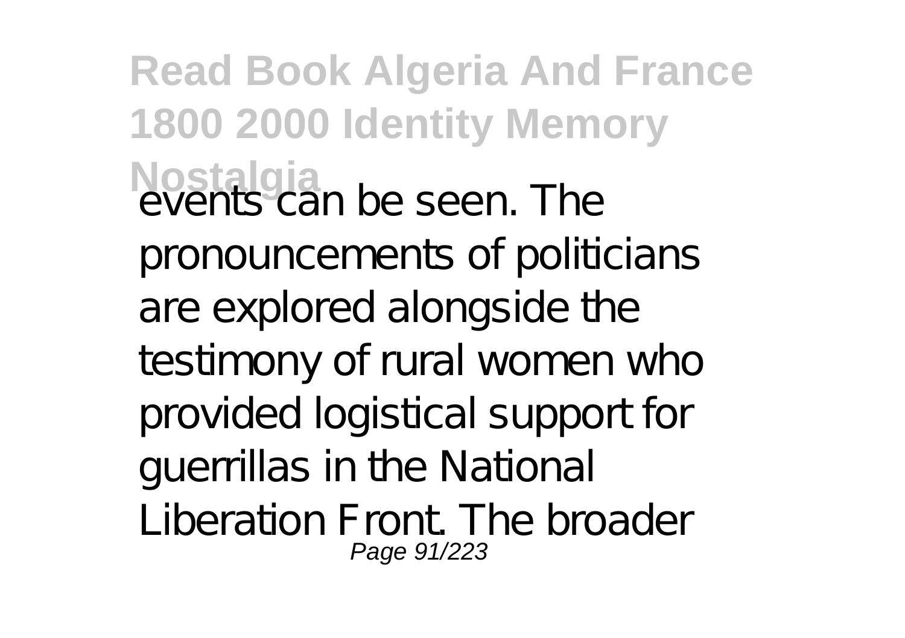events can be seen. The pronouncements of politicians are explored alongside the testimony of rural women who provided logistical support for guerrillas in the National Liberation Front. The broader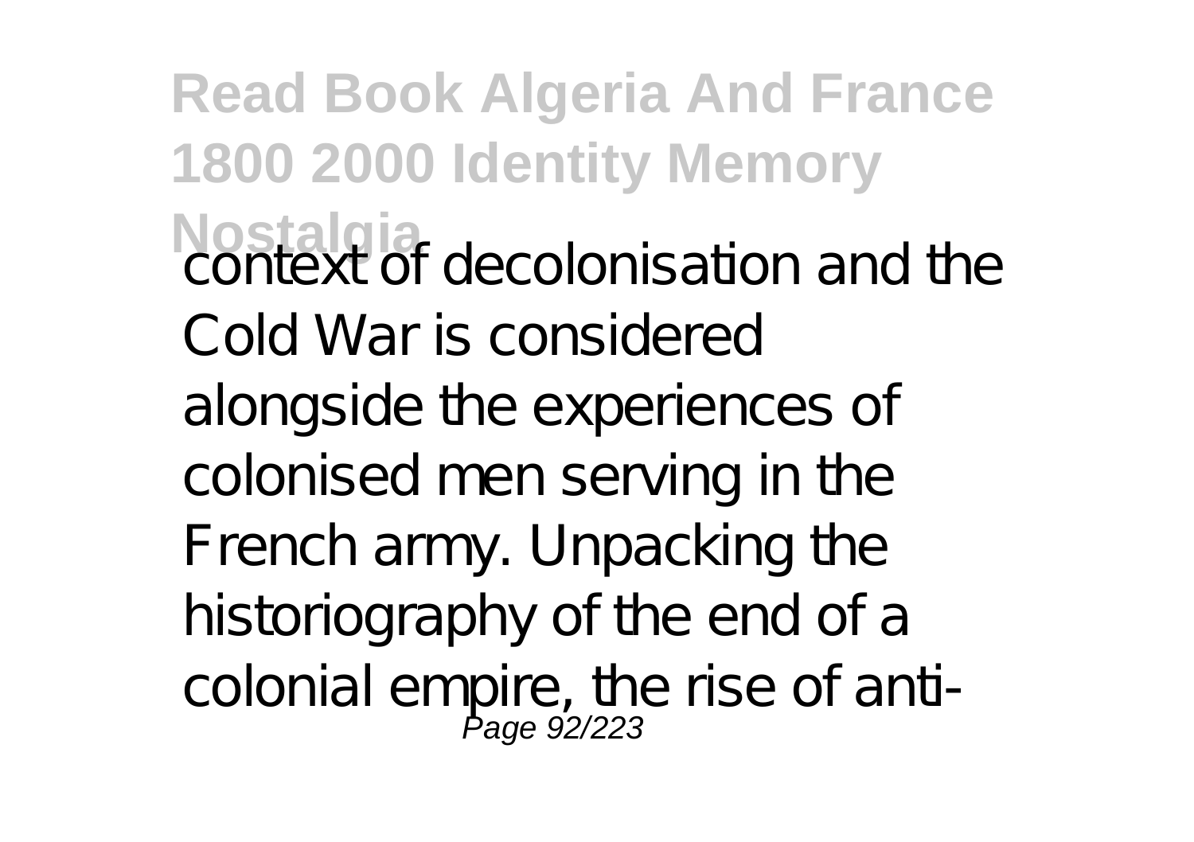context of decolonisation and the Cold War is considered alongside the experiences of colonised men serving in the French army. Unpacking the historiography of the end of a colonial empire, the rise of anti-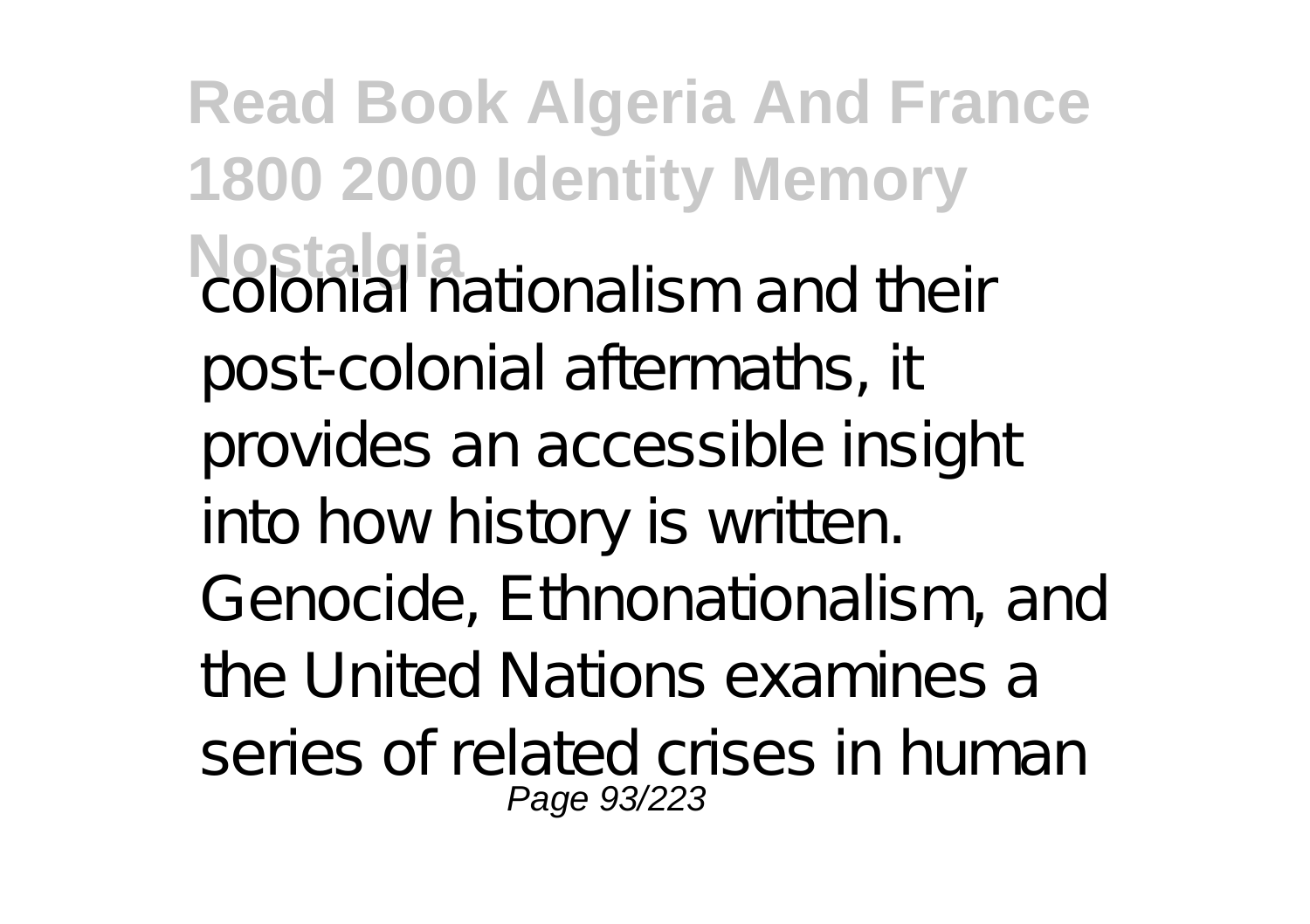colonial nationalism and their post-colonial aftermaths, it provides an accessible insight into how history is written. Genocide, Ethnonationalism, and the United Nations examines a series of related crises in human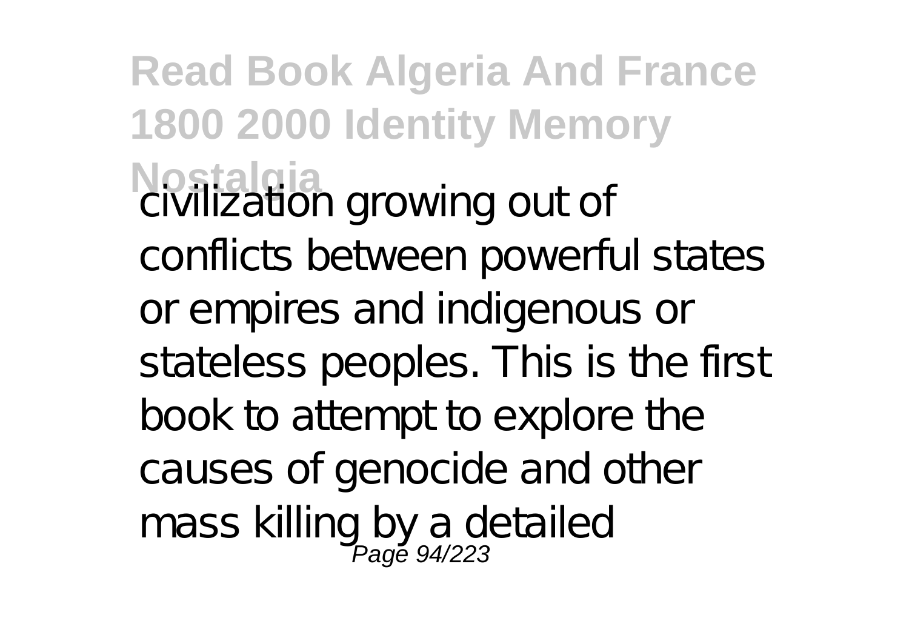civilization growing out of conflicts between powerful states or empires and indigenous or stateless peoples. This is the first book to attempt to explore the causes of genocide and other mass killing by a detailed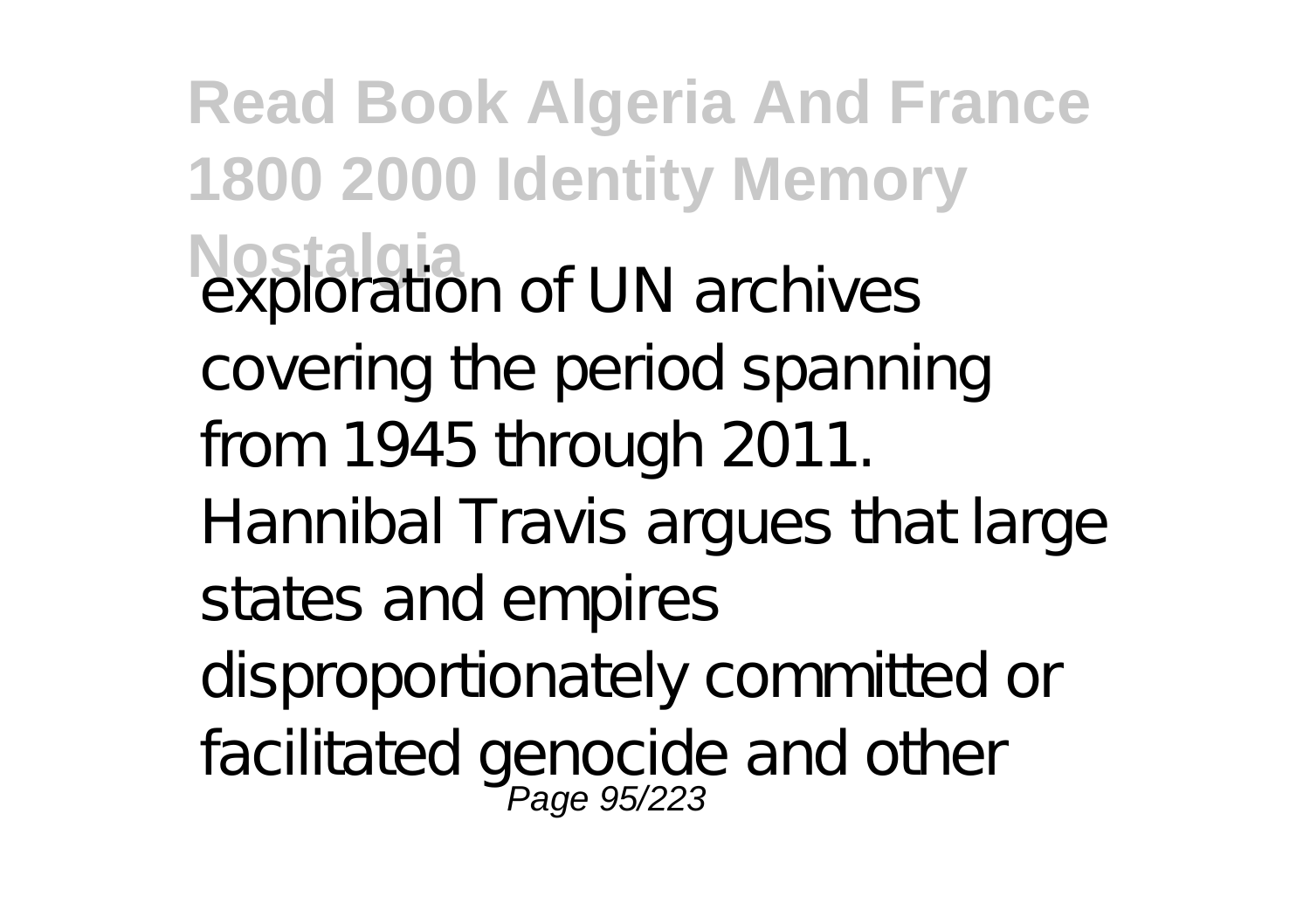exploration of UN archives covering the period spanning from 1945 through 2011. Hannibal Travis argues that large states and empires disproportionately committed or facilitated genocide and other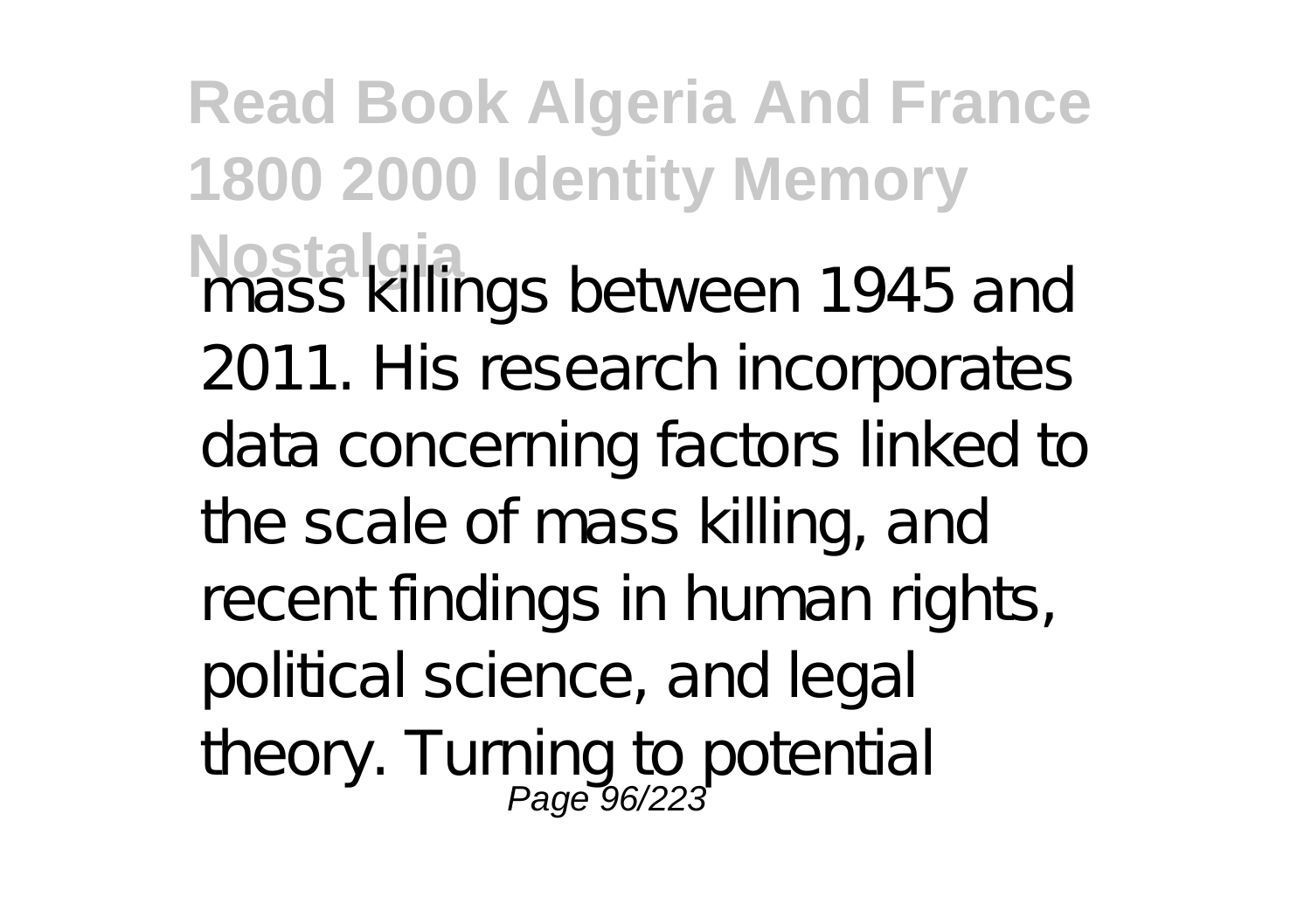mass killings between 1945 and 2011. His research incorporates data concerning factors linked to the scale of mass killing, and recent findings in human rights, political science, and legal theory. Turning to potential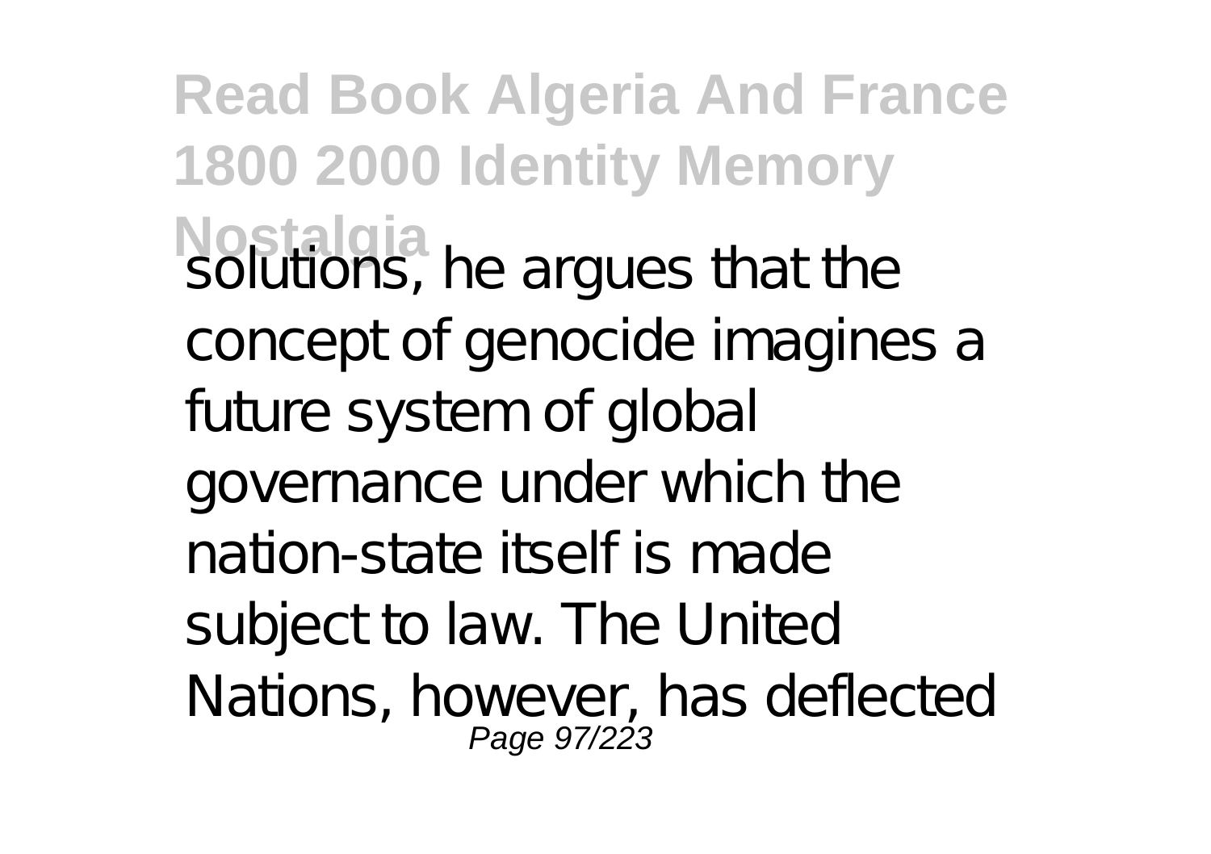solutions, he argues that the concept of genocide imagines a future system of global governance under which the nation-state itself is made subject to law. The United Nations, however, has deflected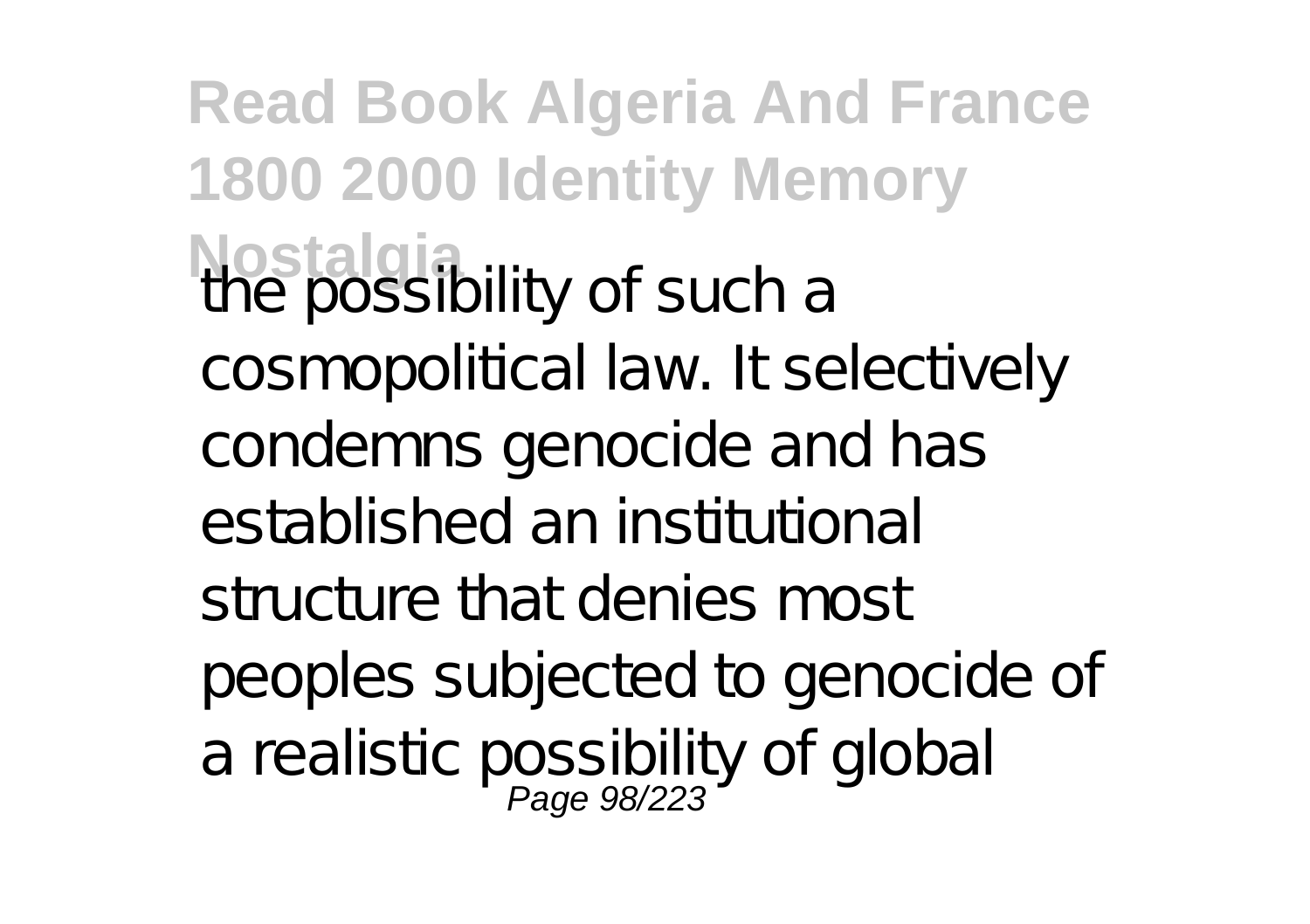the possibility of such a cosmopolitical law. It selectively condemns genocide and has established an institutional structure that denies most peoples subjected to genocide of a realistic possibility of global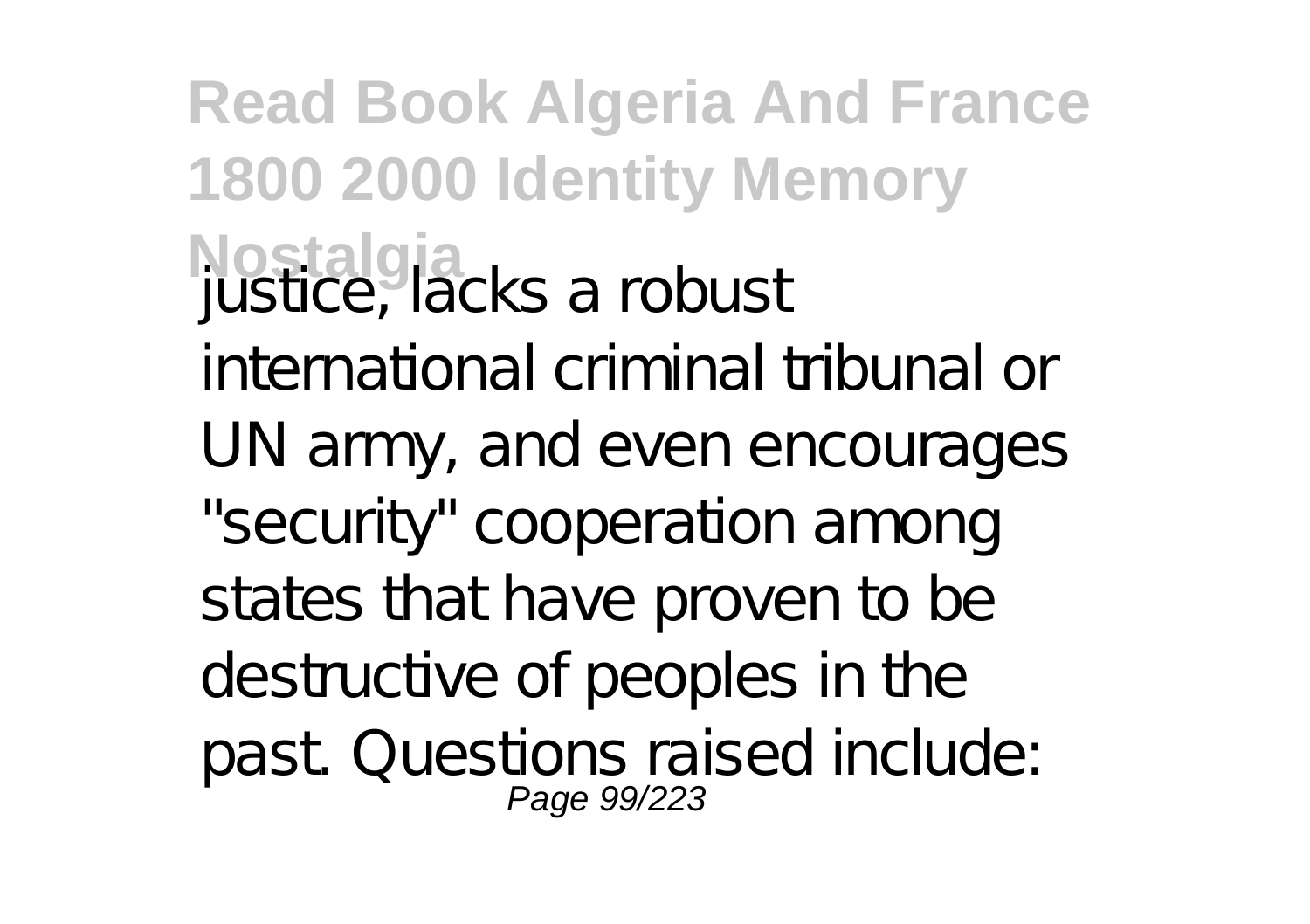justice, lacks a robust international criminal tribunal or UN army, and even encourages "security" cooperation among states that have proven to be destructive of peoples in the past. Questions raised include: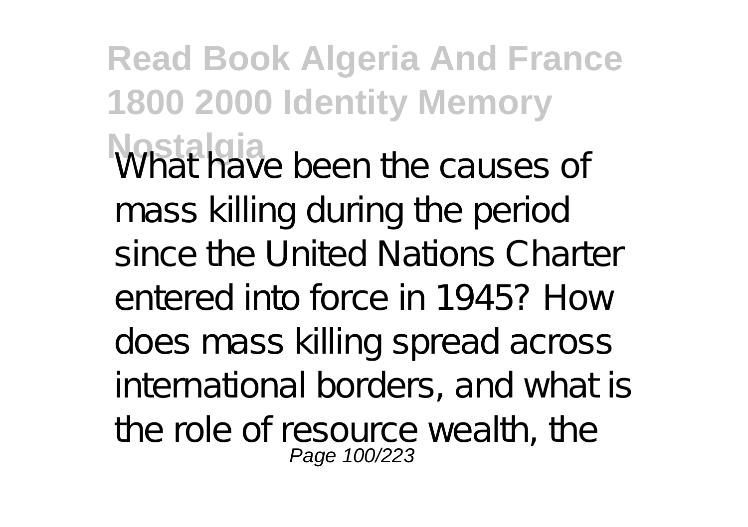What have been the causes of mass killing during the period since the United Nations Charter entered into force in 1945? How does mass killing spread across international borders, and what is the role of resource wealth, the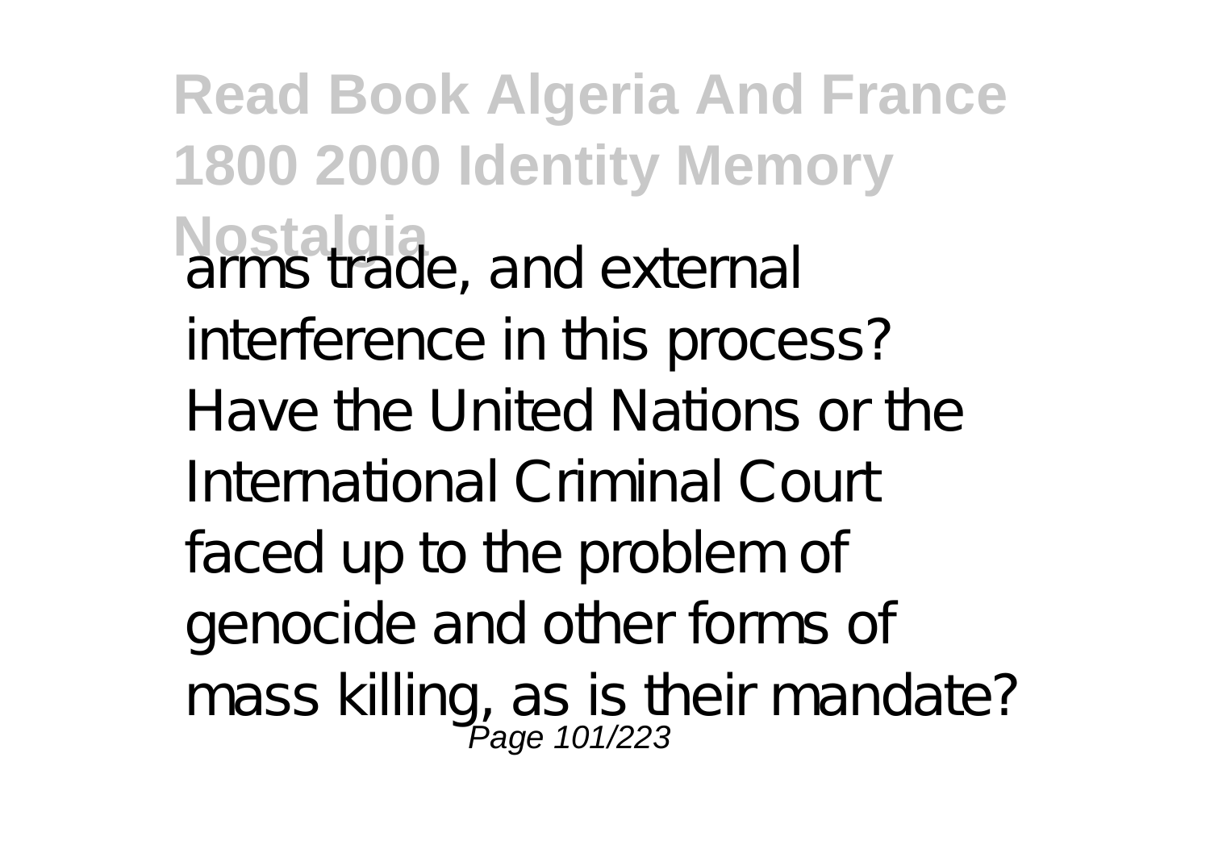arms trade, and external interference in this process? Have the United Nations or the International Criminal Court faced up to the problem of genocide and other forms of mass killing, as is their mandate?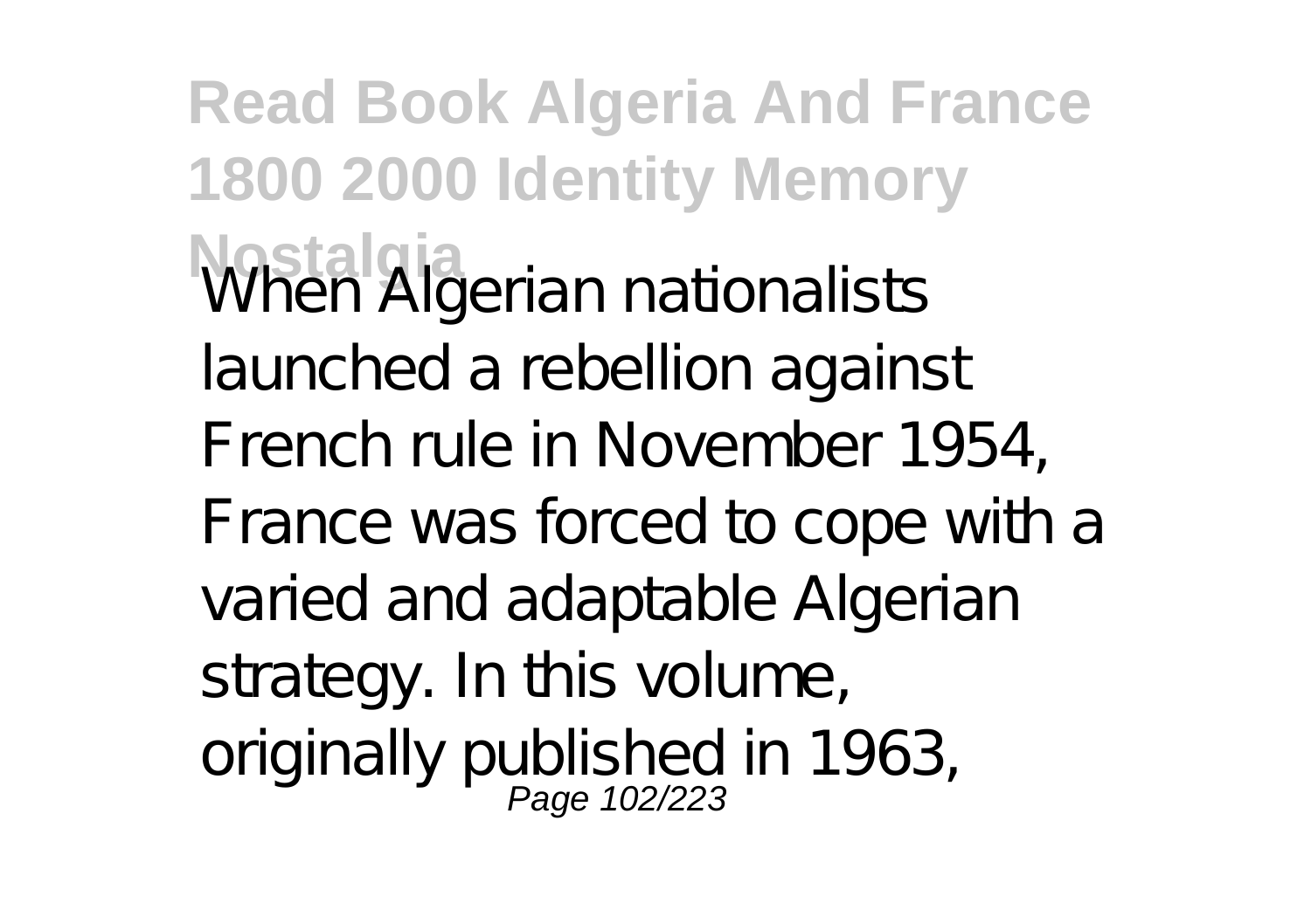When Algerian nationalists launched a rebellion against French rule in November 1954, France was forced to cope with a varied and adaptable Algerian strategy. In this volume, originally published in 1963,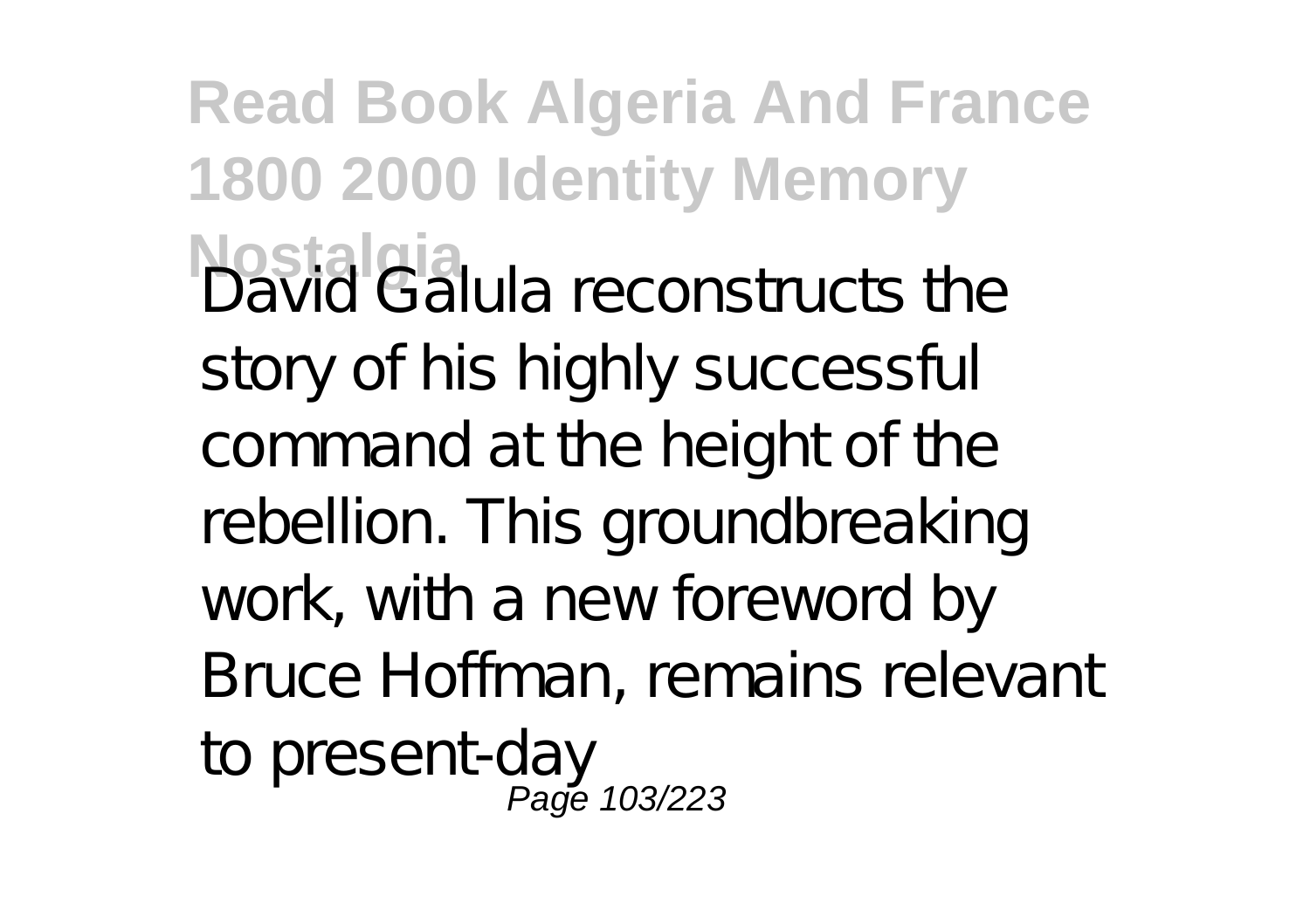David Galula reconstructs the story of his highly successful command at the height of the rebellion. This groundbreaking work, with a new foreword by Bruce Hoffman, remains relevant to present-day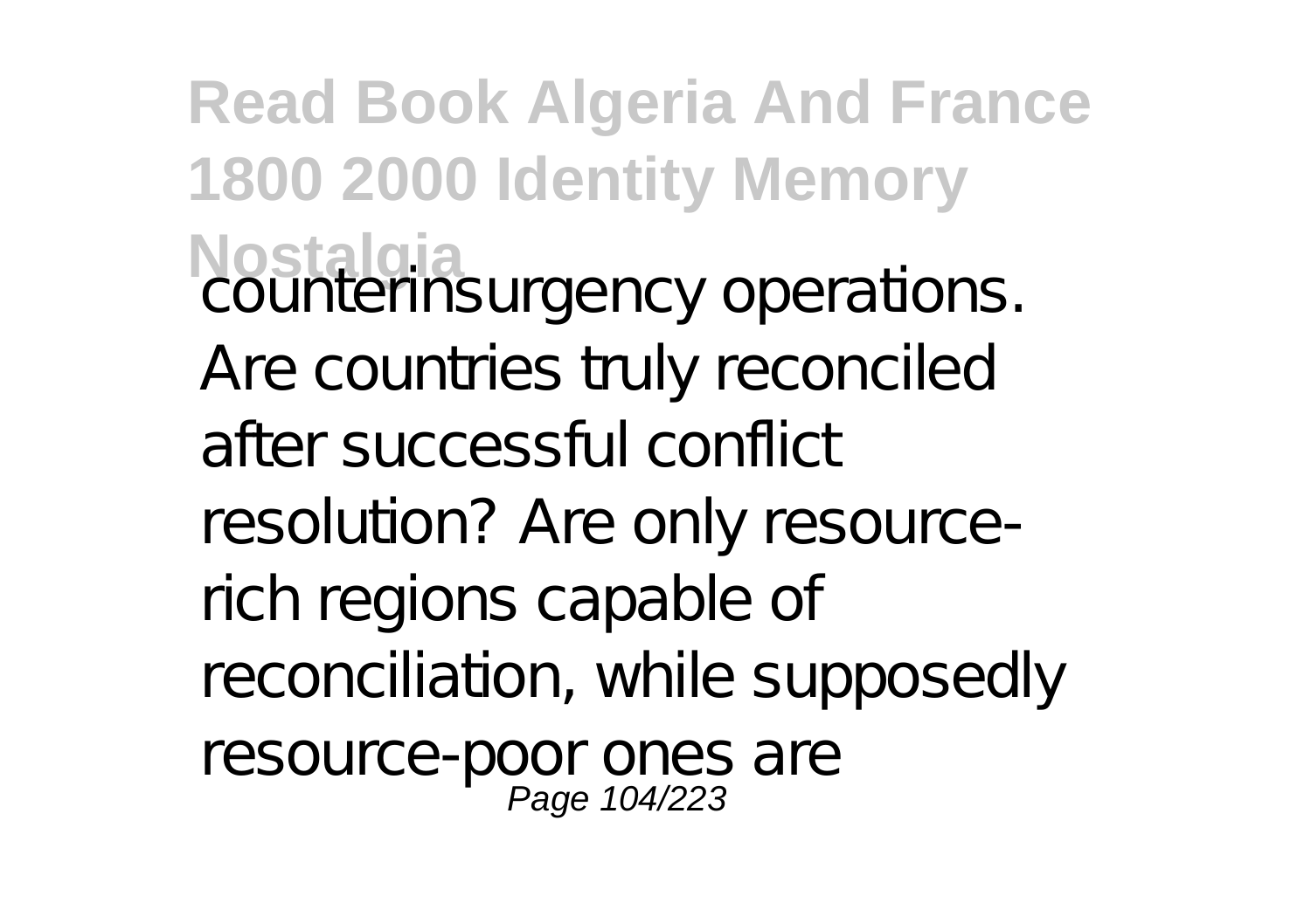counterinsurgency operations. Are countries truly reconciled after successful conflict resolution? Are only resource-rich regions capable of reconciliation, while supposedly resource-poor ones are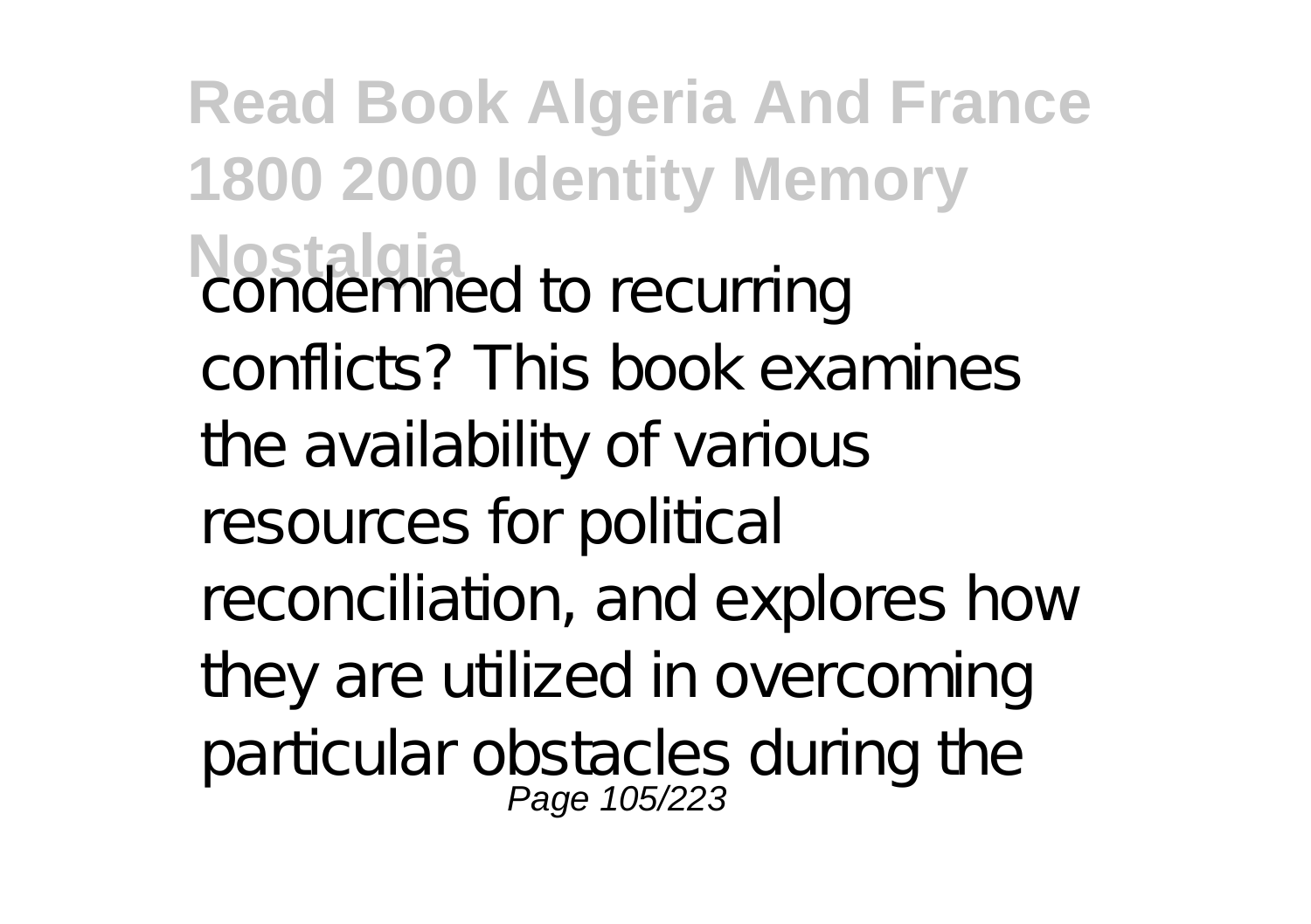condemned to recurring conflicts? This book examines the availability of various resources for political reconciliation, and explores how they are utilized in overcoming particular obstacles during the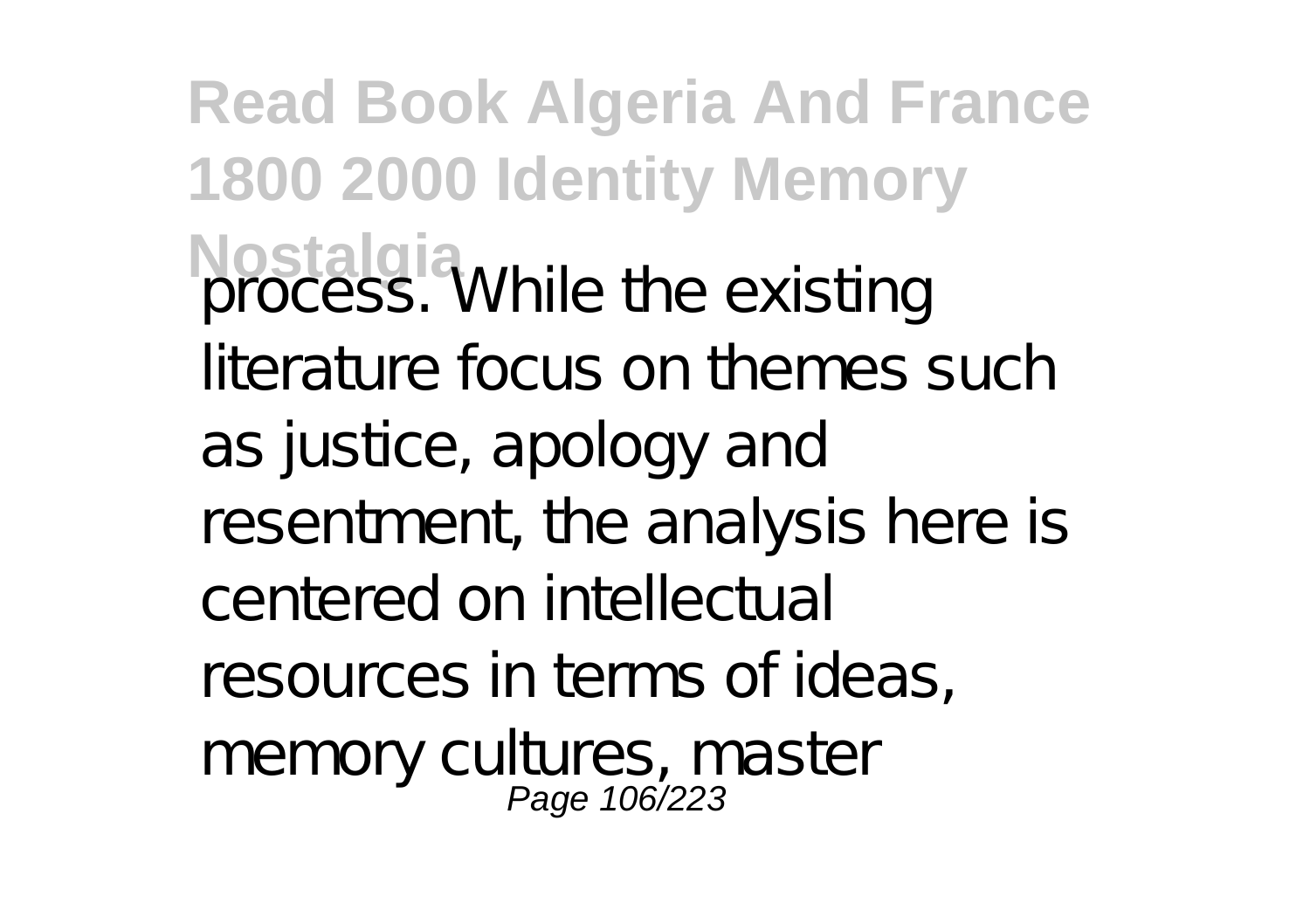process. While the existing literature focus on themes such as justice, apology and resentment, the analysis here is centered on intellectual resources in terms of ideas, memory cultures, master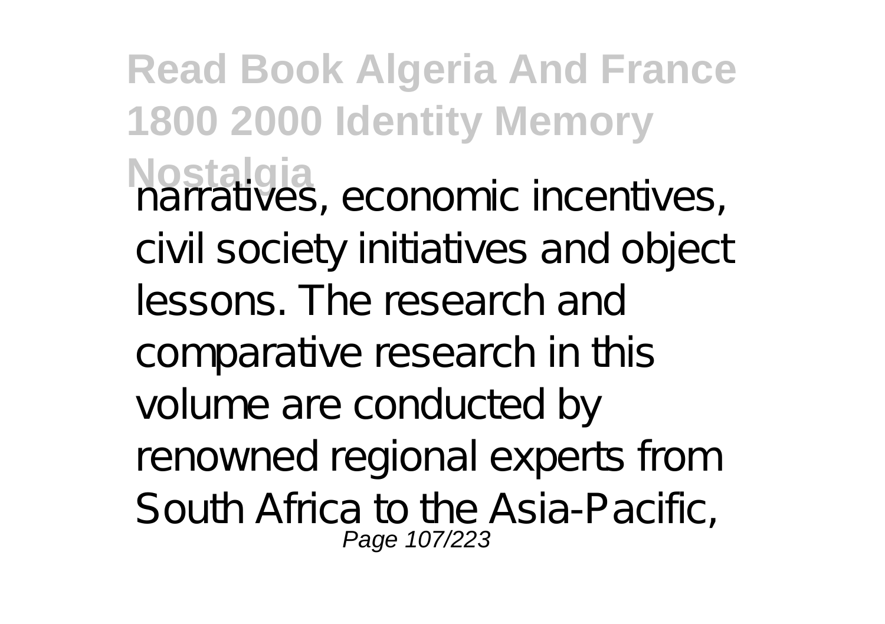narratives, economic incentives, civil society initiatives and object lessons. The research and comparative research in this volume are conducted by renowned regional experts from South Africa to the Asia-Pacific,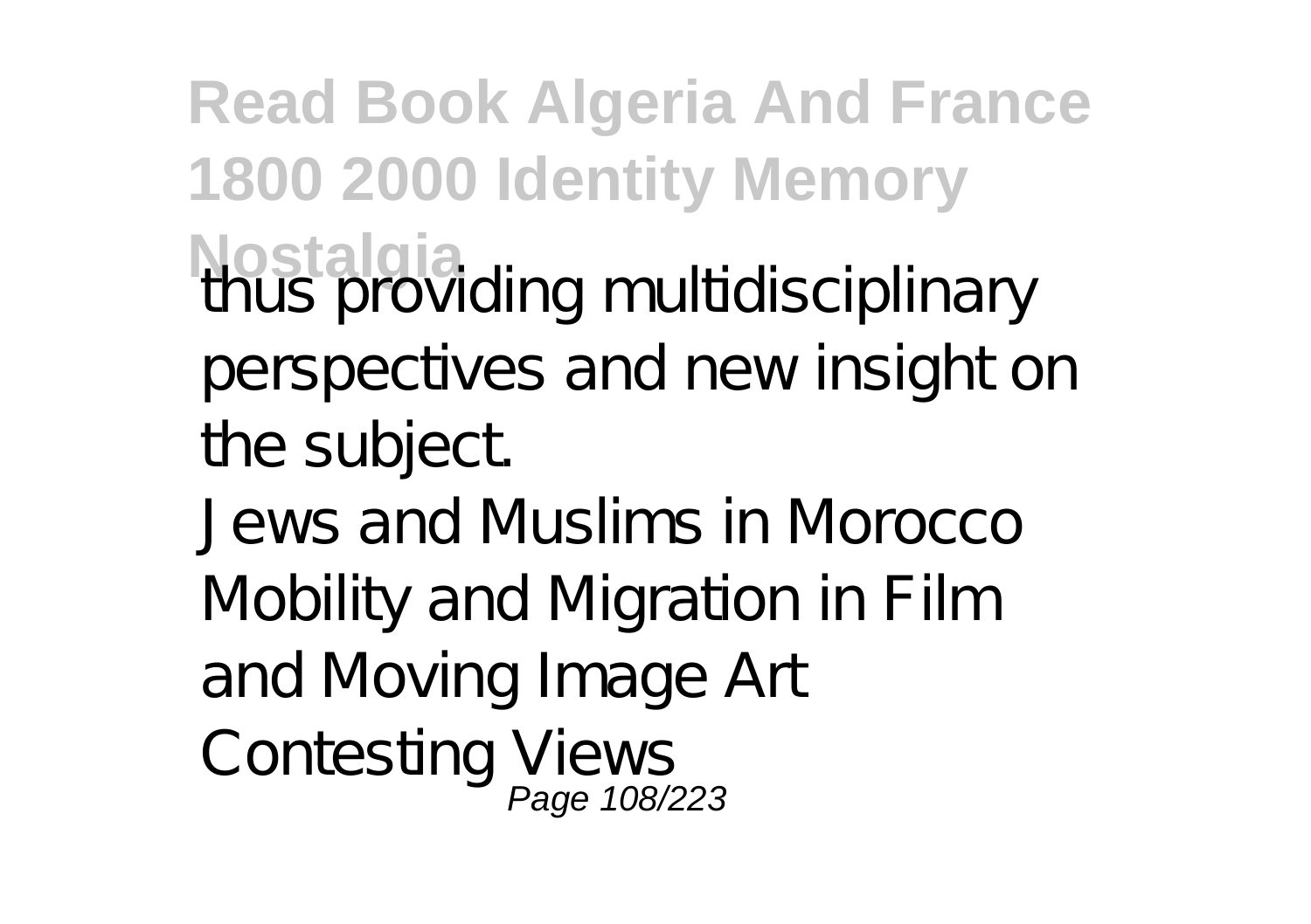thus providing multidisciplinary perspectives and new insight on the subject.

Jews and Muslims in Morocco

Mobility and Migration in Film and Moving Image Art

Contesting Views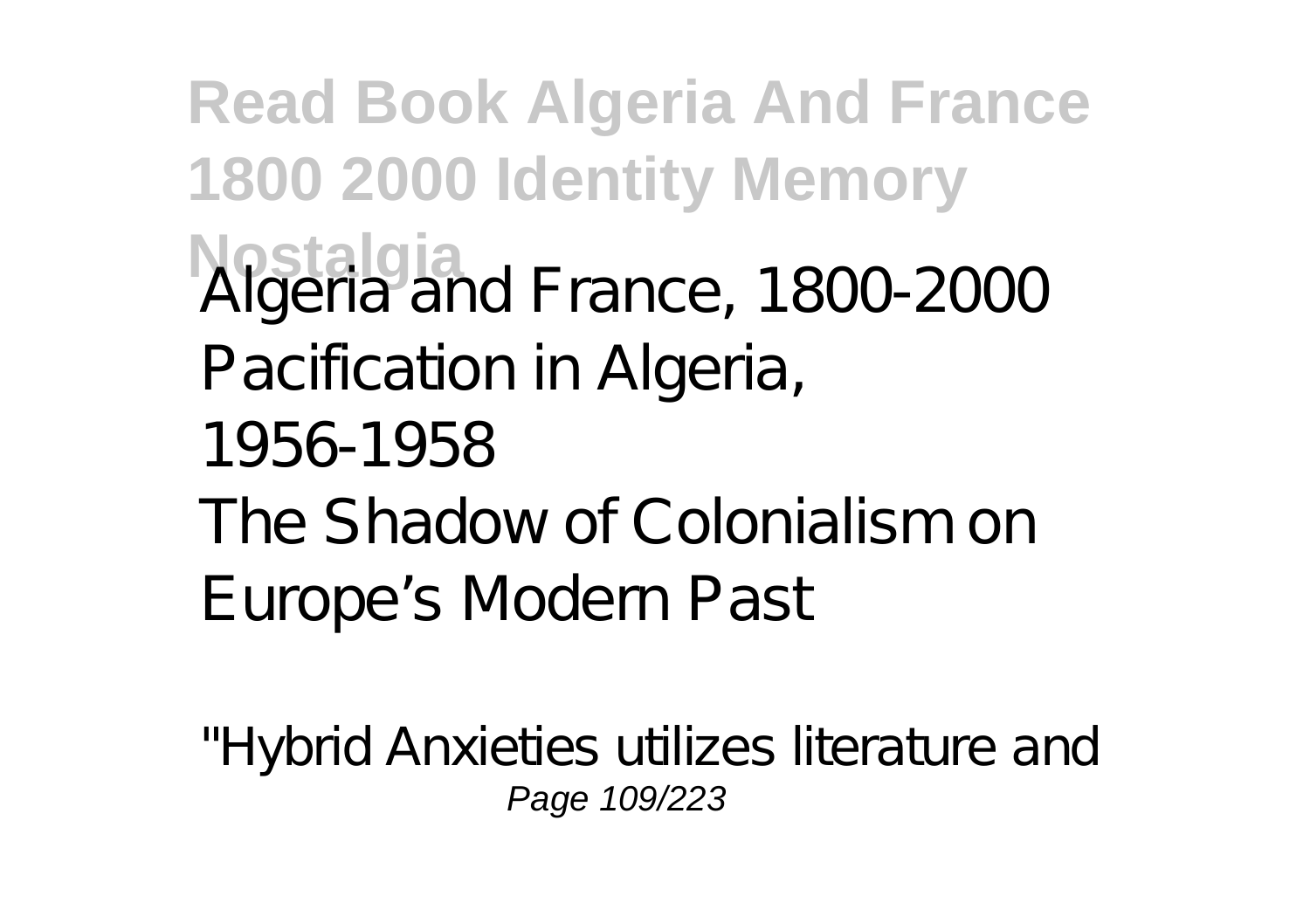Algeria and France, 1800-2000
Pacification in Algeria, 1956-1958
The Shadow of Colonialism on Europe's Modern Past

"Hybrid Anxieties utilizes literature and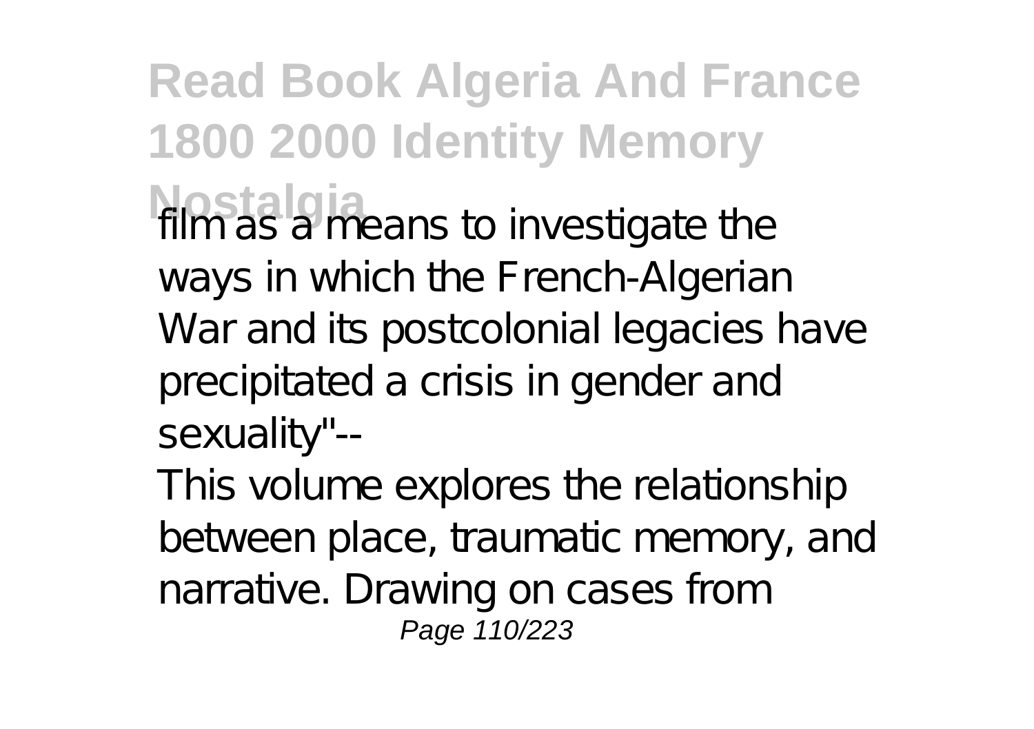film as a means to investigate the ways in which the French-Algerian War and its postcolonial legacies have precipitated a crisis in gender and sexuality"--

This volume explores the relationship between place, traumatic memory, and narrative. Drawing on cases from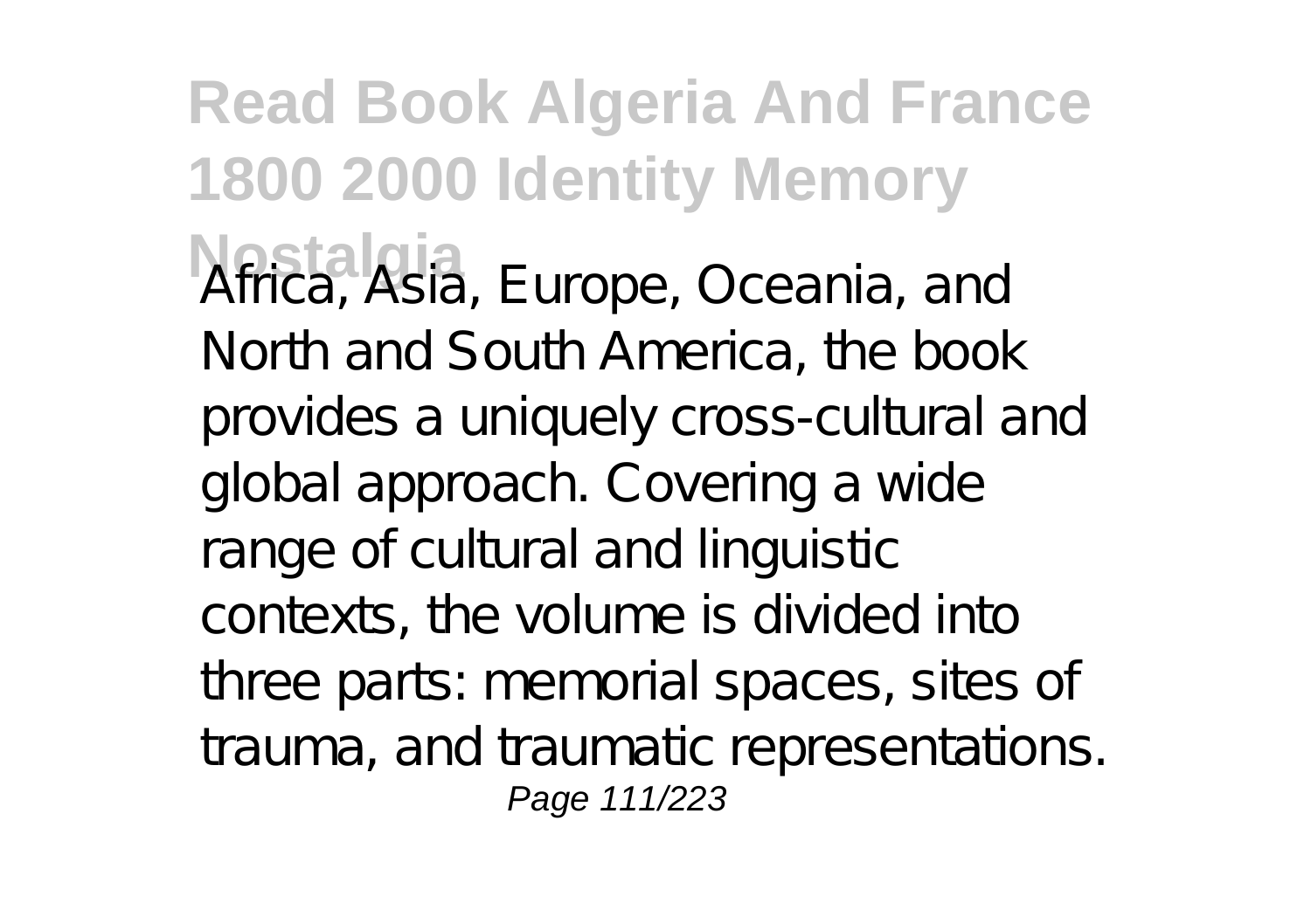Africa, Asia, Europe, Oceania, and North and South America, the book provides a uniquely cross-cultural and global approach. Covering a wide range of cultural and linguistic contexts, the volume is divided into three parts: memorial spaces, sites of trauma, and traumatic representations.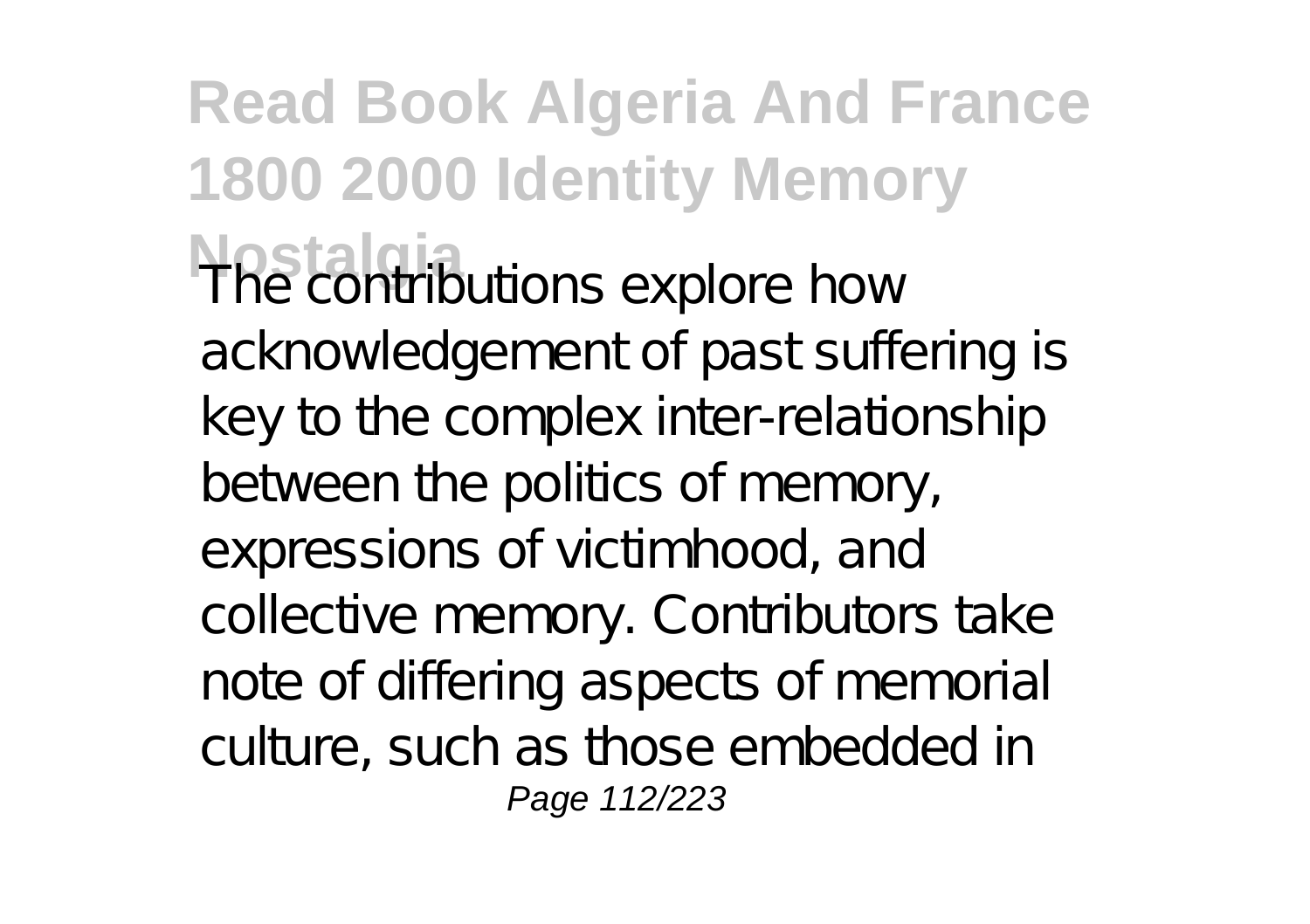The contributions explore how acknowledgement of past suffering is key to the complex inter-relationship between the politics of memory, expressions of victimhood, and collective memory. Contributors take note of differing aspects of memorial culture, such as those embedded in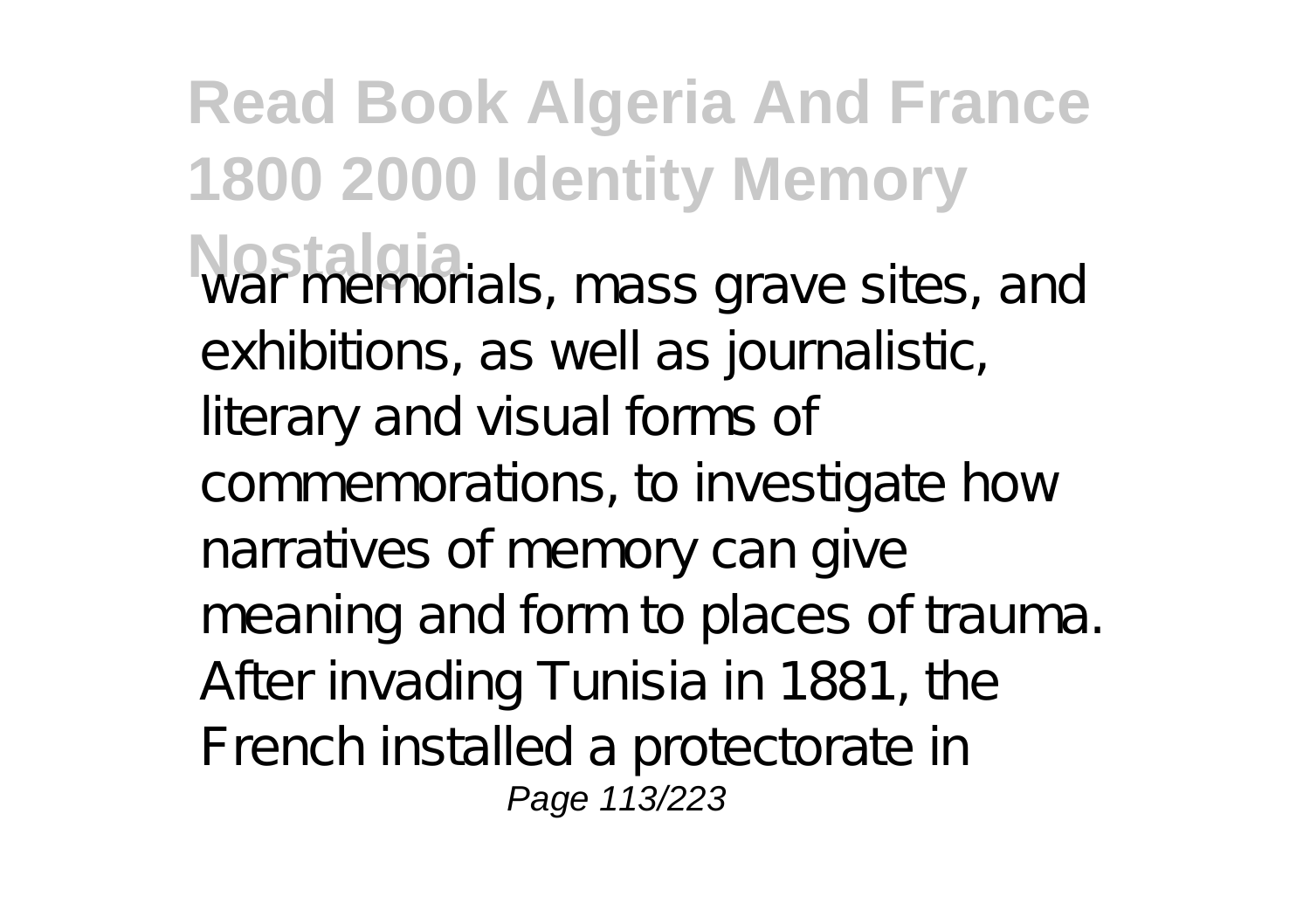war memorials, mass grave sites, and exhibitions, as well as journalistic, literary and visual forms of commemorations, to investigate how narratives of memory can give meaning and form to places of trauma. After invading Tunisia in 1881, the French installed a protectorate in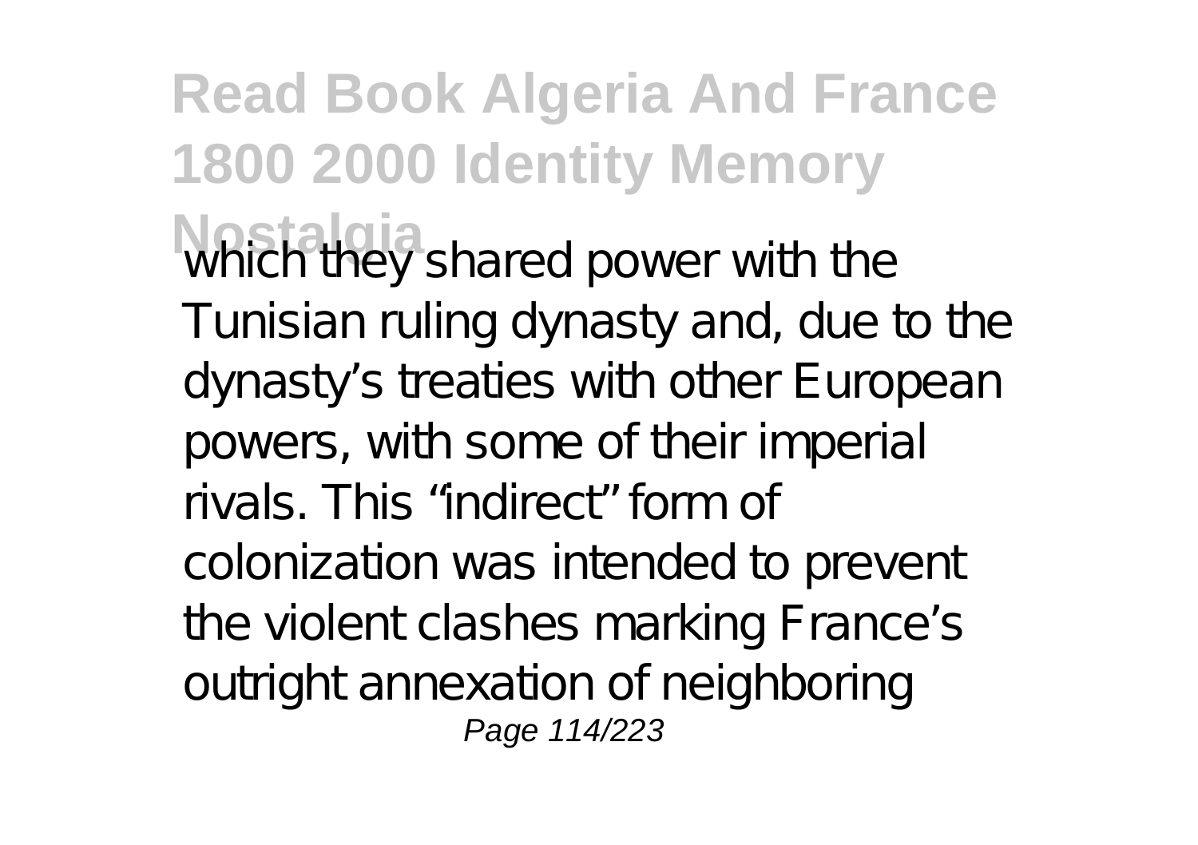which they shared power with the Tunisian ruling dynasty and, due to the dynasty's treaties with other European powers, with some of their imperial rivals. This "indirect" form of colonization was intended to prevent the violent clashes marking France's outright annexation of neighboring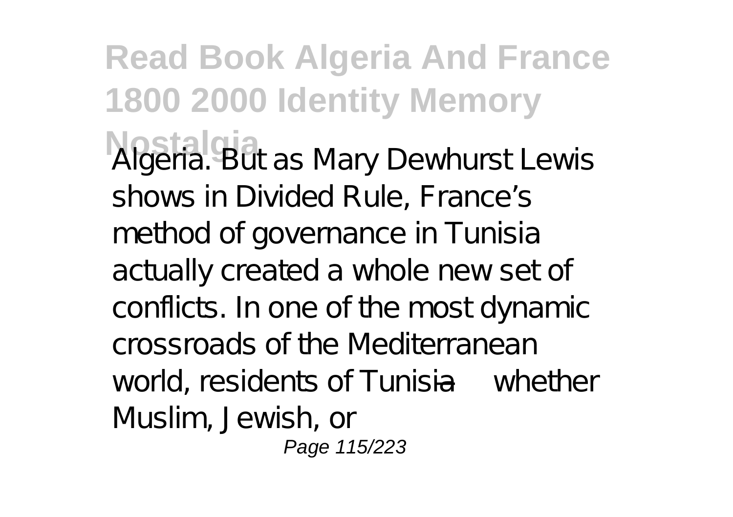Algeria. But as Mary Dewhurst Lewis shows in Divided Rule, France's method of governance in Tunisia actually created a whole new set of conflicts. In one of the most dynamic crossroads of the Mediterranean world, residents of Tunisia—whether Muslim, Jewish, or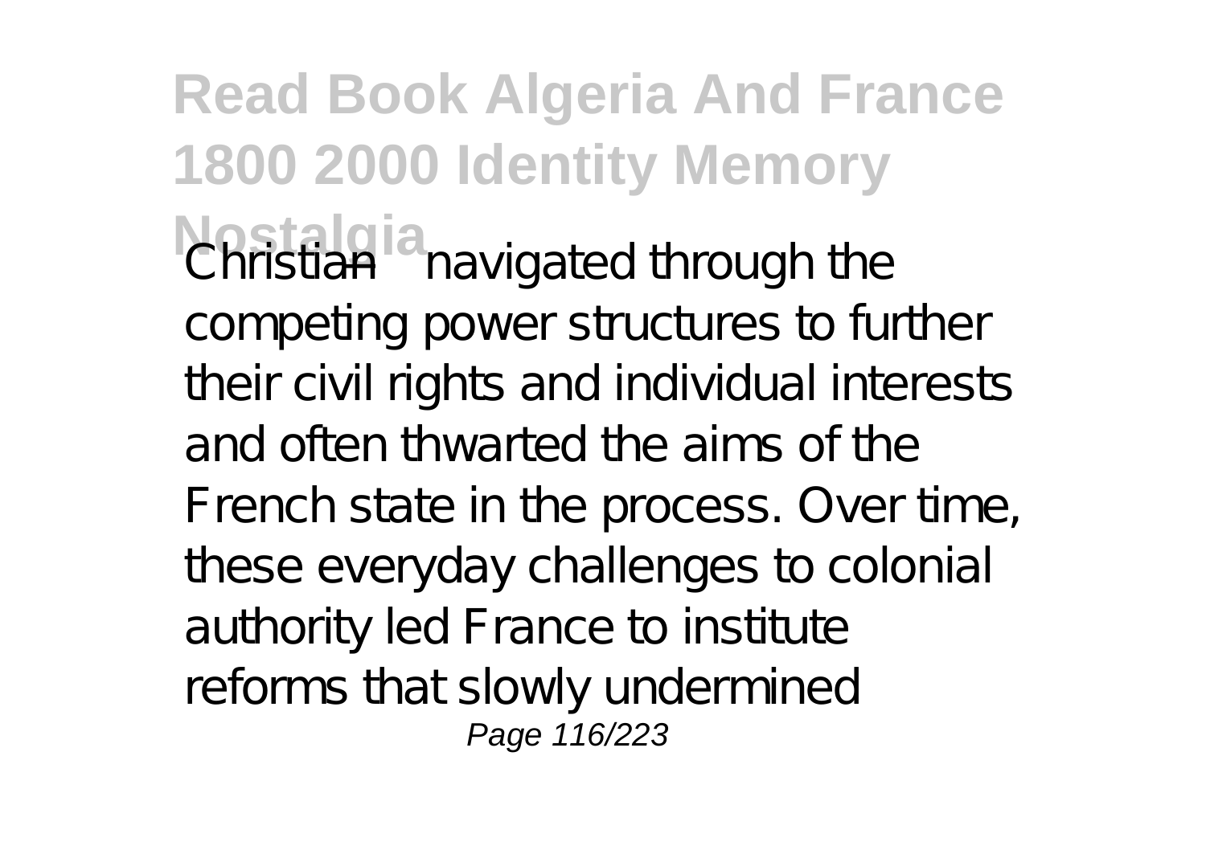Christian— navigated through the competing power structures to further their civil rights and individual interests and often thwarted the aims of the French state in the process. Over time, these everyday challenges to colonial authority led France to institute reforms that slowly undermined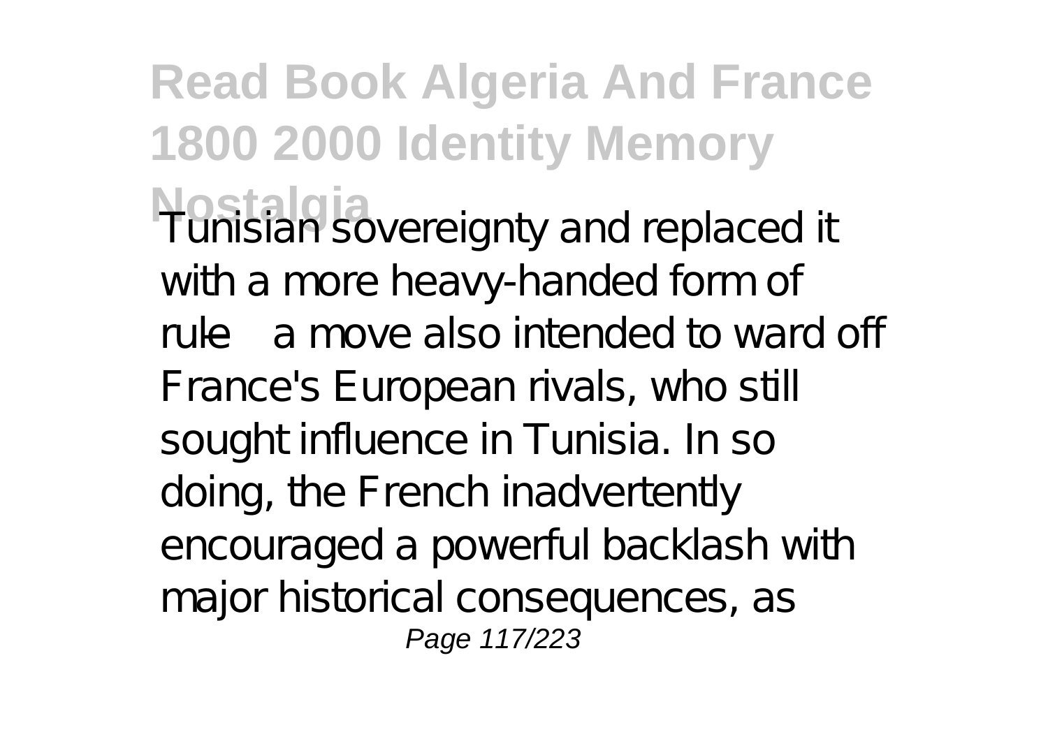Tunisian sovereignty and replaced it with a more heavy-handed form of rule—a move also intended to ward off France's European rivals, who still sought influence in Tunisia. In so doing, the French inadvertently encouraged a powerful backlash with major historical consequences, as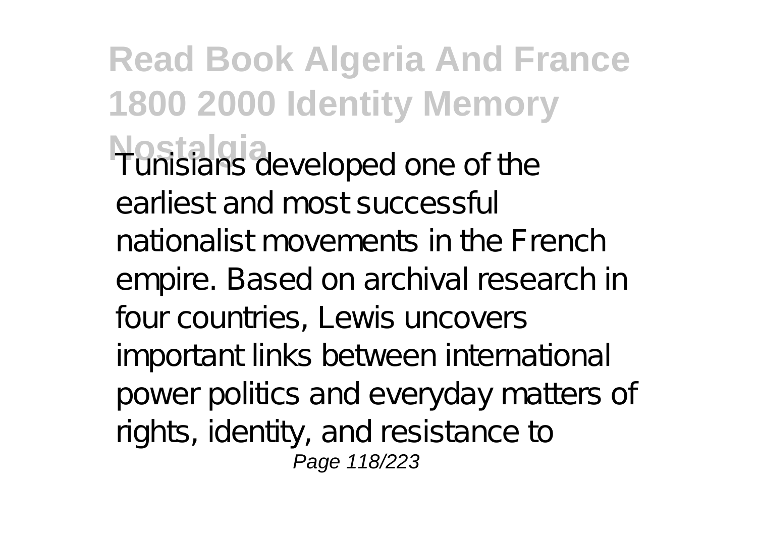Tunisians developed one of the earliest and most successful nationalist movements in the French empire. Based on archival research in four countries, Lewis uncovers important links between international power politics and everyday matters of rights, identity, and resistance to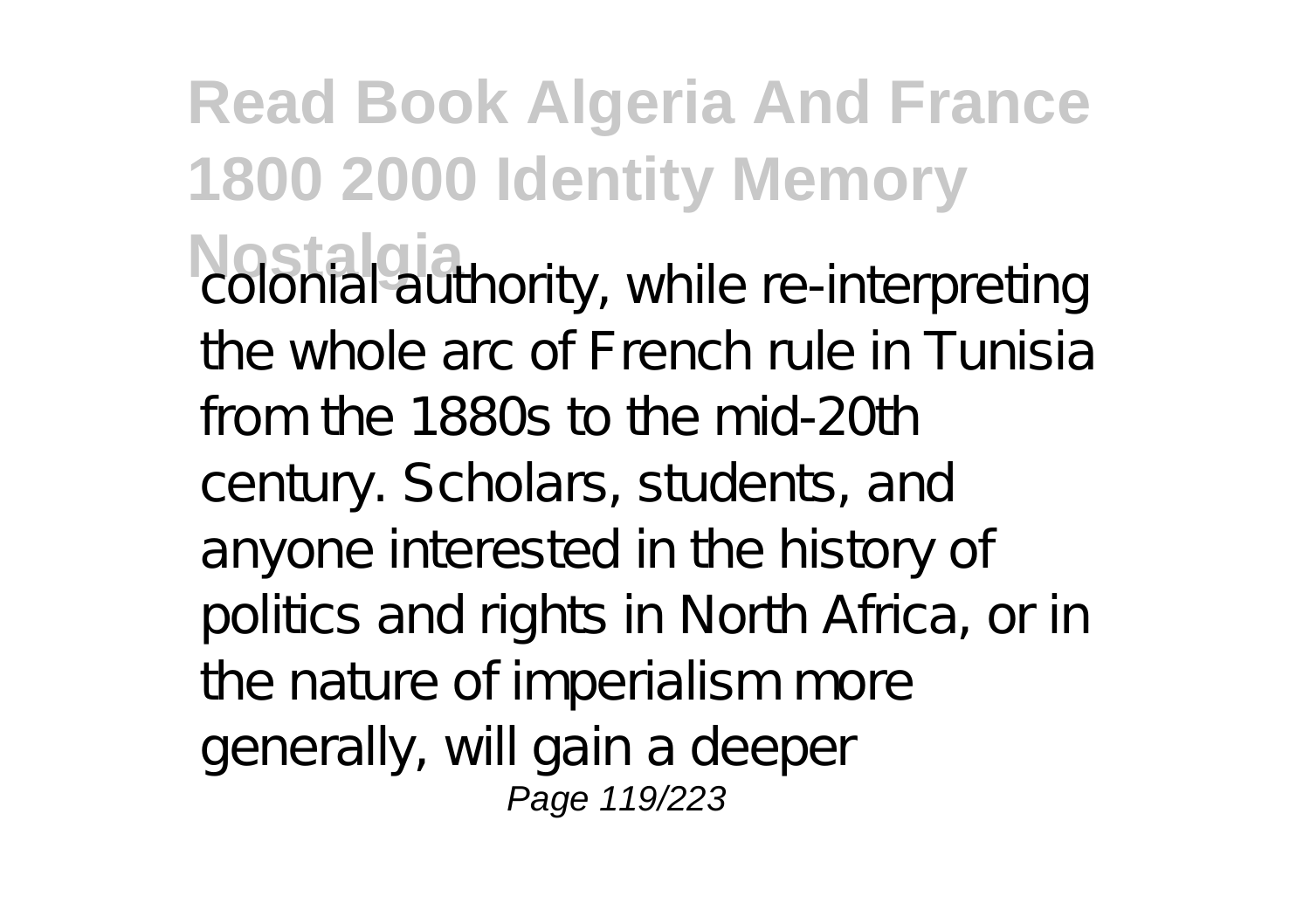colonial authority, while re-interpreting the whole arc of French rule in Tunisia from the 1880s to the mid-20th century. Scholars, students, and anyone interested in the history of politics and rights in North Africa, or in the nature of imperialism more generally, will gain a deeper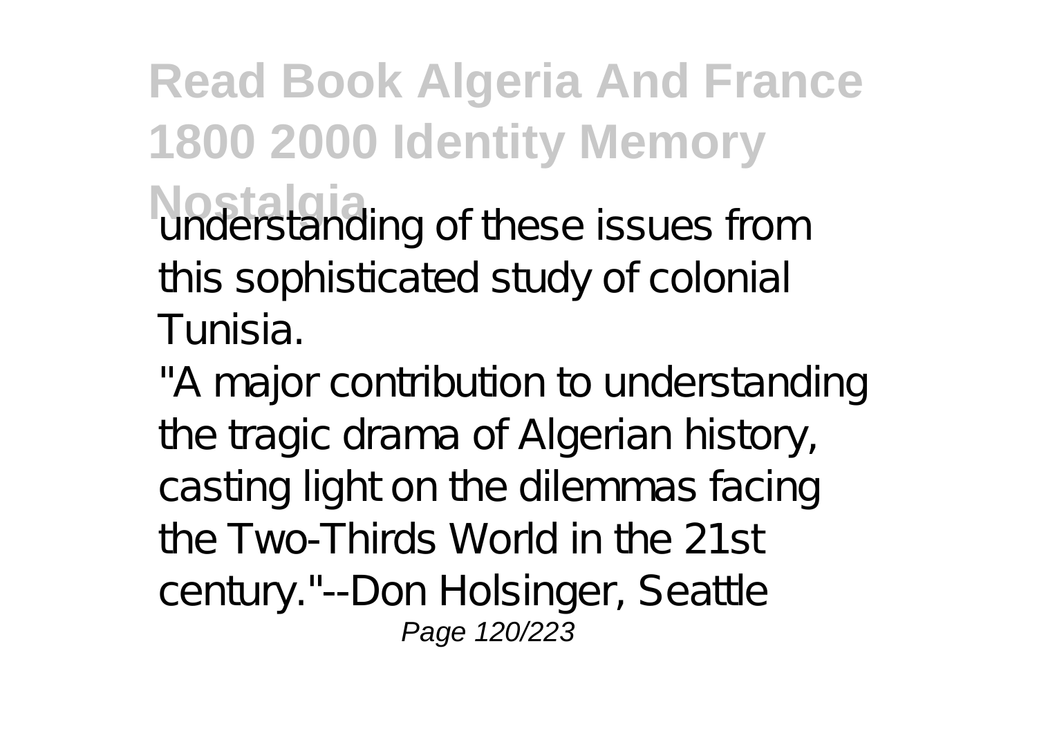understanding of these issues from this sophisticated study of colonial Tunisia.

"A major contribution to understanding the tragic drama of Algerian history, casting light on the dilemmas facing the Two-Thirds World in the 21st century."--Don Holsinger, Seattle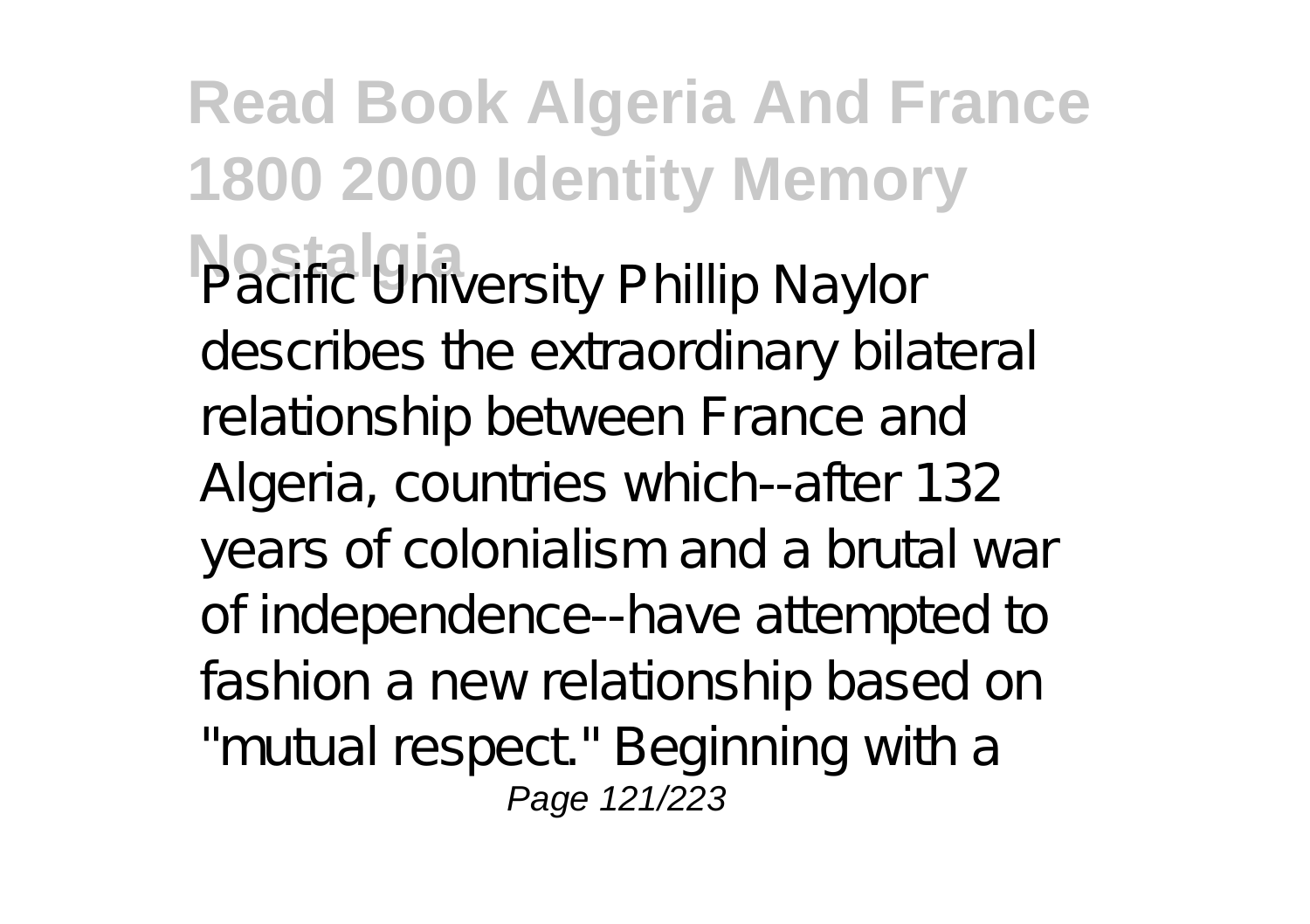Pacific University Phillip Naylor describes the extraordinary bilateral relationship between France and Algeria, countries which--after 132 years of colonialism and a brutal war of independence--have attempted to fashion a new relationship based on "mutual respect." Beginning with a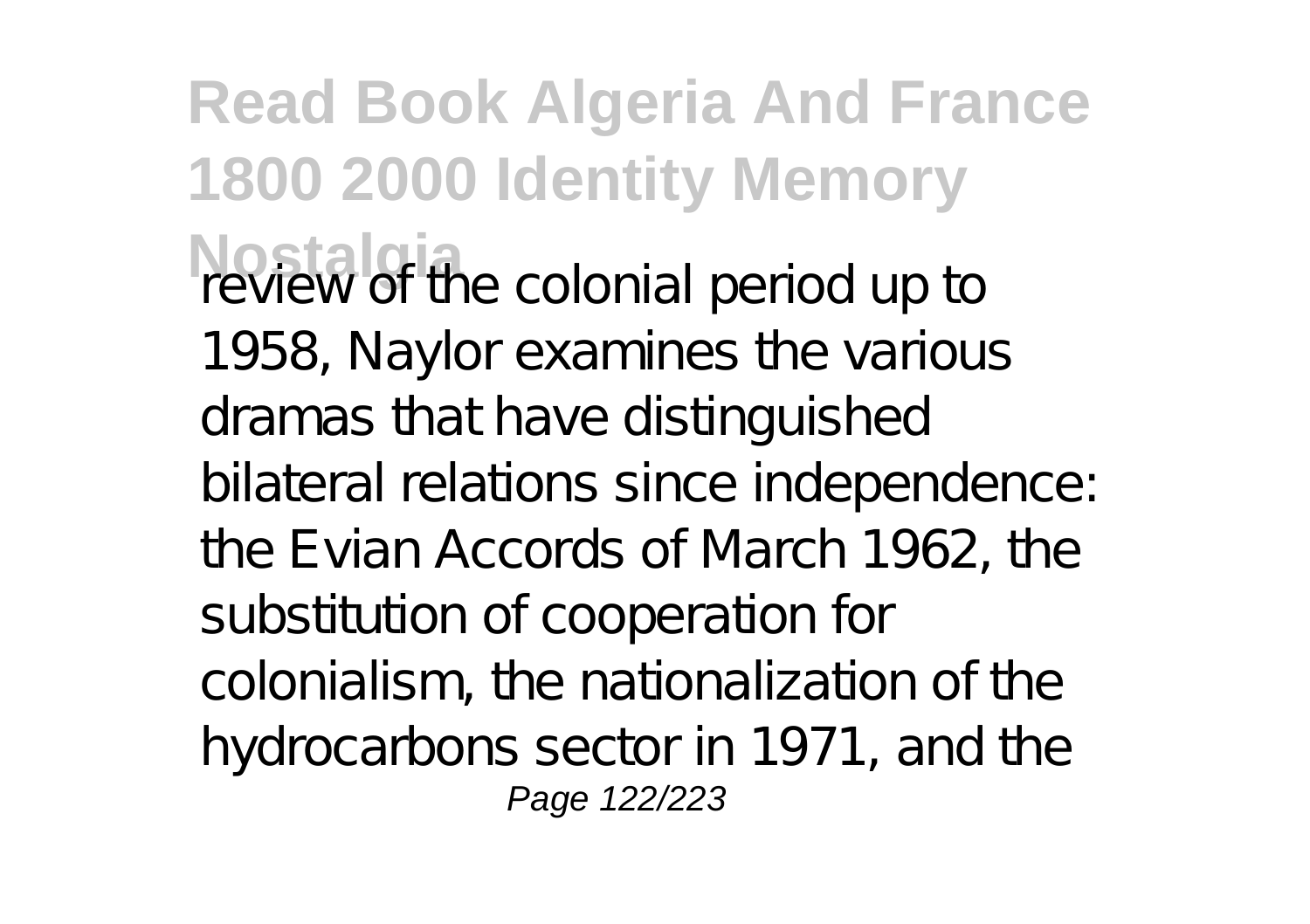review of the colonial period up to 1958, Naylor examines the various dramas that have distinguished bilateral relations since independence: the Evian Accords of March 1962, the substitution of cooperation for colonialism, the nationalization of the hydrocarbons sector in 1971, and the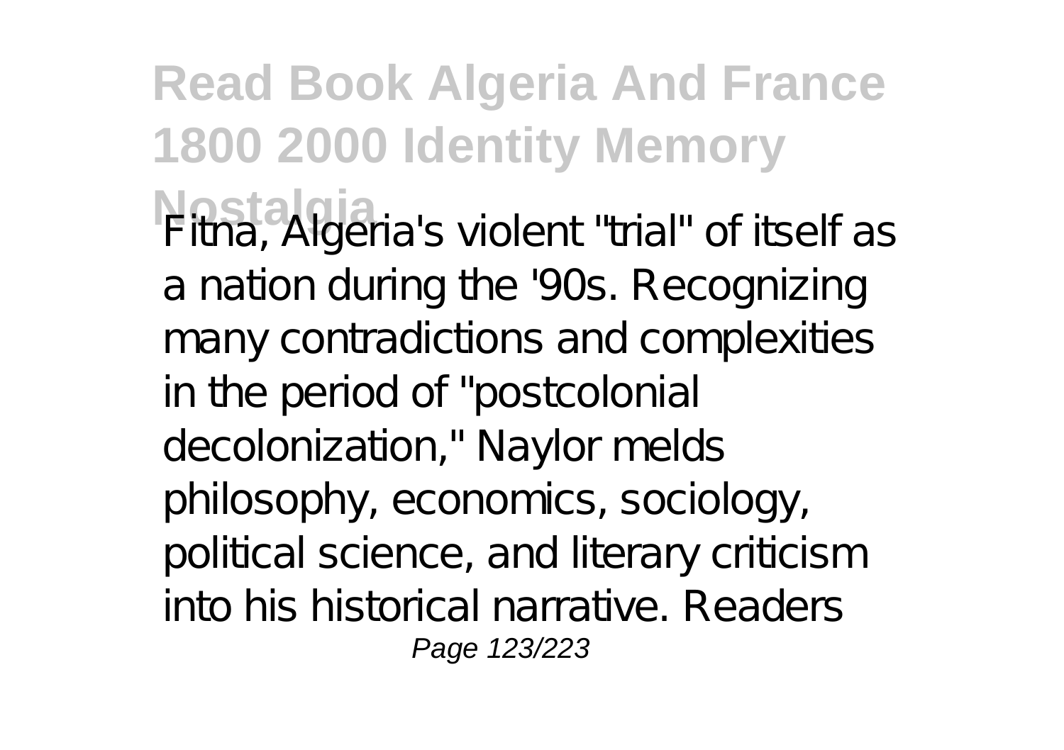Fitna, Algeria's violent "trial" of itself as a nation during the '90s. Recognizing many contradictions and complexities in the period of "postcolonial decolonization," Naylor melds philosophy, economics, sociology, political science, and literary criticism into his historical narrative. Readers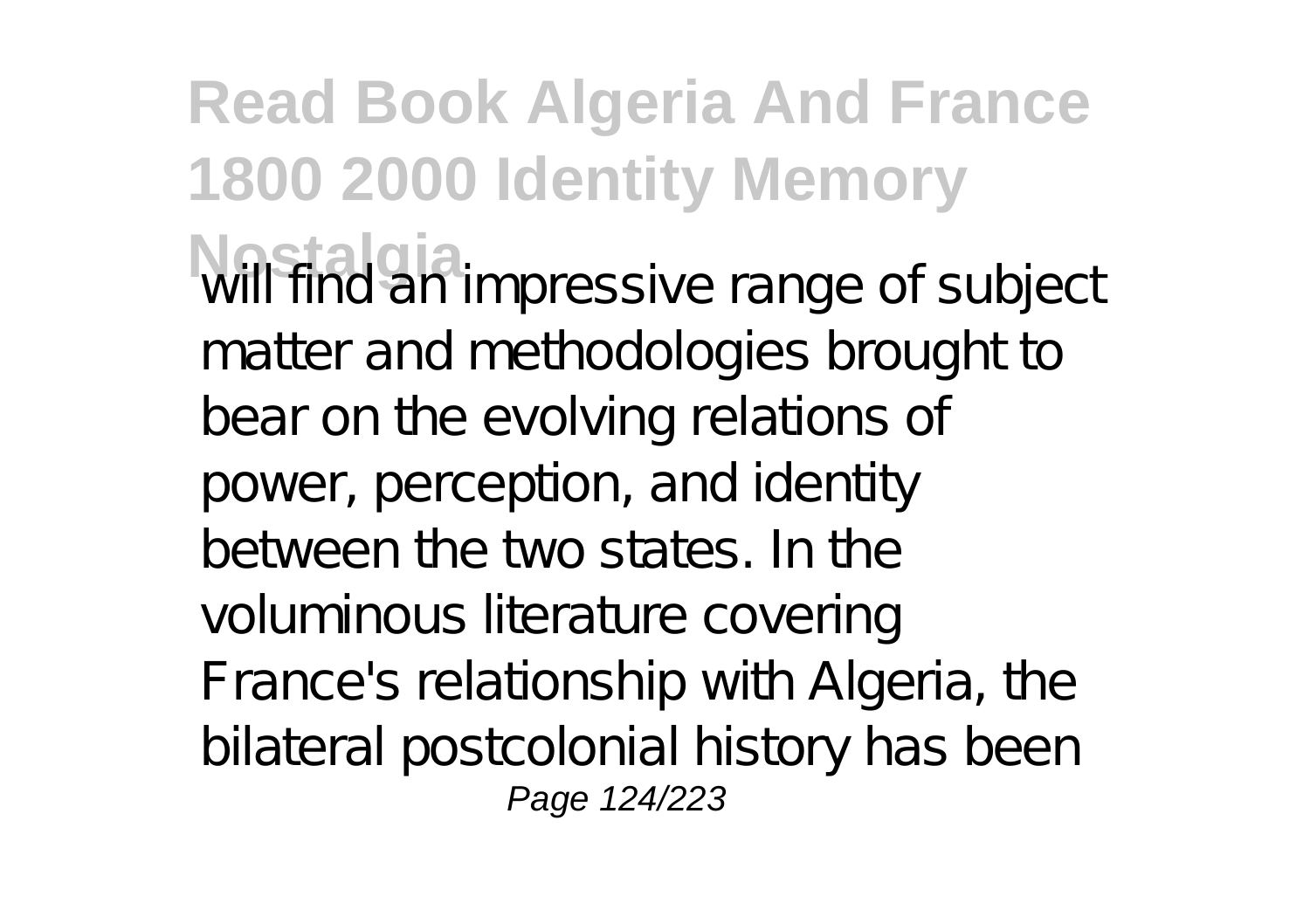will find an impressive range of subject matter and methodologies brought to bear on the evolving relations of power, perception, and identity between the two states. In the voluminous literature covering France's relationship with Algeria, the bilateral postcolonial history has been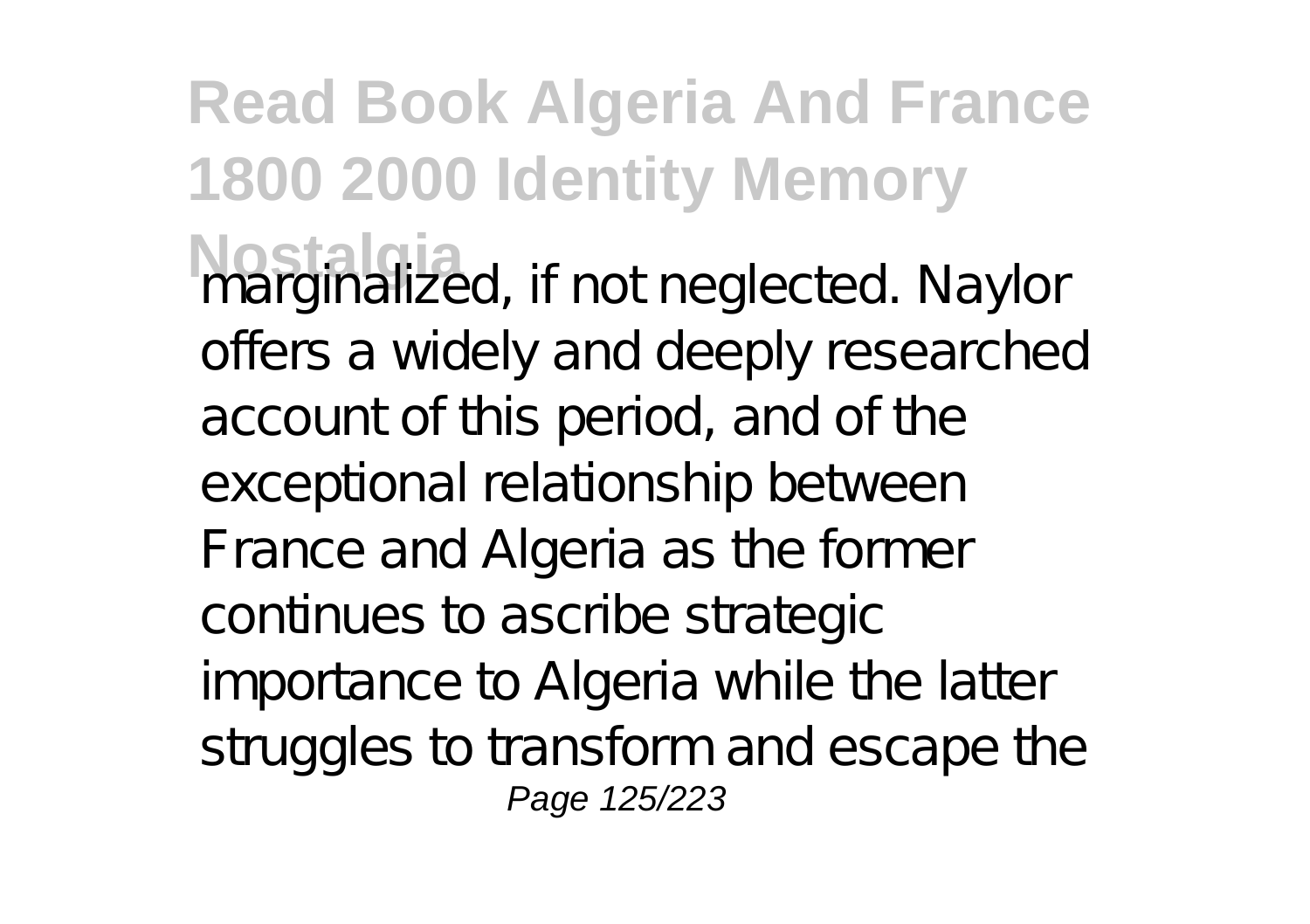marginalized, if not neglected. Naylor offers a widely and deeply researched account of this period, and of the exceptional relationship between France and Algeria as the former continues to ascribe strategic importance to Algeria while the latter struggles to transform and escape the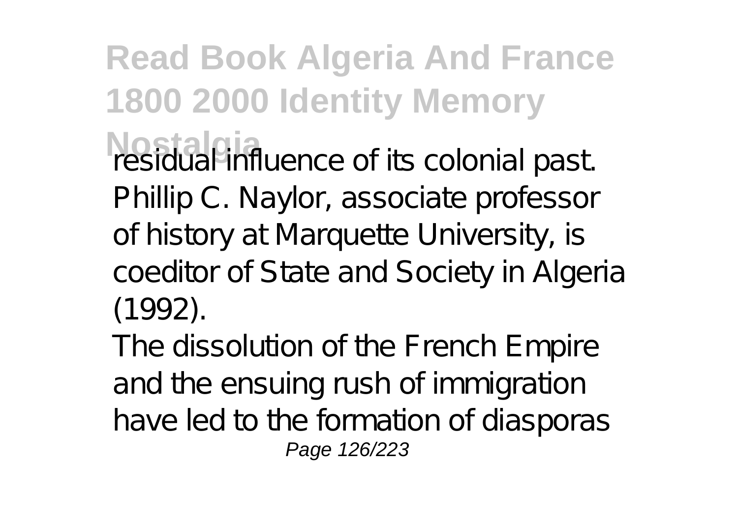residual influence of its colonial past. Phillip C. Naylor, associate professor of history at Marquette University, is coeditor of State and Society in Algeria (1992).

The dissolution of the French Empire and the ensuing rush of immigration have led to the formation of diasporas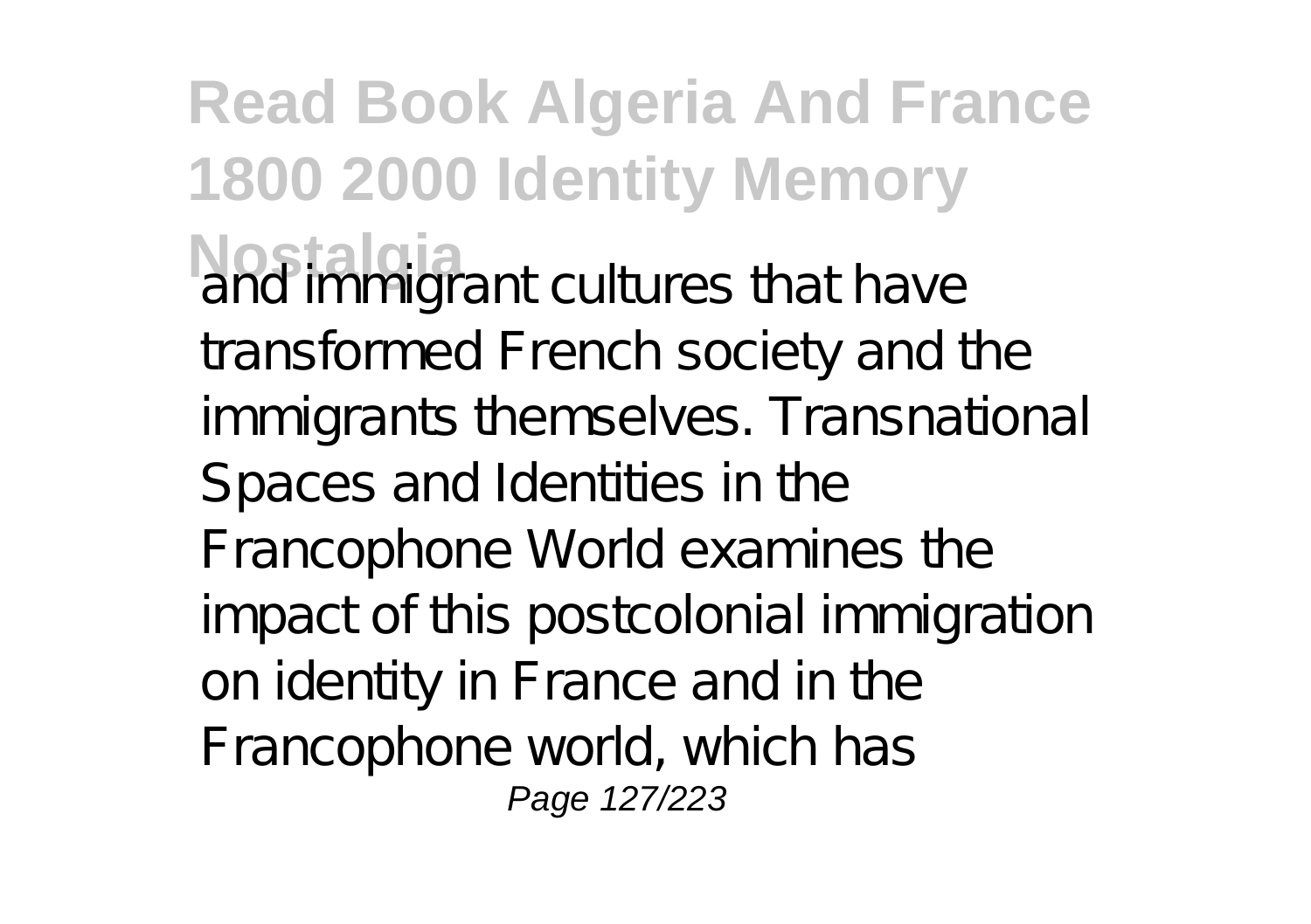and immigrant cultures that have transformed French society and the immigrants themselves. Transnational Spaces and Identities in the Francophone World examines the impact of this postcolonial immigration on identity in France and in the Francophone world, which has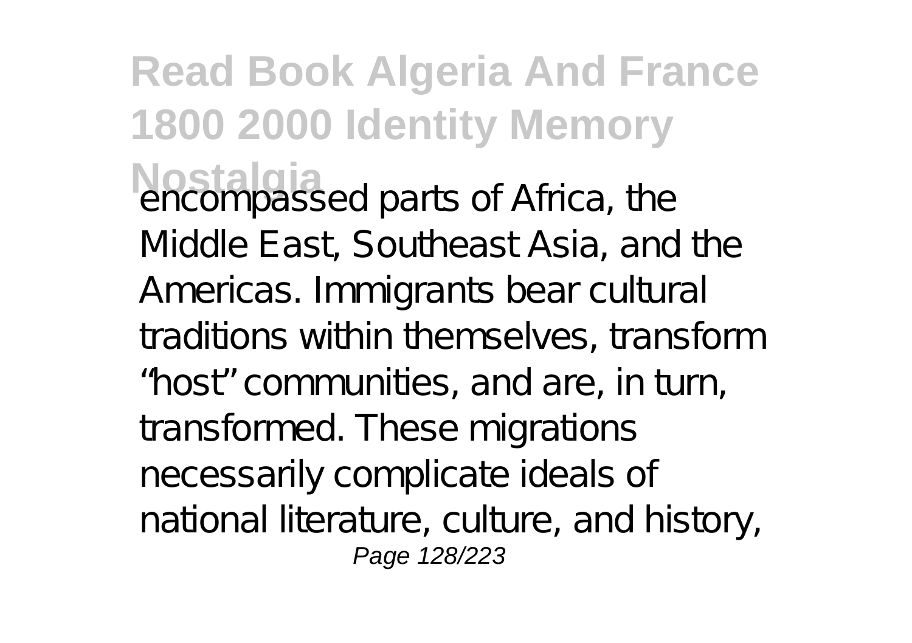encompassed parts of Africa, the Middle East, Southeast Asia, and the Americas. Immigrants bear cultural traditions within themselves, transform "host" communities, and are, in turn, transformed. These migrations necessarily complicate ideals of national literature, culture, and history,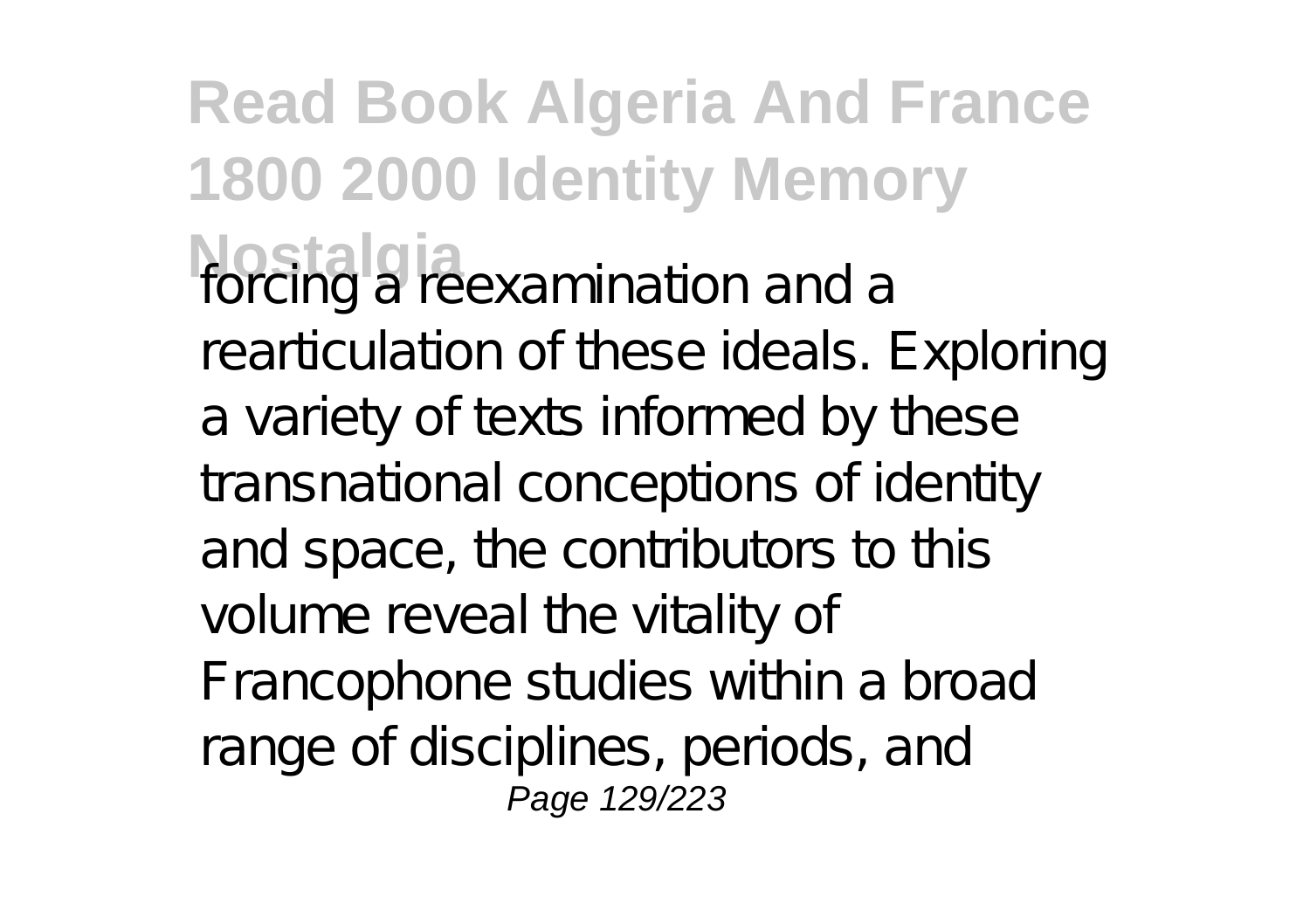forcing a reexamination and a rearticulation of these ideals. Exploring a variety of texts informed by these transnational conceptions of identity and space, the contributors to this volume reveal the vitality of Francophone studies within a broad range of disciplines, periods, and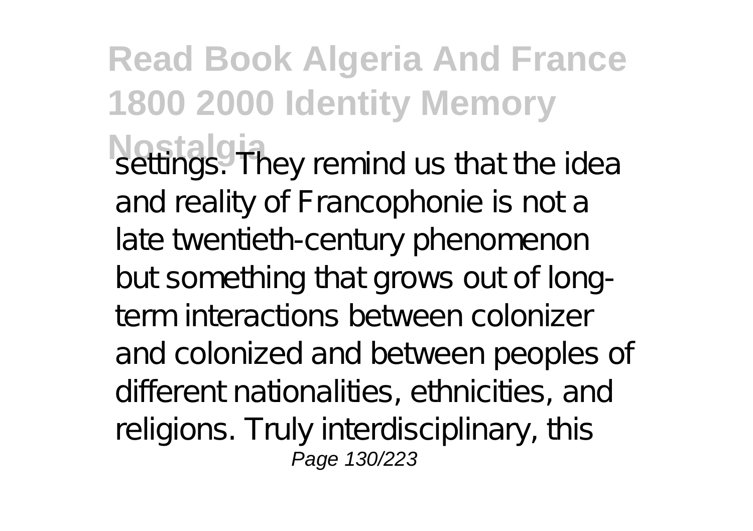settings. They remind us that the idea and reality of Francophonie is not a late twentieth-century phenomenon but something that grows out of long-term interactions between colonizer and colonized and between peoples of different nationalities, ethnicities, and religions. Truly interdisciplinary, this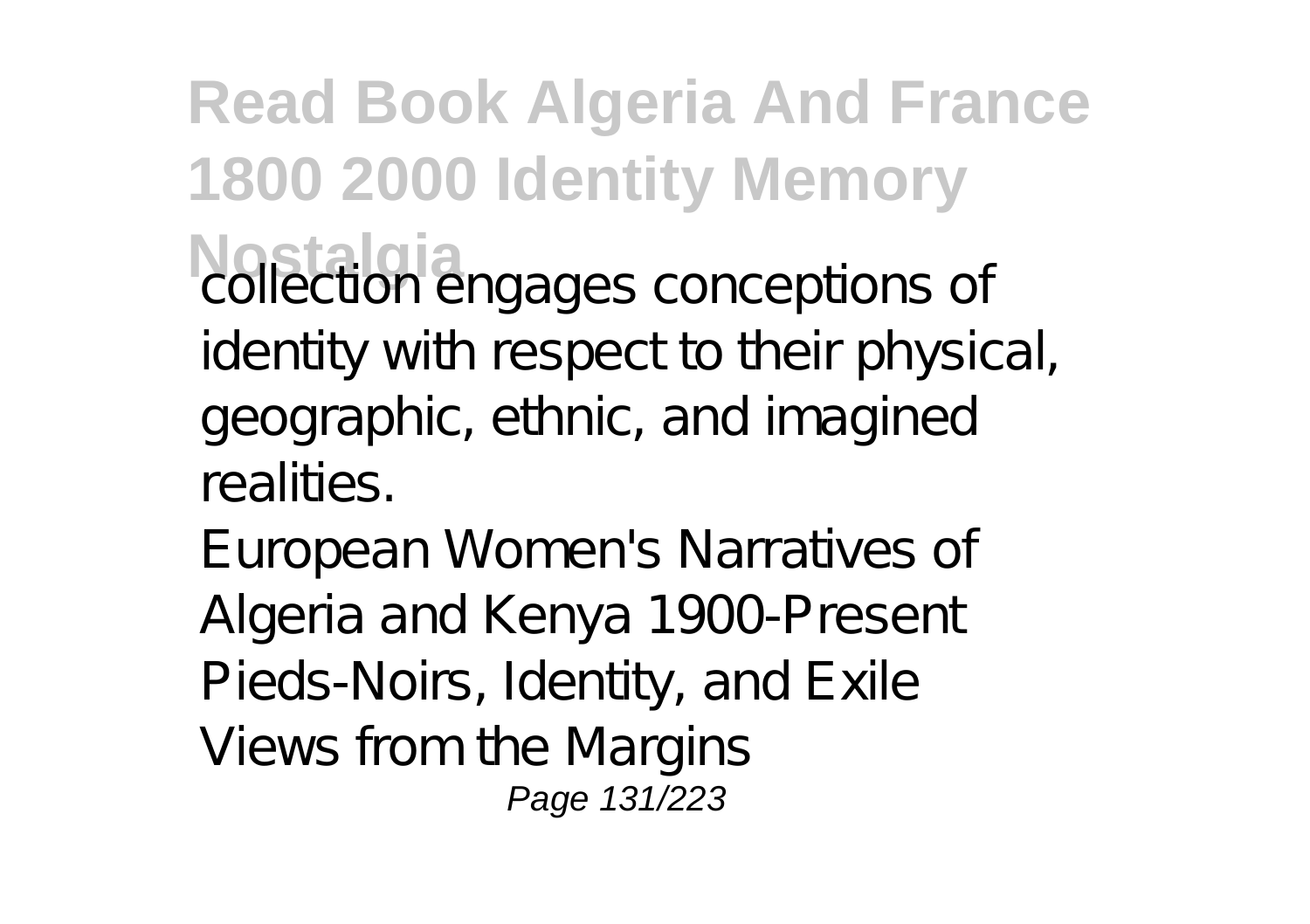collection engages conceptions of identity with respect to their physical, geographic, ethnic, and imagined realities.

European Women's Narratives of Algeria and Kenya 1900-Present

Pieds-Noirs, Identity, and Exile

Views from the Margins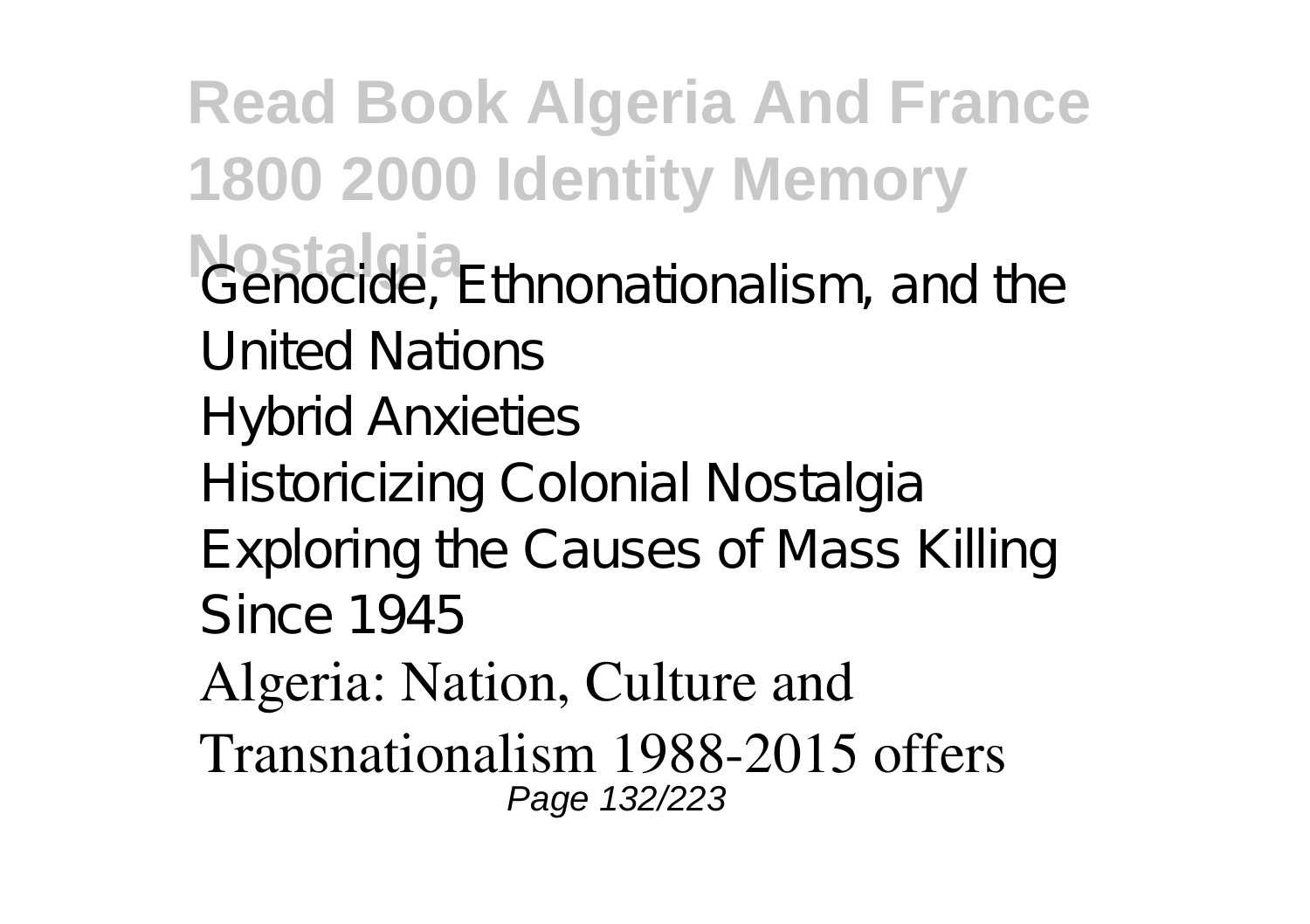Genocide, Ethnonationalism, and the United Nations
Hybrid Anxieties
Historicizing Colonial Nostalgia
Exploring the Causes of Mass Killing Since 1945
Algeria: Nation, Culture and Transnationalism 1988-2015 offers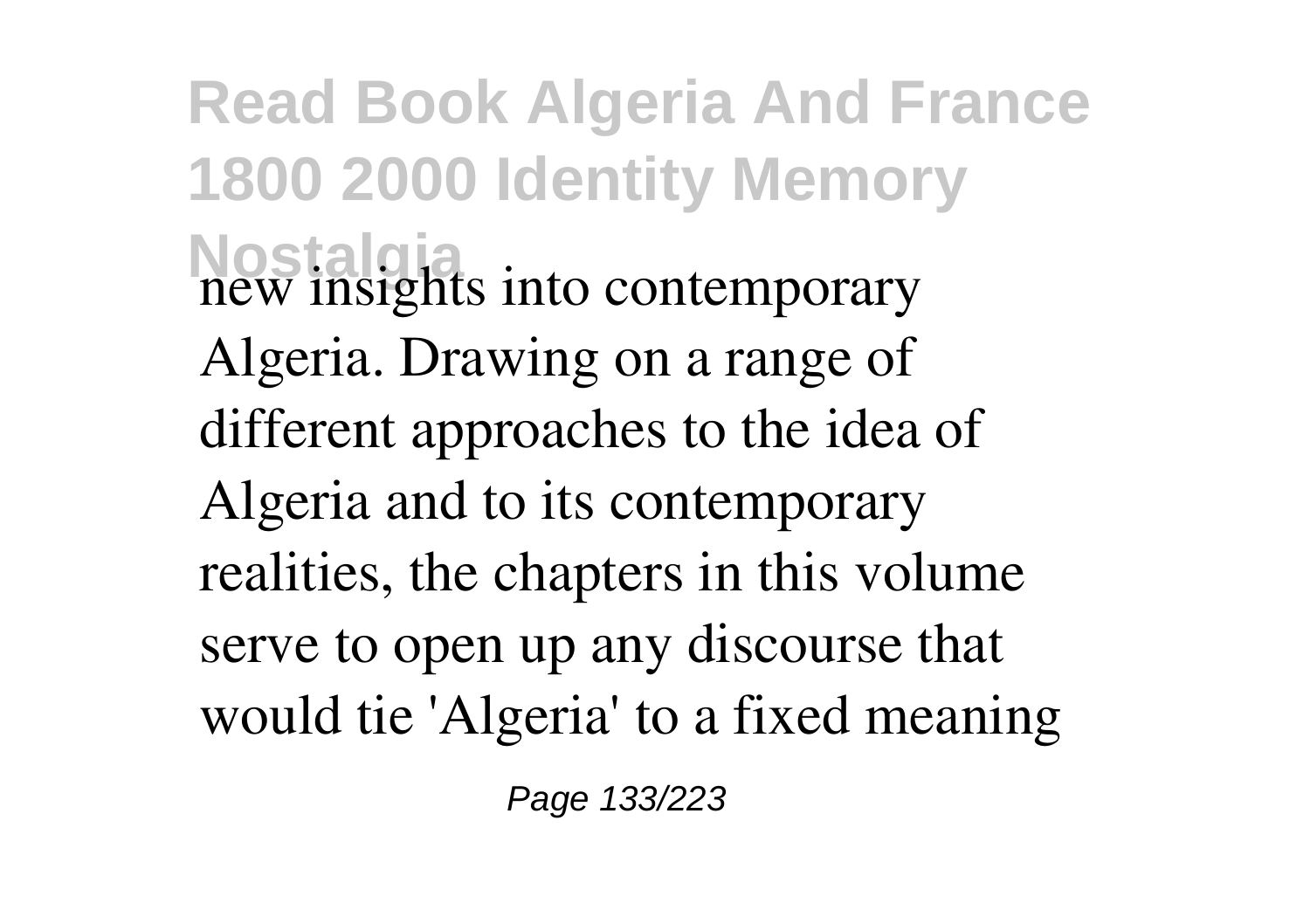new insights into contemporary Algeria. Drawing on a range of different approaches to the idea of Algeria and to its contemporary realities, the chapters in this volume serve to open up any discourse that would tie 'Algeria' to a fixed meaning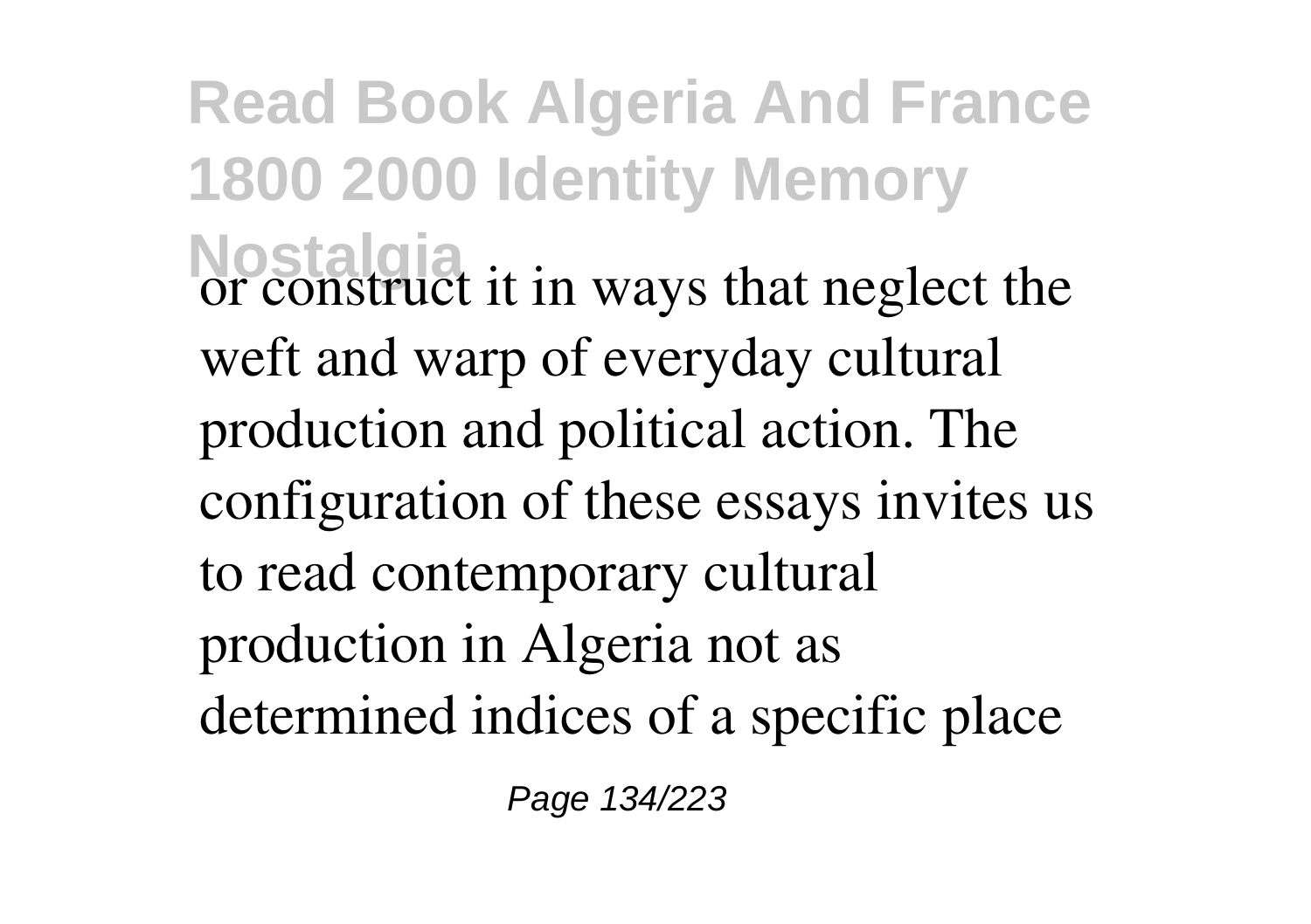or construct it in ways that neglect the weft and warp of everyday cultural production and political action. The configuration of these essays invites us to read contemporary cultural production in Algeria not as determined indices of a specific place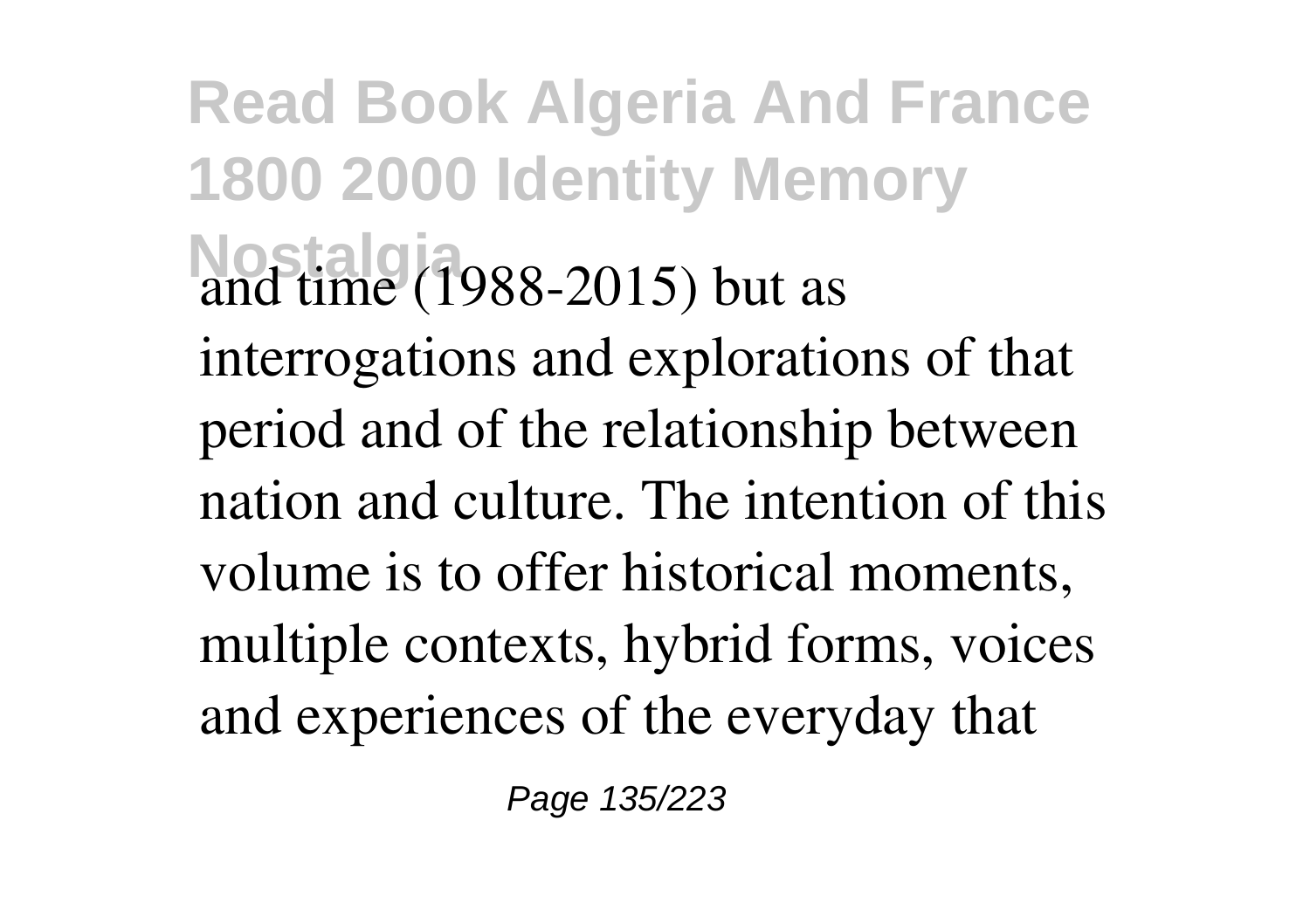and time (1988-2015) but as interrogations and explorations of that period and of the relationship between nation and culture. The intention of this volume is to offer historical moments, multiple contexts, hybrid forms, voices and experiences of the everyday that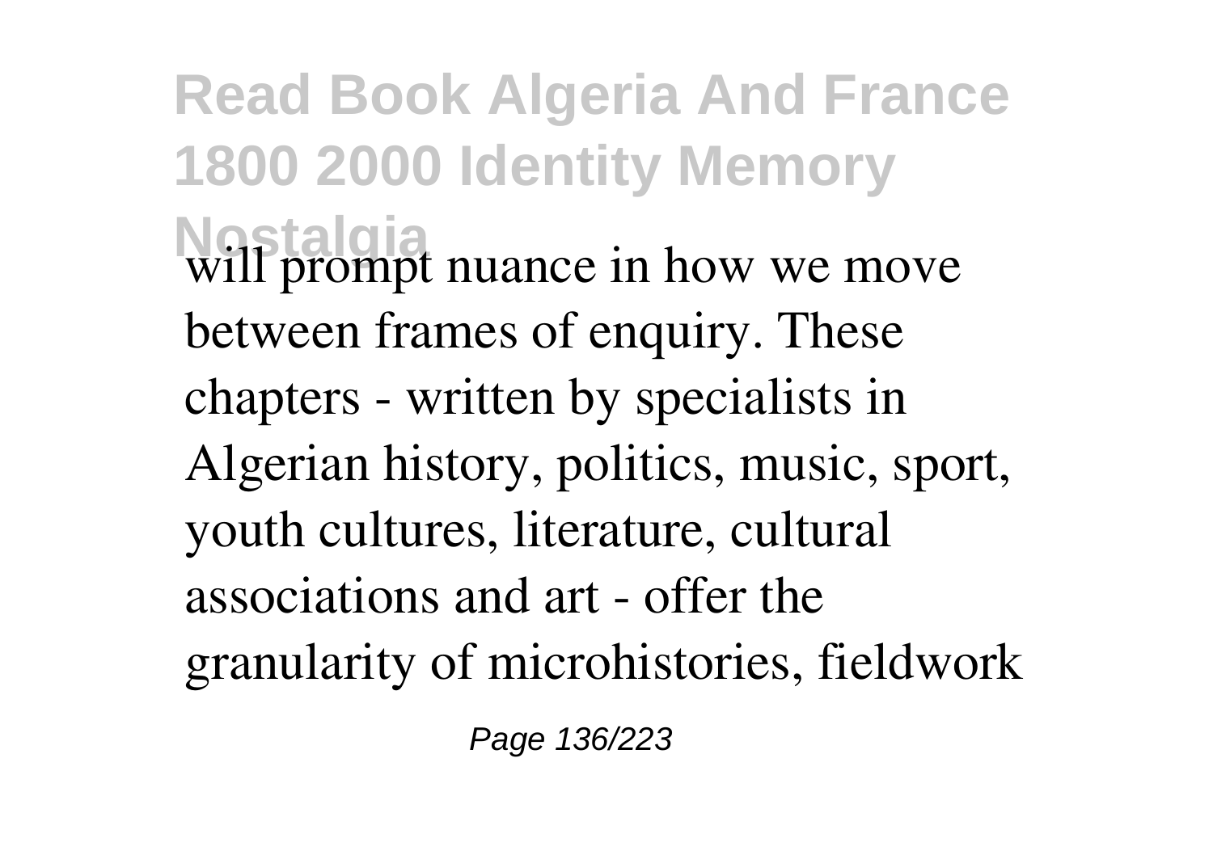will prompt nuance in how we move between frames of enquiry. These chapters - written by specialists in Algerian history, politics, music, sport, youth cultures, literature, cultural associations and art - offer the granularity of microhistories, fieldwork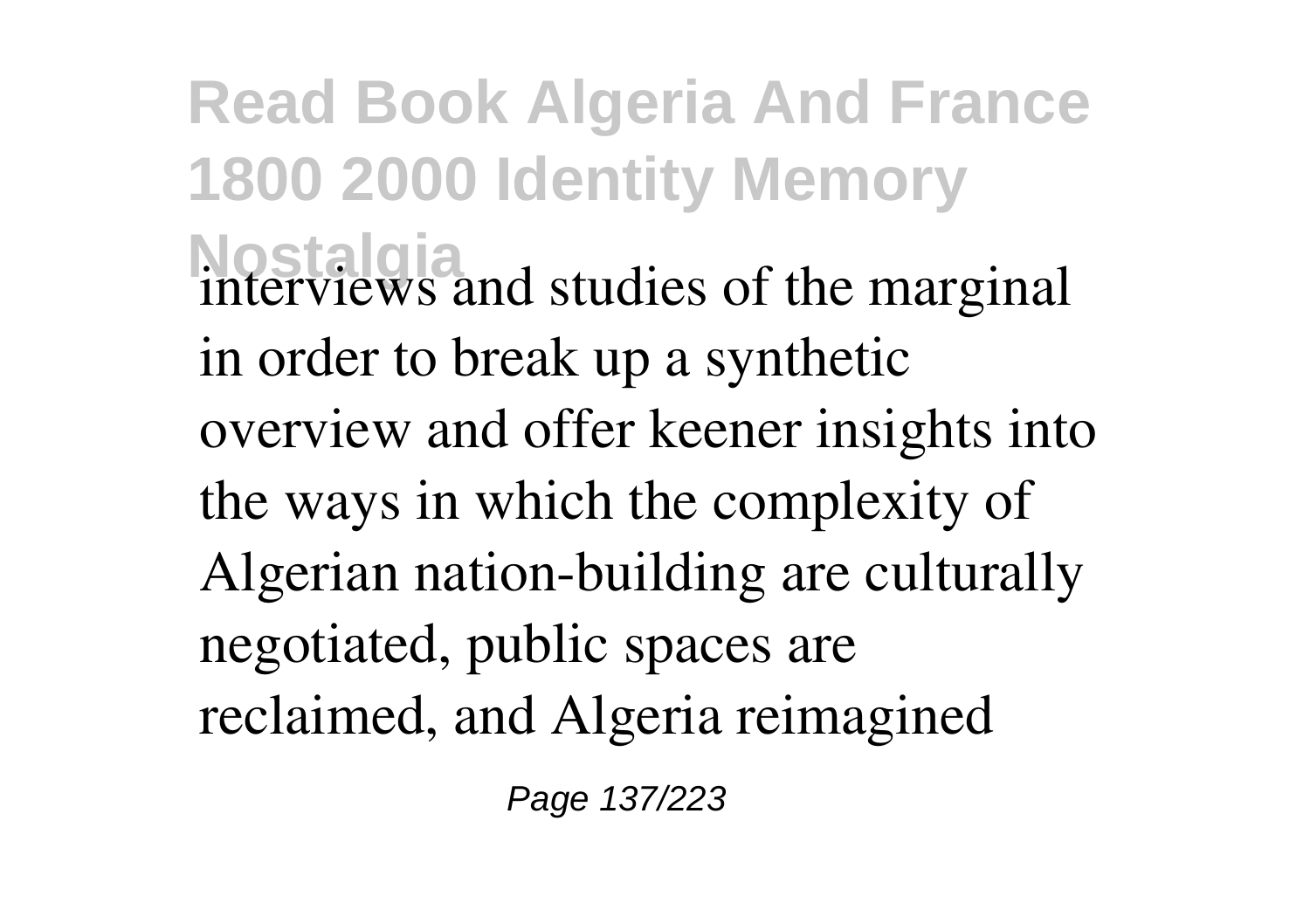interviews and studies of the marginal in order to break up a synthetic overview and offer keener insights into the ways in which the complexity of Algerian nation-building are culturally negotiated, public spaces are reclaimed, and Algeria reimagined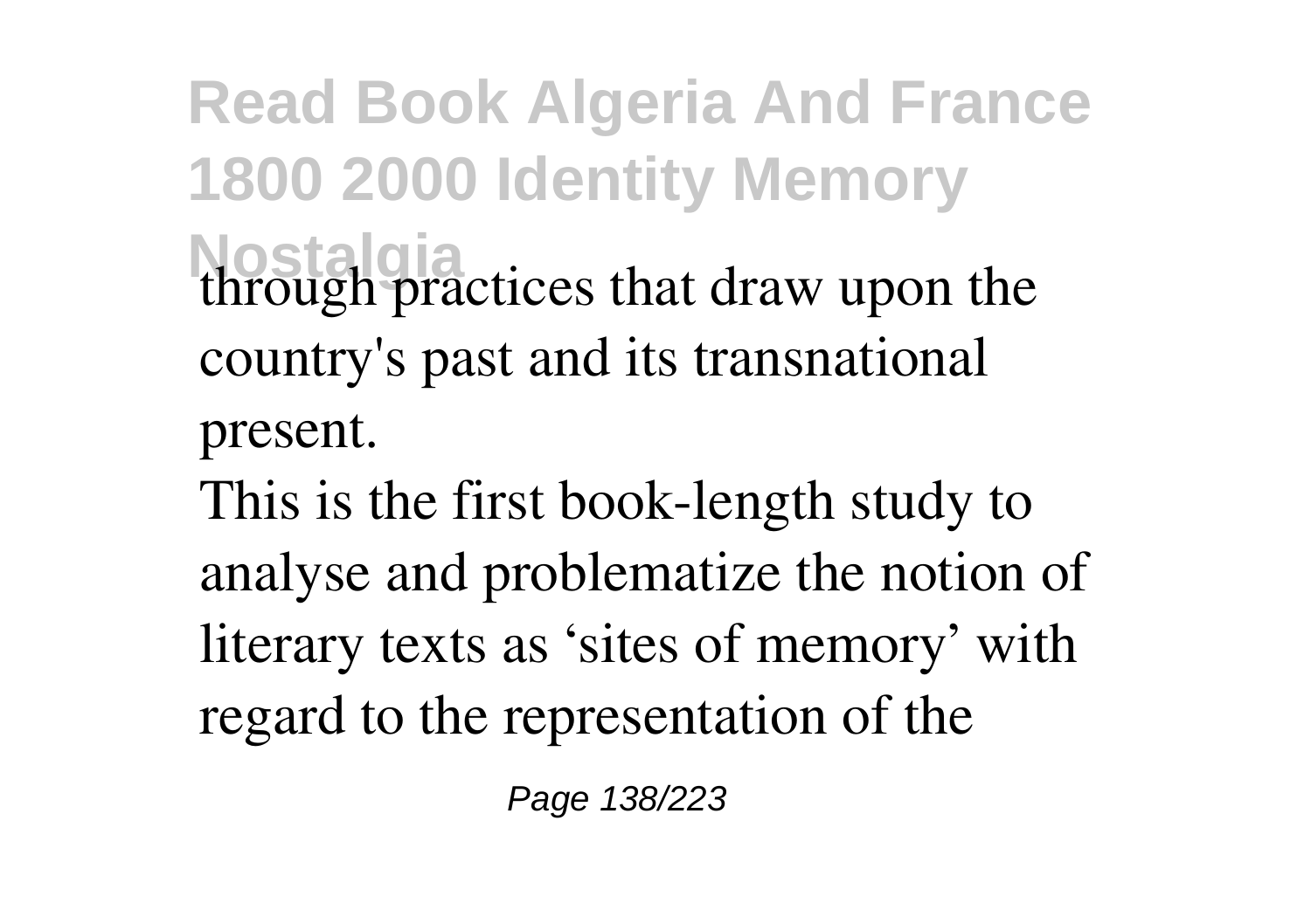through practices that draw upon the country's past and its transnational present.

This is the first book-length study to analyse and problematize the notion of literary texts as 'sites of memory' with regard to the representation of the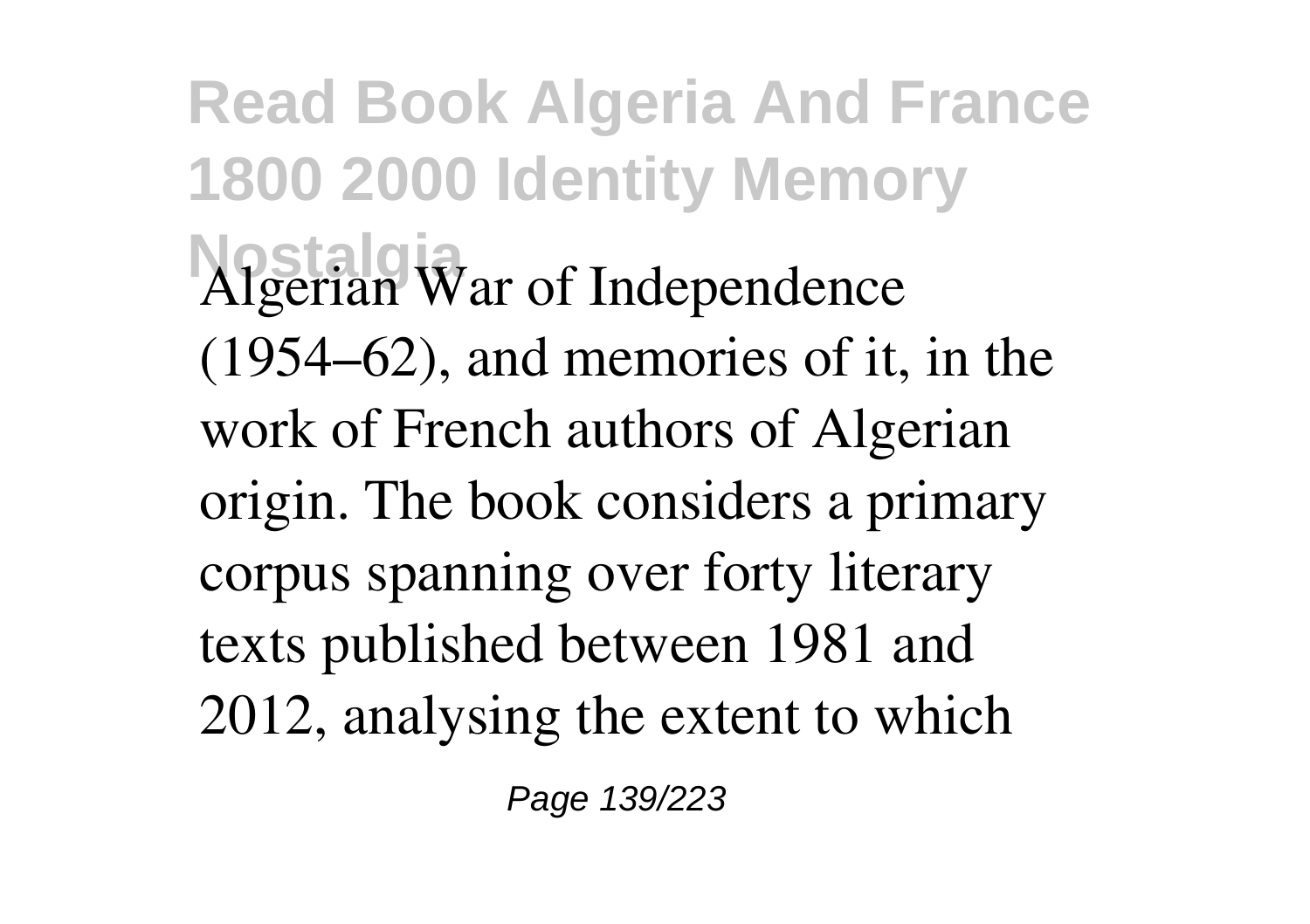Algerian War of Independence (1954–62), and memories of it, in the work of French authors of Algerian origin. The book considers a primary corpus spanning over forty literary texts published between 1981 and 2012, analysing the extent to which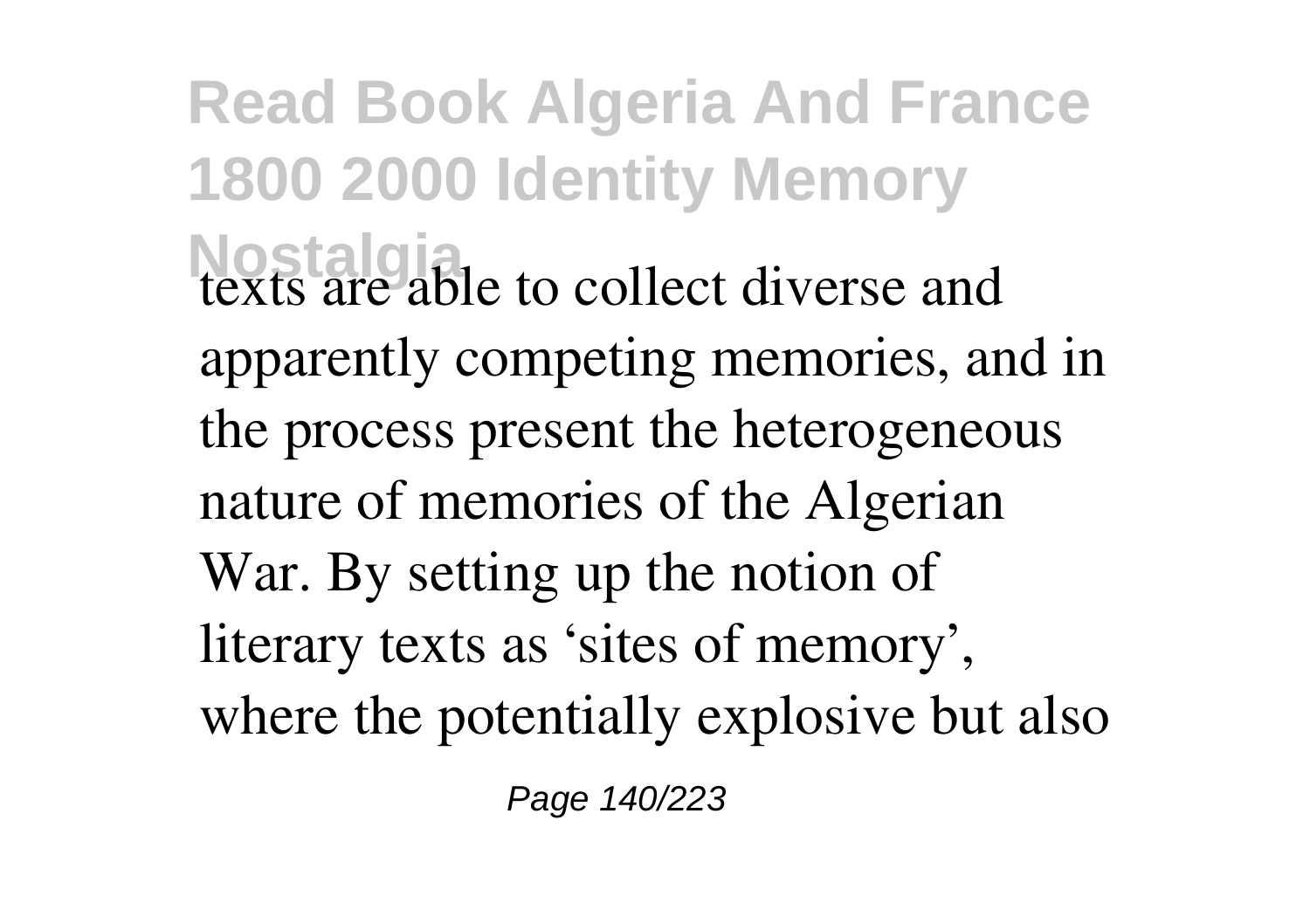texts are able to collect diverse and apparently competing memories, and in the process present the heterogeneous nature of memories of the Algerian War. By setting up the notion of literary texts as 'sites of memory', where the potentially explosive but also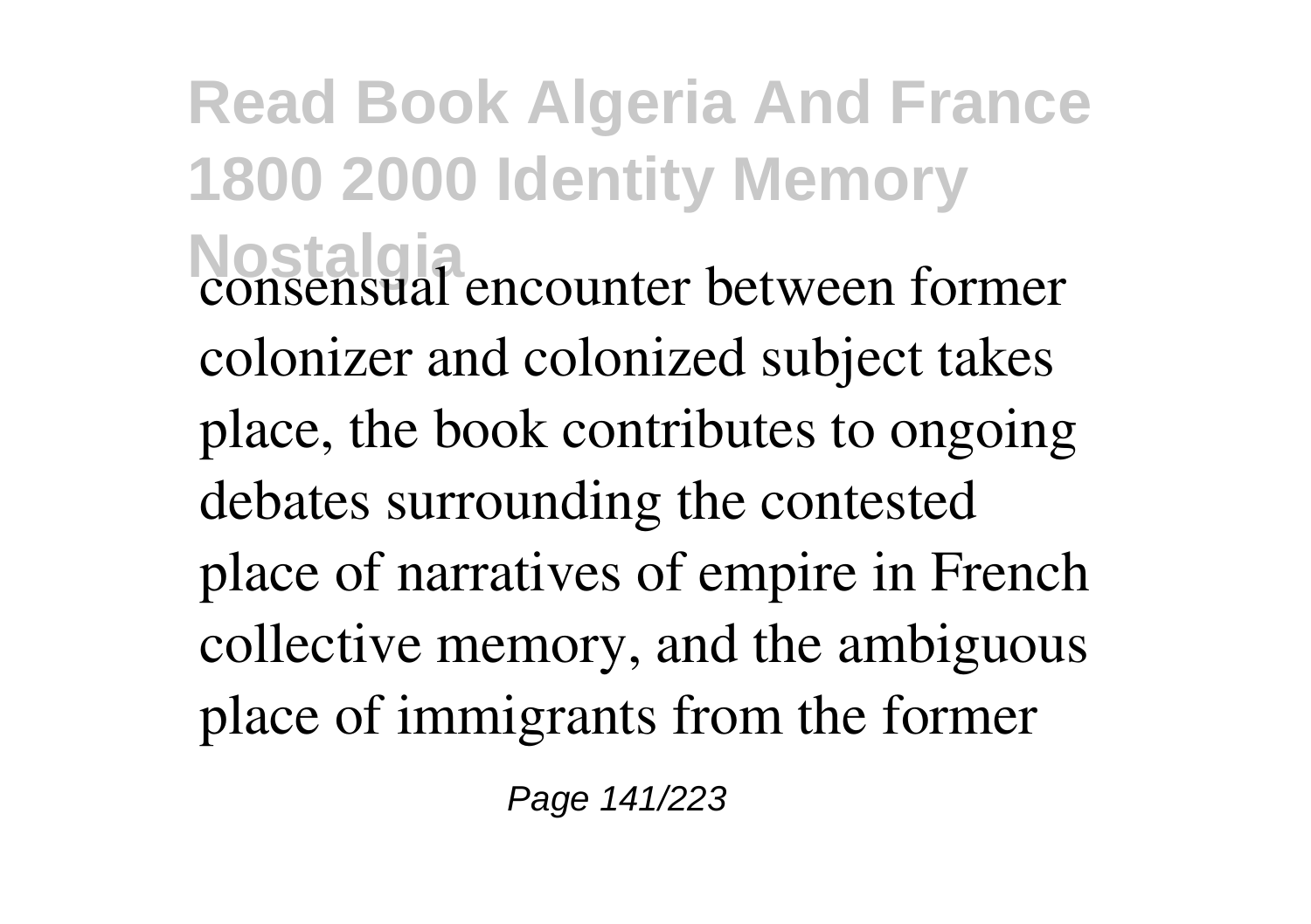consensual encounter between former colonizer and colonized subject takes place, the book contributes to ongoing debates surrounding the contested place of narratives of empire in French collective memory, and the ambiguous place of immigrants from the former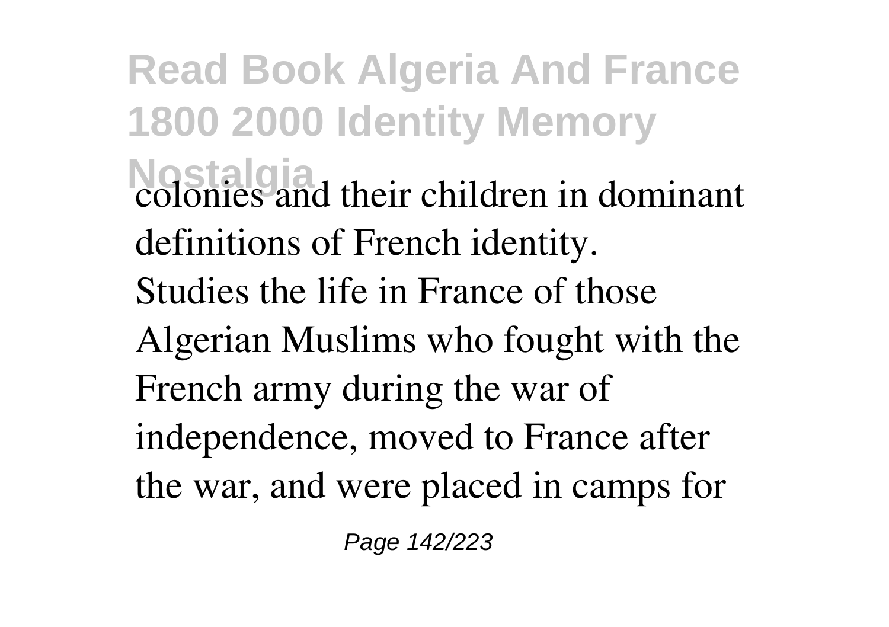colonies and their children in dominant definitions of French identity.

Studies the life in France of those Algerian Muslims who fought with the French army during the war of independence, moved to France after the war, and were placed in camps for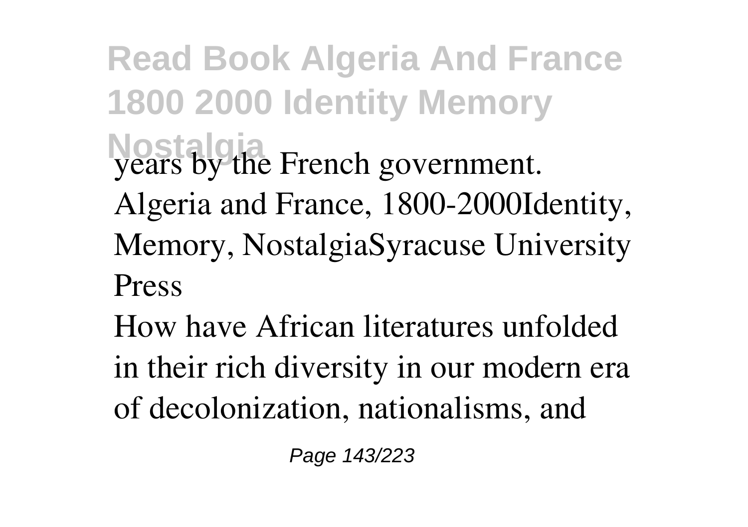years by the French government.

Algeria and France, 1800-2000Identity, Memory, NostalgiaSyracuse University Press

How have African literatures unfolded in their rich diversity in our modern era of decolonization, nationalisms, and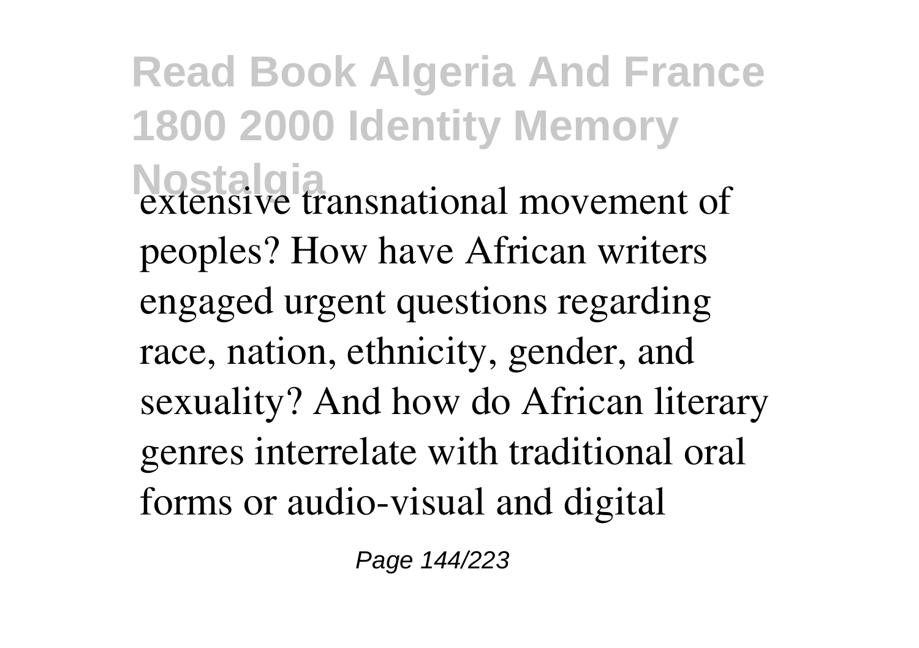extensive transnational movement of peoples? How have African writers engaged urgent questions regarding race, nation, ethnicity, gender, and sexuality? And how do African literary genres interrelate with traditional oral forms or audio-visual and digital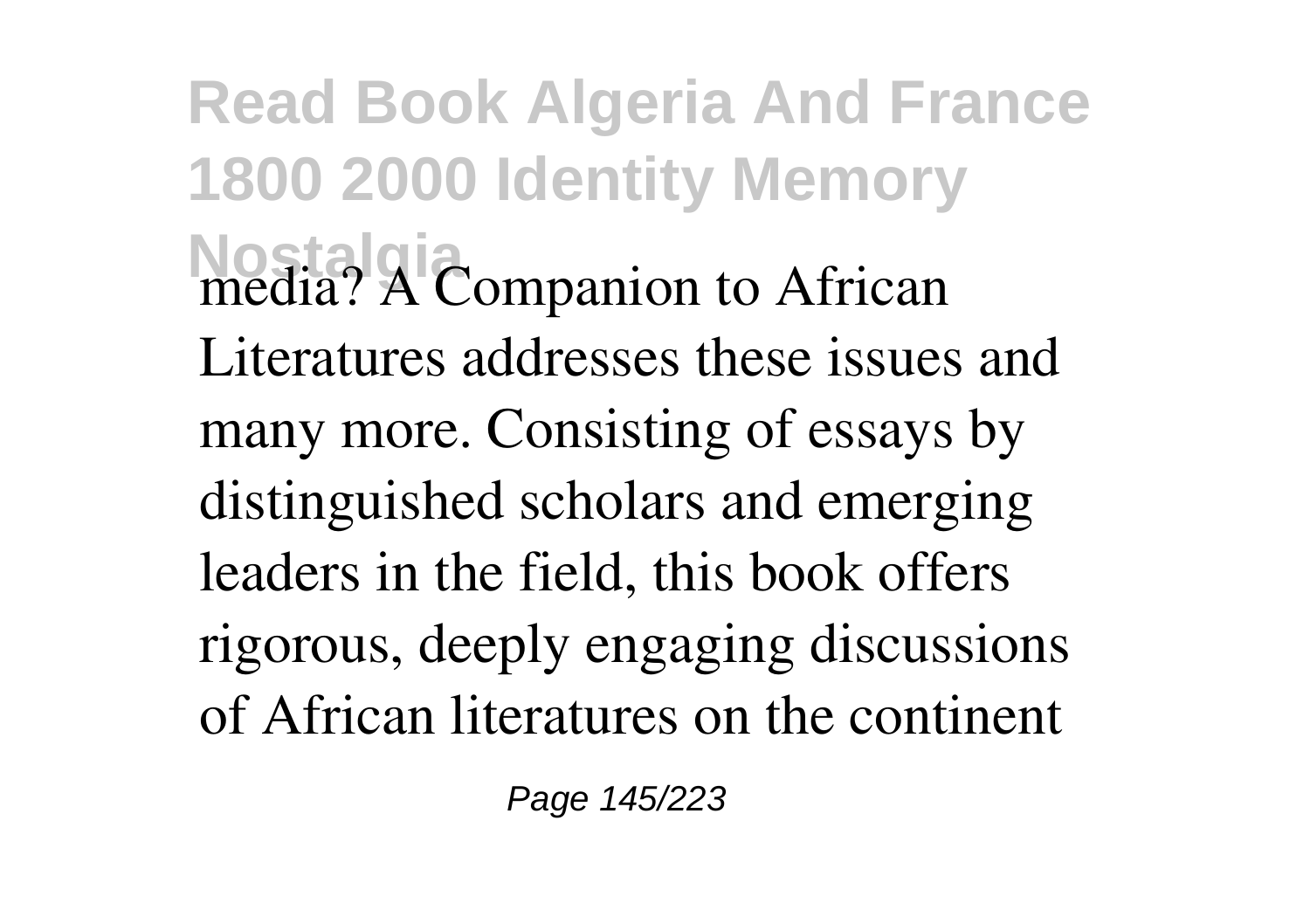media? A Companion to African Literatures addresses these issues and many more. Consisting of essays by distinguished scholars and emerging leaders in the field, this book offers rigorous, deeply engaging discussions of African literatures on the continent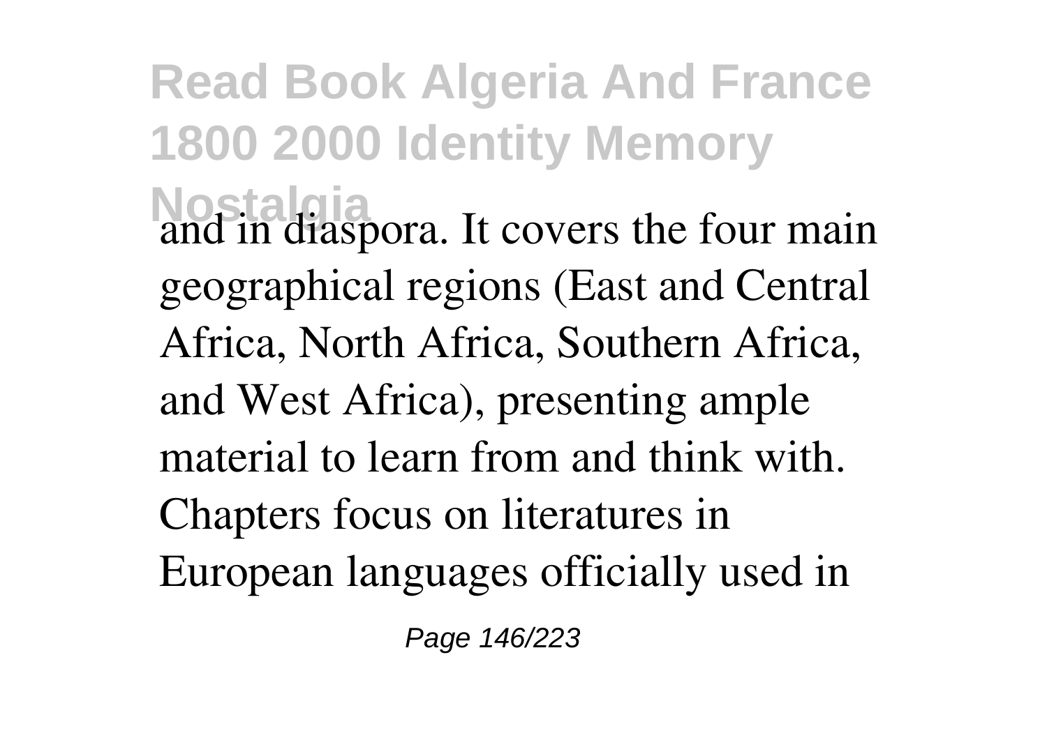and in diaspora. It covers the four main geographical regions (East and Central Africa, North Africa, Southern Africa, and West Africa), presenting ample material to learn from and think with. Chapters focus on literatures in European languages officially used in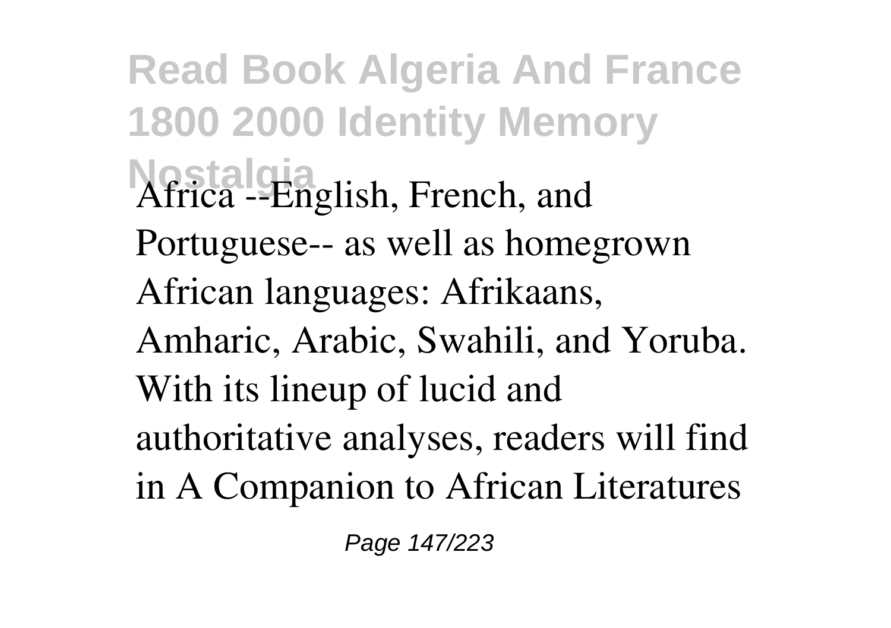Africa --English, French, and Portuguese-- as well as homegrown African languages: Afrikaans, Amharic, Arabic, Swahili, and Yoruba. With its lineup of lucid and authoritative analyses, readers will find in A Companion to African Literatures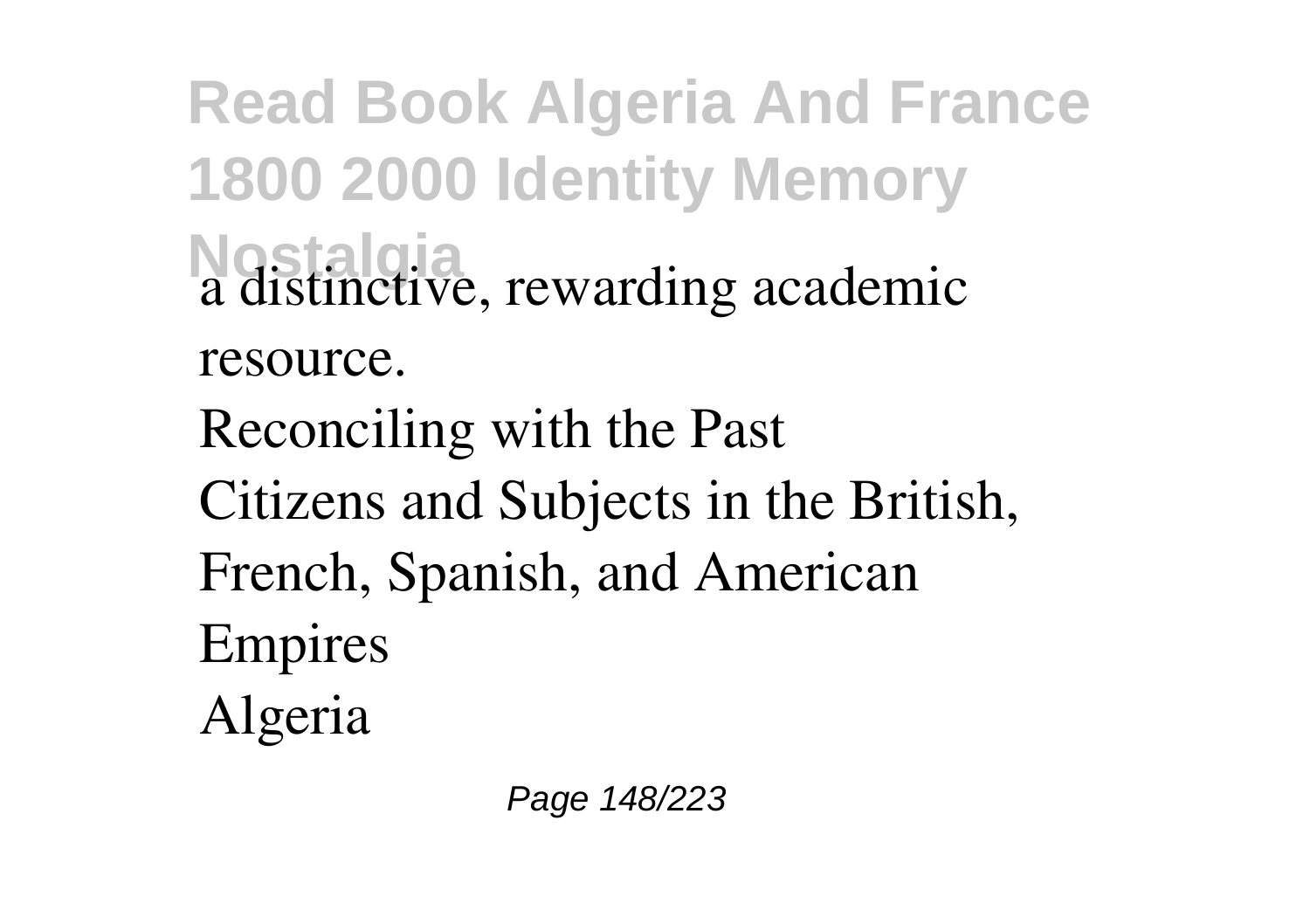a distinctive, rewarding academic resource.

Reconciling with the Past

Citizens and Subjects in the British, French, Spanish, and American Empires

Algeria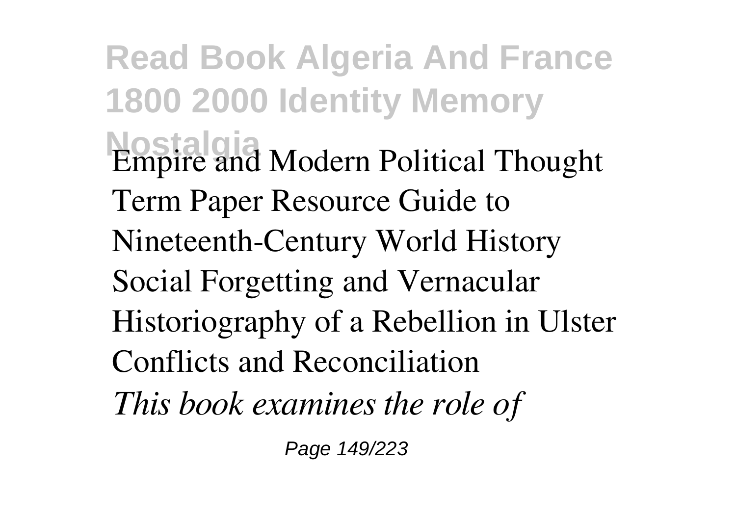Empire and Modern Political Thought
Term Paper Resource Guide to Nineteenth-Century World History
Social Forgetting and Vernacular Historiography of a Rebellion in Ulster
Conflicts and Reconciliation
*This book examines the role of*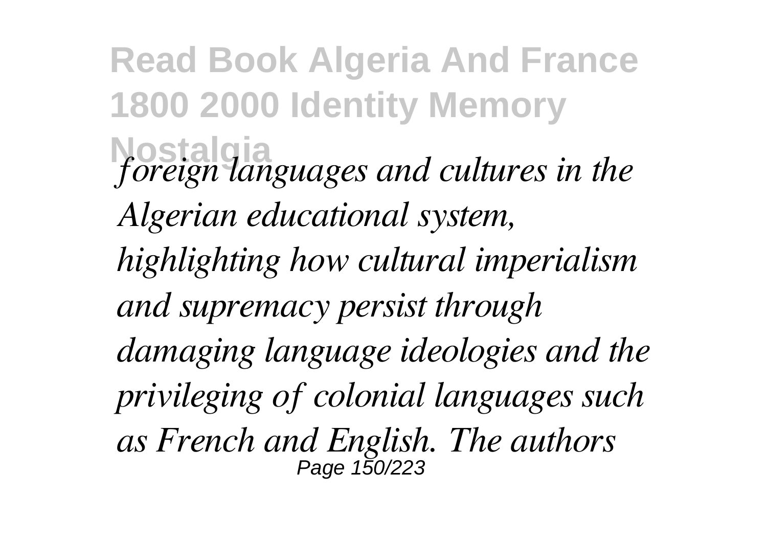*foreign languages and cultures in the Algerian educational system, highlighting how cultural imperialism and supremacy persist through damaging language ideologies and the privileging of colonial languages such as French and English. The authors*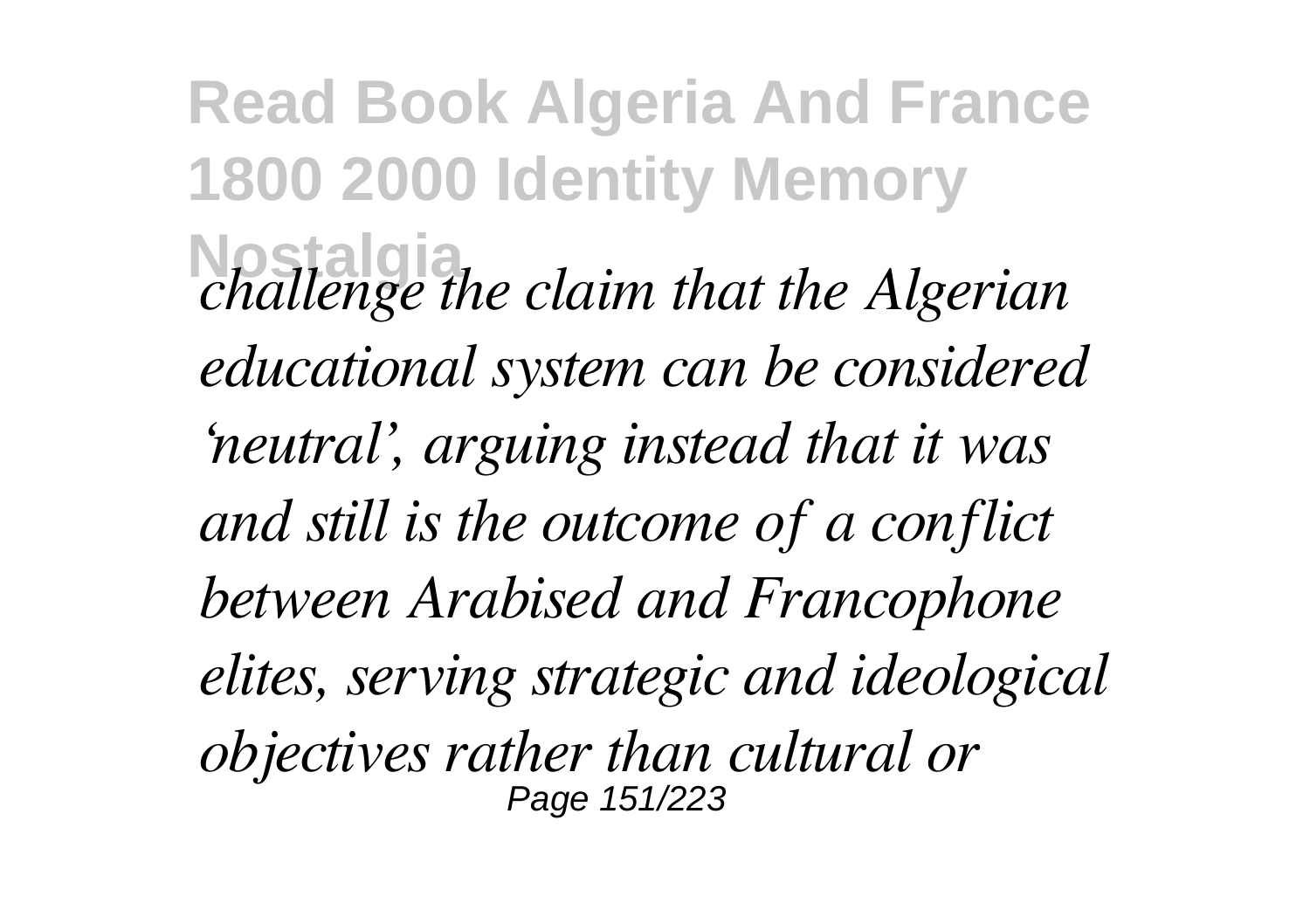*challenge the claim that the Algerian educational system can be considered 'neutral', arguing instead that it was and still is the outcome of a conflict between Arabised and Francophone elites, serving strategic and ideological objectives rather than cultural or*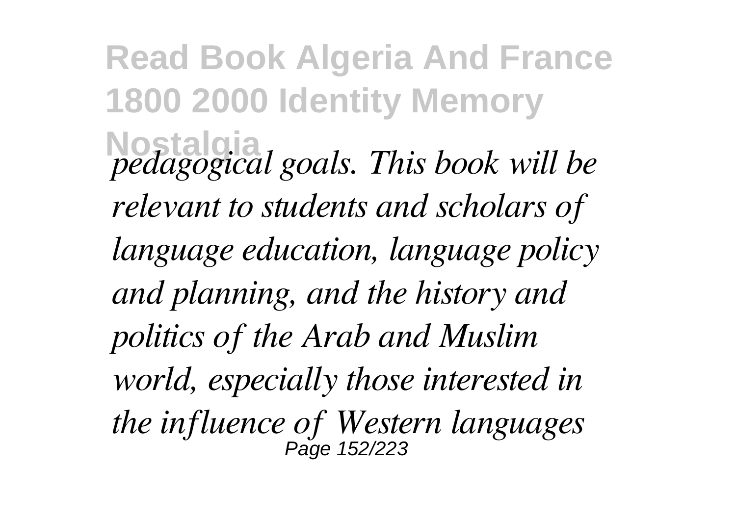*pedagogical goals. This book will be relevant to students and scholars of language education, language policy and planning, and the history and politics of the Arab and Muslim world, especially those interested in the influence of Western languages*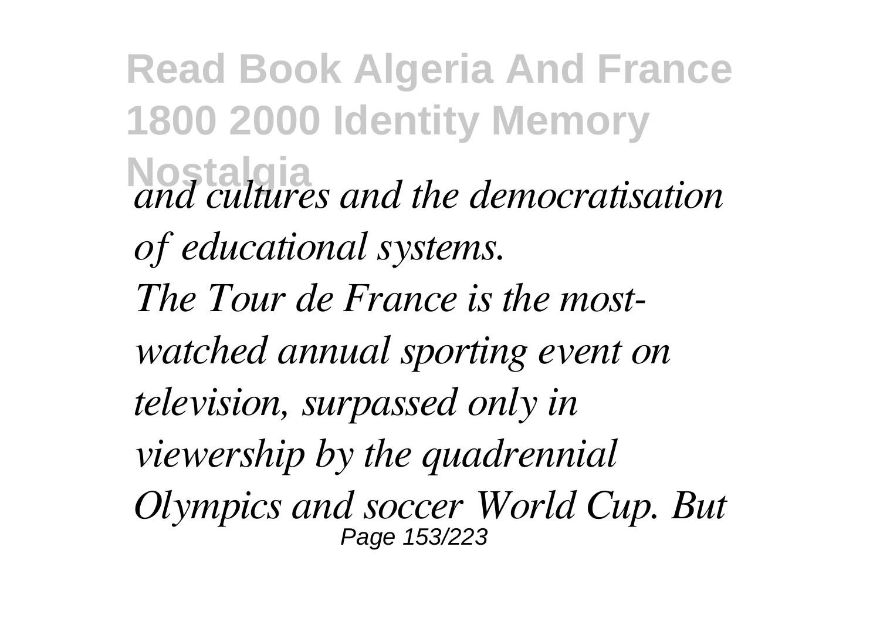*and cultures and the democratisation of educational systems.*

*The Tour de France is the most-watched annual sporting event on television, surpassed only in viewership by the quadrennial Olympics and soccer World Cup. But*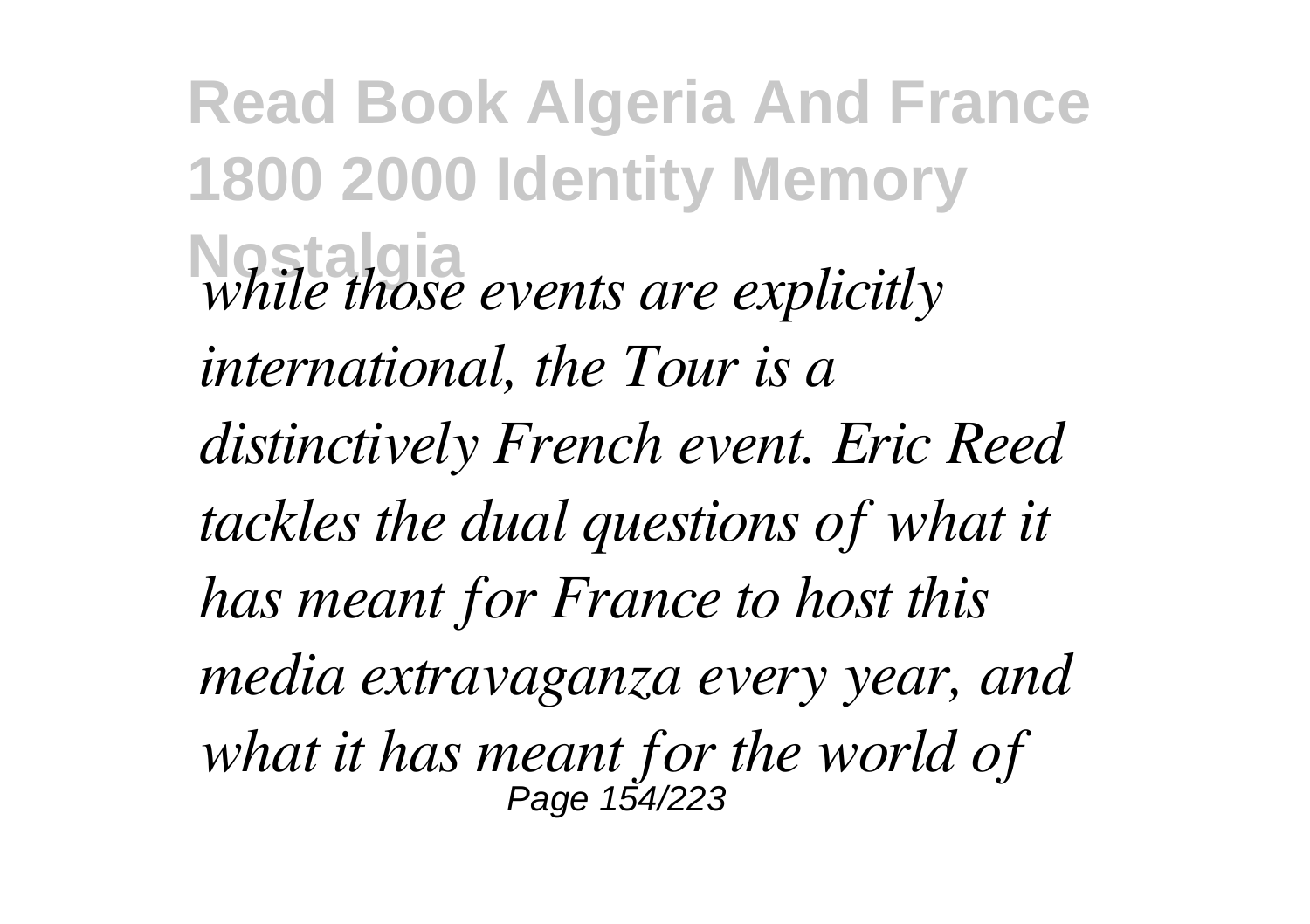*while those events are explicitly international, the Tour is a distinctively French event. Eric Reed tackles the dual questions of what it has meant for France to host this media extravaganza every year, and what it has meant for the world of*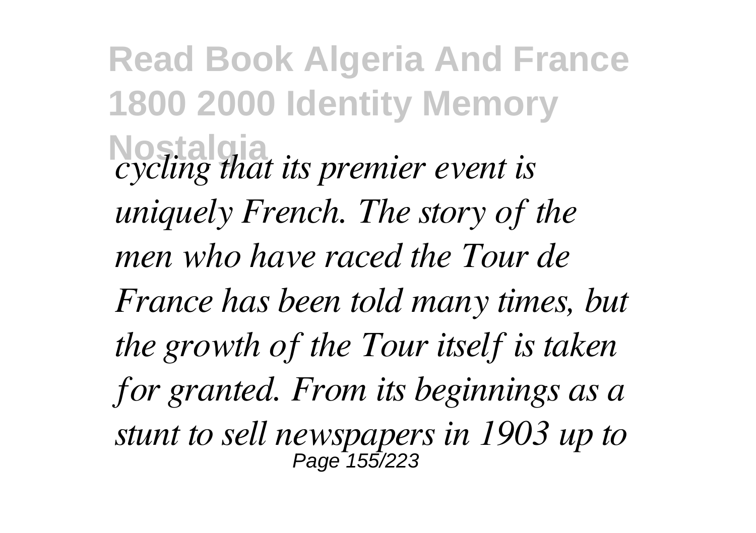*cycling that its premier event is uniquely French. The story of the men who have raced the Tour de France has been told many times, but the growth of the Tour itself is taken for granted. From its beginnings as a stunt to sell newspapers in 1903 up to*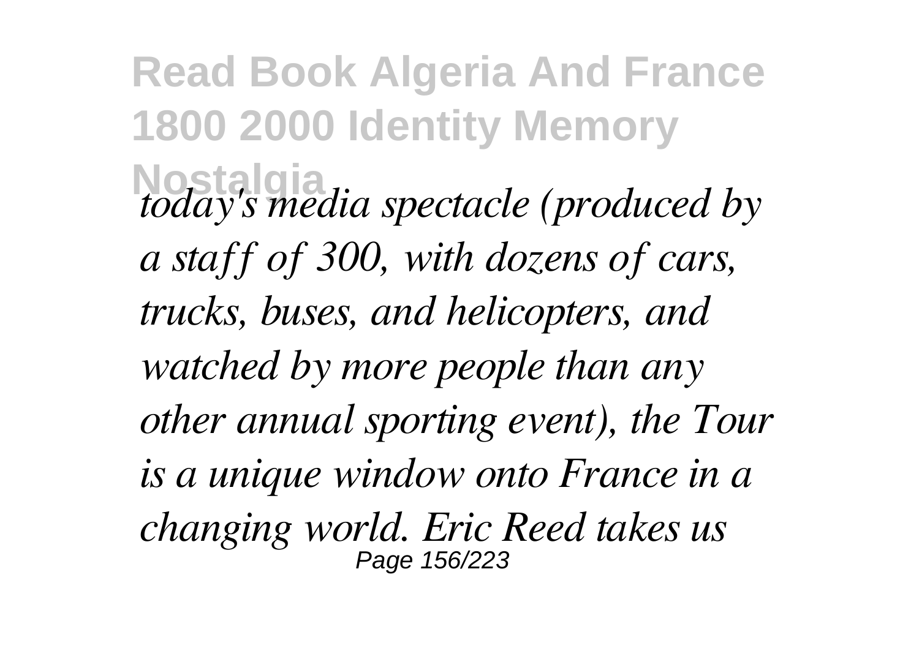*today's media spectacle (produced by a staff of 300, with dozens of cars, trucks, buses, and helicopters, and watched by more people than any other annual sporting event), the Tour is a unique window onto France in a changing world. Eric Reed takes us*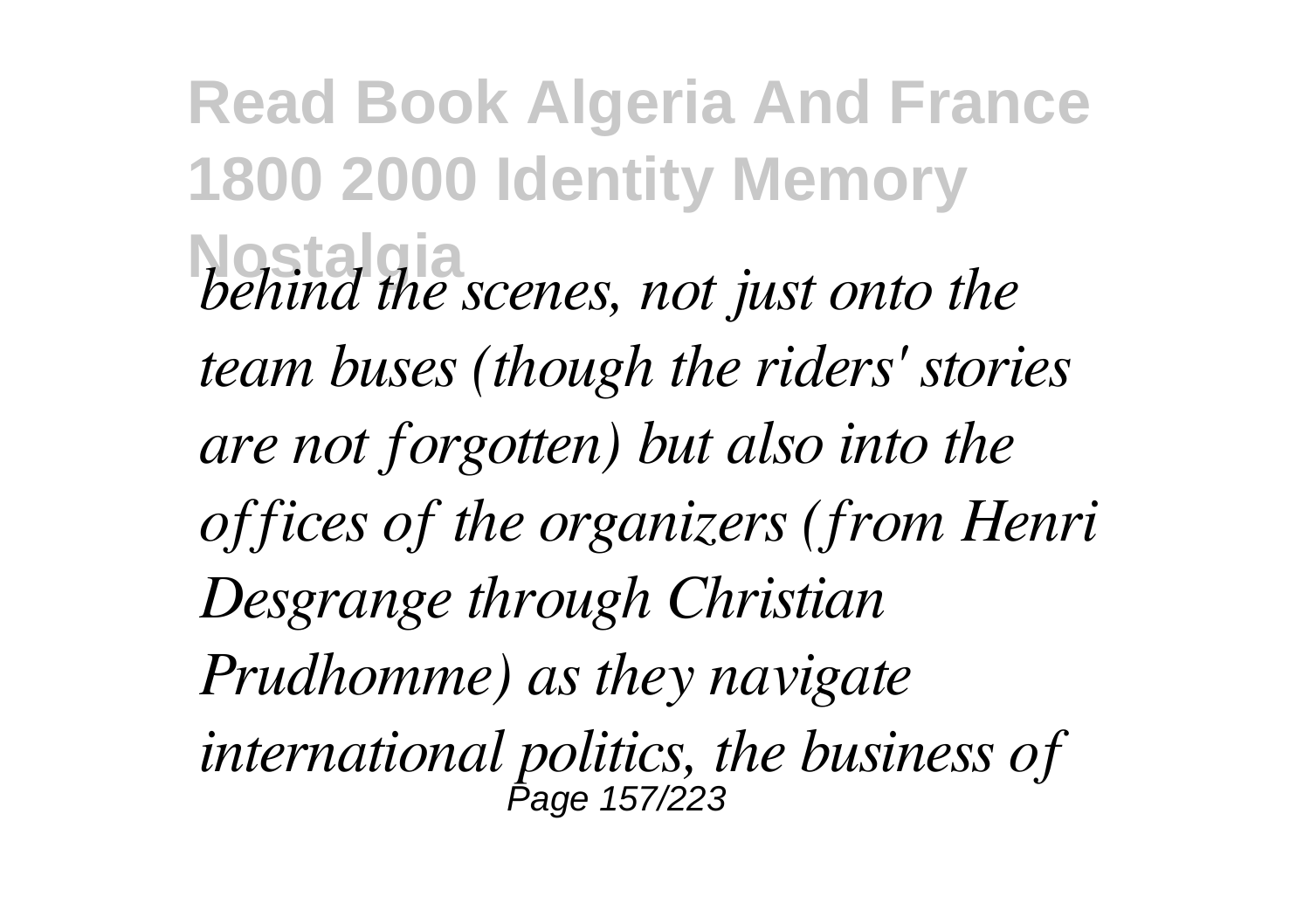*behind the scenes, not just onto the team buses (though the riders' stories are not forgotten) but also into the offices of the organizers (from Henri Desgrange through Christian Prudhomme) as they navigate international politics, the business of*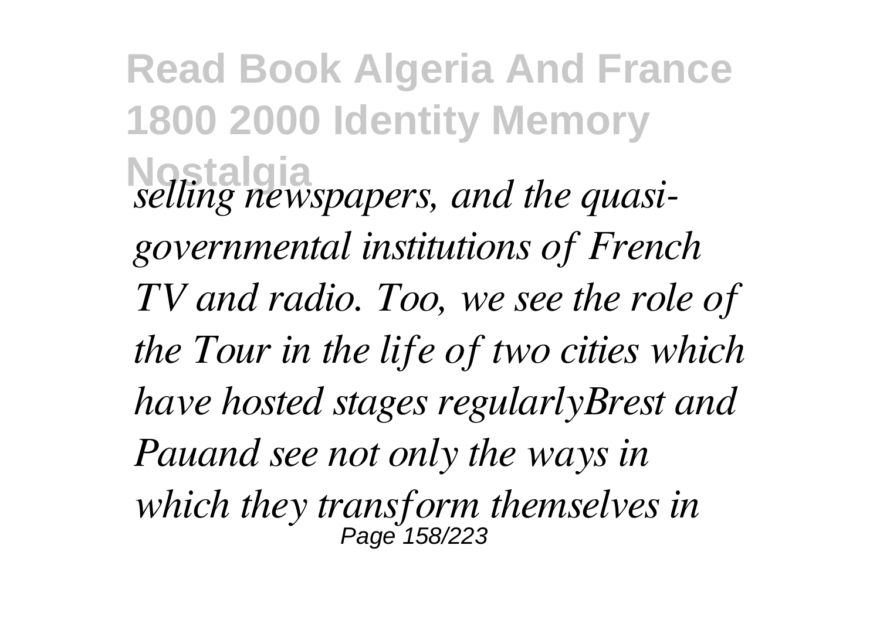*selling newspapers, and the quasi-governmental institutions of French TV and radio. Too, we see the role of the Tour in the life of two cities which have hosted stages regularlyBrest and Pauand see not only the ways in which they transform themselves in*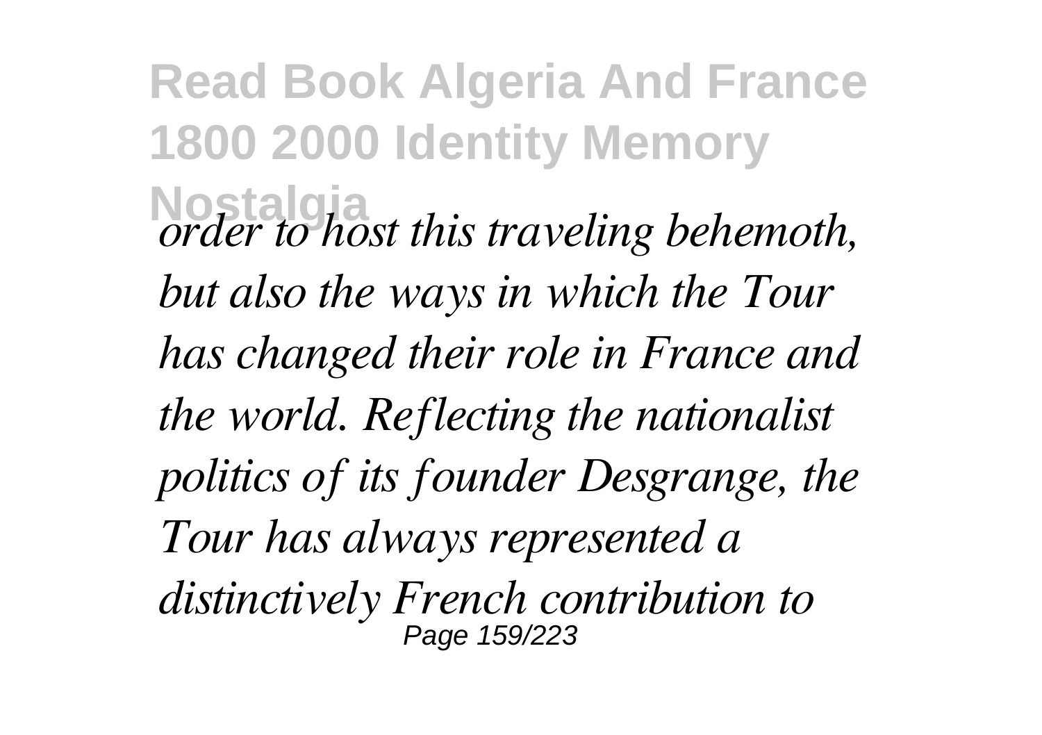*order to host this traveling behemoth, but also the ways in which the Tour has changed their role in France and the world. Reflecting the nationalist politics of its founder Desgrange, the Tour has always represented a distinctively French contribution to*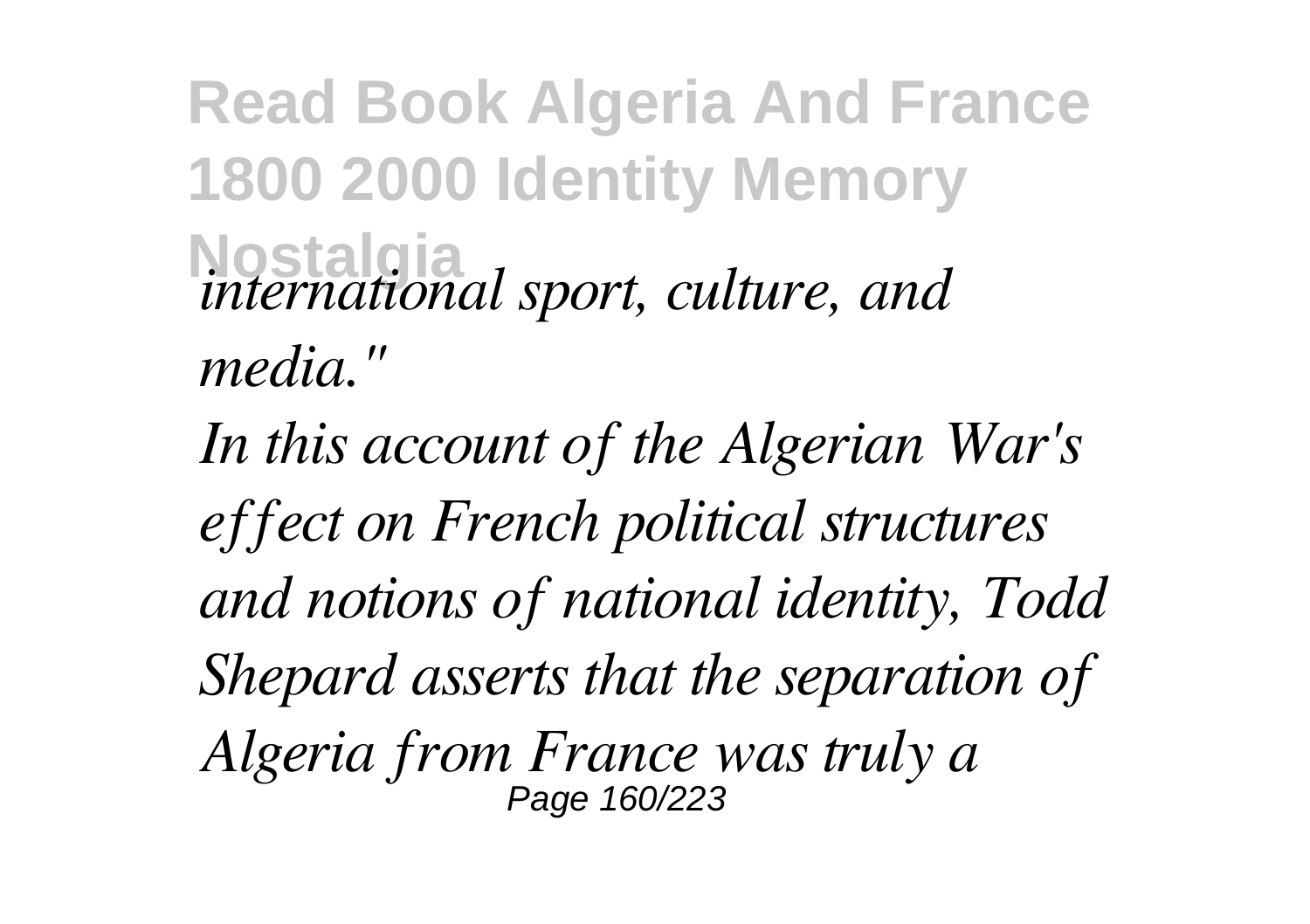*international sport, culture, and media."*

*In this account of the Algerian War's effect on French political structures and notions of national identity, Todd Shepard asserts that the separation of Algeria from France was truly a*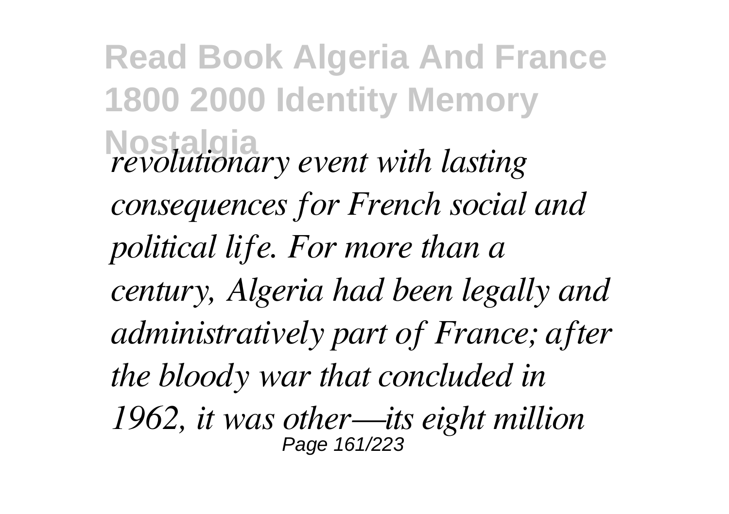*revolutionary event with lasting consequences for French social and political life. For more than a century, Algeria had been legally and administratively part of France; after the bloody war that concluded in 1962, it was other—its eight million*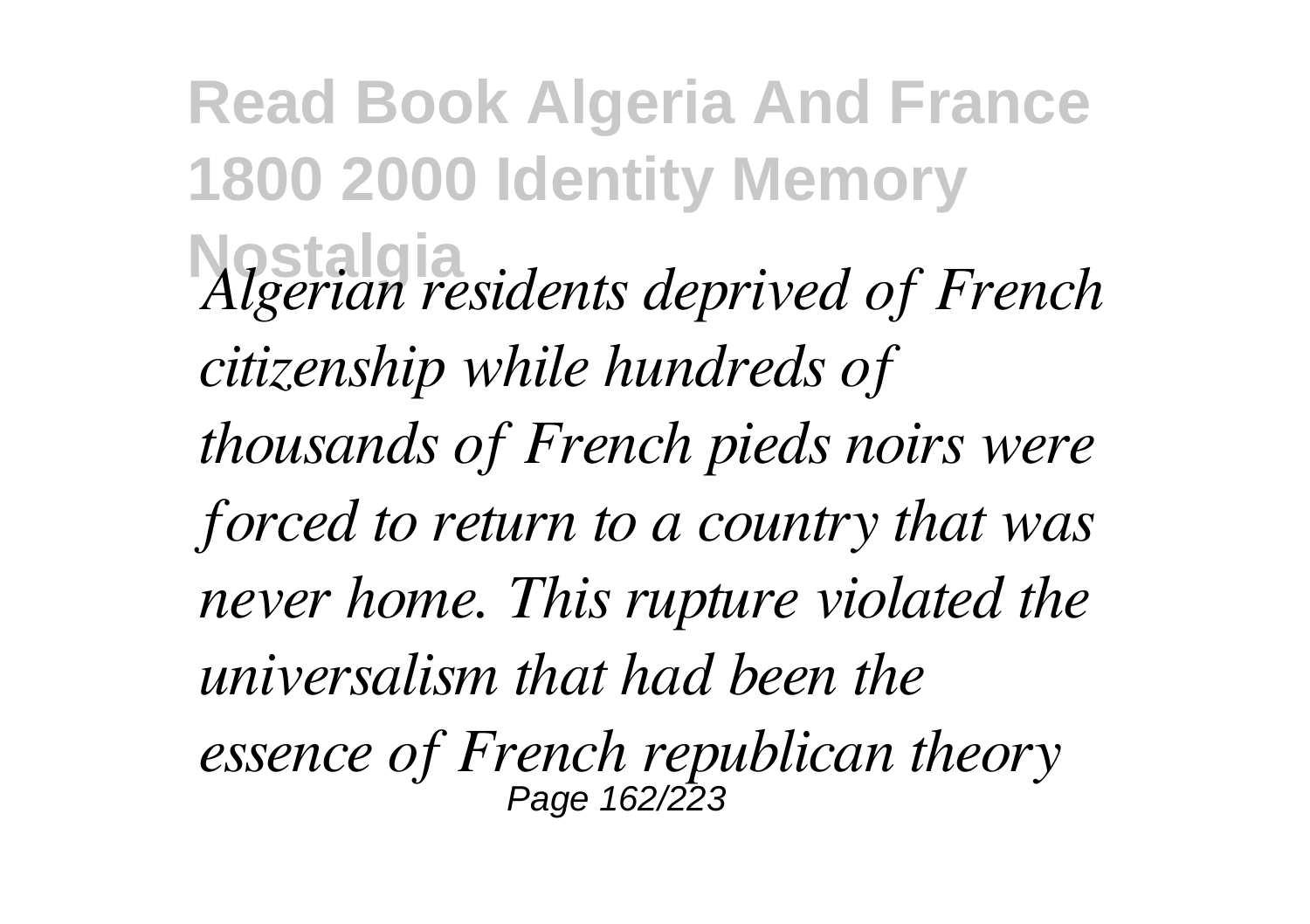*Algerian residents deprived of French citizenship while hundreds of thousands of French pieds noirs were forced to return to a country that was never home. This rupture violated the universalism that had been the essence of French republican theory*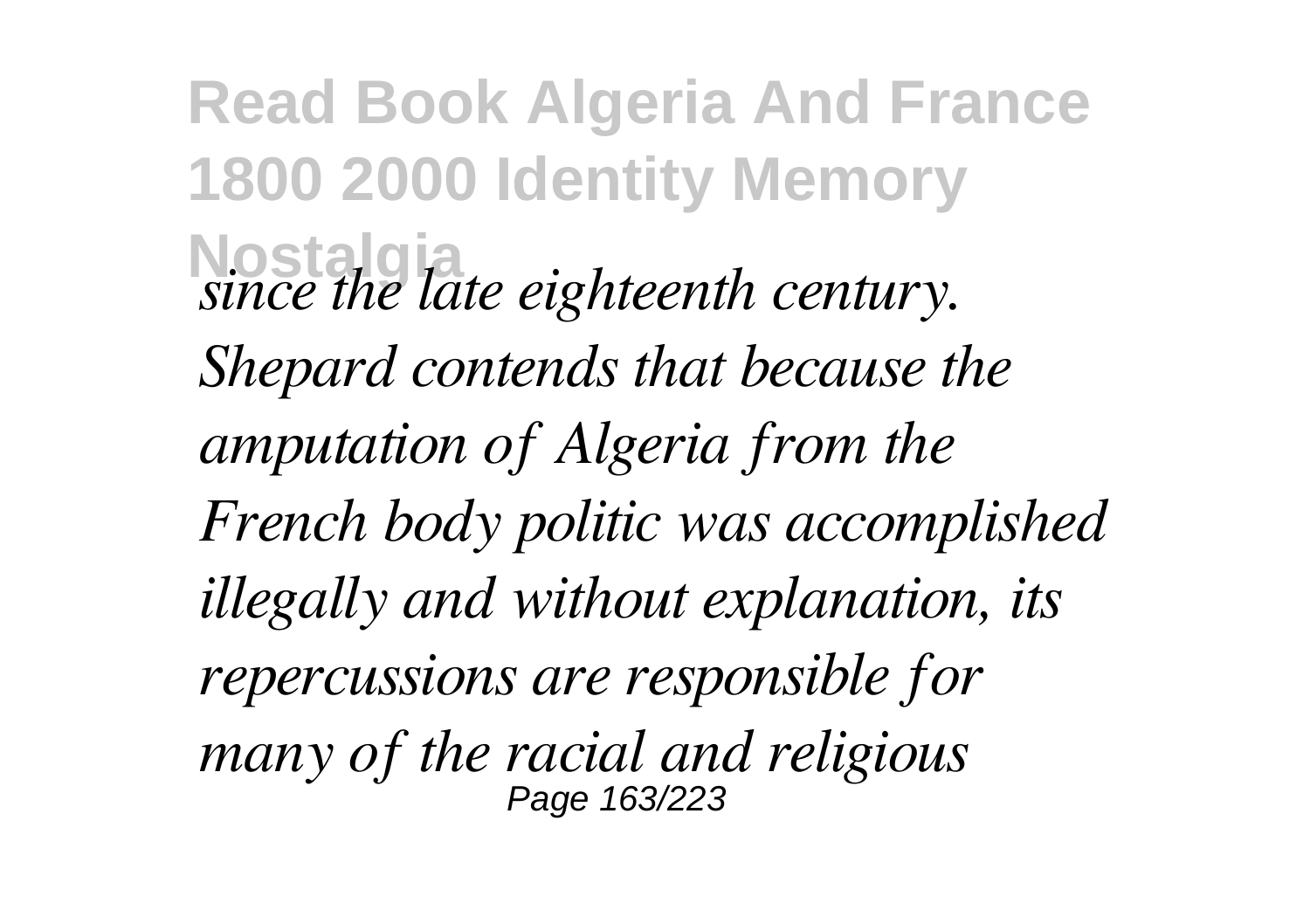*since the late eighteenth century. Shepard contends that because the amputation of Algeria from the French body politic was accomplished illegally and without explanation, its repercussions are responsible for many of the racial and religious*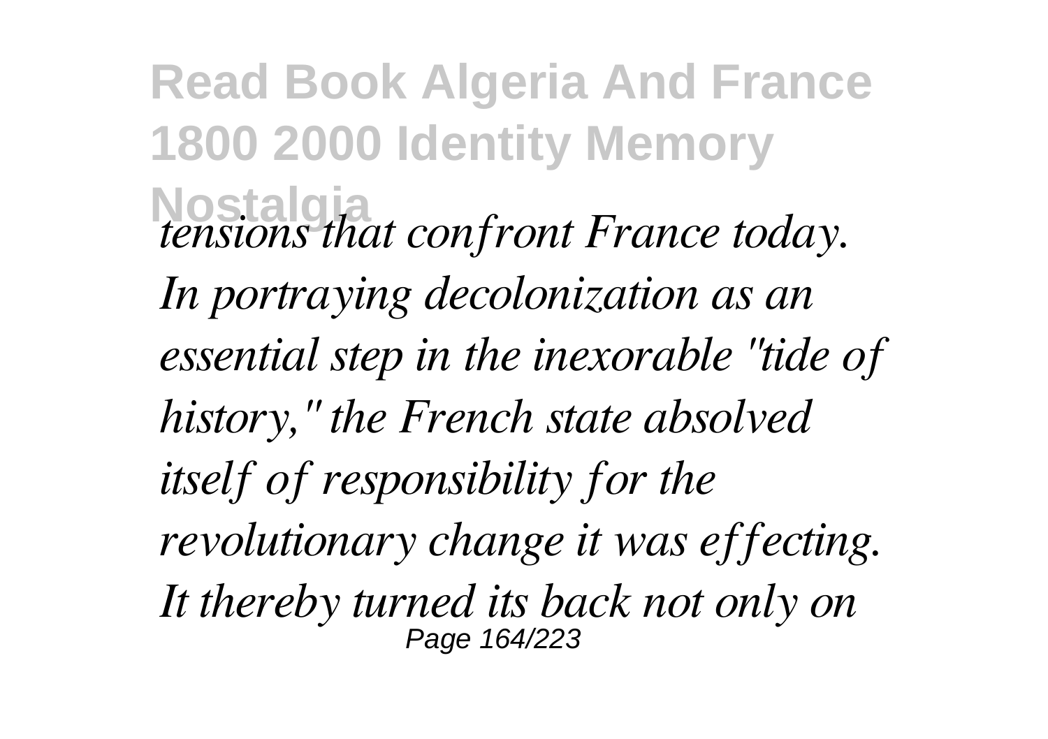*tensions that confront France today. In portraying decolonization as an essential step in the inexorable "tide of history," the French state absolved itself of responsibility for the revolutionary change it was effecting. It thereby turned its back not only on*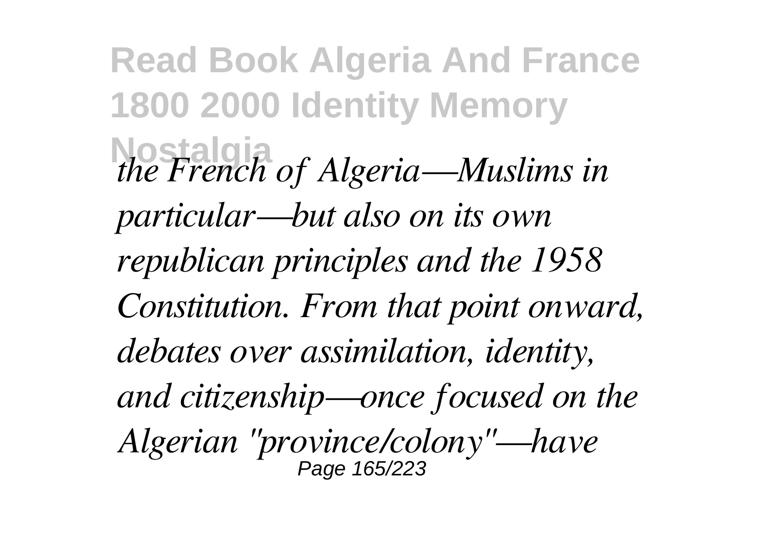*the French of Algeria—Muslims in particular—but also on its own republican principles and the 1958 Constitution. From that point onward, debates over assimilation, identity, and citizenship—once focused on the Algerian "province/colony"—have*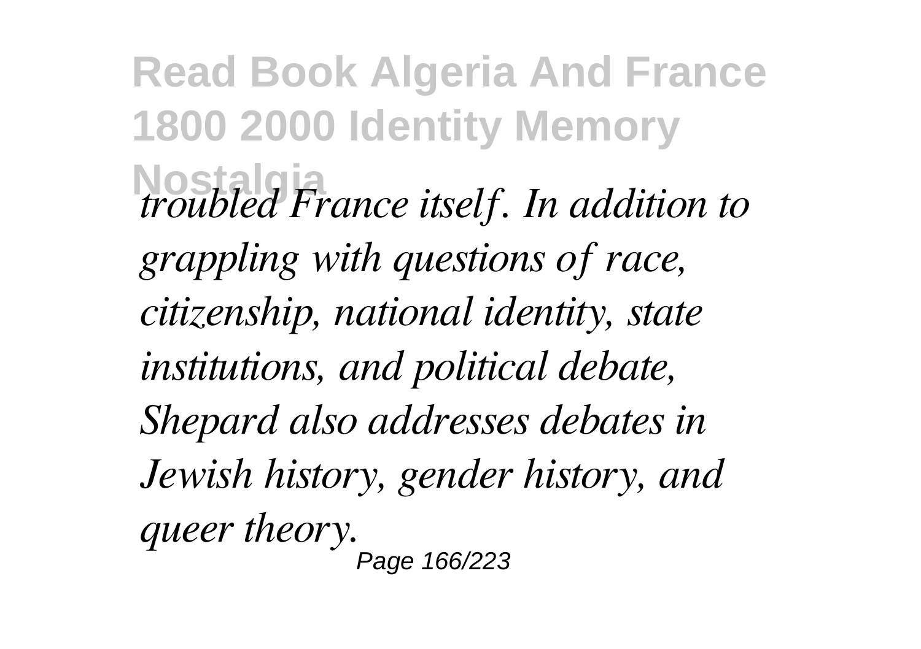*troubled France itself. In addition to grappling with questions of race, citizenship, national identity, state institutions, and political debate, Shepard also addresses debates in Jewish history, gender history, and queer theory.*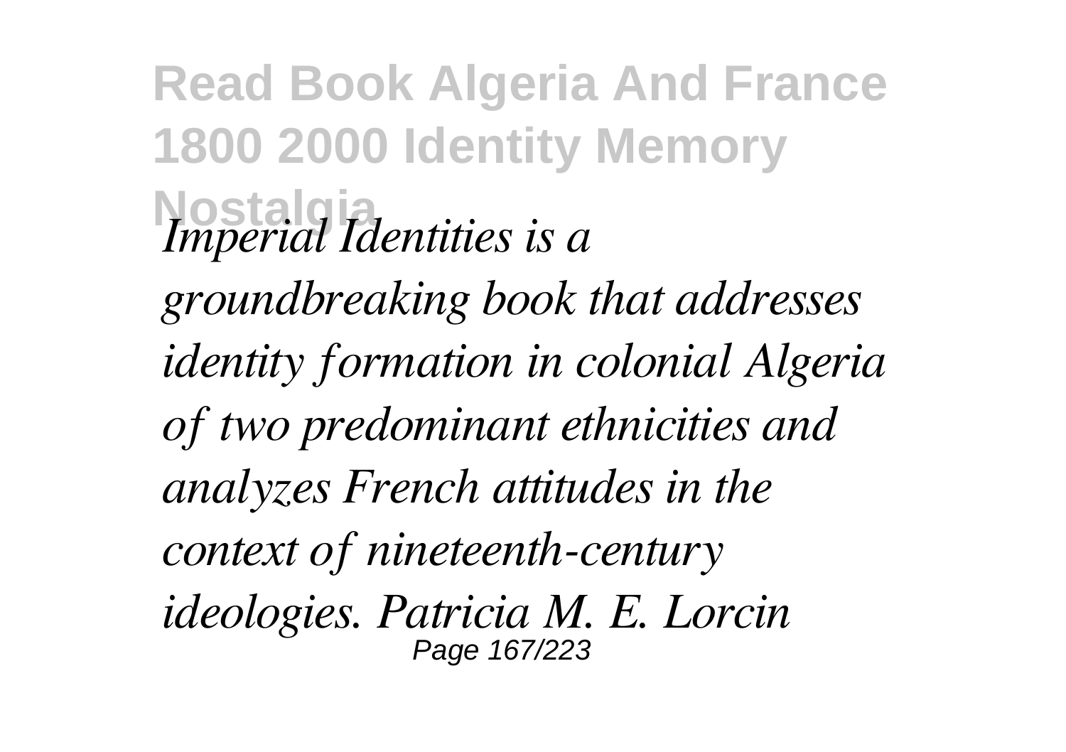*Imperial Identities is a groundbreaking book that addresses identity formation in colonial Algeria of two predominant ethnicities and analyzes French attitudes in the context of nineteenth-century ideologies. Patricia M. E. Lorcin*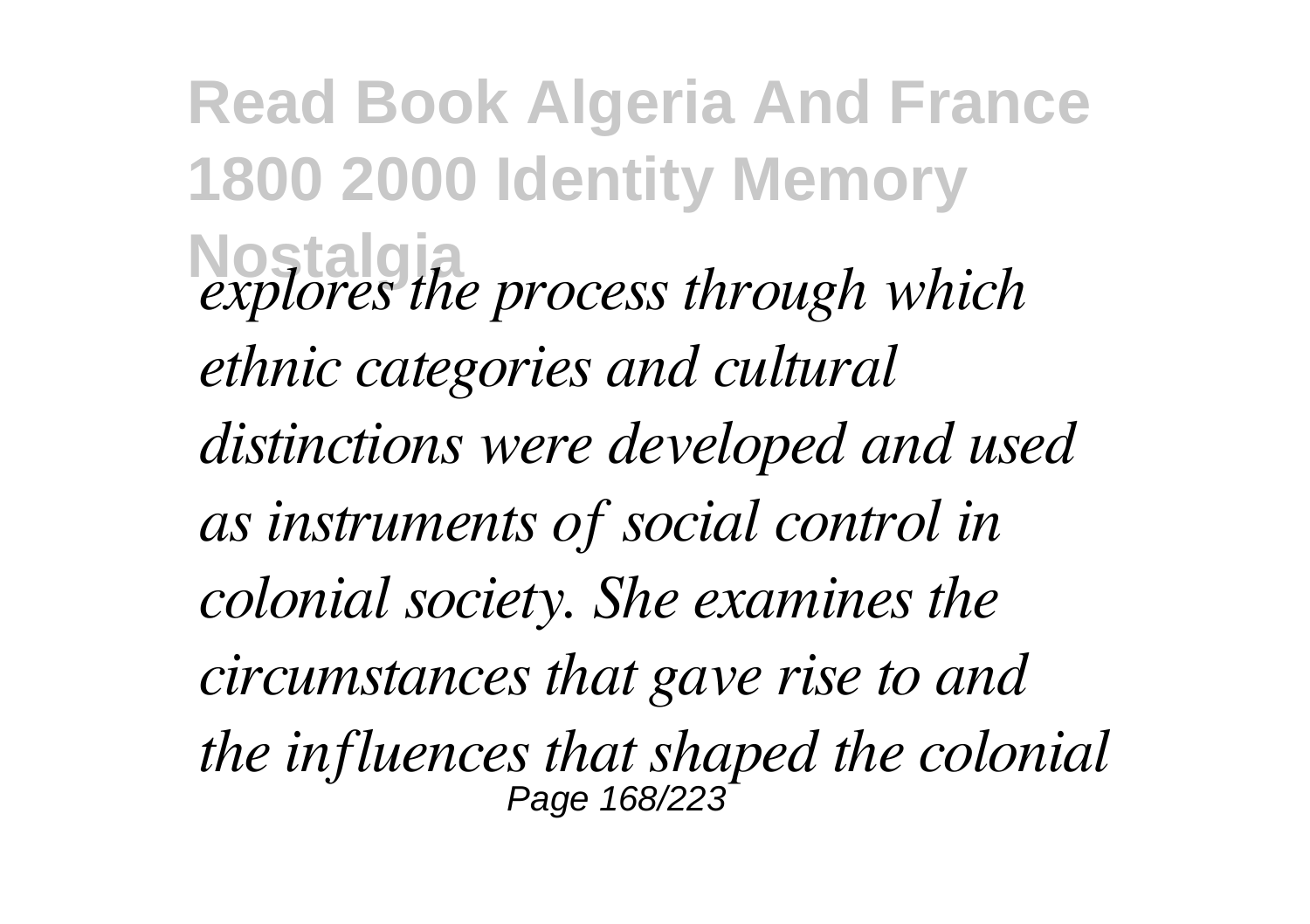*explores the process through which ethnic categories and cultural distinctions were developed and used as instruments of social control in colonial society. She examines the circumstances that gave rise to and the influences that shaped the colonial*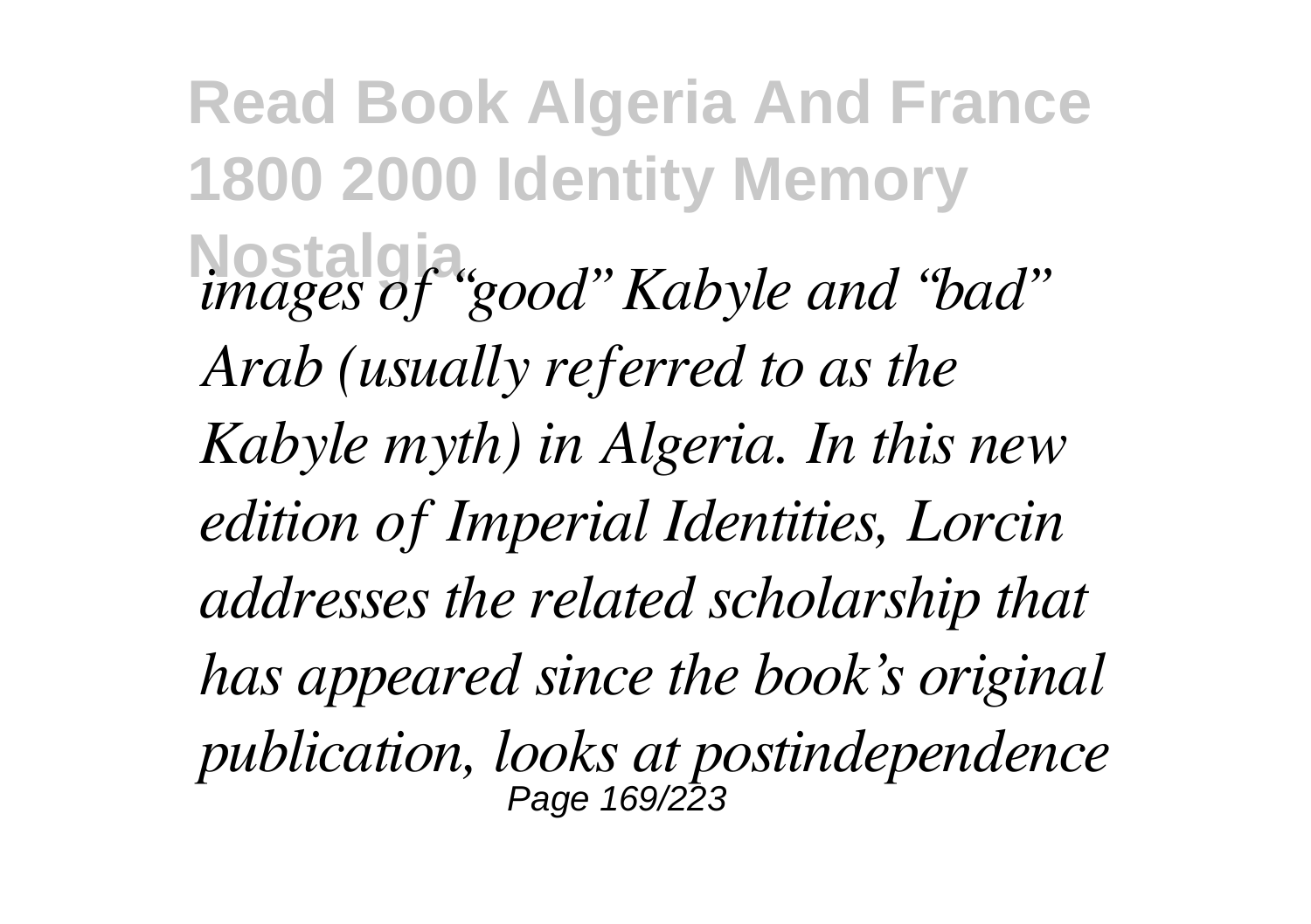*images of "good" Kabyle and "bad" Arab (usually referred to as the Kabyle myth) in Algeria. In this new edition of Imperial Identities, Lorcin addresses the related scholarship that has appeared since the book's original publication, looks at postindependence*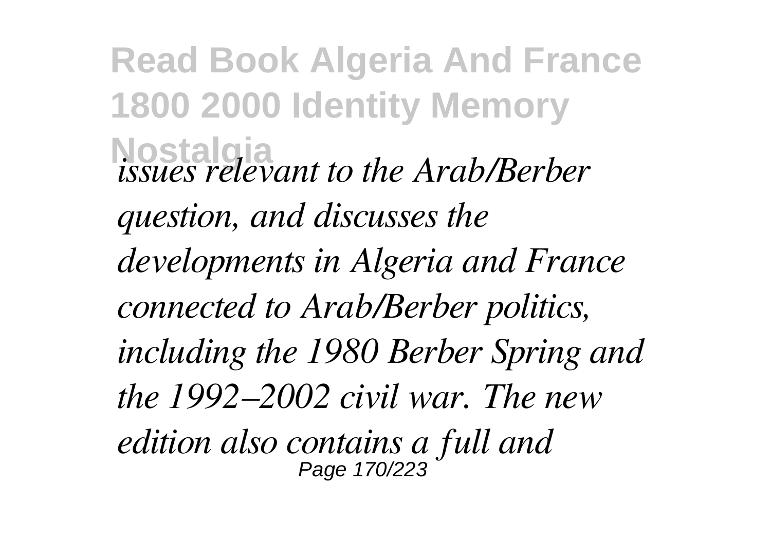*issues relevant to the Arab/Berber question, and discusses the developments in Algeria and France connected to Arab/Berber politics, including the 1980 Berber Spring and the 1992–2002 civil war. The new edition also contains a full and*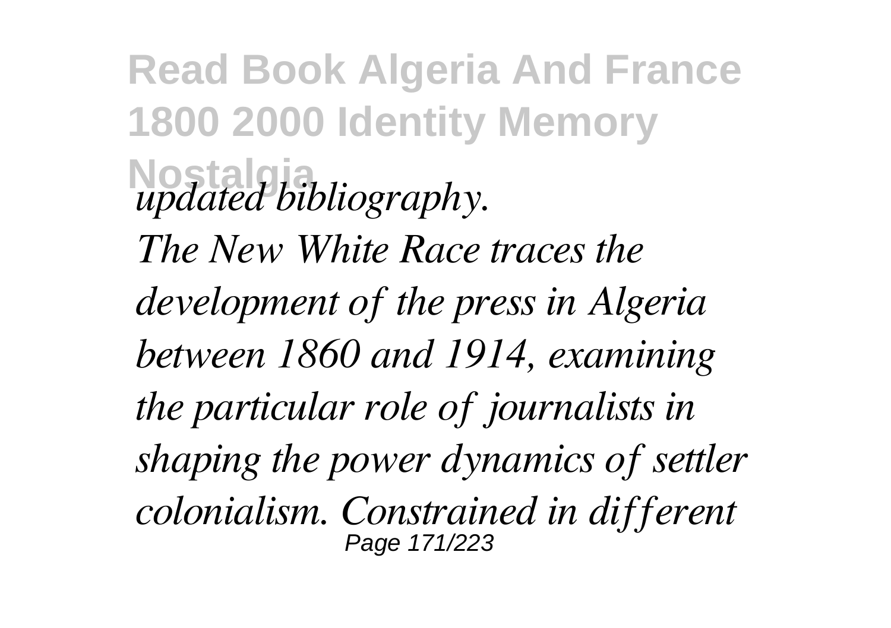*updated bibliography.*

*The New White Race traces the development of the press in Algeria between 1860 and 1914, examining the particular role of journalists in shaping the power dynamics of settler colonialism. Constrained in different*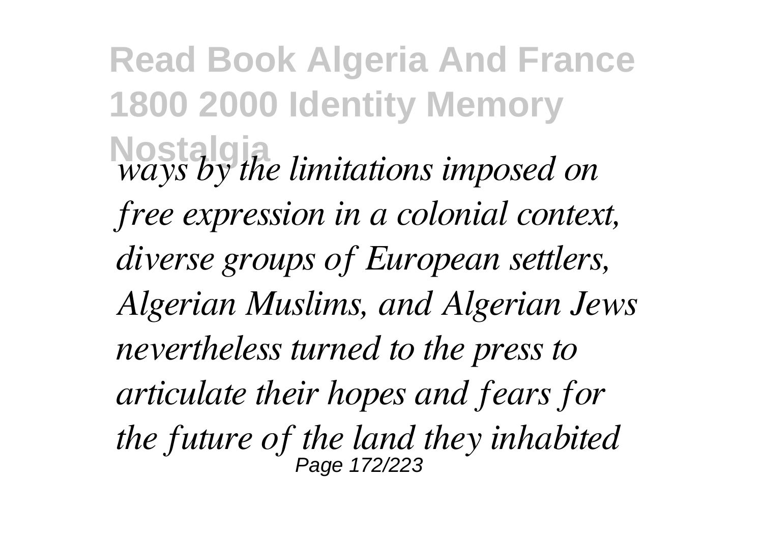*ways by the limitations imposed on free expression in a colonial context, diverse groups of European settlers, Algerian Muslims, and Algerian Jews nevertheless turned to the press to articulate their hopes and fears for the future of the land they inhabited*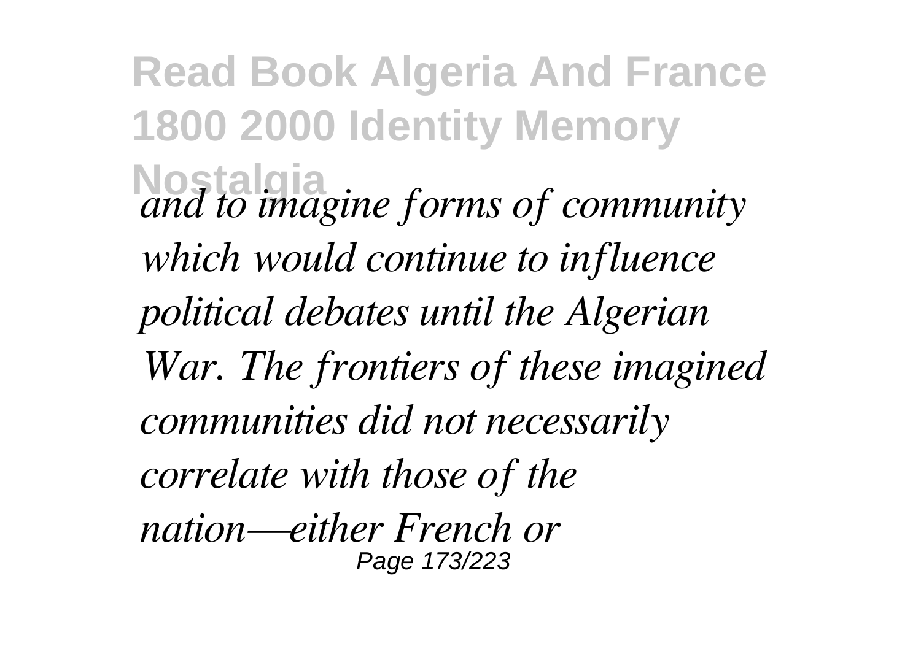*and to imagine forms of community which would continue to influence political debates until the Algerian War. The frontiers of these imagined communities did not necessarily correlate with those of the nation—either French or*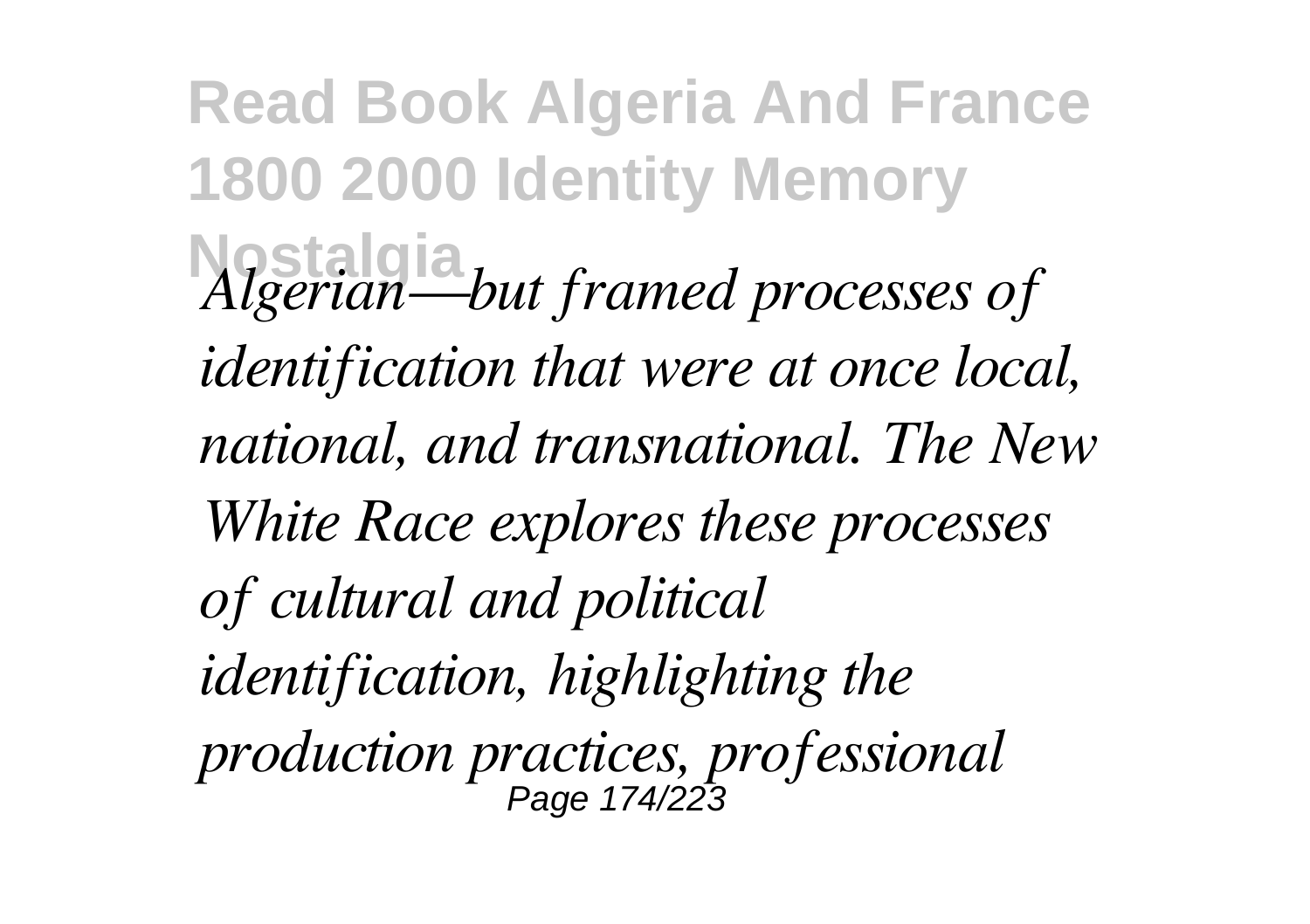*Algerian—but framed processes of identification that were at once local, national, and transnational. The New White Race explores these processes of cultural and political identification, highlighting the production practices, professional*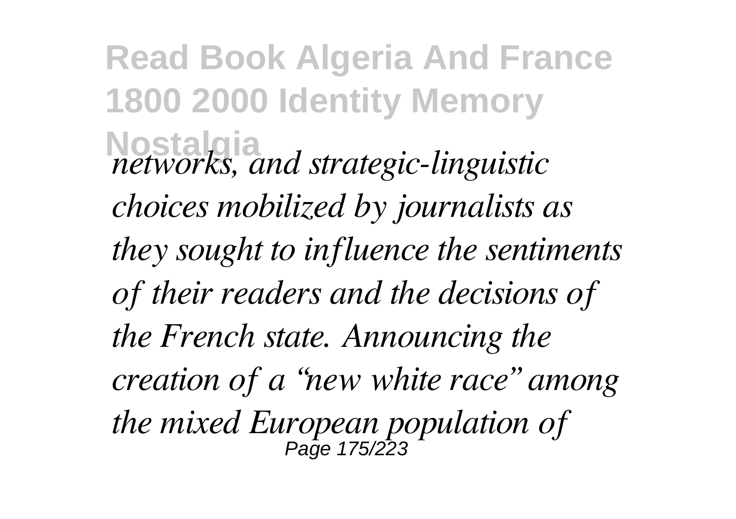*networks, and strategic-linguistic choices mobilized by journalists as they sought to influence the sentiments of their readers and the decisions of the French state. Announcing the creation of a "new white race" among the mixed European population of*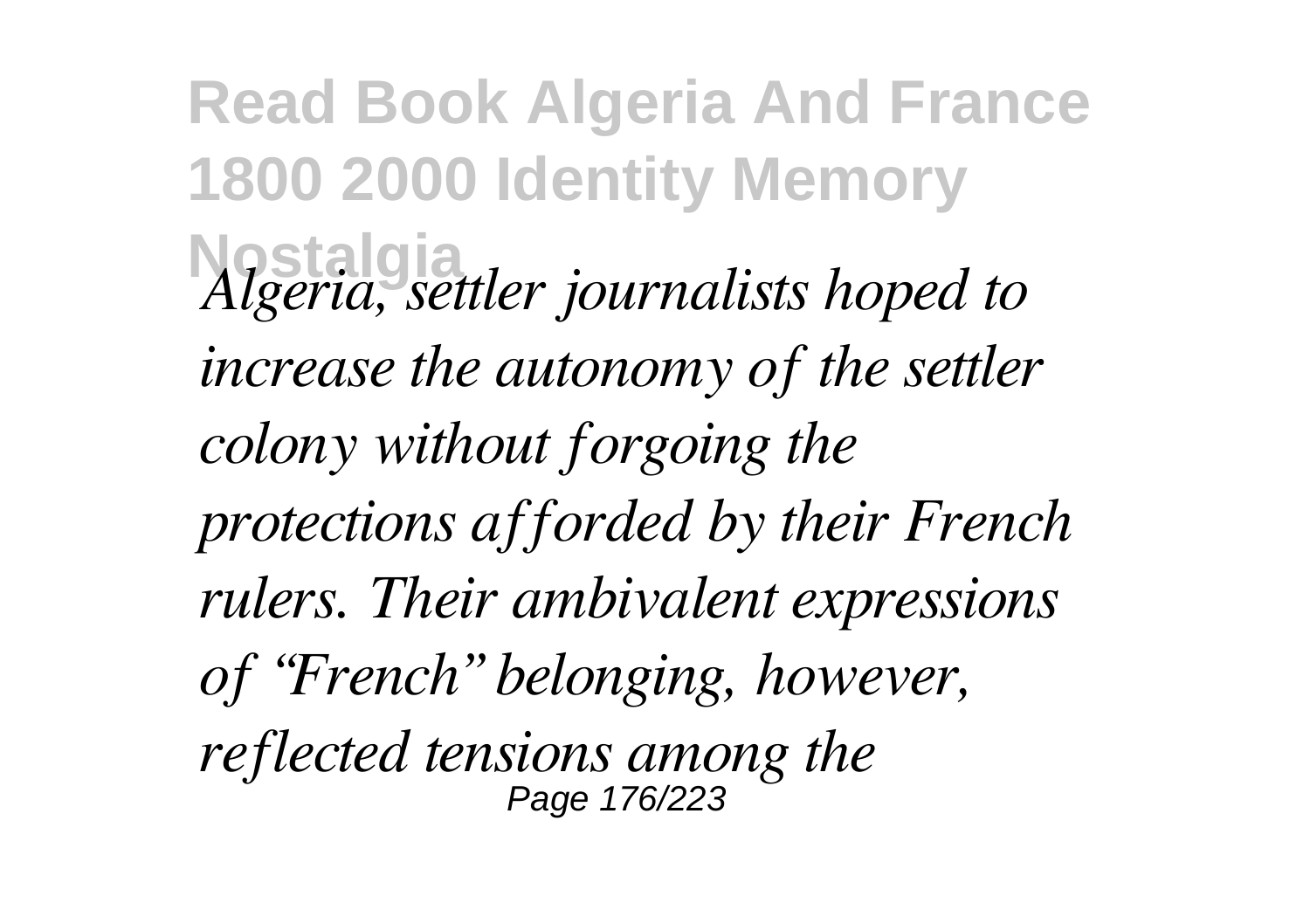*Algeria, settler journalists hoped to increase the autonomy of the settler colony without forgoing the protections afforded by their French rulers. Their ambivalent expressions of "French" belonging, however, reflected tensions among the*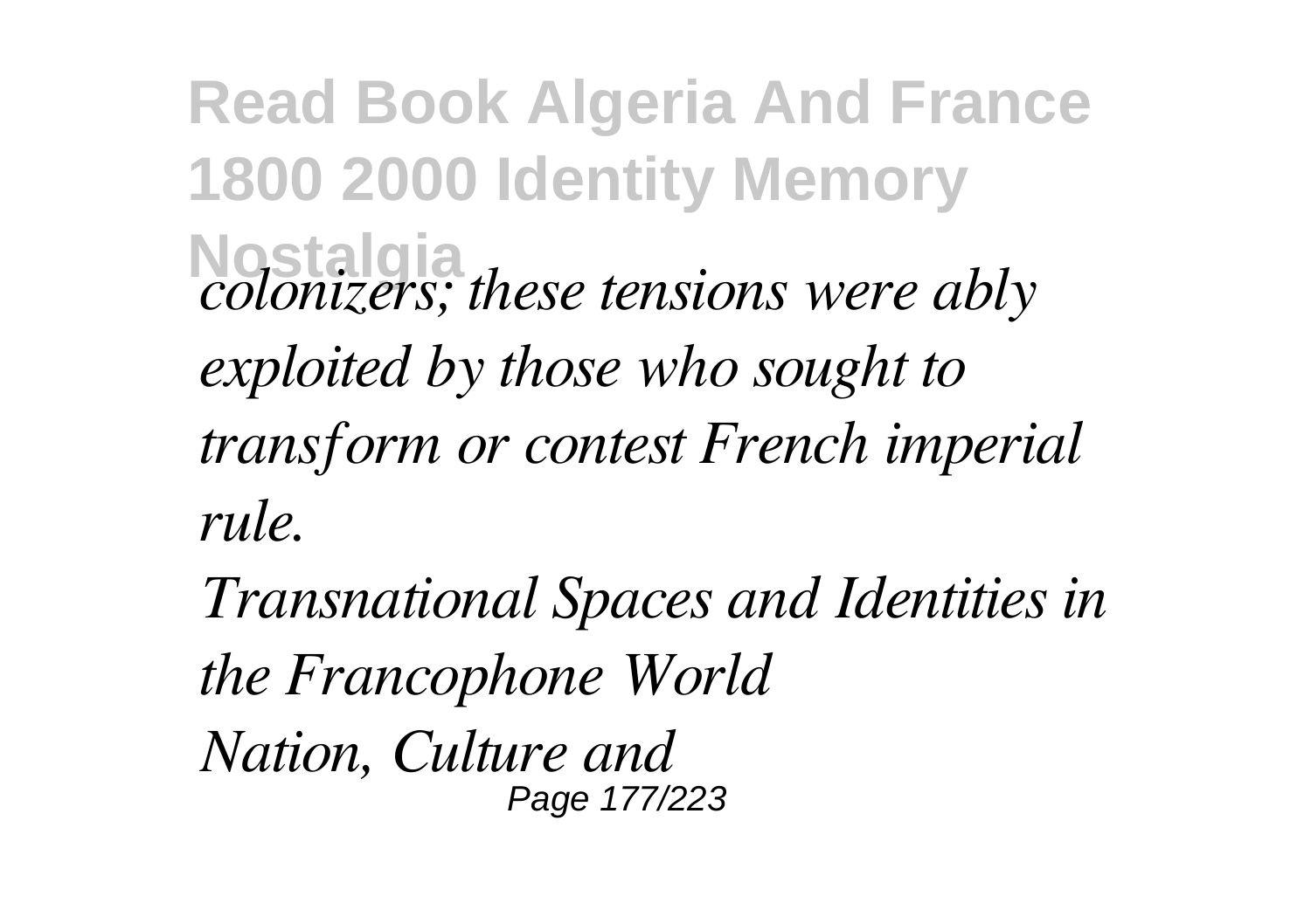*colonizers; these tensions were ably exploited by those who sought to transform or contest French imperial rule.*

*Transnational Spaces and Identities in the Francophone World*

*Nation, Culture and*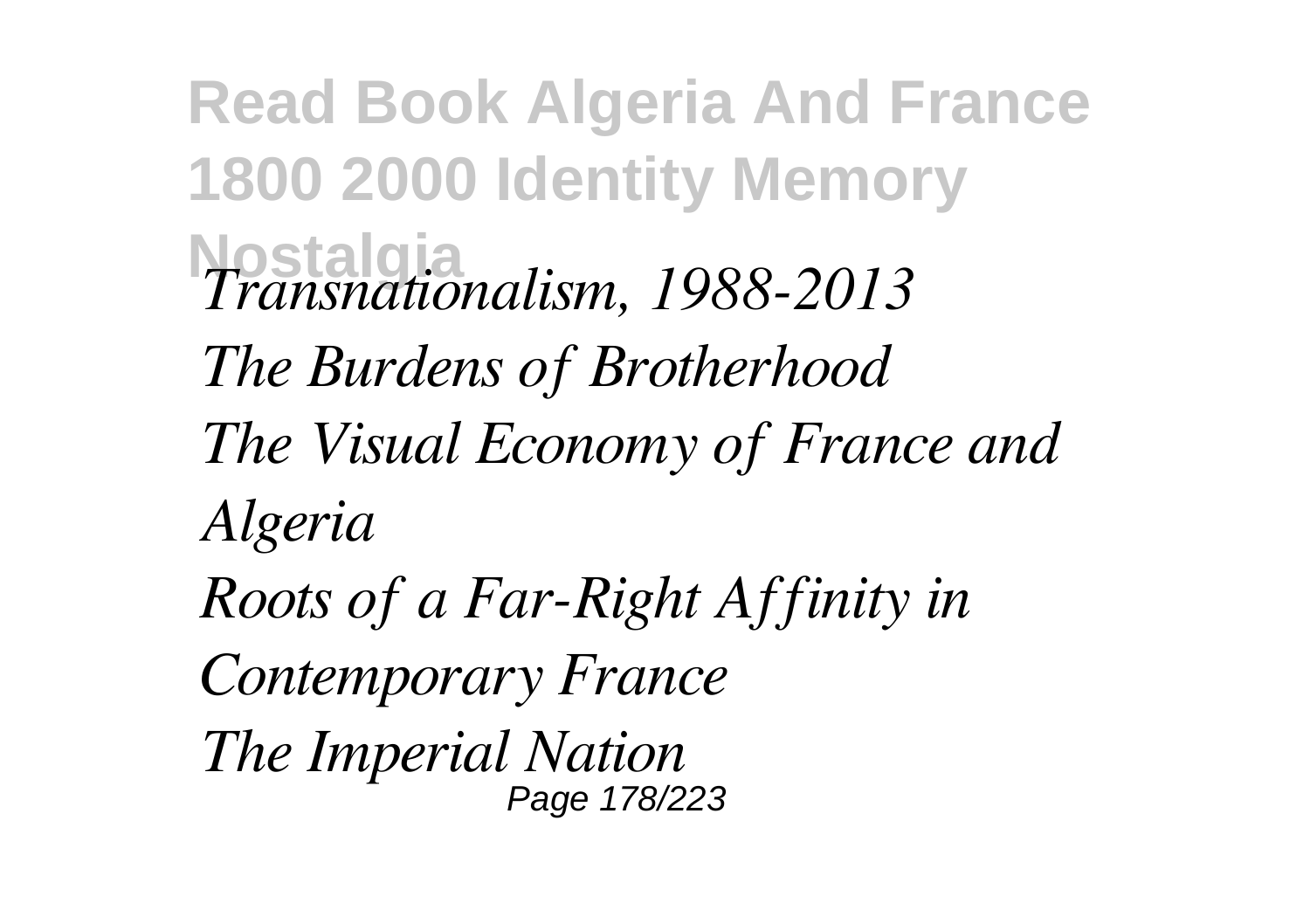*Transnationalism, 1988-2013*

*The Burdens of Brotherhood*

*The Visual Economy of France and Algeria*

*Roots of a Far-Right Affinity in Contemporary France*

*The Imperial Nation*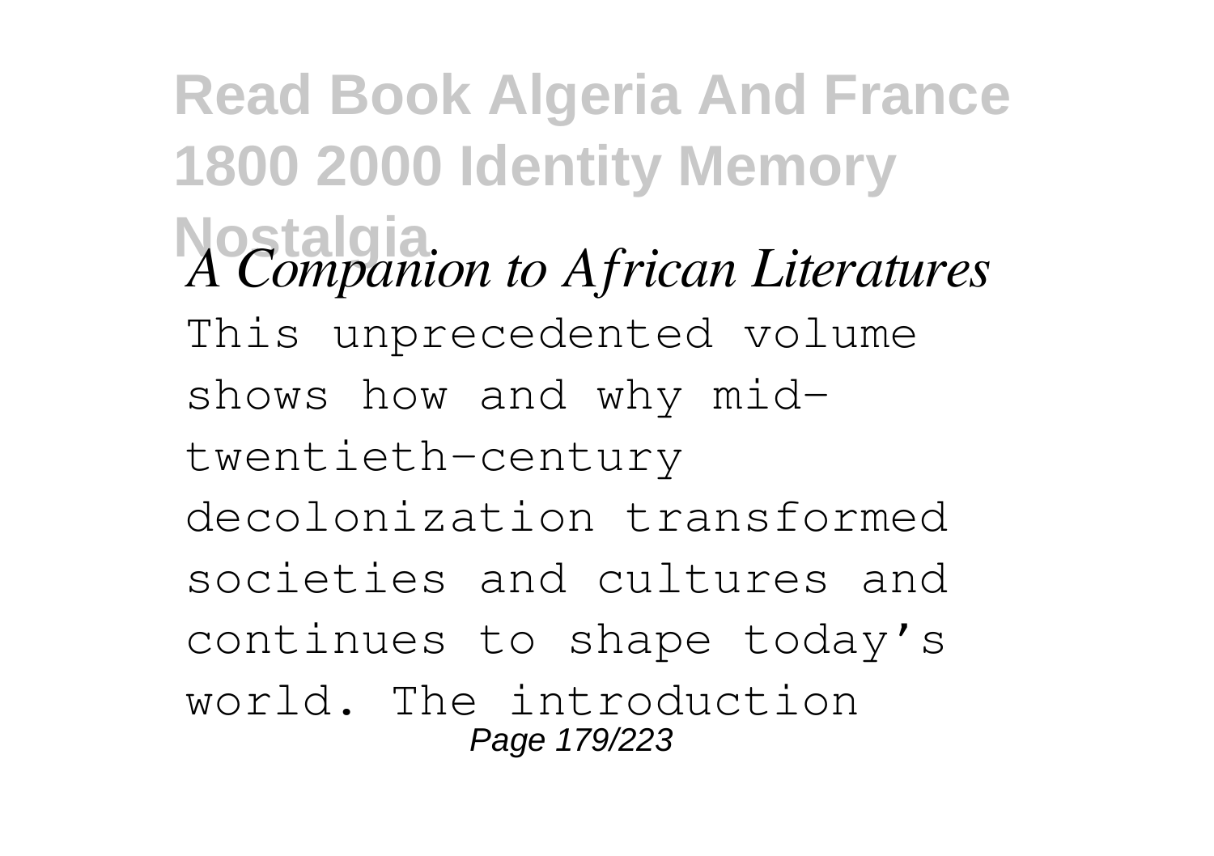*A Companion to African Literatures*

This unprecedented volume shows how and why mid-twentieth-century decolonization transformed societies and cultures and continues to shape today's world. The introduction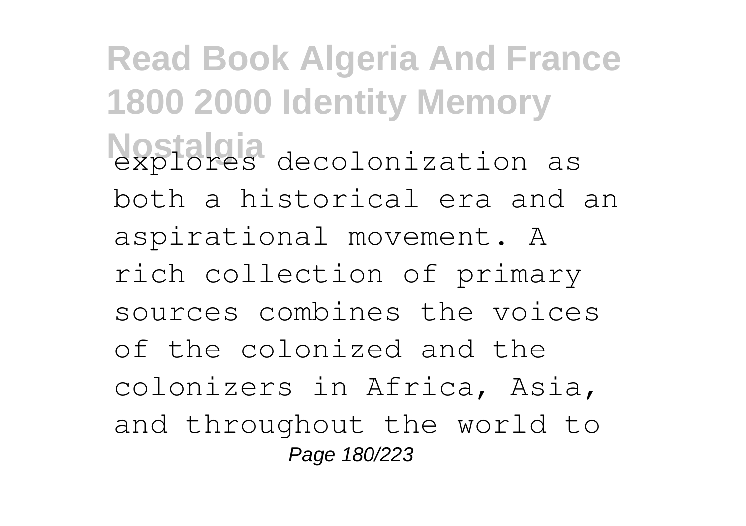explores decolonization as both a historical era and an aspirational movement. A rich collection of primary sources combines the voices of the colonized and the colonizers in Africa, Asia, and throughout the world to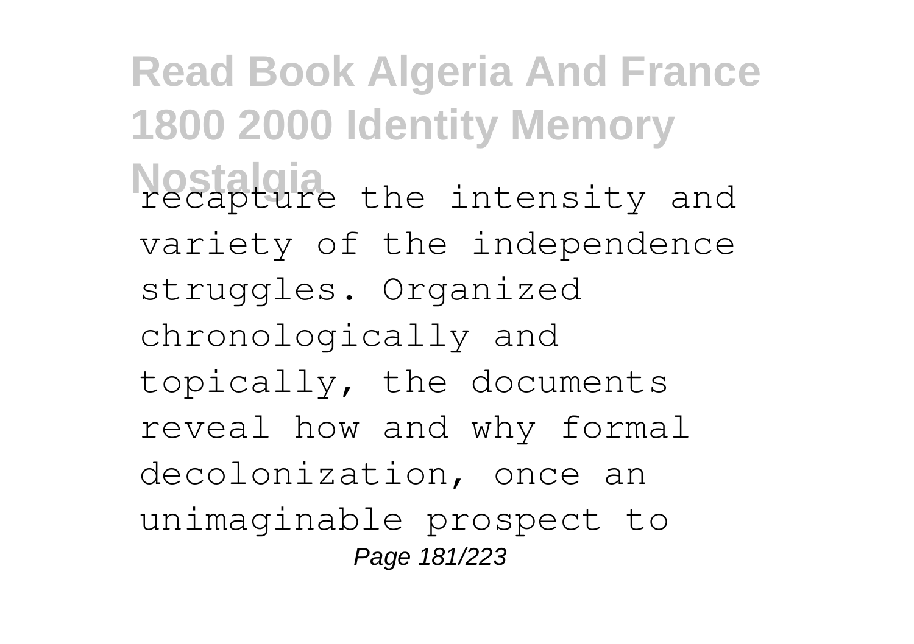recapture the intensity and variety of the independence struggles. Organized chronologically and topically, the documents reveal how and why formal decolonization, once an unimaginable prospect to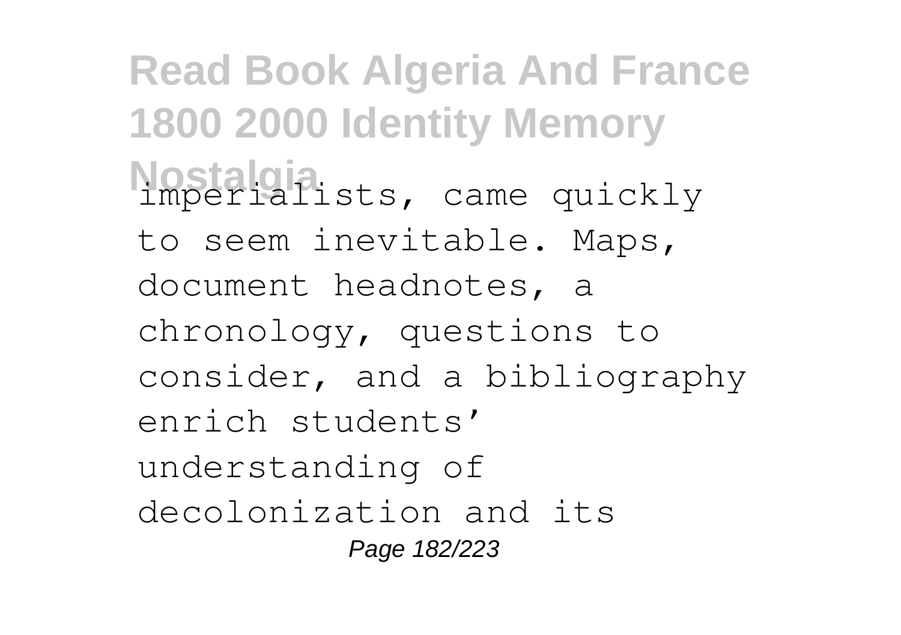imperialists, came quickly to seem inevitable. Maps, document headnotes, a chronology, questions to consider, and a bibliography enrich students' understanding of decolonization and its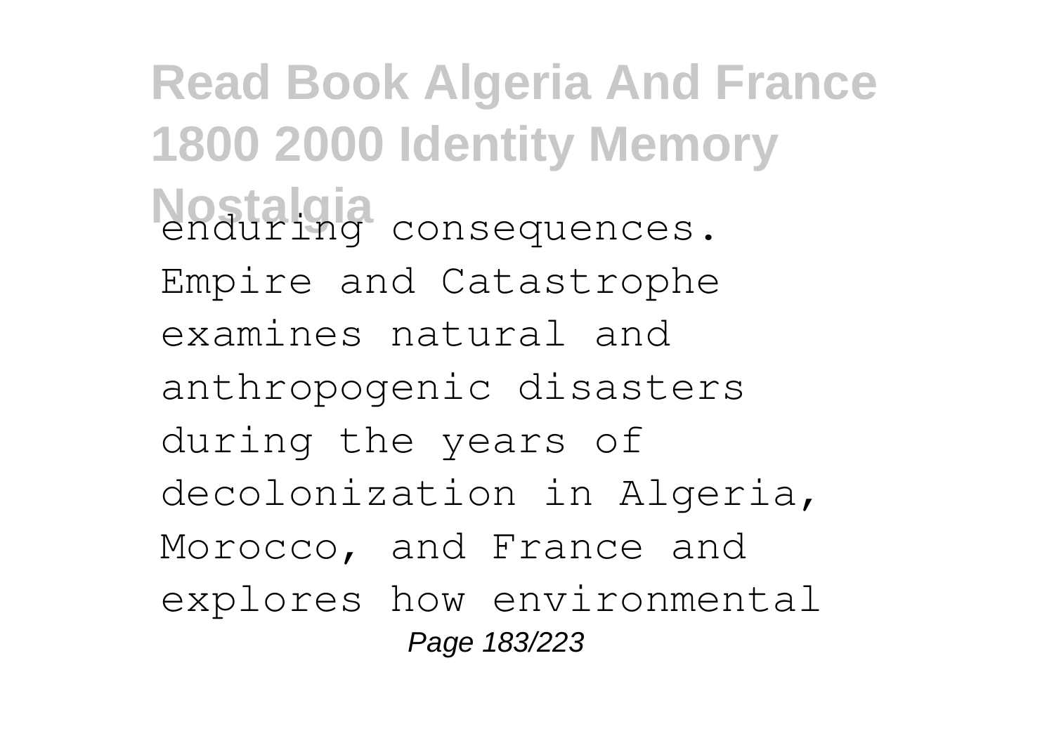enduring consequences. Empire and Catastrophe examines natural and anthropogenic disasters during the years of decolonization in Algeria, Morocco, and France and explores how environmental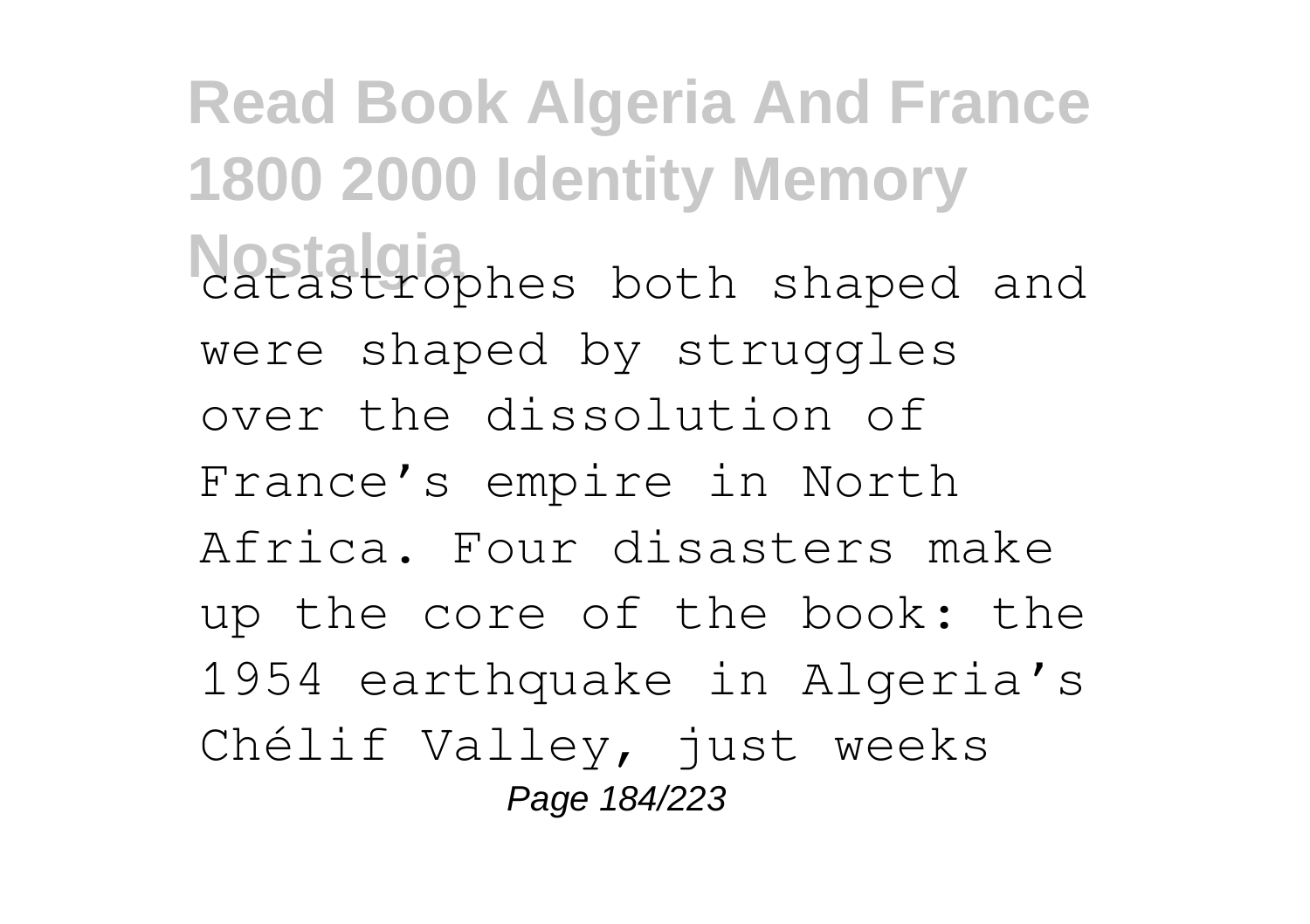catastrophes both shaped and were shaped by struggles over the dissolution of France’s empire in North Africa. Four disasters make up the core of the book: the 1954 earthquake in Algeria’s Chélif Valley, just weeks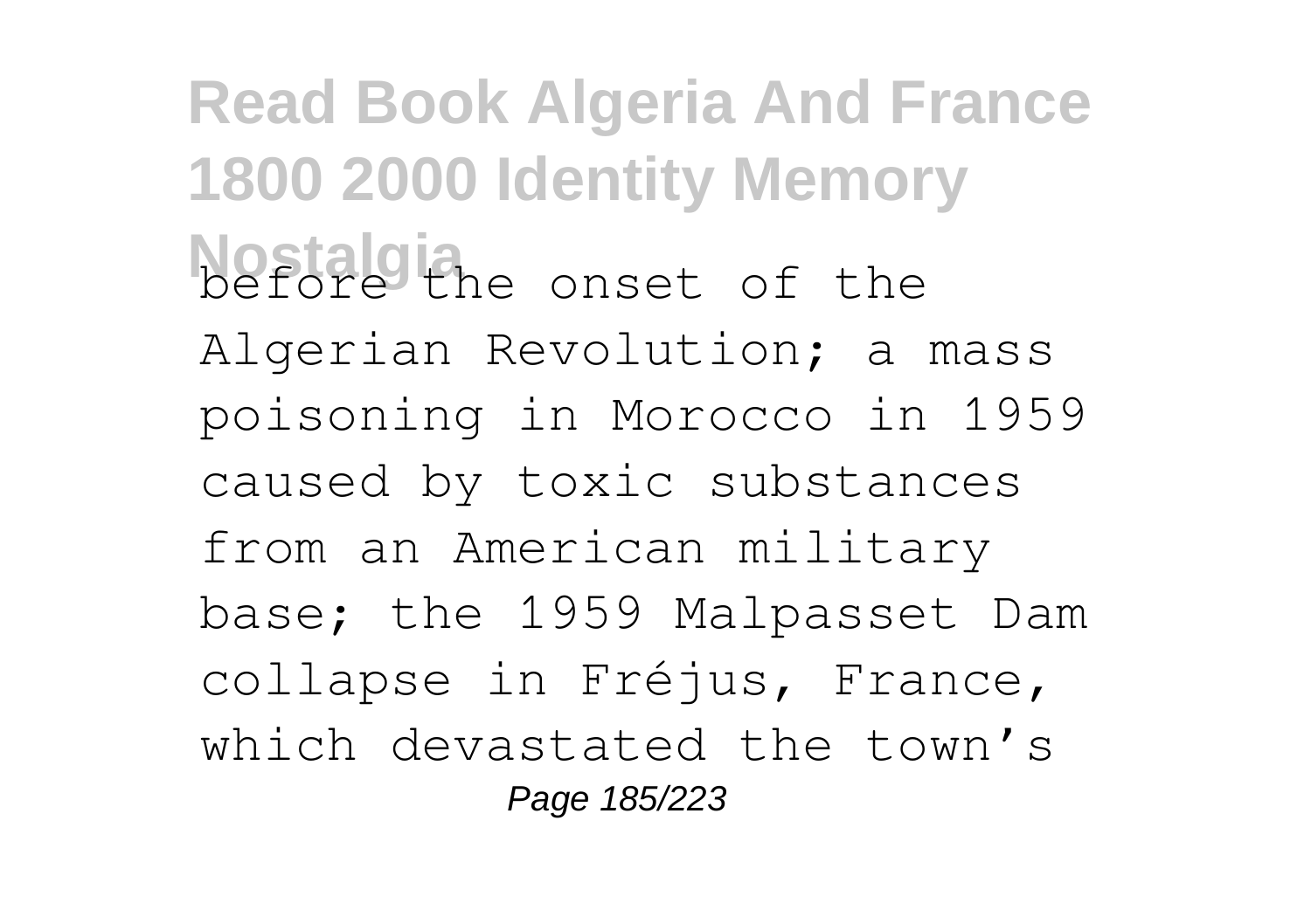before the onset of the Algerian Revolution; a mass poisoning in Morocco in 1959 caused by toxic substances from an American military base; the 1959 Malpasset Dam collapse in Fréjus, France, which devastated the town’s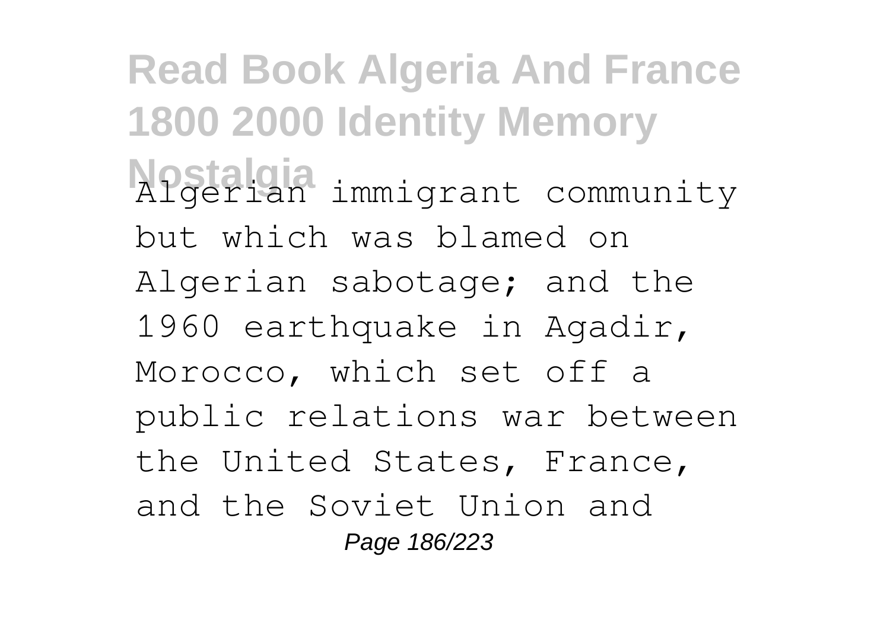Algerian immigrant community but which was blamed on Algerian sabotage; and the 1960 earthquake in Agadir, Morocco, which set off a public relations war between the United States, France, and the Soviet Union and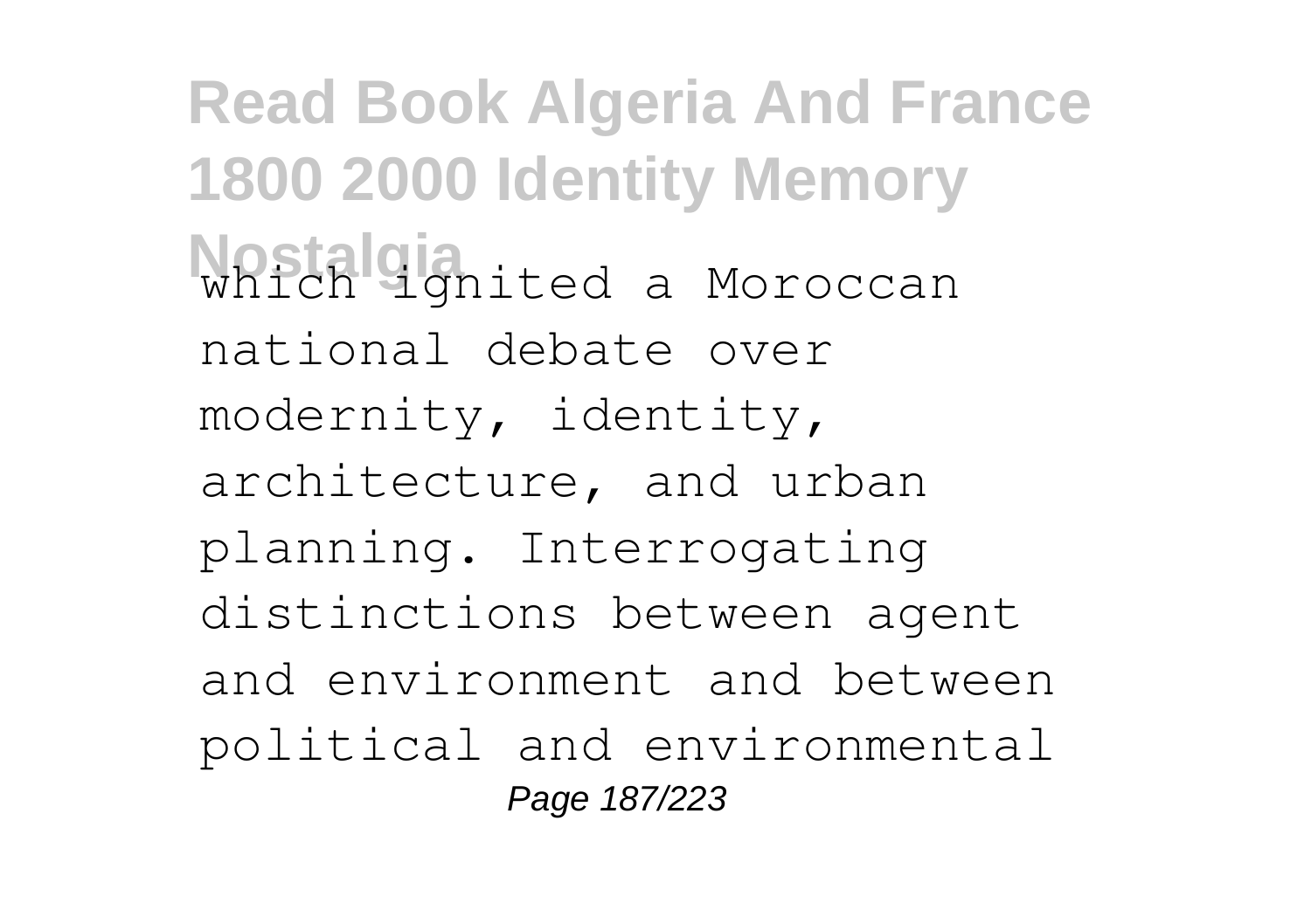which ignited a Moroccan national debate over modernity, identity, architecture, and urban planning. Interrogating distinctions between agent and environment and between political and environmental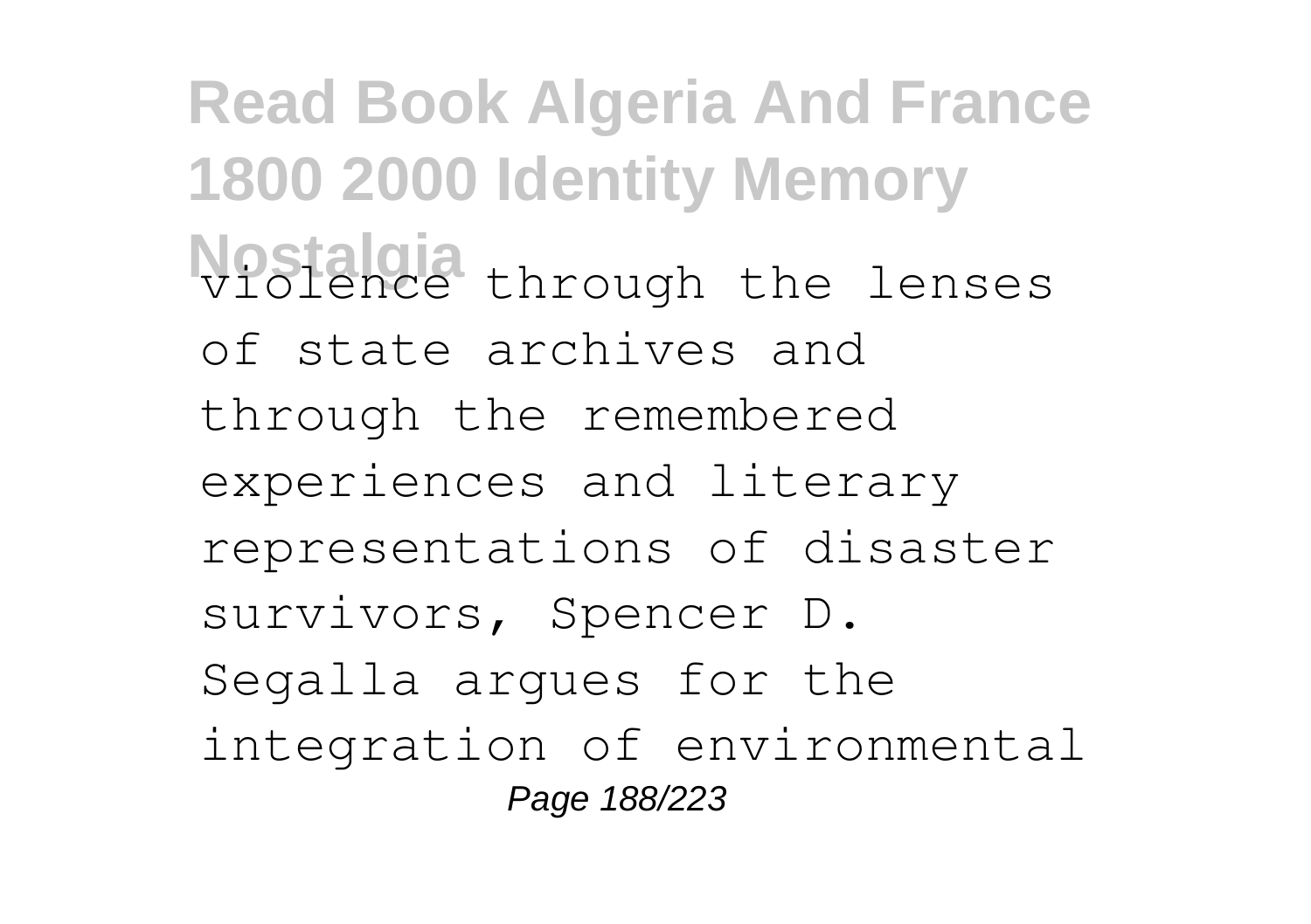violence through the lenses of state archives and through the remembered experiences and literary representations of disaster survivors, Spencer D. Segalla argues for the integration of environmental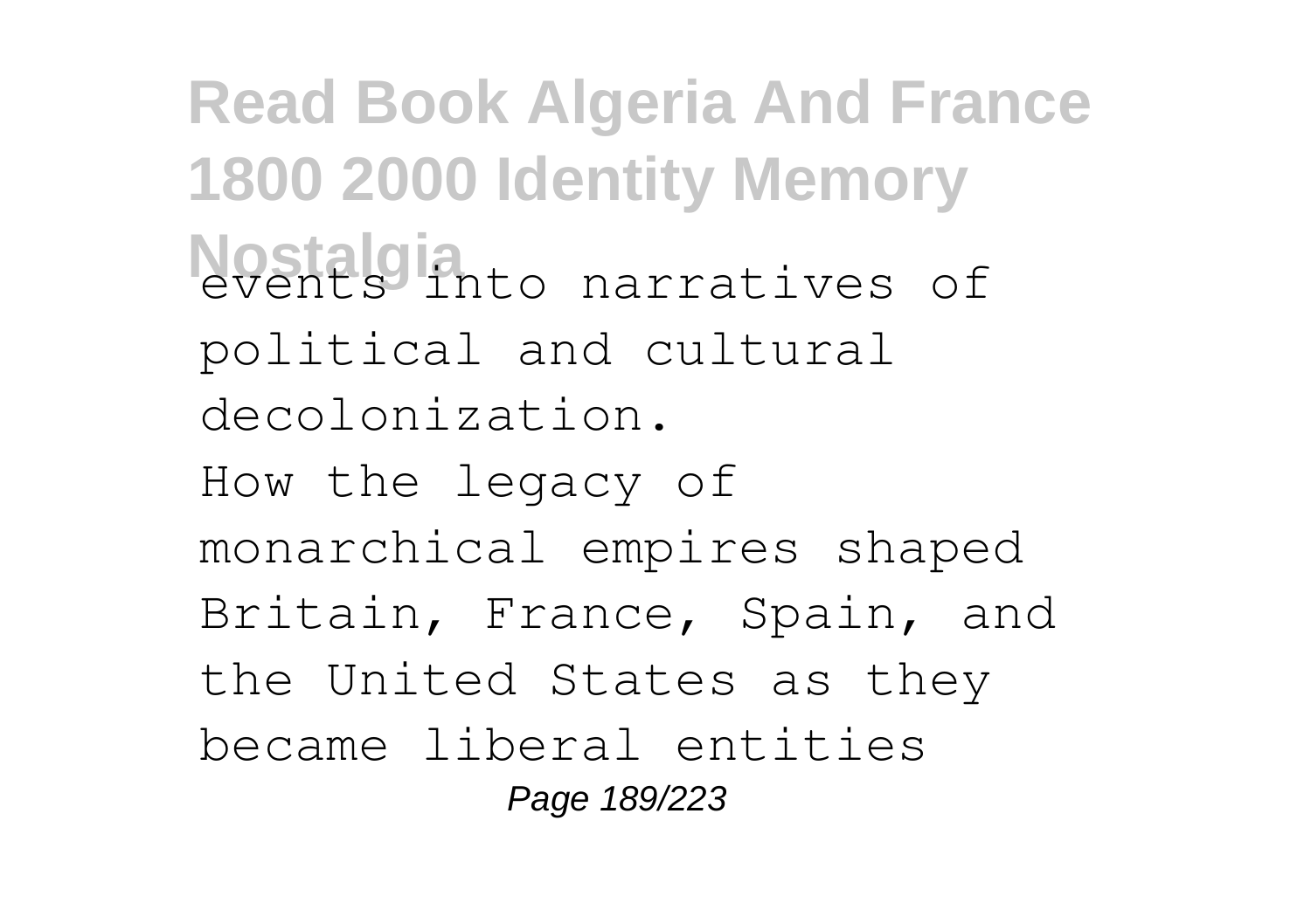events into narratives of political and cultural decolonization.

How the legacy of monarchical empires shaped Britain, France, Spain, and the United States as they became liberal entities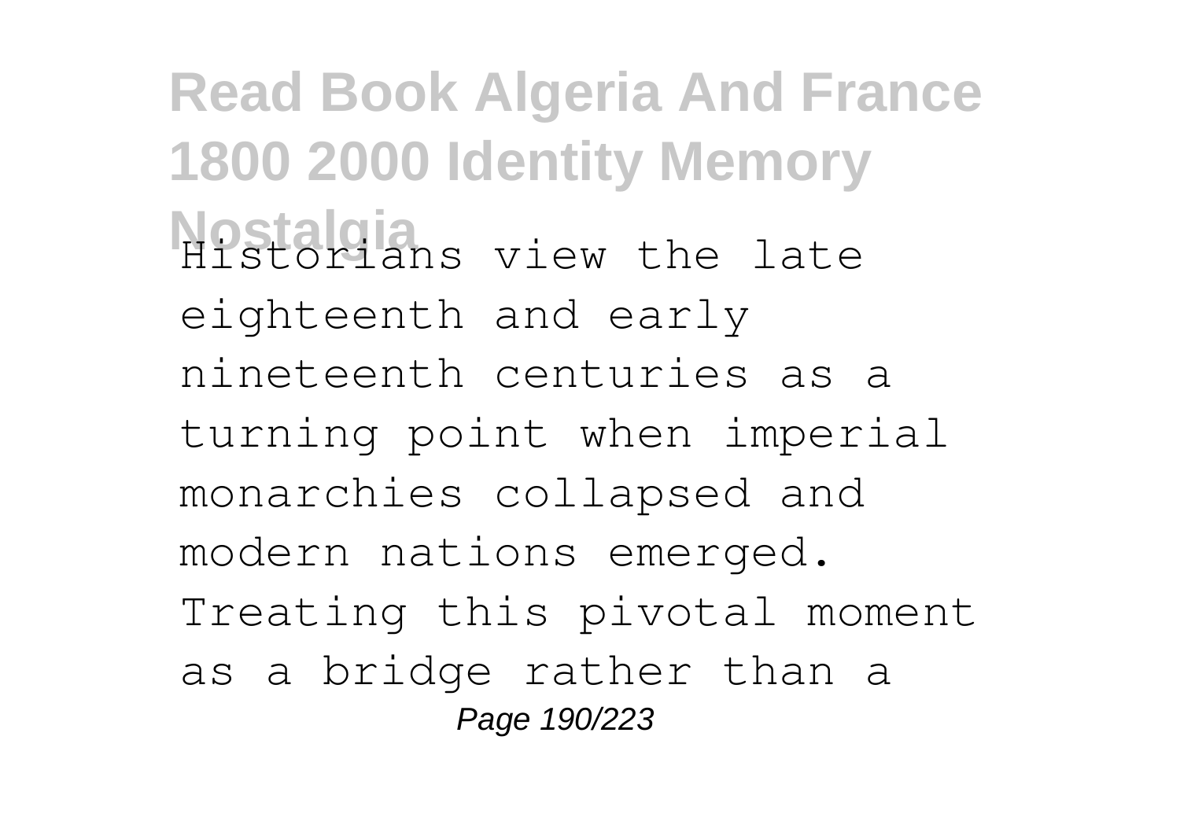Historians view the late eighteenth and early nineteenth centuries as a turning point when imperial monarchies collapsed and modern nations emerged. Treating this pivotal moment as a bridge rather than a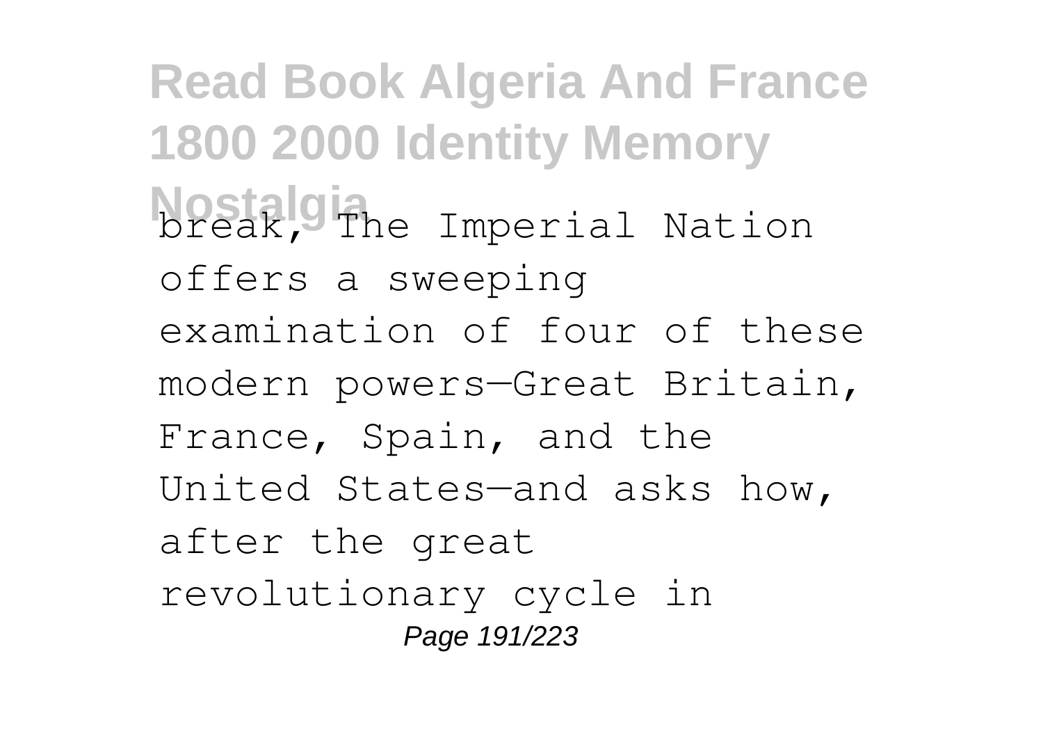break, The Imperial Nation offers a sweeping examination of four of these modern powers—Great Britain, France, Spain, and the United States—and asks how, after the great revolutionary cycle in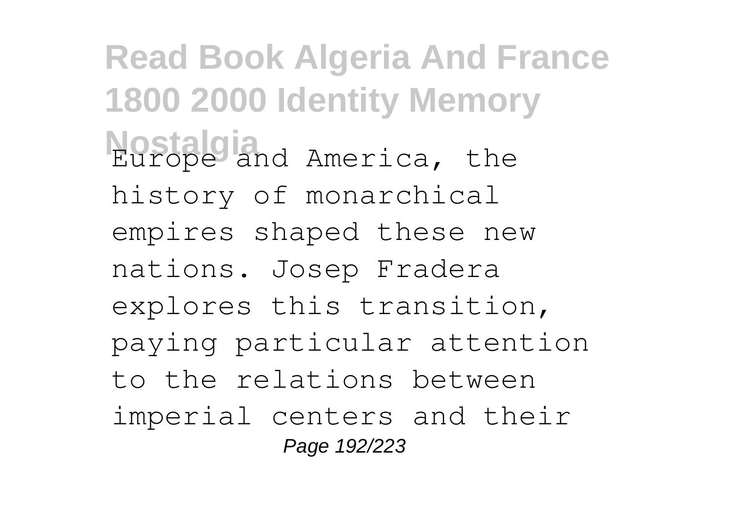Europe and America, the history of monarchical empires shaped these new nations. Josep Fradera explores this transition, paying particular attention to the relations between imperial centers and their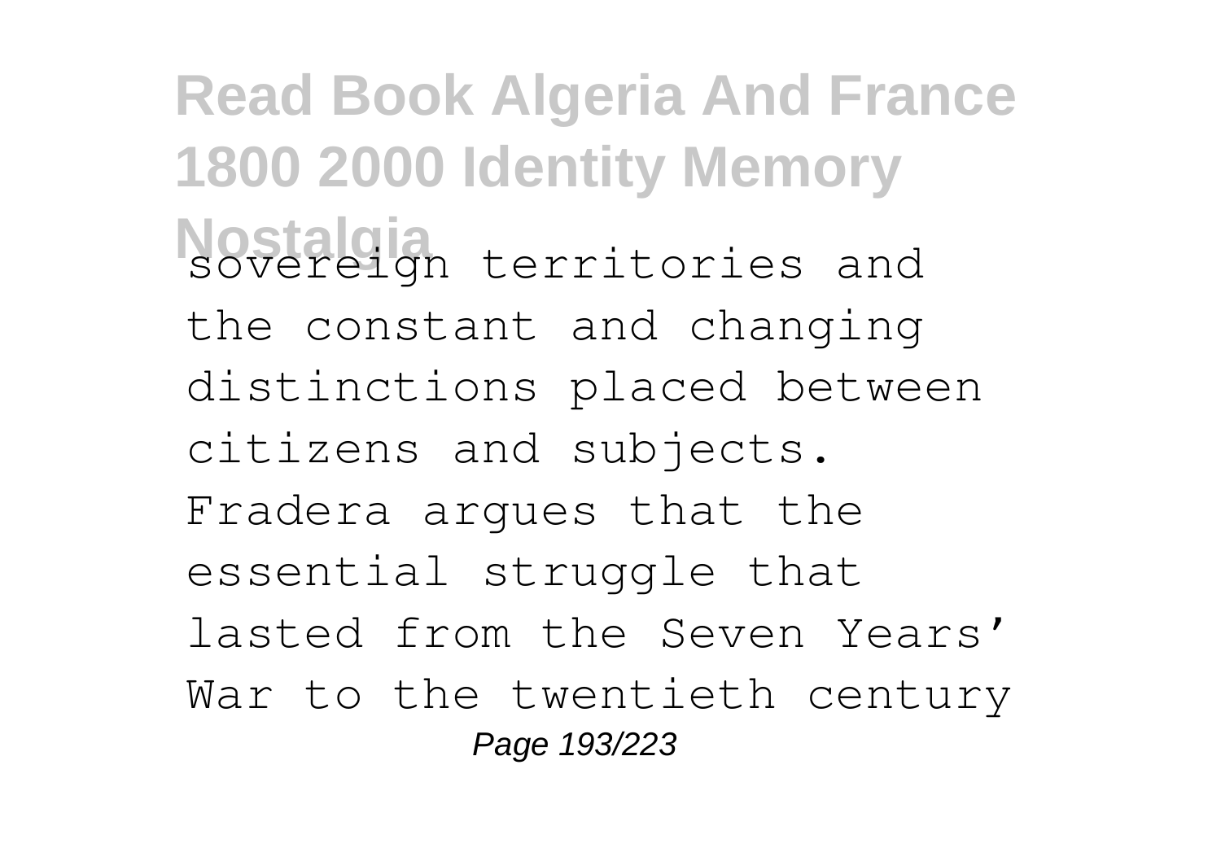sovereign territories and the constant and changing distinctions placed between citizens and subjects. Fradera argues that the essential struggle that lasted from the Seven Years' War to the twentieth century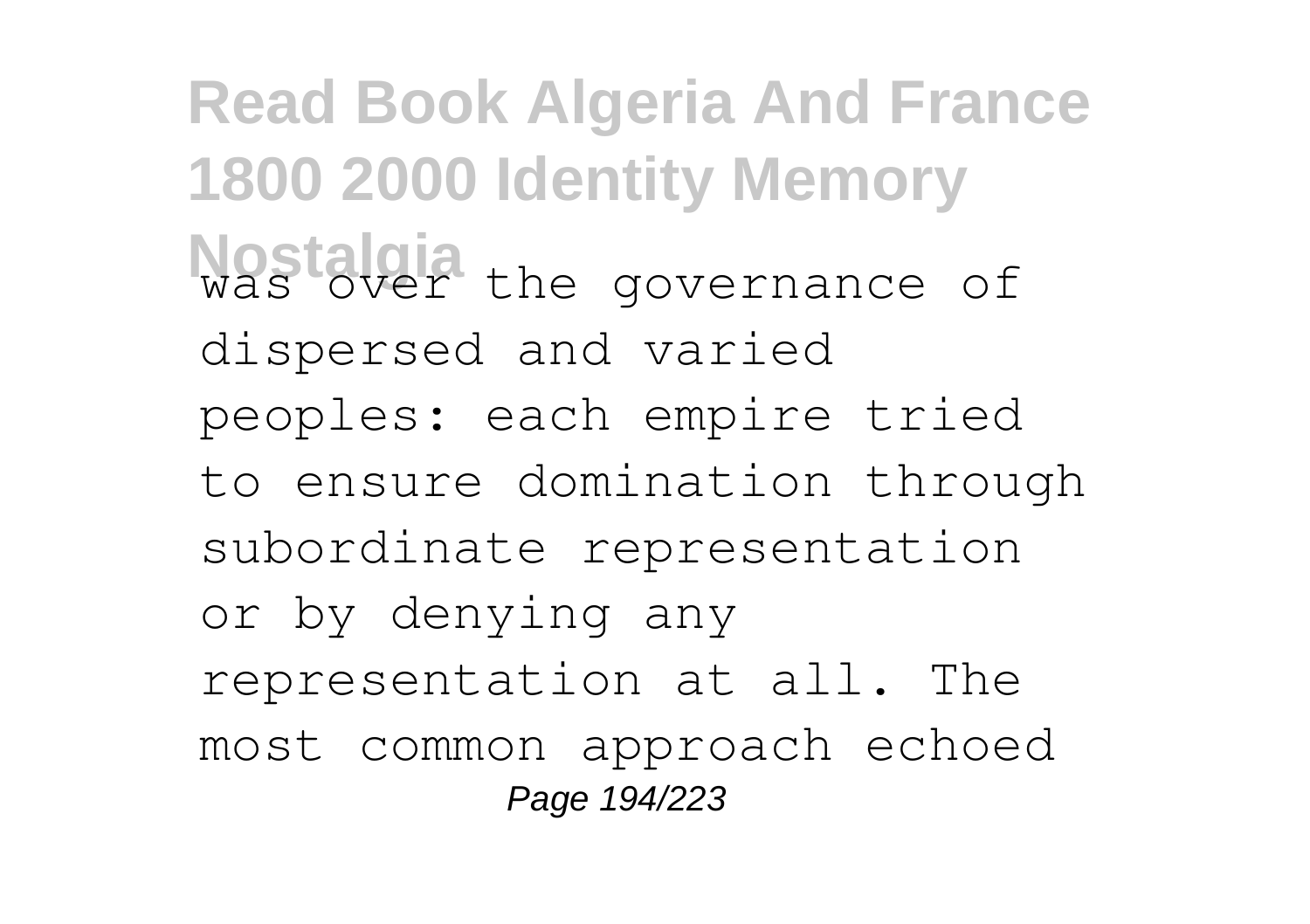was over the governance of dispersed and varied peoples: each empire tried to ensure domination through subordinate representation or by denying any representation at all. The most common approach echoed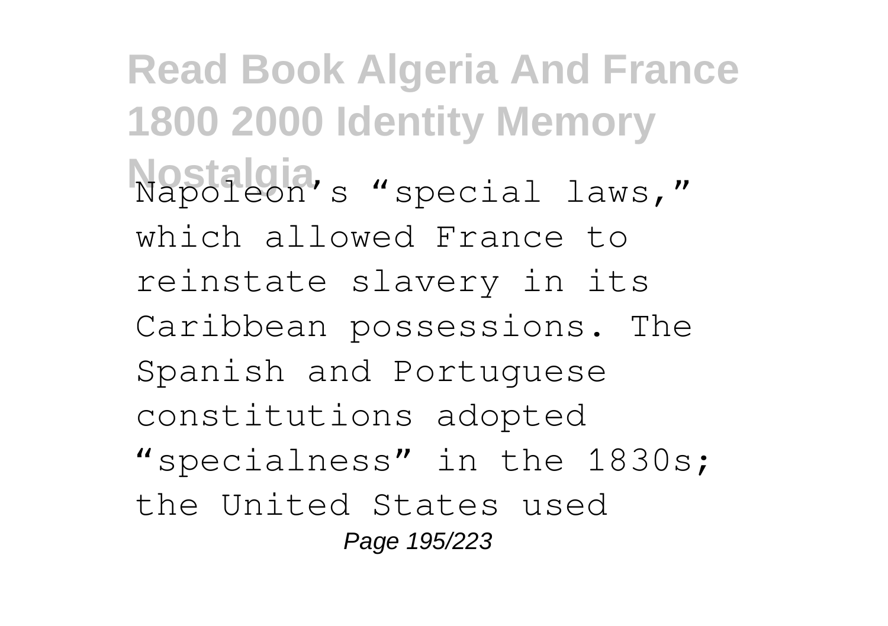Napoleon's "special laws," which allowed France to reinstate slavery in its Caribbean possessions. The Spanish and Portuguese constitutions adopted "specialness" in the 1830s; the United States used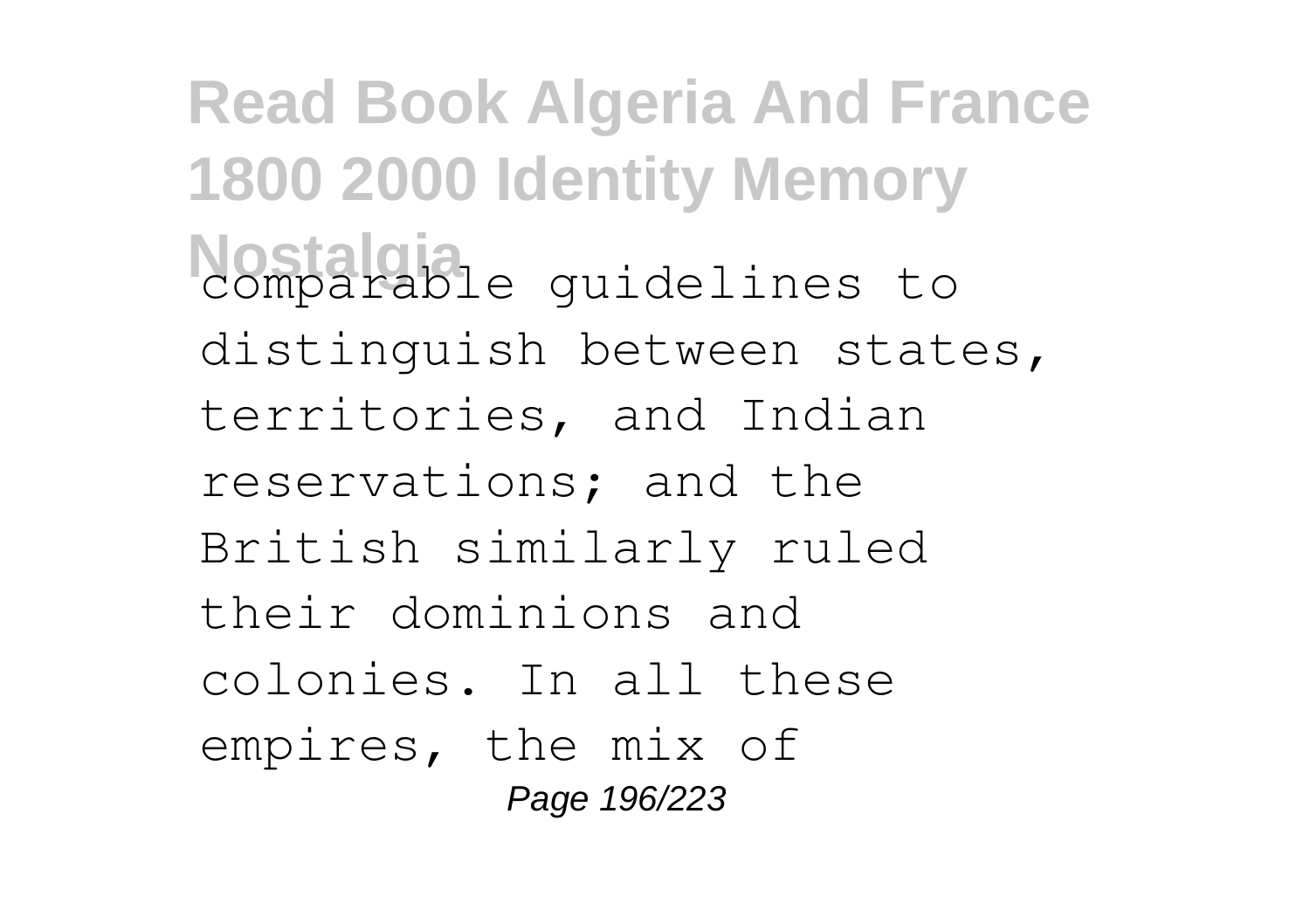comparable guidelines to distinguish between states, territories, and Indian reservations; and the British similarly ruled their dominions and colonies. In all these empires, the mix of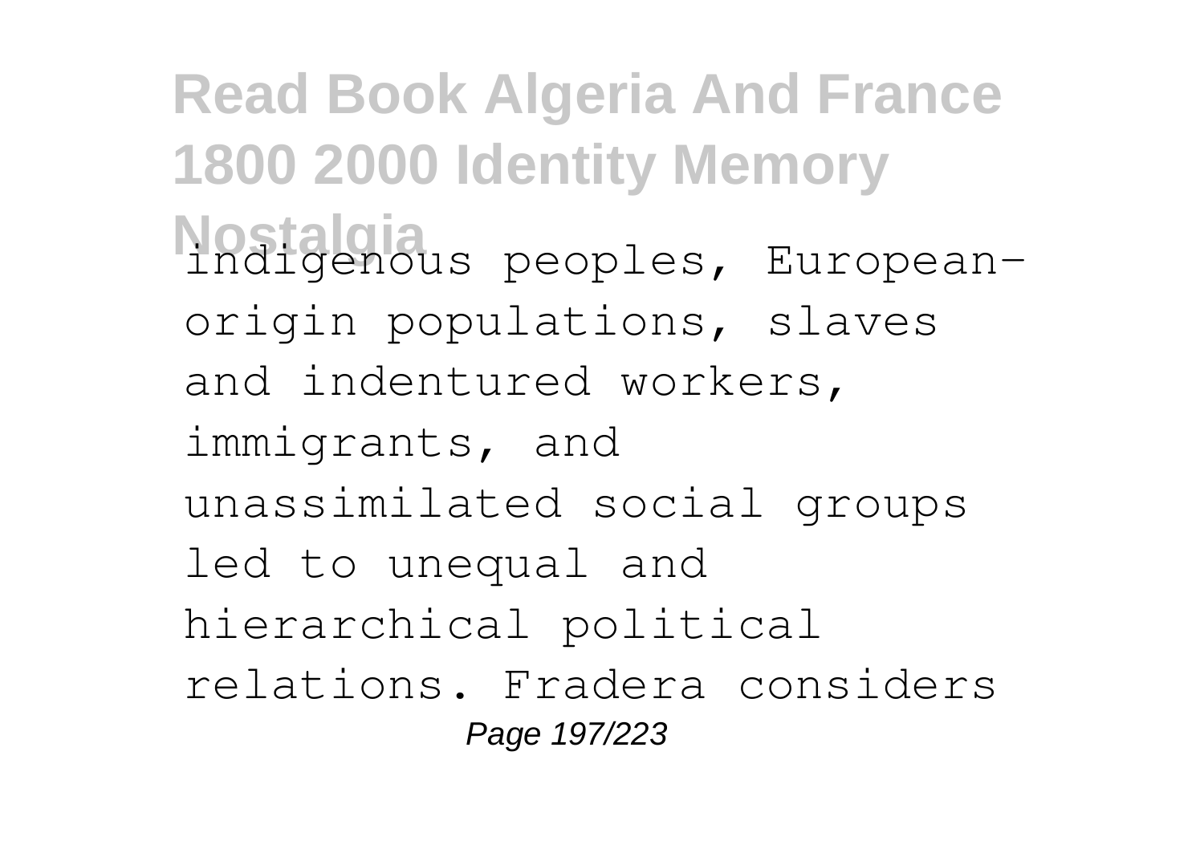indigenous peoples, European-origin populations, slaves and indentured workers, immigrants, and unassimilated social groups led to unequal and hierarchical political relations. Fradera considers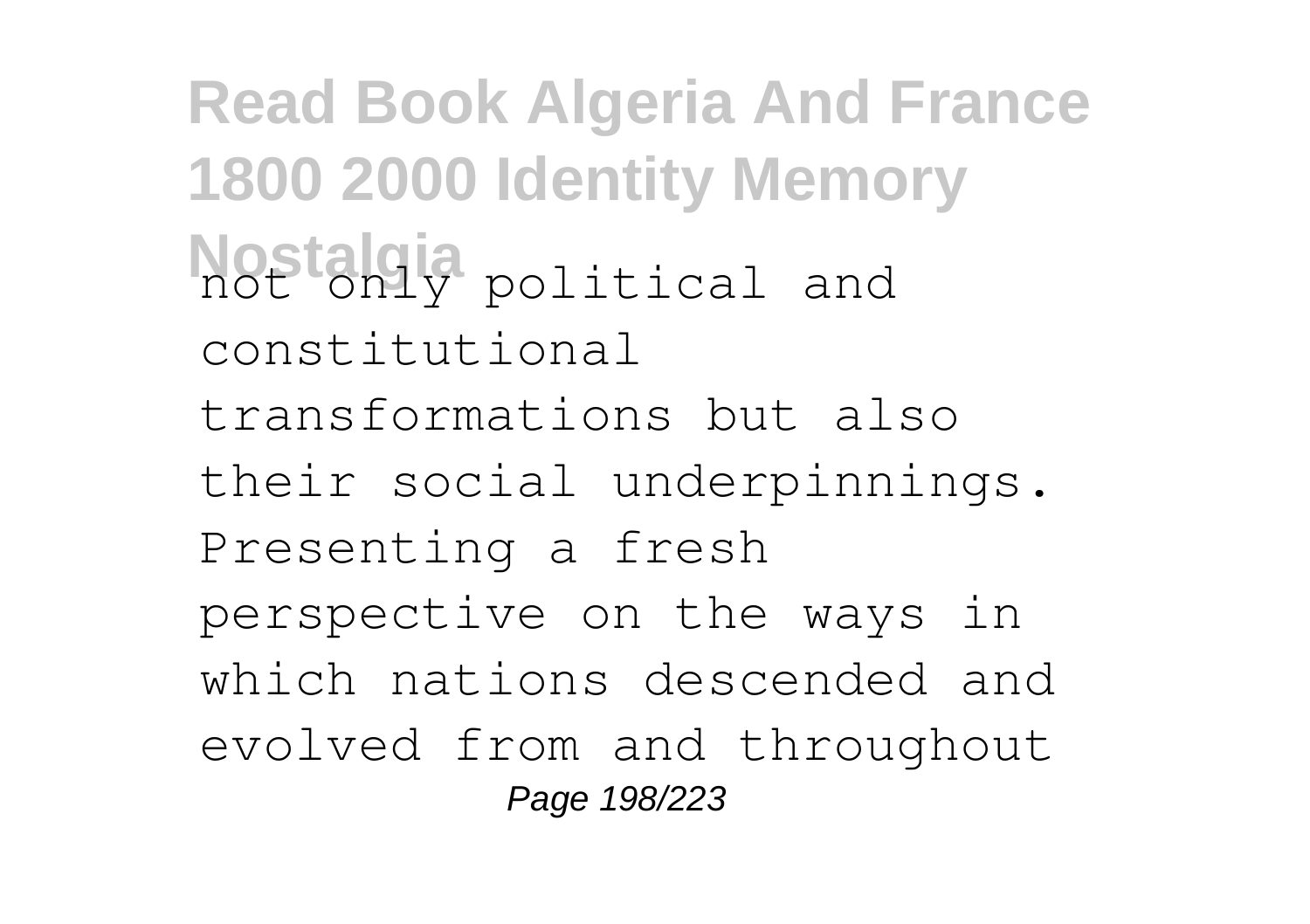not only political and constitutional transformations but also their social underpinnings. Presenting a fresh perspective on the ways in which nations descended and evolved from and throughout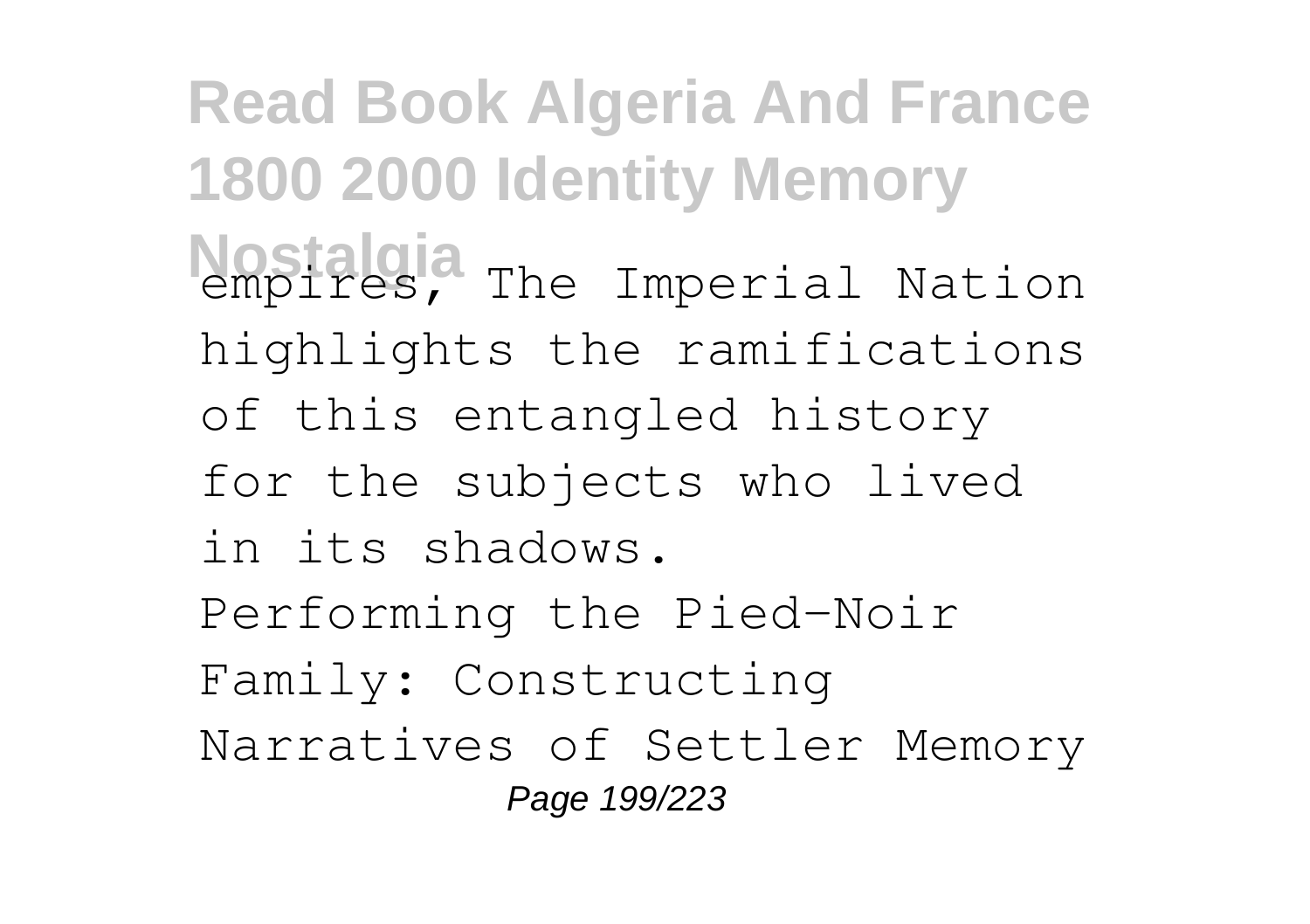empires, The Imperial Nation highlights the ramifications of this entangled history for the subjects who lived in its shadows.

Performing the Pied-Noir Family: Constructing Narratives of Settler Memory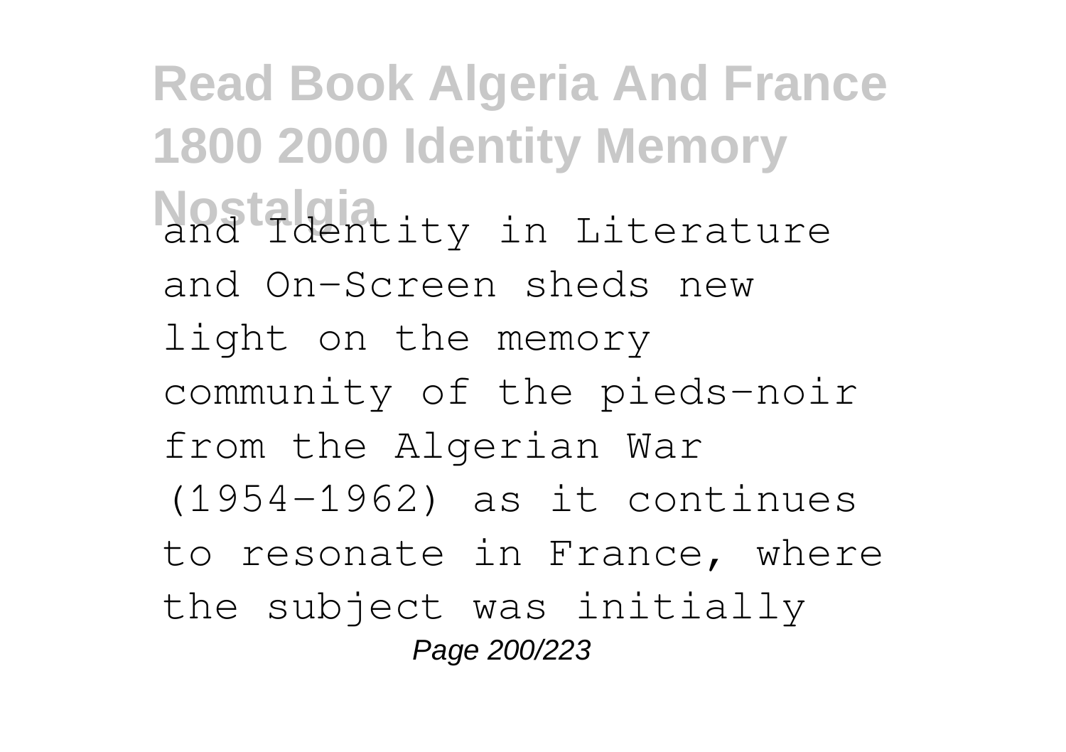and Identity in Literature and On-Screen sheds new light on the memory community of the pieds-noir from the Algerian War (1954-1962) as it continues to resonate in France, where the subject was initially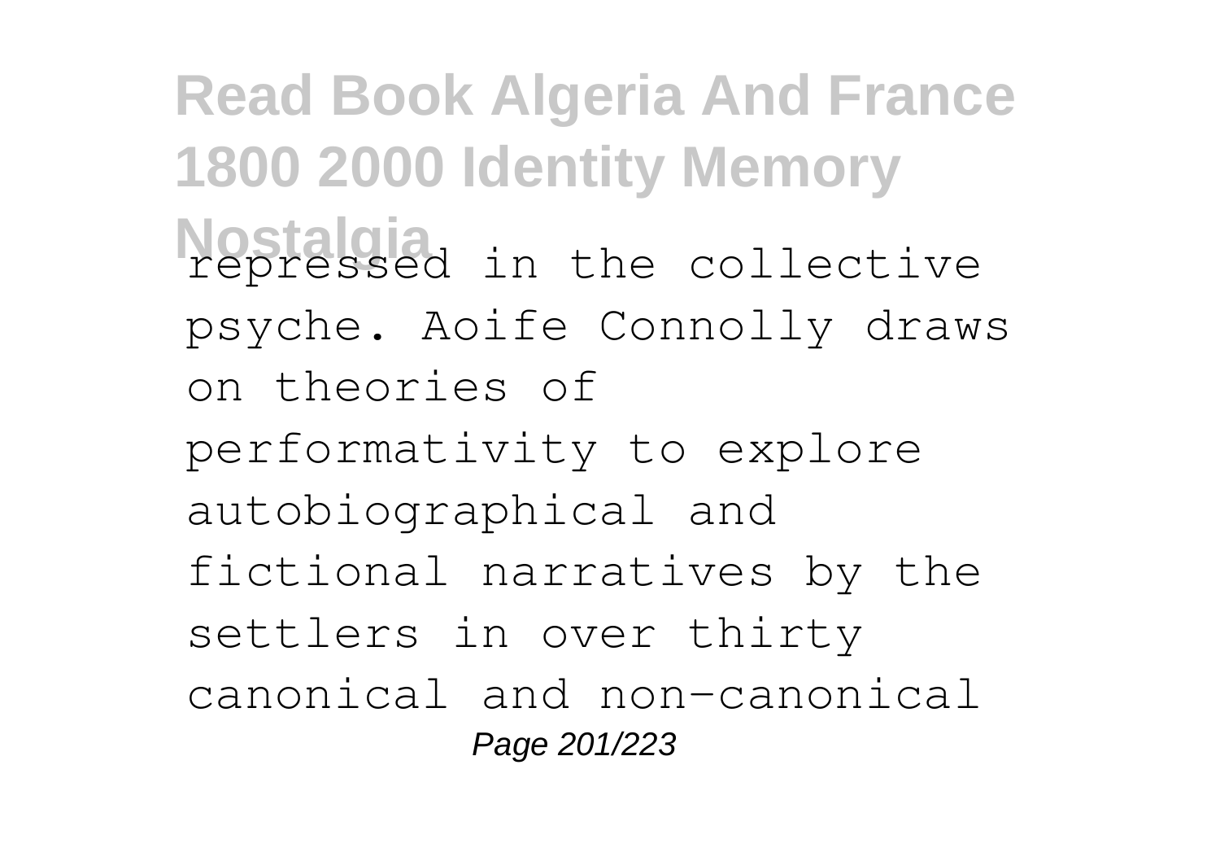repressed in the collective psyche. Aoife Connolly draws on theories of performativity to explore autobiographical and fictional narratives by the settlers in over thirty canonical and non-canonical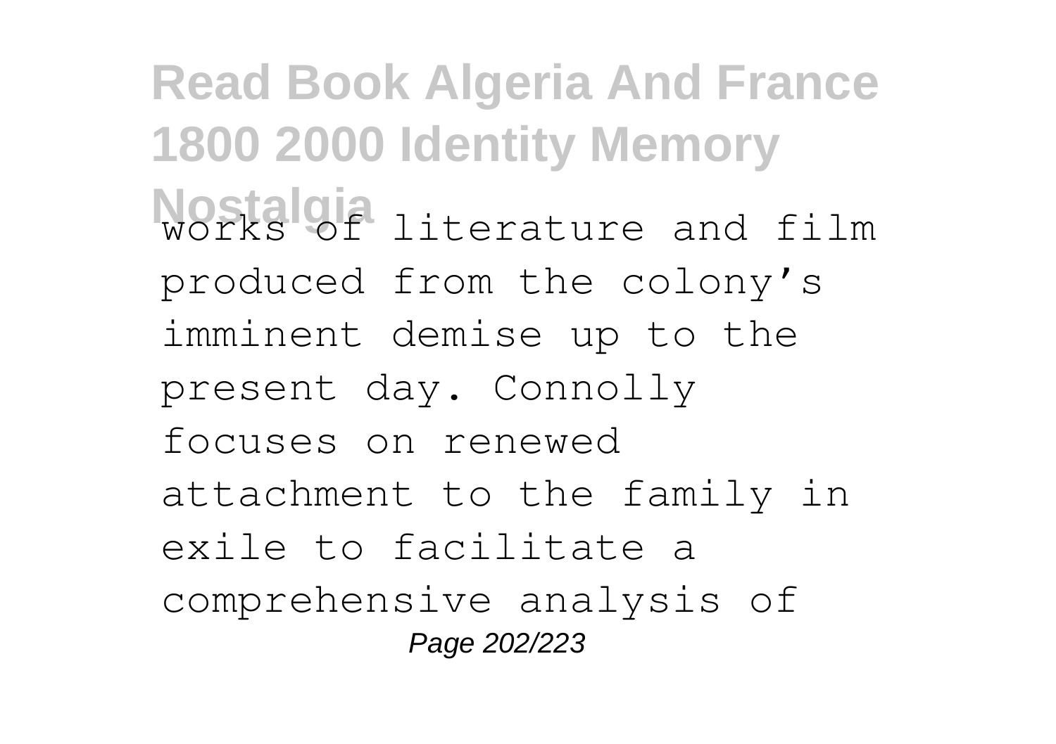works of literature and film produced from the colony's imminent demise up to the present day. Connolly focuses on renewed attachment to the family in exile to facilitate a comprehensive analysis of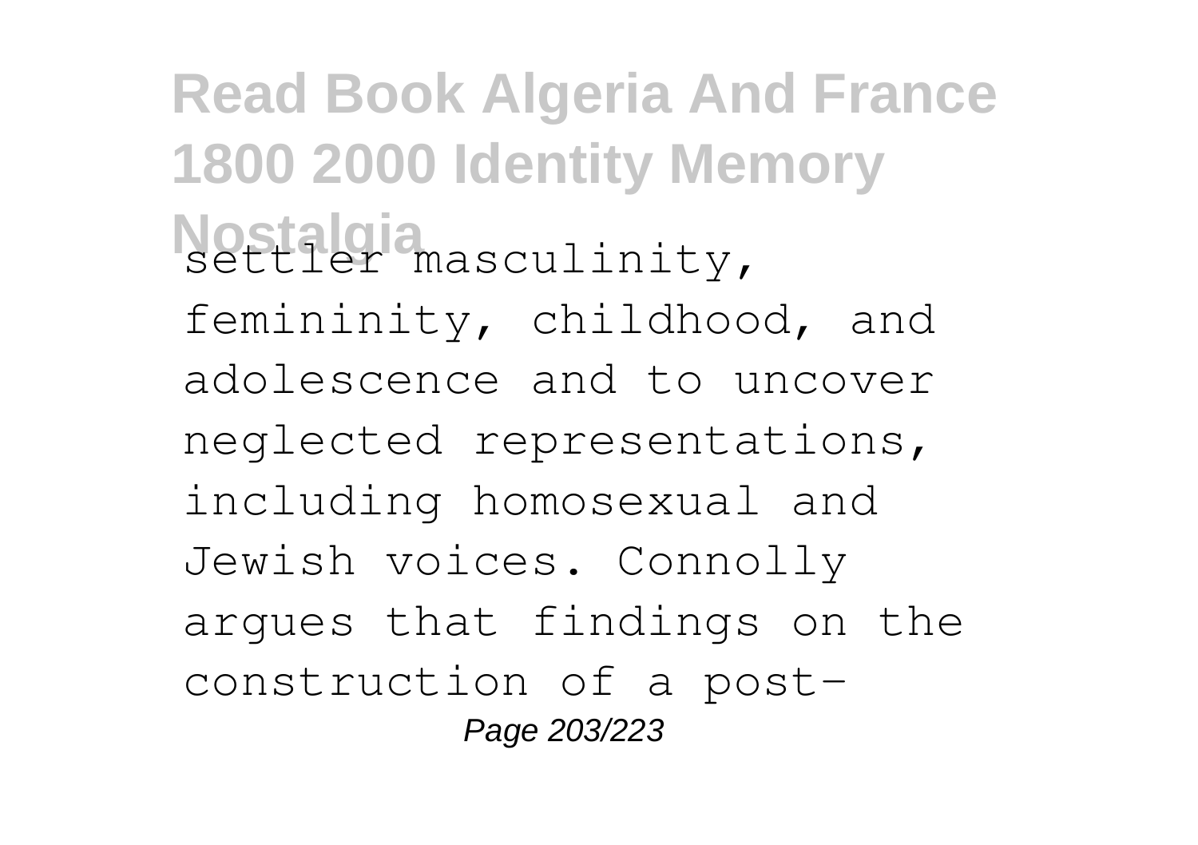settler masculinity, femininity, childhood, and adolescence and to uncover neglected representations, including homosexual and Jewish voices. Connolly argues that findings on the construction of a post-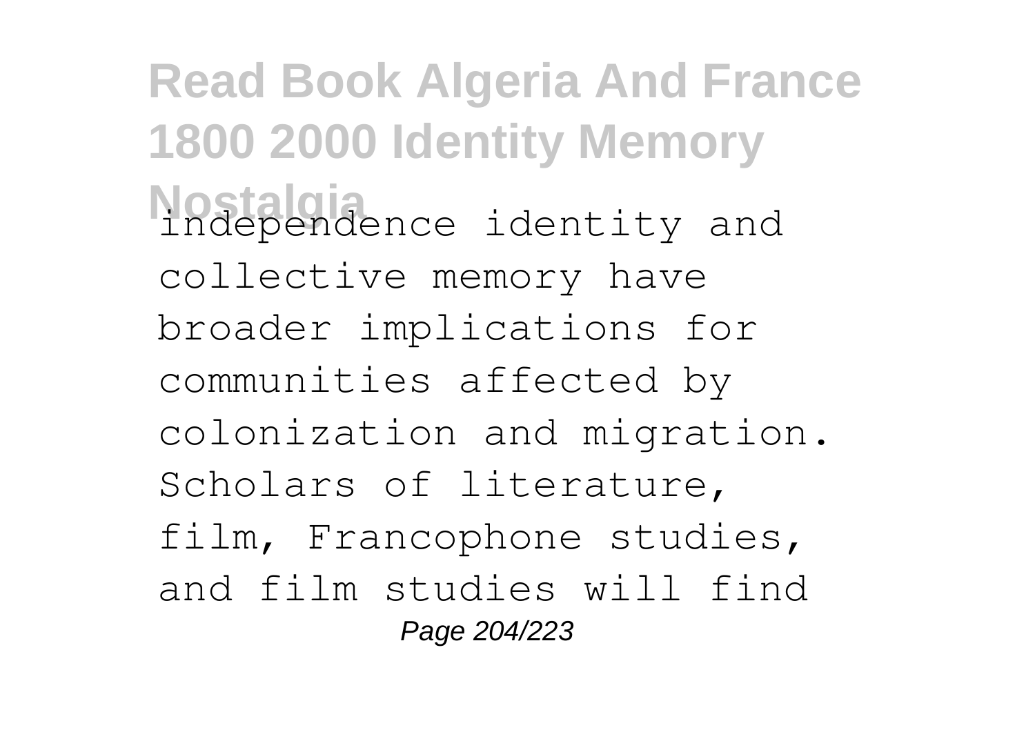independence identity and collective memory have broader implications for communities affected by colonization and migration. Scholars of literature, film, Francophone studies, and film studies will find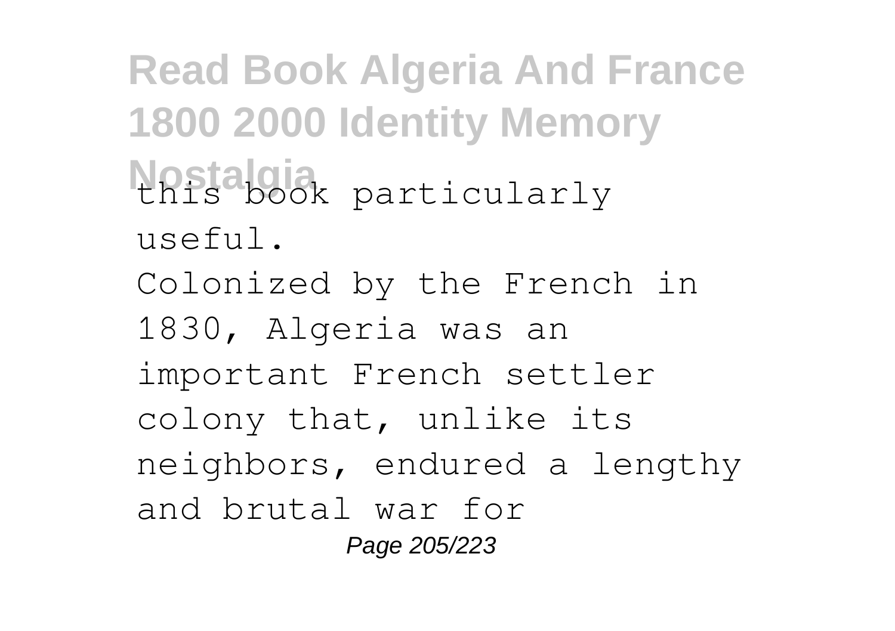this book particularly useful.

Colonized by the French in 1830, Algeria was an important French settler colony that, unlike its neighbors, endured a lengthy and brutal war for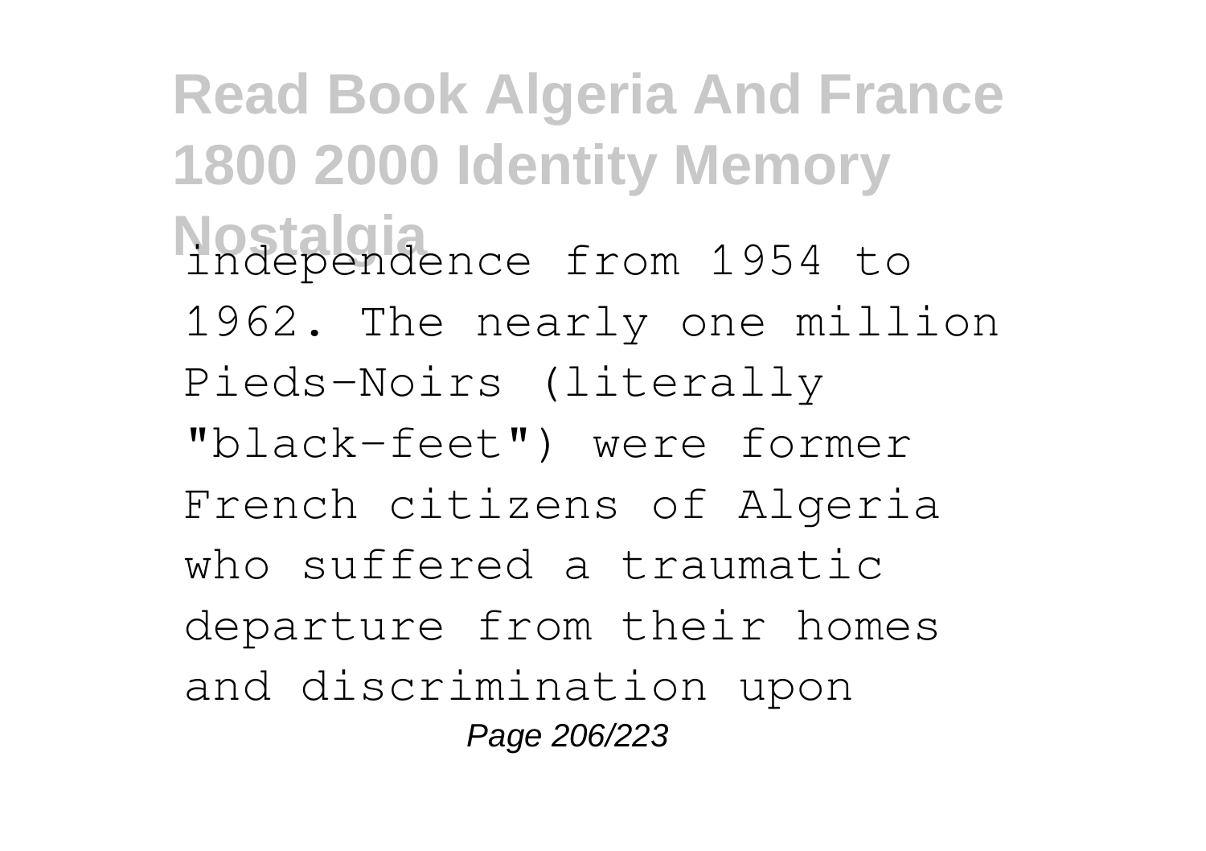independence from 1954 to 1962. The nearly one million Pieds-Noirs (literally "black-feet") were former French citizens of Algeria who suffered a traumatic departure from their homes and discrimination upon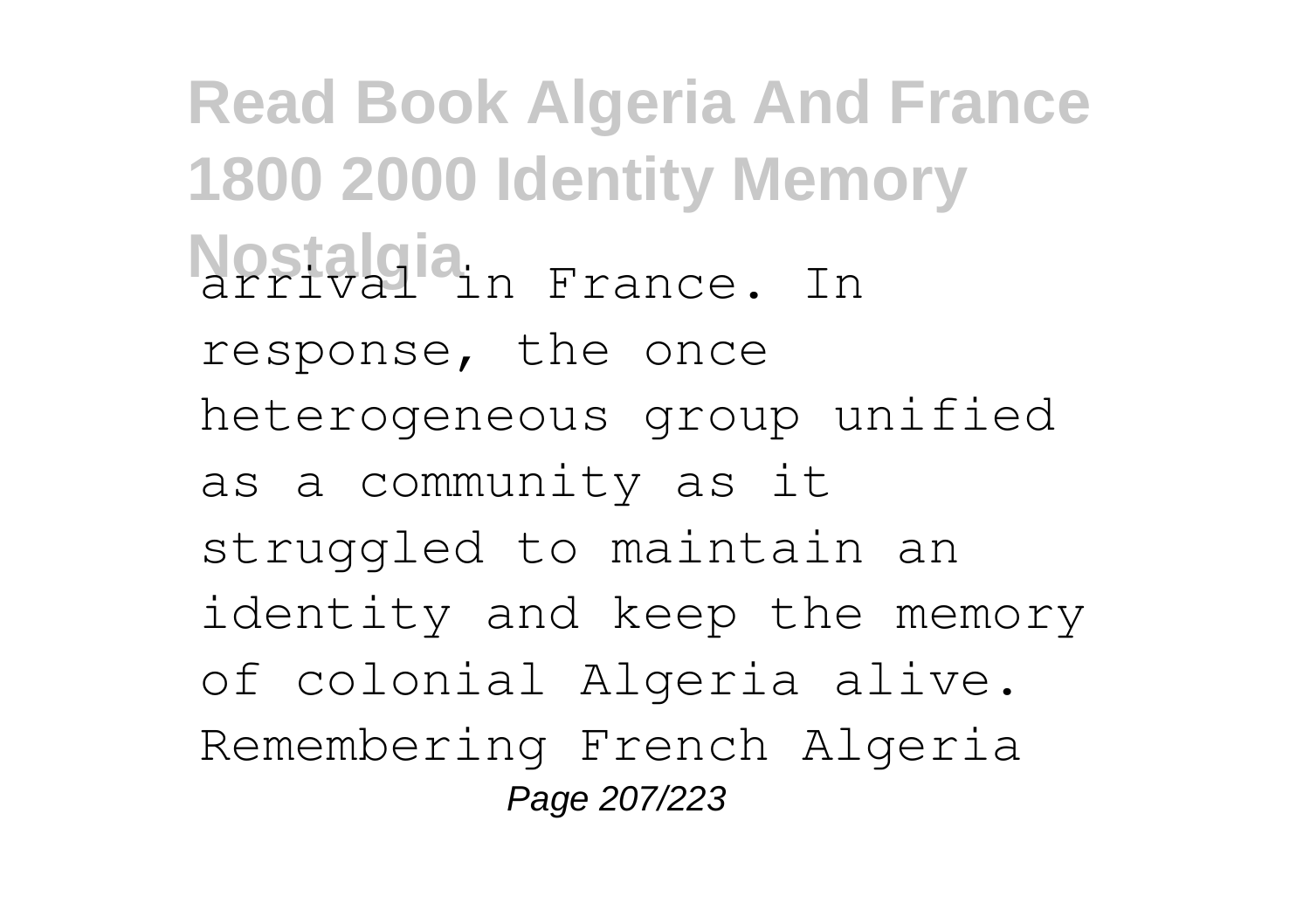arrival in France. In response, the once heterogeneous group unified as a community as it struggled to maintain an identity and keep the memory of colonial Algeria alive. Remembering French Algeria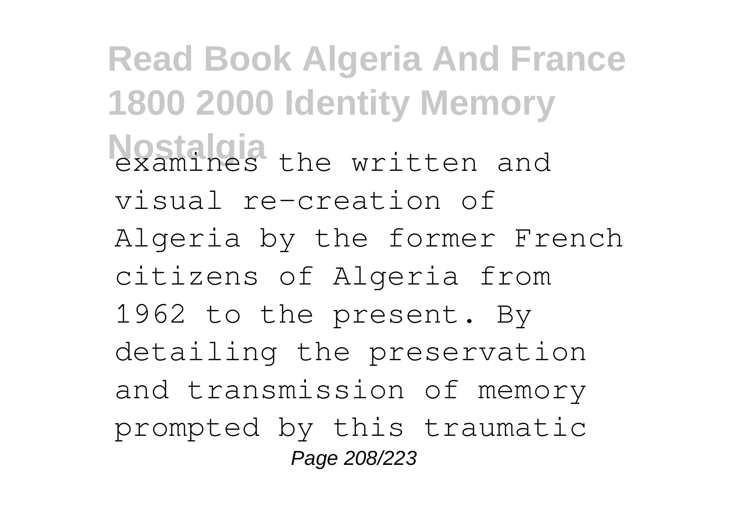examines the written and visual re-creation of Algeria by the former French citizens of Algeria from 1962 to the present. By detailing the preservation and transmission of memory prompted by this traumatic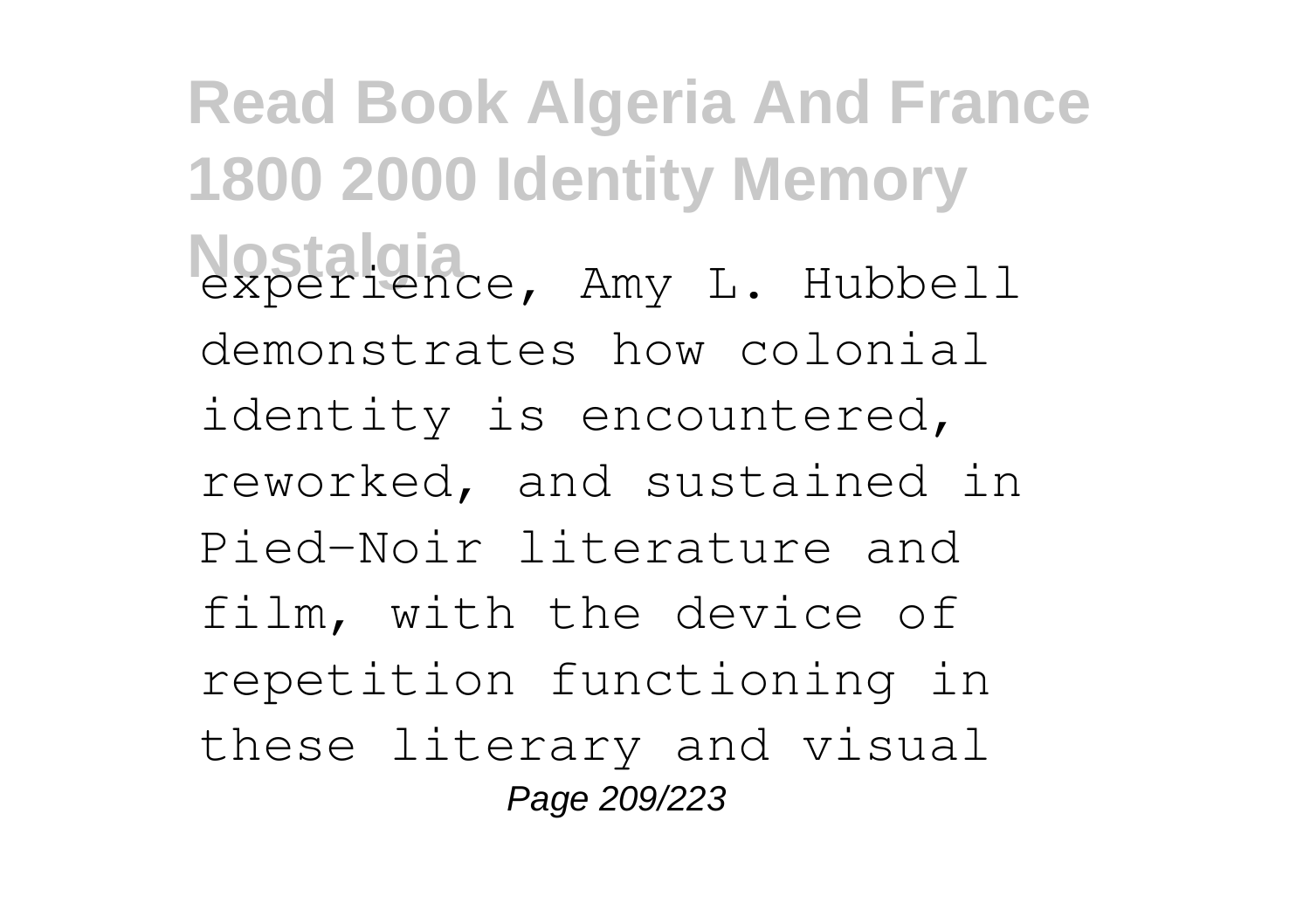experience, Amy L. Hubbell demonstrates how colonial identity is encountered, reworked, and sustained in Pied-Noir literature and film, with the device of repetition functioning in these literary and visual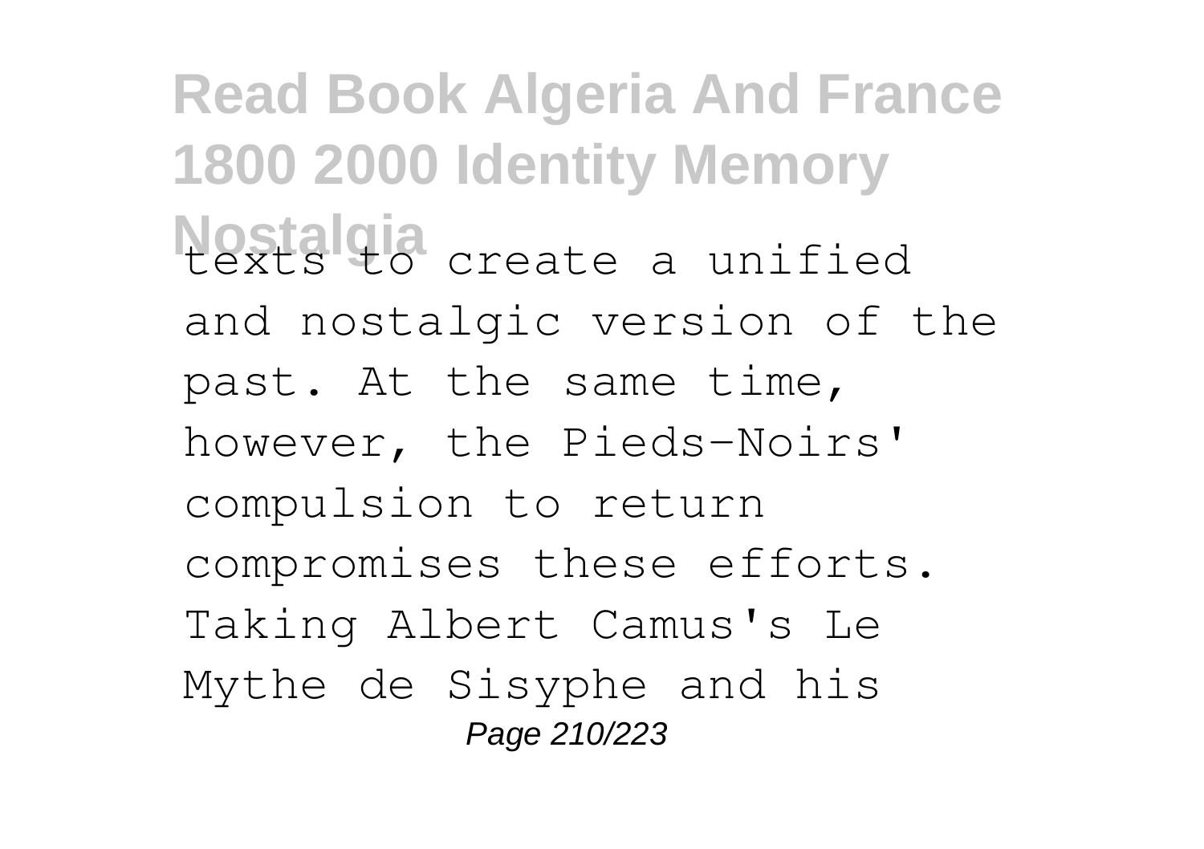texts to create a unified and nostalgic version of the past. At the same time, however, the Pieds-Noirs' compulsion to return compromises these efforts. Taking Albert Camus's Le Mythe de Sisyphe and his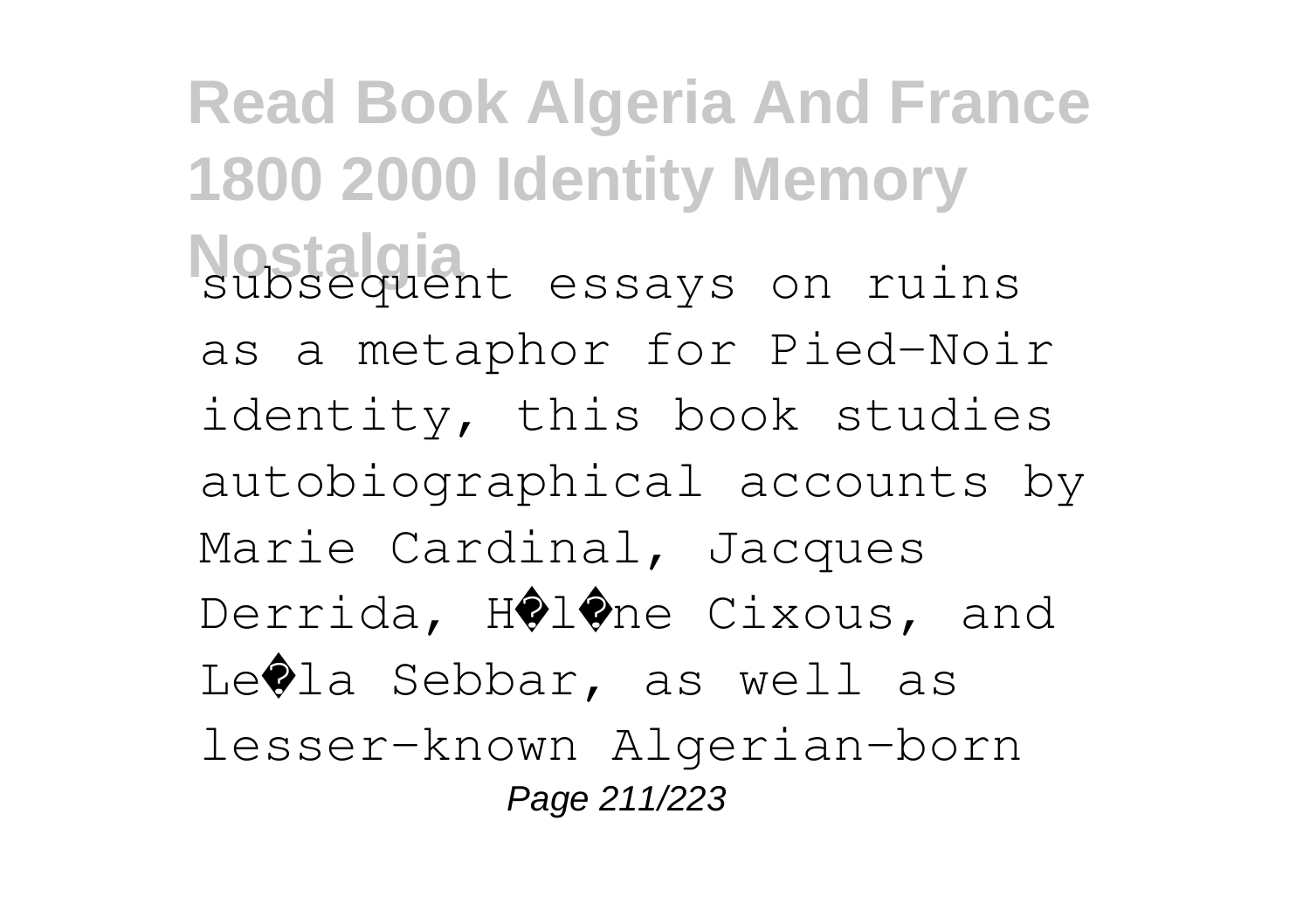subsequent essays on ruins as a metaphor for Pied-Noir identity, this book studies autobiographical accounts by Marie Cardinal, Jacques Derrida, H�l�ne Cixous, and Le�la Sebbar, as well as lesser-known Algerian-born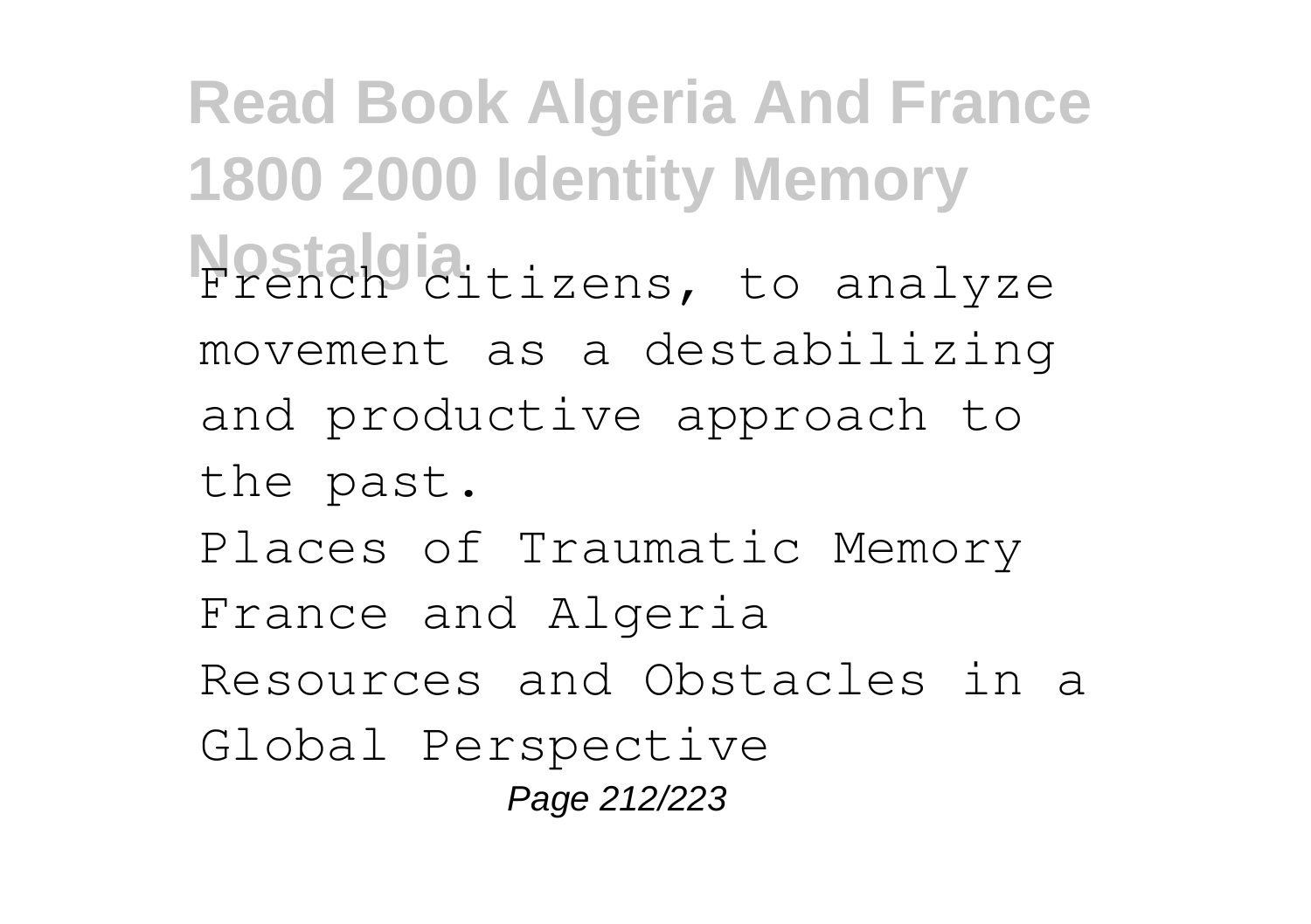French citizens, to analyze movement as a destabilizing and productive approach to the past.

Places of Traumatic Memory

France and Algeria

Resources and Obstacles in a Global Perspective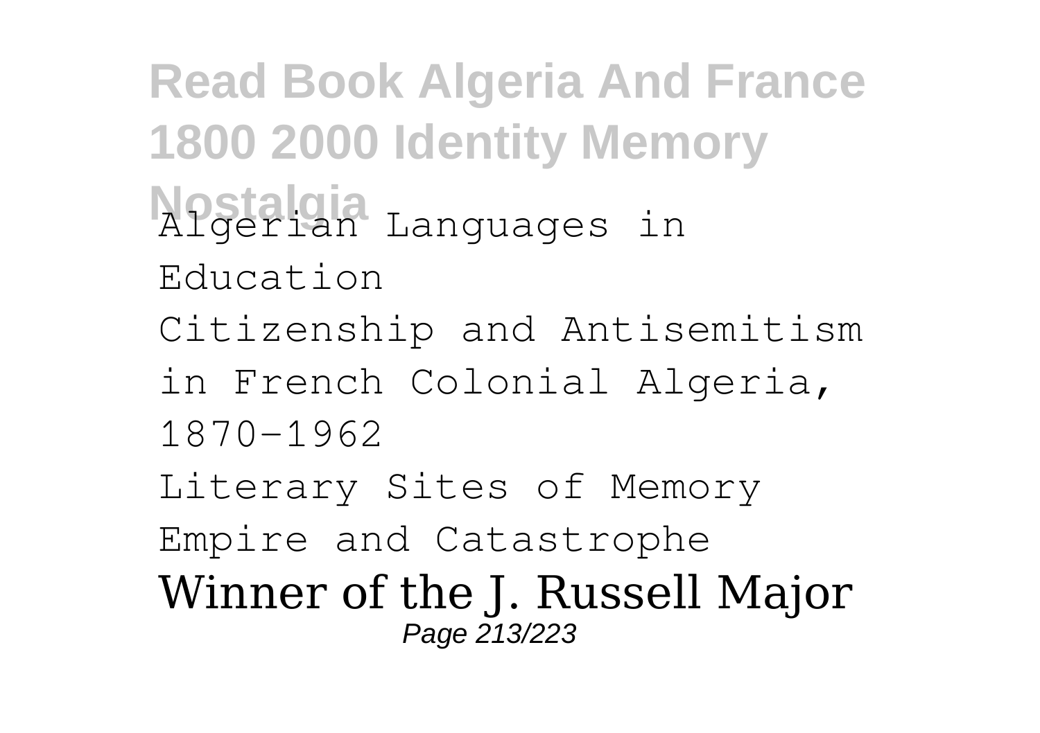Algerian Languages in Education

Citizenship and Antisemitism in French Colonial Algeria, 1870-1962

Literary Sites of Memory

Empire and Catastrophe

Winner of the J. Russell Major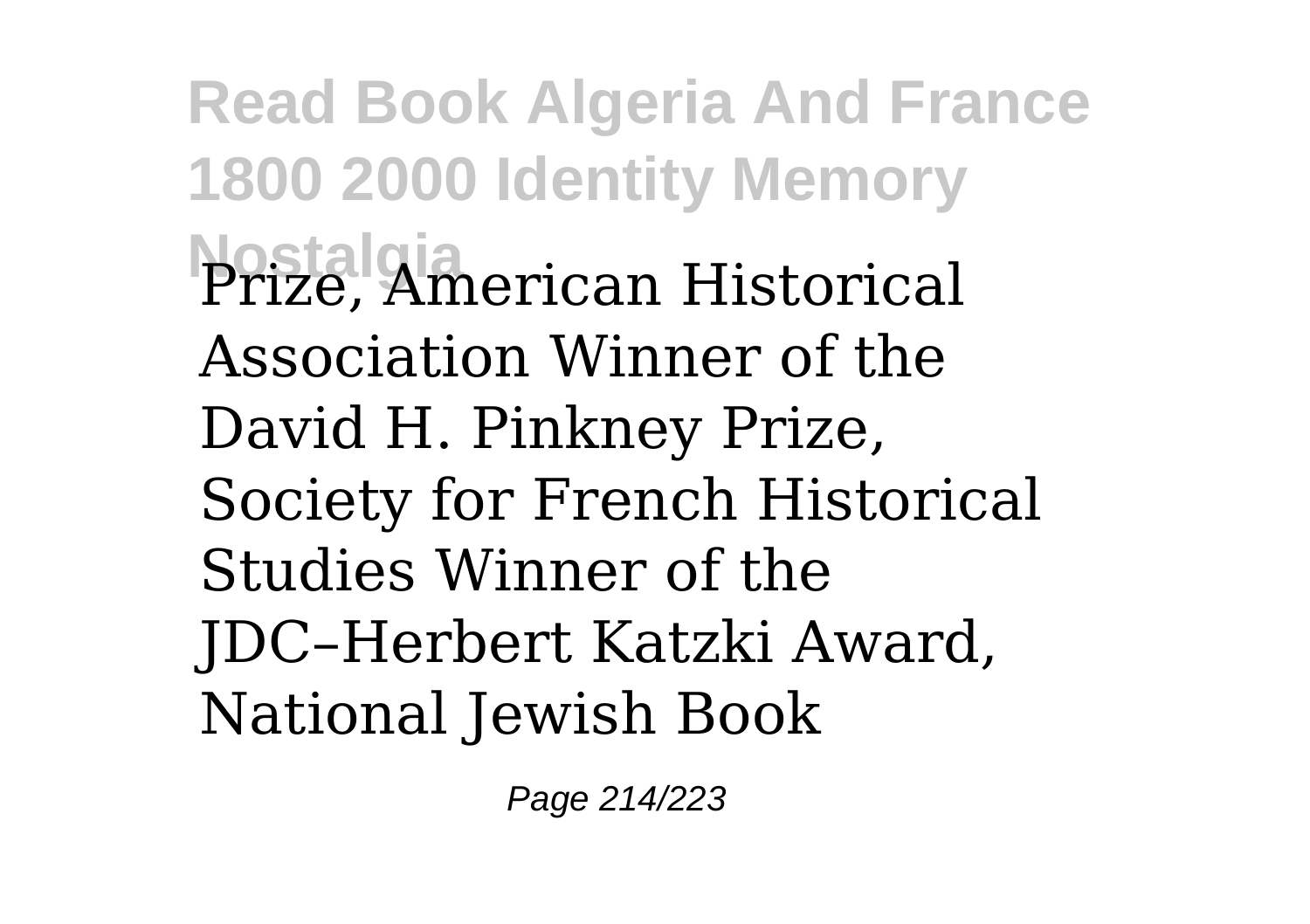Prize, American Historical Association Winner of the David H. Pinkney Prize, Society for French Historical Studies Winner of the JDC–Herbert Katzki Award, National Jewish Book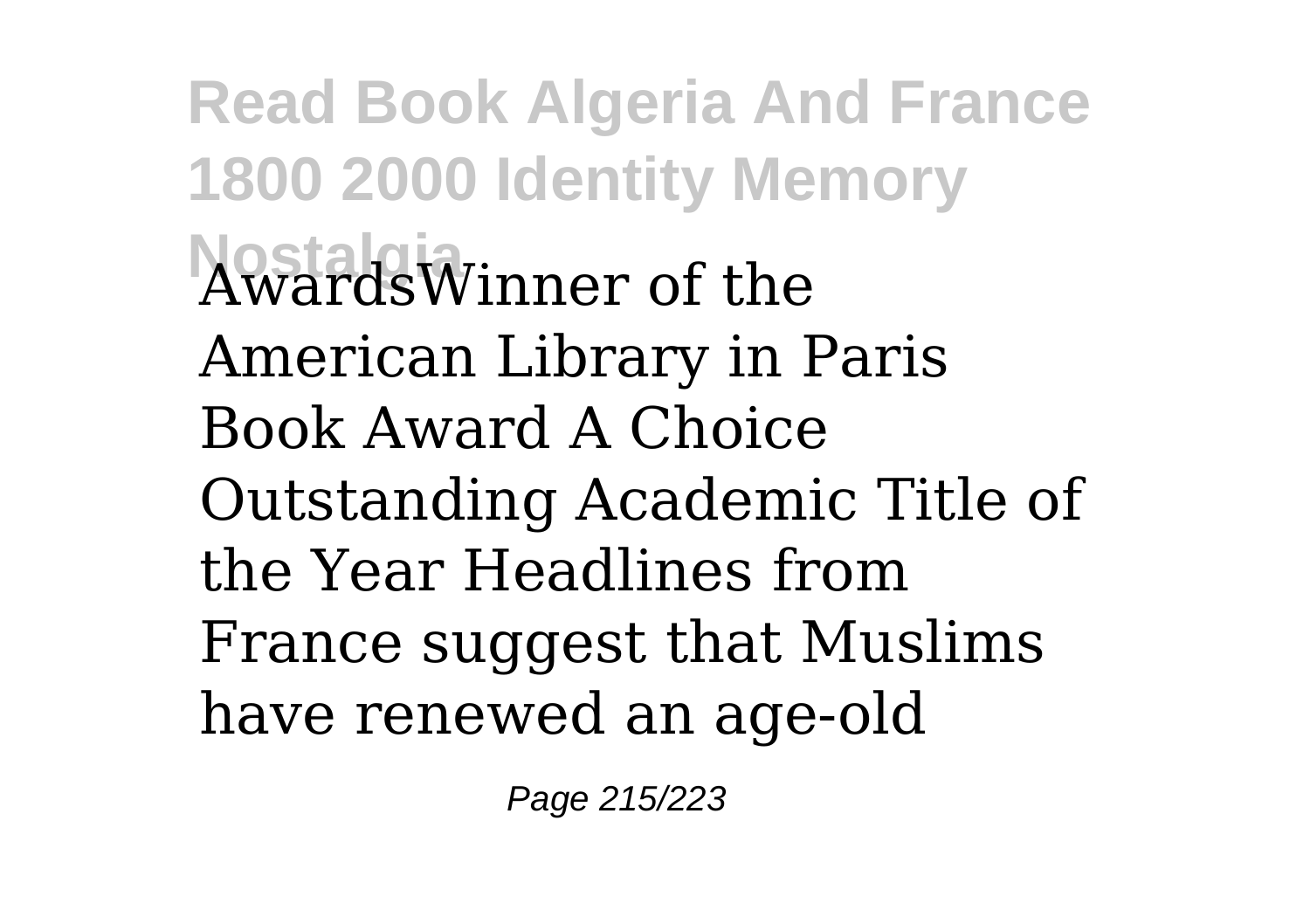AwardsWinner of the American Library in Paris Book Award A Choice Outstanding Academic Title of the Year Headlines from France suggest that Muslims have renewed an age-old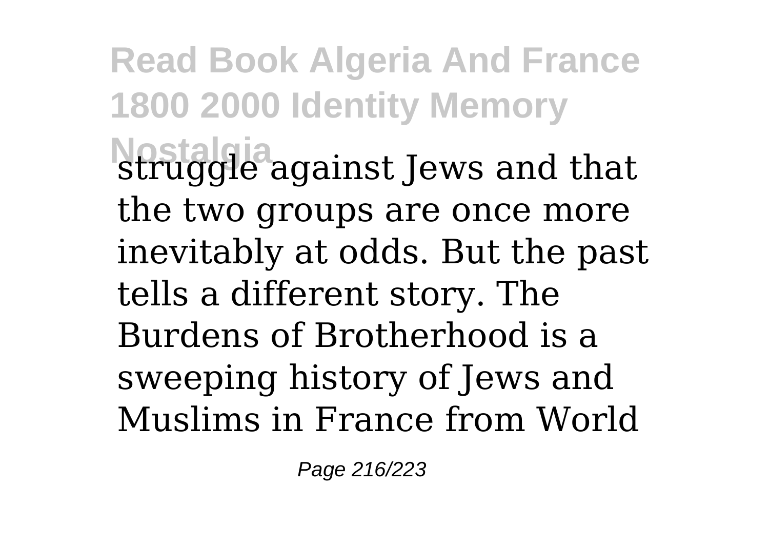struggle against Jews and that the two groups are once more inevitably at odds. But the past tells a different story. The Burdens of Brotherhood is a sweeping history of Jews and Muslims in France from World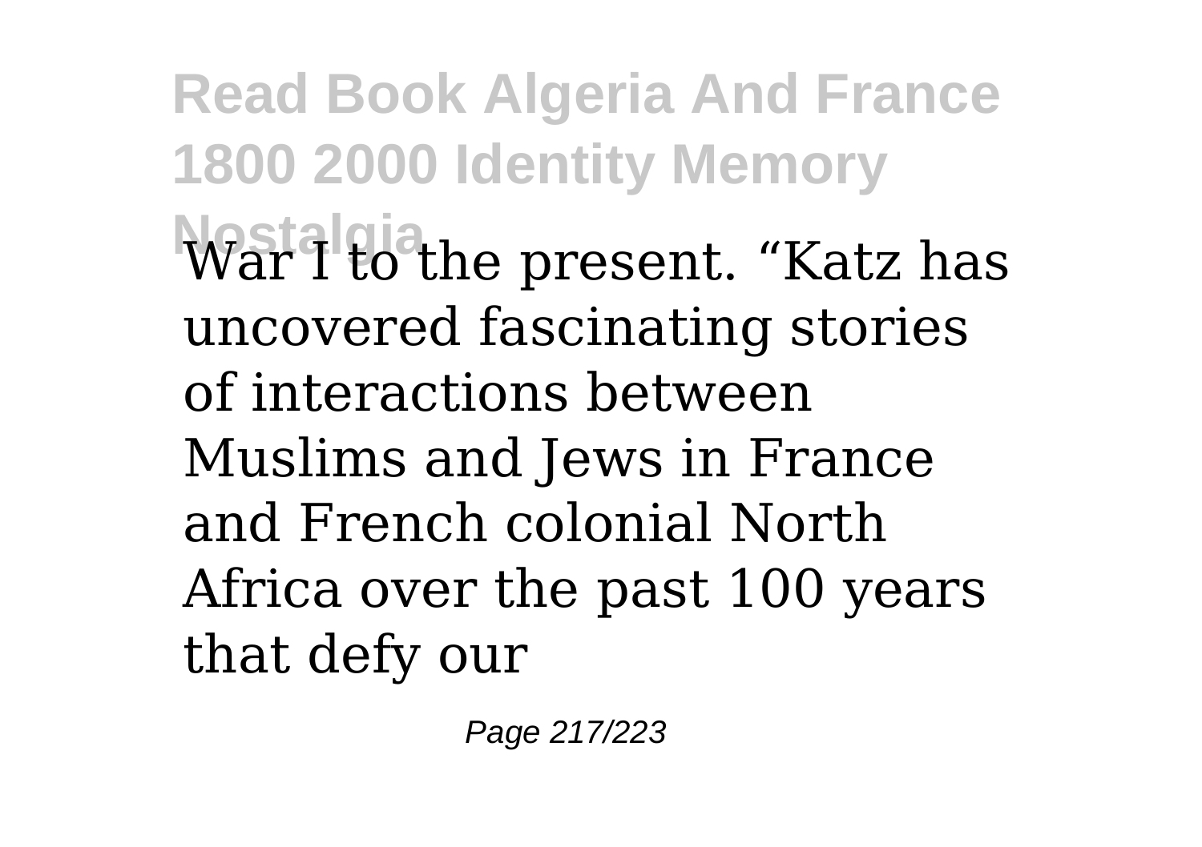War I to the present. "Katz has uncovered fascinating stories of interactions between Muslims and Jews in France and French colonial North Africa over the past 100 years that defy our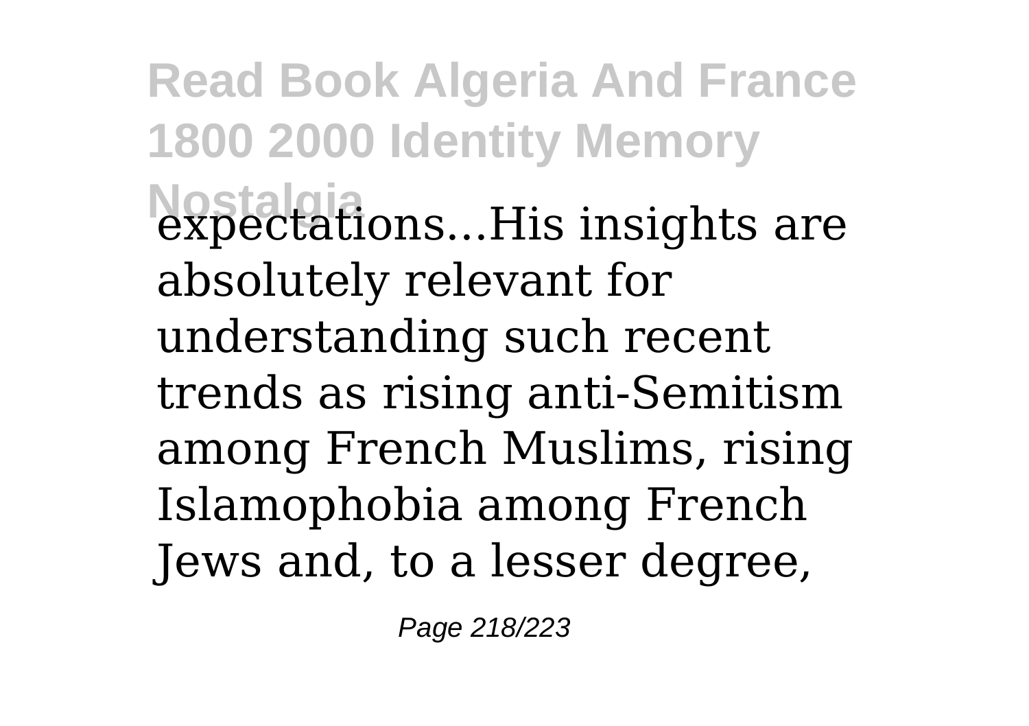expectations...His insights are absolutely relevant for understanding such recent trends as rising anti-Semitism among French Muslims, rising Islamophobia among French Jews and, to a lesser degree,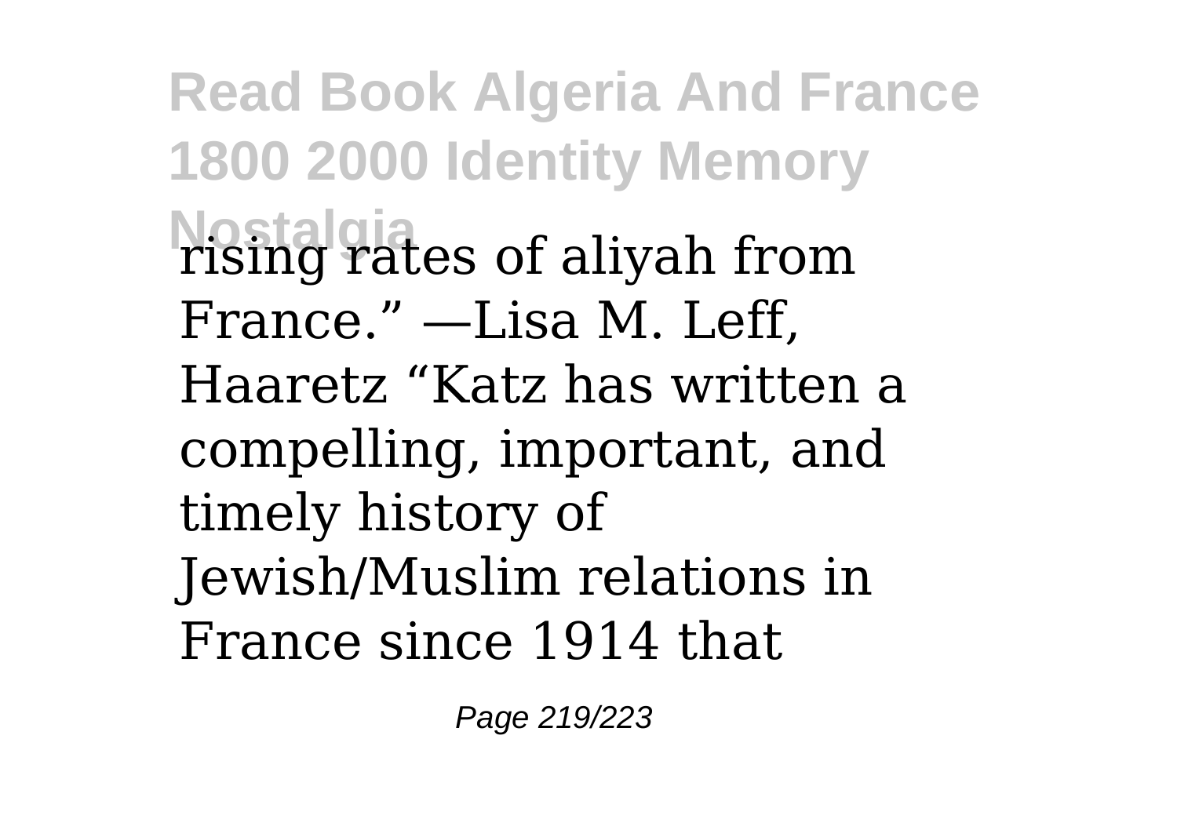rising rates of aliyah from France." —Lisa M. Leff, Haaretz "Katz has written a compelling, important, and timely history of Jewish/Muslim relations in France since 1914 that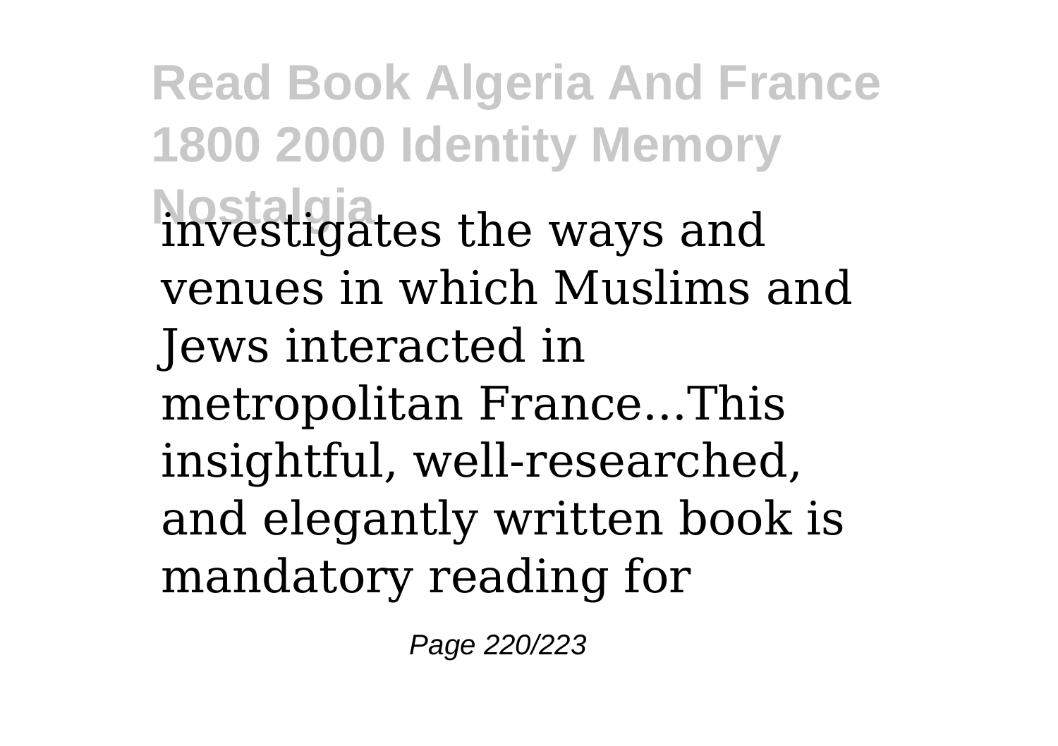investigates the ways and venues in which Muslims and Jews interacted in metropolitan France...This insightful, well-researched, and elegantly written book is mandatory reading for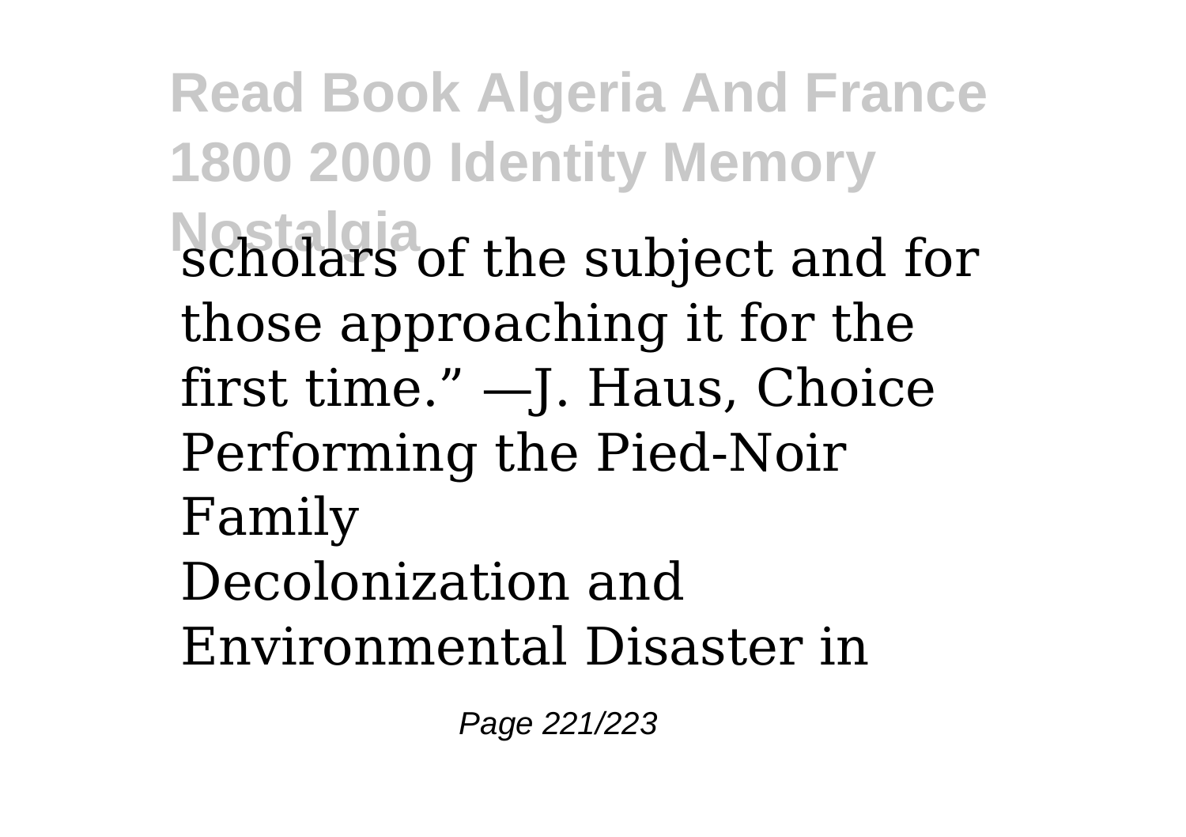scholars of the subject and for those approaching it for the first time." —J. Haus, Choice
Performing the Pied-Noir Family
Decolonization and Environmental Disaster in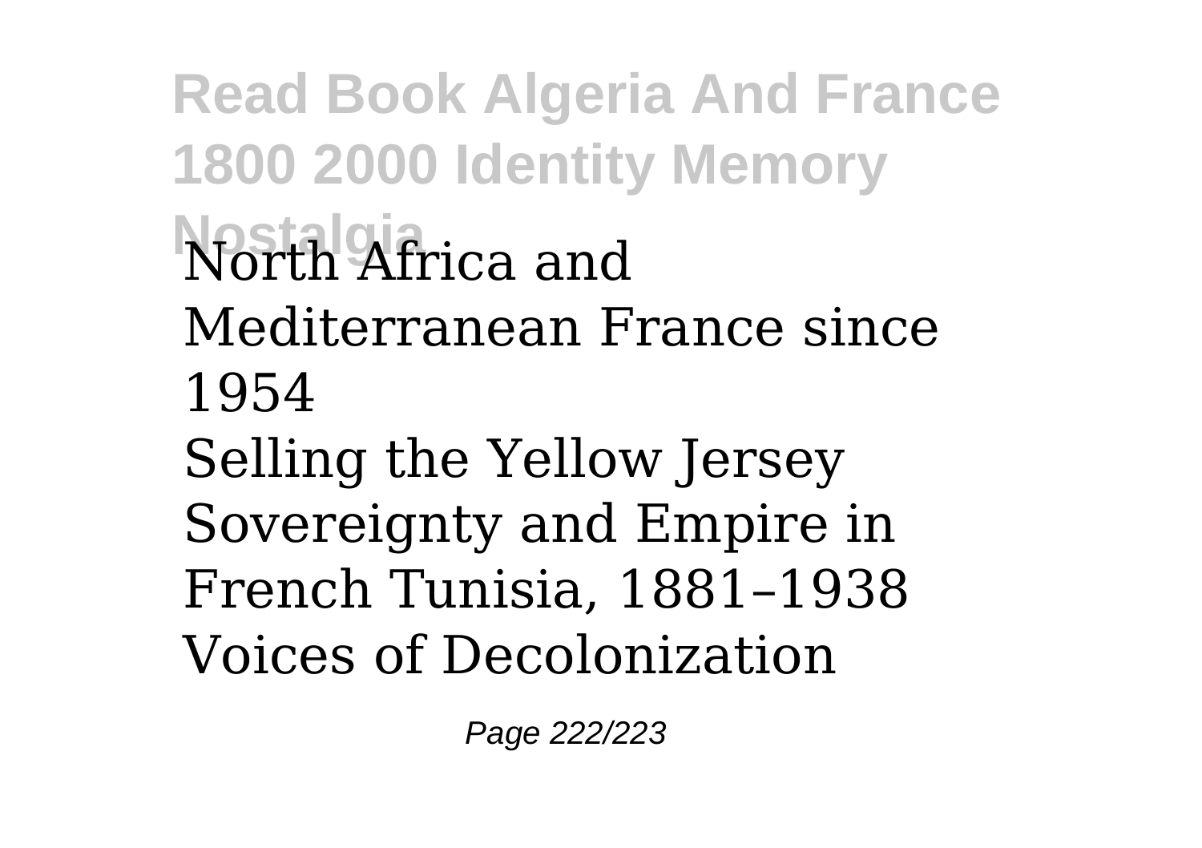North Africa and Mediterranean France since 1954
Selling the Yellow Jersey
Sovereignty and Empire in French Tunisia, 1881–1938
Voices of Decolonization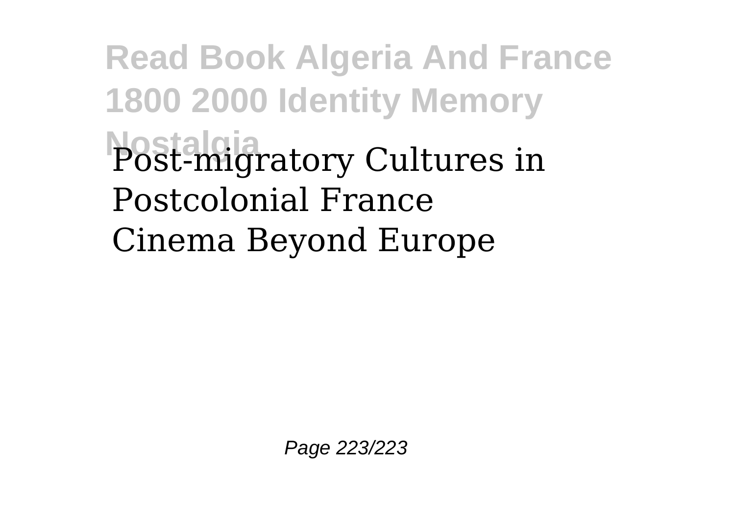Post-migratory Cultures in Postcolonial France
Cinema Beyond Europe